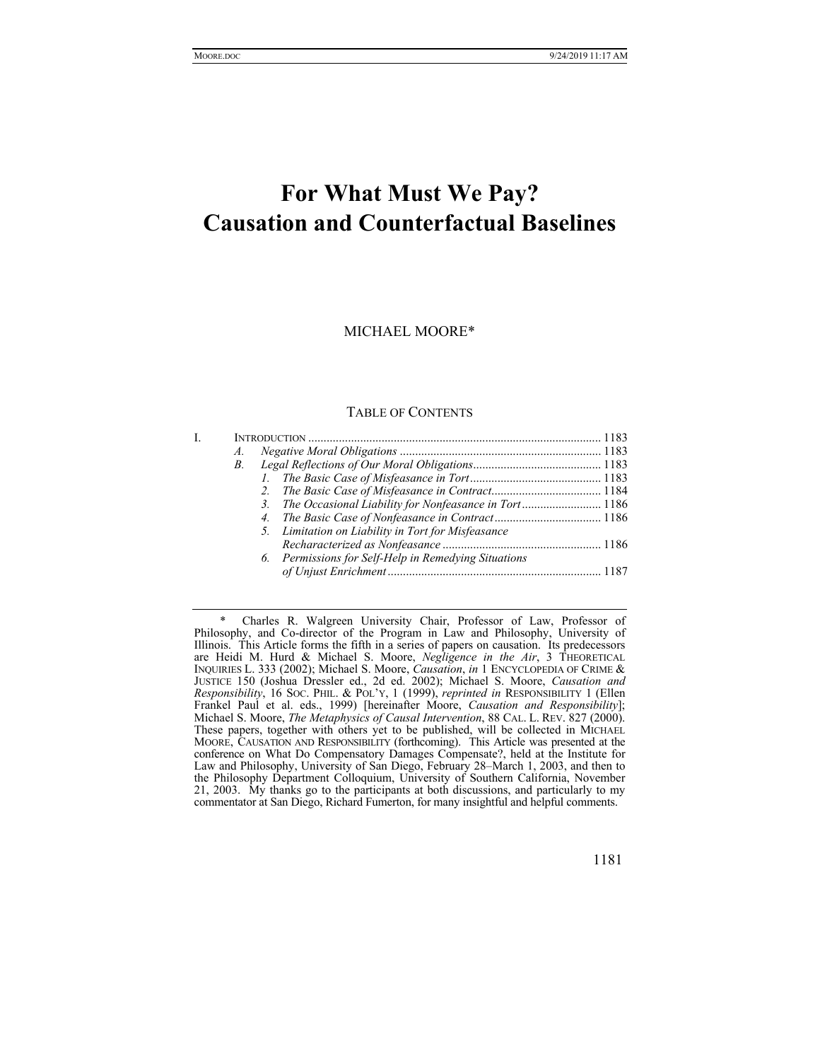# For What Must We Pay?
# Causation and Counterfactual Baselines

MICHAEL MOORE*

TABLE OF CONTENTS

I. INTRODUCTION .............................................................................................. 1183
  A. *Negative Moral Obligations* ................................................................. 1183
  B. *Legal Reflections of Our Moral Obligations*.......................................... 1183
    1. *The Basic Case of Misfeasance in Tort*........................................... 1183
    2. *The Basic Case of Misfeasance in Contract*.................................... 1184
    3. *The Occasional Liability for Nonfeasance in Tort*.......................... 1186
    4. *The Basic Case of Nonfeasance in Contract*................................... 1186
    5. *Limitation on Liability in Tort for Misfeasance Recharacterized as Nonfeasance* .................................................... 1186
    6. *Permissions for Self-Help in Remedying Situations of Unjust Enrichment*...................................................................... 1187

---

\* Charles R. Walgreen University Chair, Professor of Law, Professor of Philosophy, and Co-director of the Program in Law and Philosophy, University of Illinois. This Article forms the fifth in a series of papers on causation. Its predecessors are Heidi M. Hurd & Michael S. Moore, *Negligence in the Air*, 3 THEORETICAL INQUIRIES L. 333 (2002); Michael S. Moore, *Causation*, *in* 1 ENCYCLOPEDIA OF CRIME & JUSTICE 150 (Joshua Dressler ed., 2d ed. 2002); Michael S. Moore, *Causation and Responsibility*, 16 SOC. PHIL. & POL'Y, 1 (1999), *reprinted in* RESPONSIBILITY 1 (Ellen Frankel Paul et al. eds., 1999) [hereinafter Moore, *Causation and Responsibility*]; Michael S. Moore, *The Metaphysics of Causal Intervention*, 88 CAL. L. REV. 827 (2000). These papers, together with others yet to be published, will be collected in MICHAEL MOORE, CAUSATION AND RESPONSIBILITY (forthcoming). This Article was presented at the conference on What Do Compensatory Damages Compensate?, held at the Institute for Law and Philosophy, University of San Diego, February 28–March 1, 2003, and then to the Philosophy Department Colloquium, University of Southern California, November 21, 2003. My thanks go to the participants at both discussions, and particularly to my commentator at San Diego, Richard Fumerton, for many insightful and helpful comments.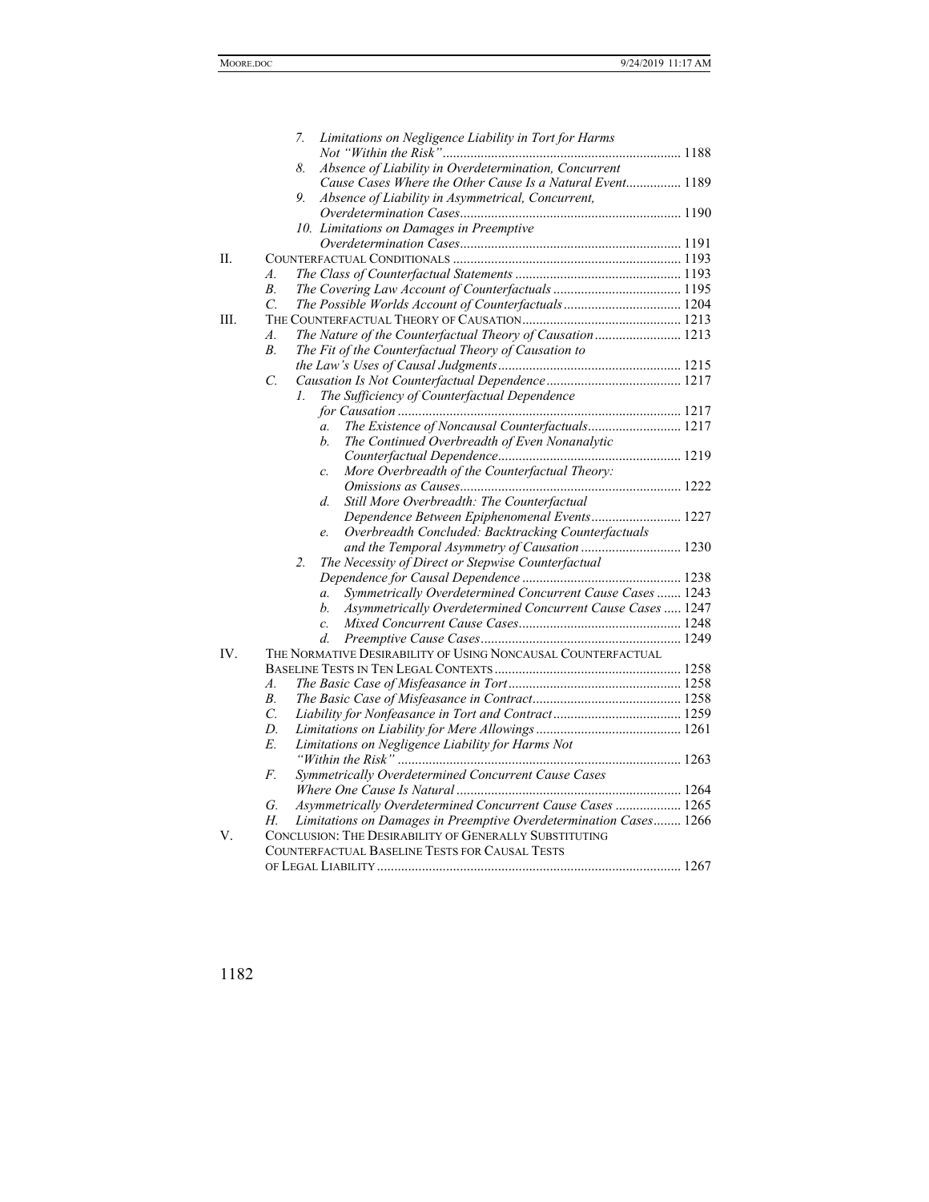7. *Limitations on Negligence Liability in Tort for Harms Not "Within the Risk"* ..... 1188
8. *Absence of Liability in Overdetermination, Concurrent Cause Cases Where the Other Cause Is a Natural Event* ..... 1189
9. *Absence of Liability in Asymmetrical, Concurrent, Overdetermination Cases* ..... 1190
10. *Limitations on Damages in Preemptive Overdetermination Cases* ..... 1191

II. COUNTERFACTUAL CONDITIONALS ..... 1193
- A. *The Class of Counterfactual Statements* ..... 1193
- B. *The Covering Law Account of Counterfactuals* ..... 1195
- C. *The Possible Worlds Account of Counterfactuals* ..... 1204

III. THE COUNTERFACTUAL THEORY OF CAUSATION ..... 1213
- A. *The Nature of the Counterfactual Theory of Causation* ..... 1213
- B. *The Fit of the Counterfactual Theory of Causation to the Law's Uses of Causal Judgments* ..... 1215
- C. *Causation Is Not Counterfactual Dependence* ..... 1217
  1. *The Sufficiency of Counterfactual Dependence for Causation* ..... 1217
     - a. *The Existence of Noncausal Counterfactuals* ..... 1217
     - b. *The Continued Overbreadth of Even Nonanalytic Counterfactual Dependence* ..... 1219
     - c. *More Overbreadth of the Counterfactual Theory: Omissions as Causes* ..... 1222
     - d. *Still More Overbreadth: The Counterfactual Dependence Between Epiphenomenal Events* ..... 1227
     - e. *Overbreadth Concluded: Backtracking Counterfactuals and the Temporal Asymmetry of Causation* ..... 1230
  2. *The Necessity of Direct or Stepwise Counterfactual Dependence for Causal Dependence* ..... 1238
     - a. *Symmetrically Overdetermined Concurrent Cause Cases* ..... 1243
     - b. *Asymmetrically Overdetermined Concurrent Cause Cases* ..... 1247
     - c. *Mixed Concurrent Cause Cases* ..... 1248
     - d. *Preemptive Cause Cases* ..... 1249

IV. THE NORMATIVE DESIRABILITY OF USING NONCAUSAL COUNTERFACTUAL BASELINE TESTS IN TEN LEGAL CONTEXTS ..... 1258
- A. *The Basic Case of Misfeasance in Tort* ..... 1258
- B. *The Basic Case of Misfeasance in Contract* ..... 1258
- C. *Liability for Nonfeasance in Tort and Contract* ..... 1259
- D. *Limitations on Liability for Mere Allowings* ..... 1261
- E. *Limitations on Negligence Liability for Harms Not "Within the Risk"* ..... 1263
- F. *Symmetrically Overdetermined Concurrent Cause Cases Where One Cause Is Natural* ..... 1264
- G. *Asymmetrically Overdetermined Concurrent Cause Cases* ..... 1265
- H. *Limitations on Damages in Preemptive Overdetermination Cases* ..... 1266

V. CONCLUSION: THE DESIRABILITY OF GENERALLY SUBSTITUTING COUNTERFACTUAL BASELINE TESTS FOR CAUSAL TESTS OF LEGAL LIABILITY ..... 1267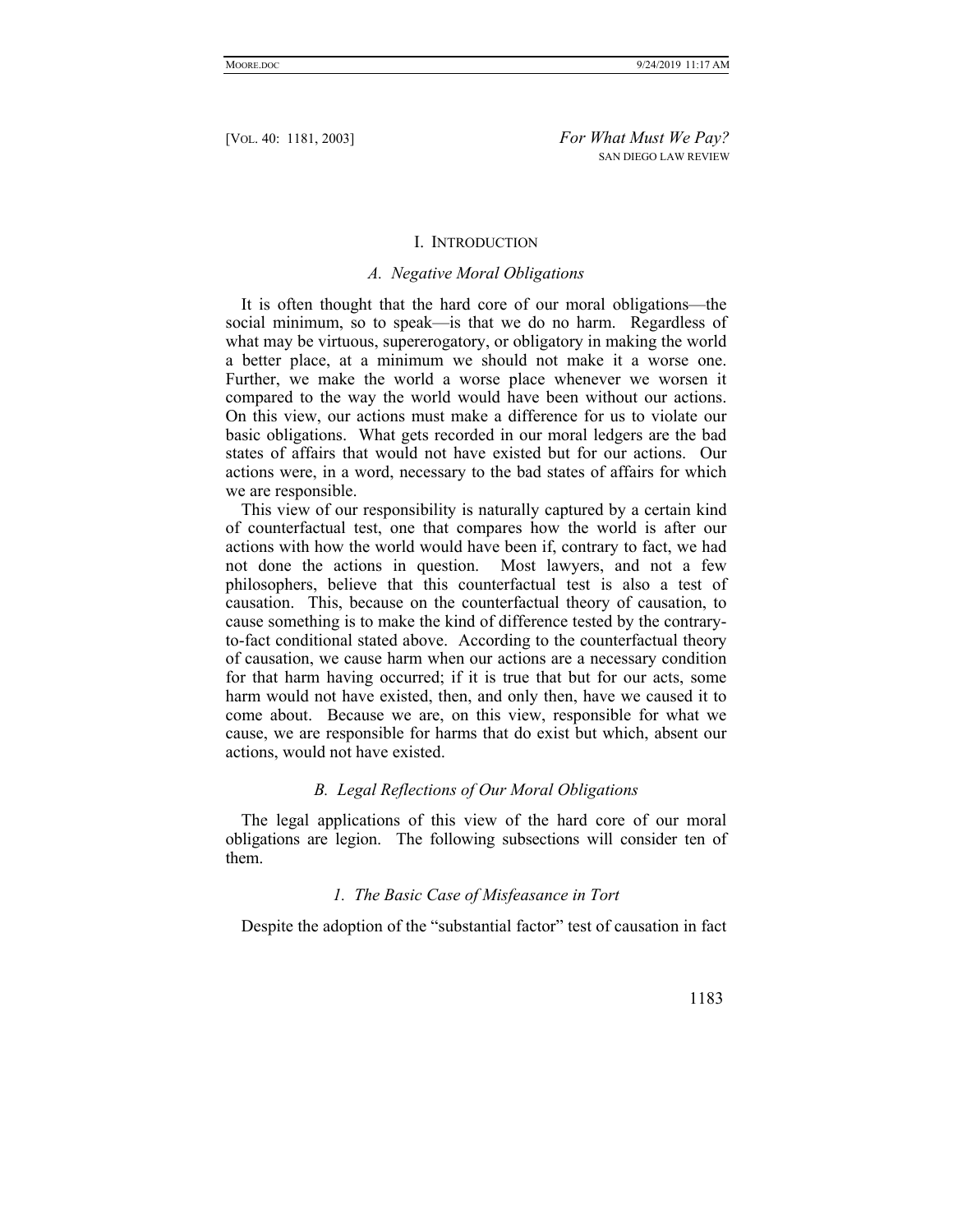## I. Introduction

### *A. Negative Moral Obligations*

It is often thought that the hard core of our moral obligations—the social minimum, so to speak—is that we do no harm. Regardless of what may be virtuous, supererogatory, or obligatory in making the world a better place, at a minimum we should not make it a worse one. Further, we make the world a worse place whenever we worsen it compared to the way the world would have been without our actions. On this view, our actions must make a difference for us to violate our basic obligations. What gets recorded in our moral ledgers are the bad states of affairs that would not have existed but for our actions. Our actions were, in a word, necessary to the bad states of affairs for which we are responsible.

This view of our responsibility is naturally captured by a certain kind of counterfactual test, one that compares how the world is after our actions with how the world would have been if, contrary to fact, we had not done the actions in question. Most lawyers, and not a few philosophers, believe that this counterfactual test is also a test of causation. This, because on the counterfactual theory of causation, to cause something is to make the kind of difference tested by the contrary-to-fact conditional stated above. According to the counterfactual theory of causation, we cause harm when our actions are a necessary condition for that harm having occurred; if it is true that but for our acts, some harm would not have existed, then, and only then, have we caused it to come about. Because we are, on this view, responsible for what we cause, we are responsible for harms that do exist but which, absent our actions, would not have existed.

### *B. Legal Reflections of Our Moral Obligations*

The legal applications of this view of the hard core of our moral obligations are legion. The following subsections will consider ten of them.

#### *1. The Basic Case of Misfeasance in Tort*

Despite the adoption of the "substantial factor" test of causation in fact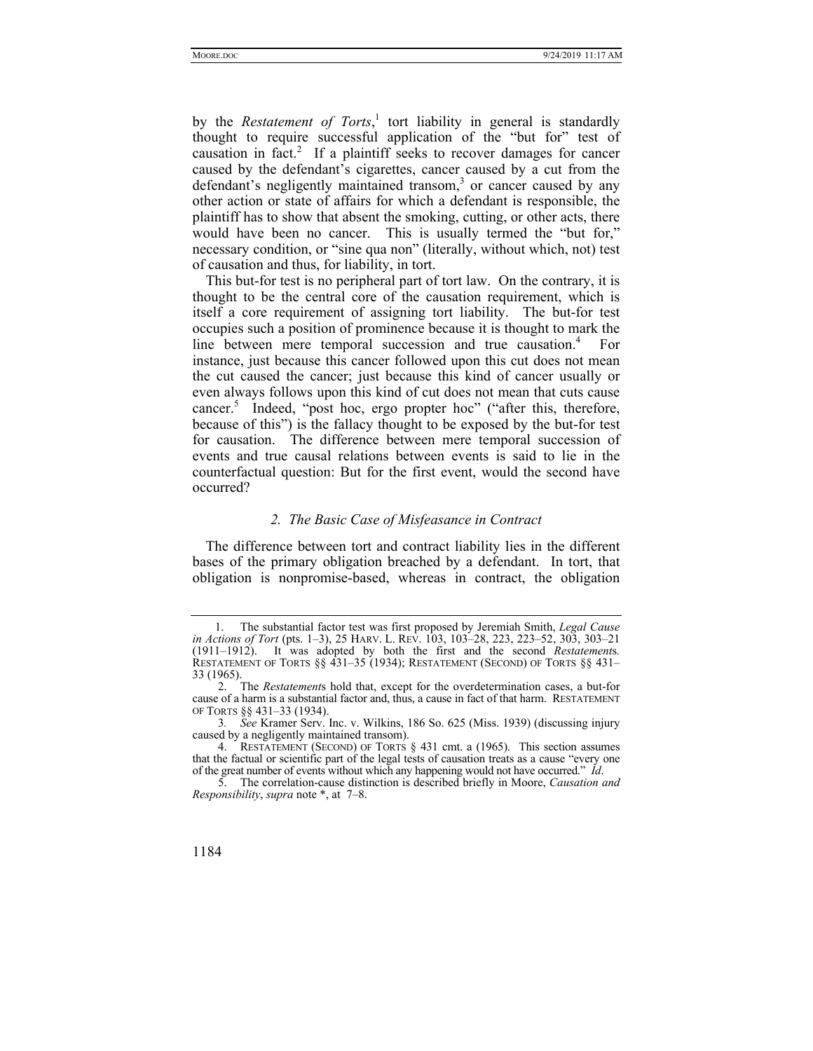by the *Restatement of Torts*,[1] tort liability in general is standardly thought to require successful application of the "but for" test of causation in fact.[2] If a plaintiff seeks to recover damages for cancer caused by the defendant's cigarettes, cancer caused by a cut from the defendant's negligently maintained transom,[3] or cancer caused by any other action or state of affairs for which a defendant is responsible, the plaintiff has to show that absent the smoking, cutting, or other acts, there would have been no cancer. This is usually termed the "but for," necessary condition, or "sine qua non" (literally, without which, not) test of causation and thus, for liability, in tort.

This but-for test is no peripheral part of tort law. On the contrary, it is thought to be the central core of the causation requirement, which is itself a core requirement of assigning tort liability. The but-for test occupies such a position of prominence because it is thought to mark the line between mere temporal succession and true causation.[4] For instance, just because this cancer followed upon this cut does not mean the cut caused the cancer; just because this kind of cancer usually or even always follows upon this kind of cut does not mean that cuts cause cancer.[5] Indeed, "post hoc, ergo propter hoc" ("after this, therefore, because of this") is the fallacy thought to be exposed by the but-for test for causation. The difference between mere temporal succession of events and true causal relations between events is said to lie in the counterfactual question: But for the first event, would the second have occurred?

### *2. The Basic Case of Misfeasance in Contract*

The difference between tort and contract liability lies in the different bases of the primary obligation breached by a defendant. In tort, that obligation is nonpromise-based, whereas in contract, the obligation

---

1. The substantial factor test was first proposed by Jeremiah Smith, *Legal Cause in Actions of Tort* (pts. 1–3), 25 HARV. L. REV. 103, 103–28, 223, 223–52, 303, 303–21 (1911–1912). It was adopted by both the first and the second *Restatements.* RESTATEMENT OF TORTS §§ 431–35 (1934); RESTATEMENT (SECOND) OF TORTS §§ 431–33 (1965).

2. The *Restatements* hold that, except for the overdetermination cases, a but-for cause of a harm is a substantial factor and, thus, a cause in fact of that harm. RESTATEMENT OF TORTS §§ 431–33 (1934).

3. *See* Kramer Serv. Inc. v. Wilkins, 186 So. 625 (Miss. 1939) (discussing injury caused by a negligently maintained transom).

4. RESTATEMENT (SECOND) OF TORTS § 431 cmt. a (1965). This section assumes that the factual or scientific part of the legal tests of causation treats as a cause "every one of the great number of events without which any happening would not have occurred." *Id*.

5. The correlation-cause distinction is described briefly in Moore, *Causation and Responsibility*, *supra* note *, at 7–8.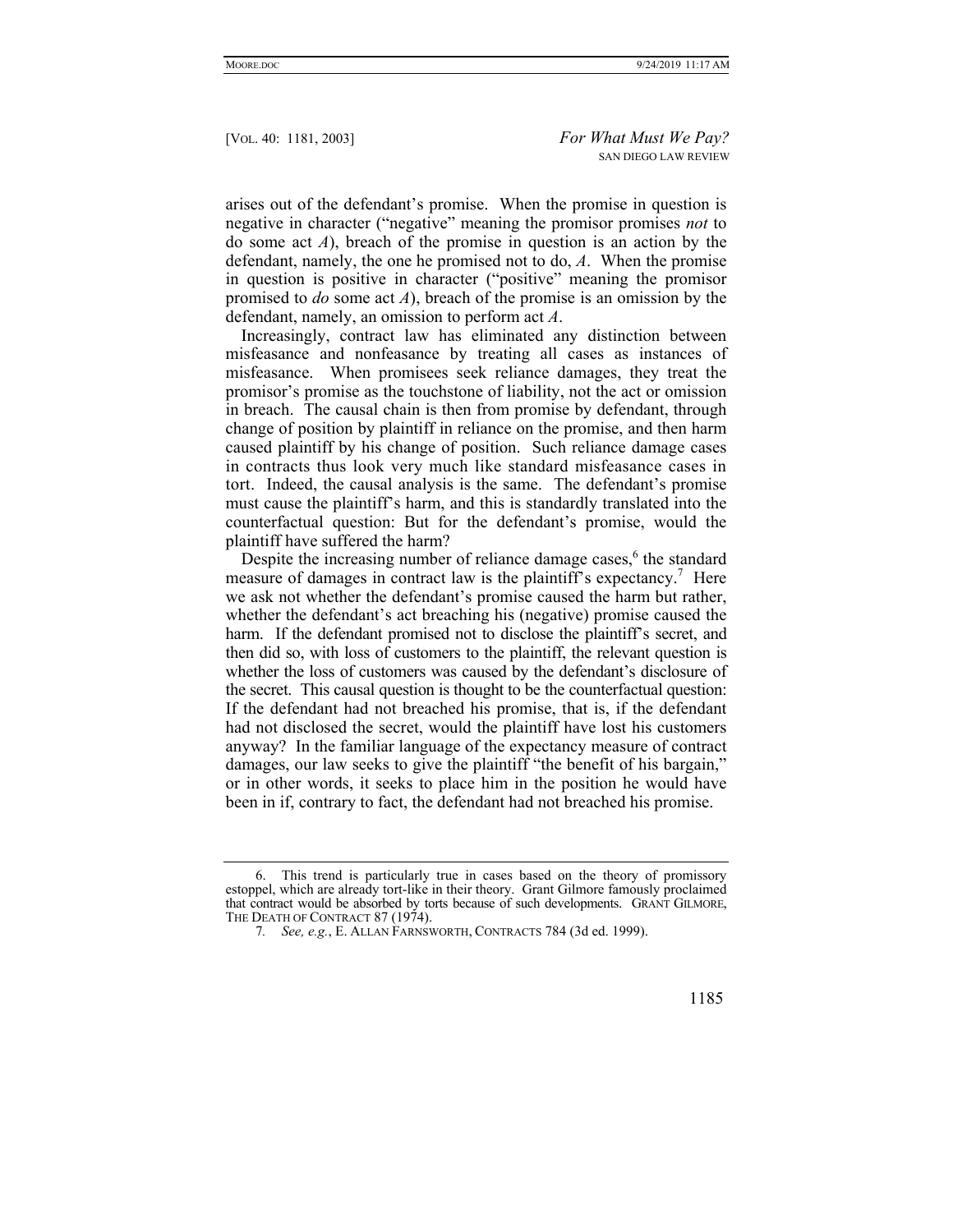arises out of the defendant's promise. When the promise in question is negative in character ("negative" meaning the promisor promises *not* to do some act *A*), breach of the promise in question is an action by the defendant, namely, the one he promised not to do, *A*. When the promise in question is positive in character ("positive" meaning the promisor promised to *do* some act *A*), breach of the promise is an omission by the defendant, namely, an omission to perform act *A*.

Increasingly, contract law has eliminated any distinction between misfeasance and nonfeasance by treating all cases as instances of misfeasance. When promisees seek reliance damages, they treat the promisor's promise as the touchstone of liability, not the act or omission in breach. The causal chain is then from promise by defendant, through change of position by plaintiff in reliance on the promise, and then harm caused plaintiff by his change of position. Such reliance damage cases in contracts thus look very much like standard misfeasance cases in tort. Indeed, the causal analysis is the same. The defendant's promise must cause the plaintiff's harm, and this is standardly translated into the counterfactual question: But for the defendant's promise, would the plaintiff have suffered the harm?

Despite the increasing number of reliance damage cases,[6] the standard measure of damages in contract law is the plaintiff's expectancy.[7] Here we ask not whether the defendant's promise caused the harm but rather, whether the defendant's act breaching his (negative) promise caused the harm. If the defendant promised not to disclose the plaintiff's secret, and then did so, with loss of customers to the plaintiff, the relevant question is whether the loss of customers was caused by the defendant's disclosure of the secret. This causal question is thought to be the counterfactual question: If the defendant had not breached his promise, that is, if the defendant had not disclosed the secret, would the plaintiff have lost his customers anyway? In the familiar language of the expectancy measure of contract damages, our law seeks to give the plaintiff "the benefit of his bargain," or in other words, it seeks to place him in the position he would have been in if, contrary to fact, the defendant had not breached his promise.

---

6. This trend is particularly true in cases based on the theory of promissory estoppel, which are already tort-like in their theory. Grant Gilmore famously proclaimed that contract would be absorbed by torts because of such developments. GRANT GILMORE, THE DEATH OF CONTRACT 87 (1974).

7. *See, e.g.*, E. ALLAN FARNSWORTH, CONTRACTS 784 (3d ed. 1999).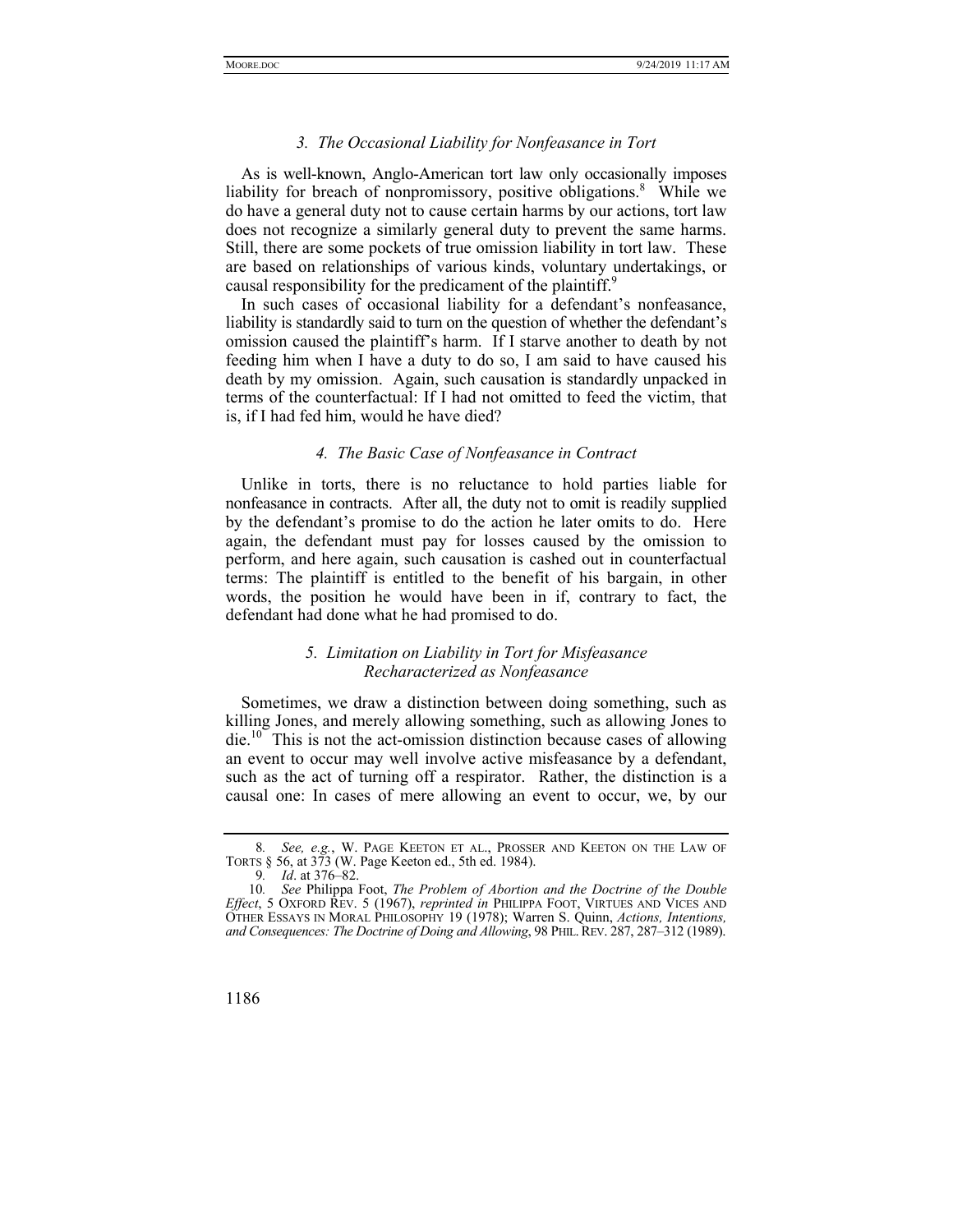### *3. The Occasional Liability for Nonfeasance in Tort*

As is well-known, Anglo-American tort law only occasionally imposes liability for breach of nonpromissory, positive obligations.[8] While we do have a general duty not to cause certain harms by our actions, tort law does not recognize a similarly general duty to prevent the same harms. Still, there are some pockets of true omission liability in tort law. These are based on relationships of various kinds, voluntary undertakings, or causal responsibility for the predicament of the plaintiff.[9]

In such cases of occasional liability for a defendant's nonfeasance, liability is standardly said to turn on the question of whether the defendant's omission caused the plaintiff's harm. If I starve another to death by not feeding him when I have a duty to do so, I am said to have caused his death by my omission. Again, such causation is standardly unpacked in terms of the counterfactual: If I had not omitted to feed the victim, that is, if I had fed him, would he have died?

### *4. The Basic Case of Nonfeasance in Contract*

Unlike in torts, there is no reluctance to hold parties liable for nonfeasance in contracts. After all, the duty not to omit is readily supplied by the defendant's promise to do the action he later omits to do. Here again, the defendant must pay for losses caused by the omission to perform, and here again, such causation is cashed out in counterfactual terms: The plaintiff is entitled to the benefit of his bargain, in other words, the position he would have been in if, contrary to fact, the defendant had done what he had promised to do.

### *5. Limitation on Liability in Tort for Misfeasance Recharacterized as Nonfeasance*

Sometimes, we draw a distinction between doing something, such as killing Jones, and merely allowing something, such as allowing Jones to die.[10] This is not the act-omission distinction because cases of allowing an event to occur may well involve active misfeasance by a defendant, such as the act of turning off a respirator. Rather, the distinction is a causal one: In cases of mere allowing an event to occur, we, by our

---

8. *See, e.g.*, W. PAGE KEETON ET AL., PROSSER AND KEETON ON THE LAW OF TORTS § 56, at 373 (W. Page Keeton ed., 5th ed. 1984).

9. *Id*. at 376–82.

10. *See* Philippa Foot, *The Problem of Abortion and the Doctrine of the Double Effect*, 5 OXFORD REV. 5 (1967), *reprinted in* PHILIPPA FOOT, VIRTUES AND VICES AND OTHER ESSAYS IN MORAL PHILOSOPHY 19 (1978); Warren S. Quinn, *Actions, Intentions, and Consequences: The Doctrine of Doing and Allowing*, 98 PHIL. REV. 287, 287–312 (1989).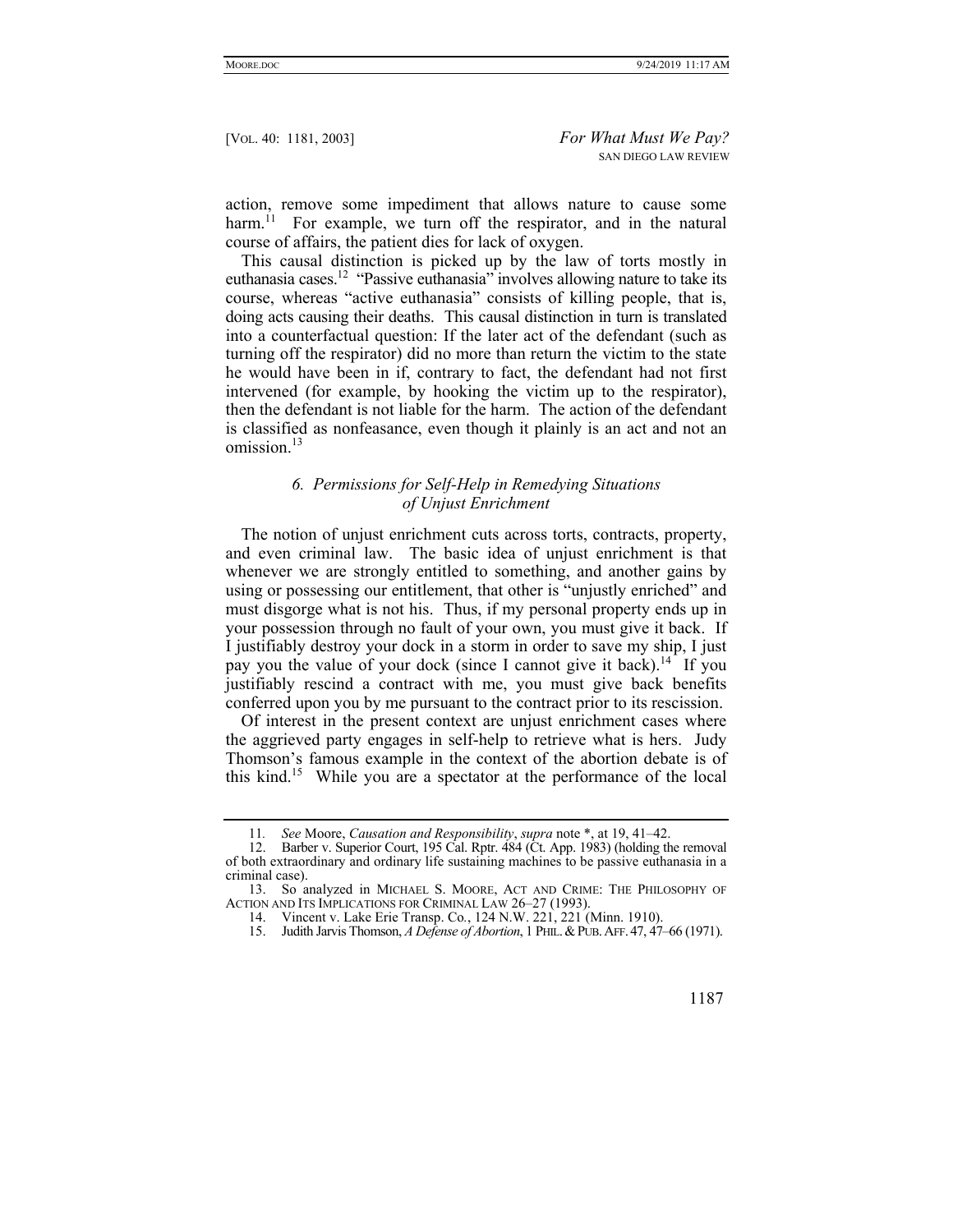action, remove some impediment that allows nature to cause some harm.[11] For example, we turn off the respirator, and in the natural course of affairs, the patient dies for lack of oxygen.

This causal distinction is picked up by the law of torts mostly in euthanasia cases.[12] "Passive euthanasia" involves allowing nature to take its course, whereas "active euthanasia" consists of killing people, that is, doing acts causing their deaths. This causal distinction in turn is translated into a counterfactual question: If the later act of the defendant (such as turning off the respirator) did no more than return the victim to the state he would have been in if, contrary to fact, the defendant had not first intervened (for example, by hooking the victim up to the respirator), then the defendant is not liable for the harm. The action of the defendant is classified as nonfeasance, even though it plainly is an act and not an omission.[13]

### *6. Permissions for Self-Help in Remedying Situations of Unjust Enrichment*

The notion of unjust enrichment cuts across torts, contracts, property, and even criminal law. The basic idea of unjust enrichment is that whenever we are strongly entitled to something, and another gains by using or possessing our entitlement, that other is "unjustly enriched" and must disgorge what is not his. Thus, if my personal property ends up in your possession through no fault of your own, you must give it back. If I justifiably destroy your dock in a storm in order to save my ship, I just pay you the value of your dock (since I cannot give it back).[14] If you justifiably rescind a contract with me, you must give back benefits conferred upon you by me pursuant to the contract prior to its rescission.

Of interest in the present context are unjust enrichment cases where the aggrieved party engages in self-help to retrieve what is hers. Judy Thomson's famous example in the context of the abortion debate is of this kind.[15] While you are a spectator at the performance of the local

---

11. *See* Moore, *Causation and Responsibility*, *supra* note *, at 19, 41–42.

12. Barber v. Superior Court, 195 Cal. Rptr. 484 (Ct. App. 1983) (holding the removal of both extraordinary and ordinary life sustaining machines to be passive euthanasia in a criminal case).

13. So analyzed in MICHAEL S. MOORE, ACT AND CRIME: THE PHILOSOPHY OF ACTION AND ITS IMPLICATIONS FOR CRIMINAL LAW 26–27 (1993).

14. Vincent v. Lake Erie Transp. Co., 124 N.W. 221, 221 (Minn. 1910).

15. Judith Jarvis Thomson, *A Defense of Abortion*, 1 PHIL. & PUB. AFF. 47, 47–66 (1971).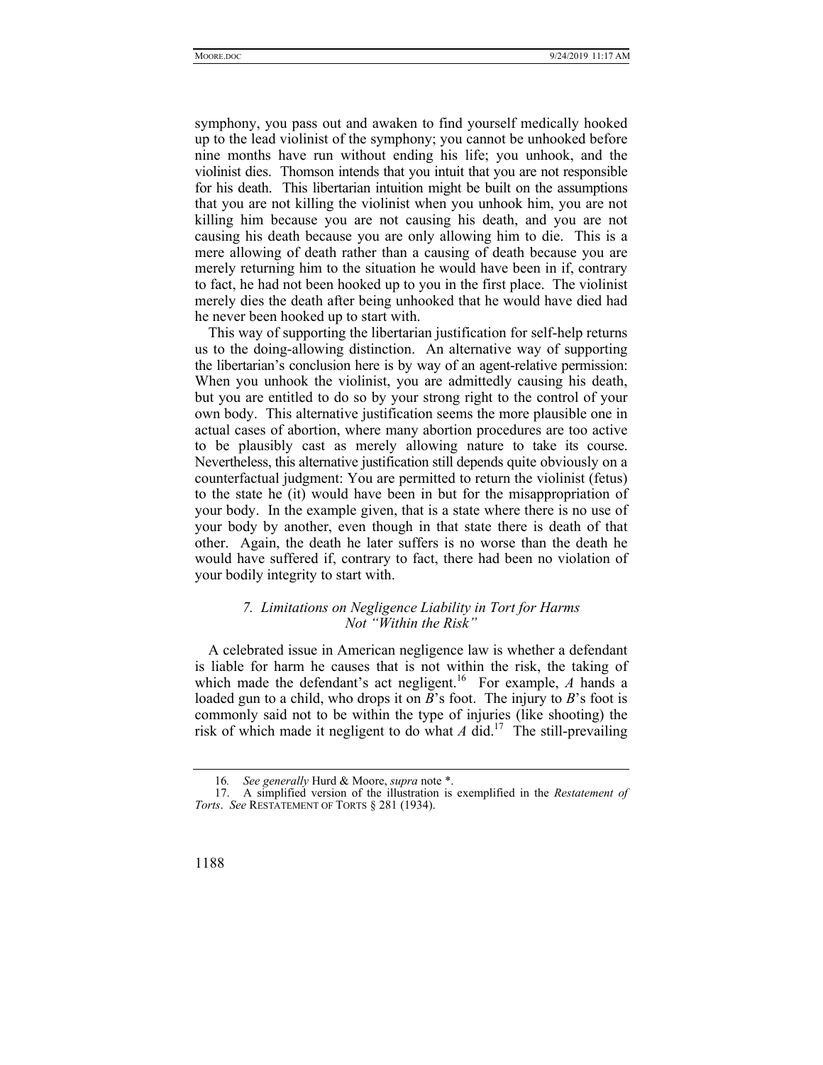symphony, you pass out and awaken to find yourself medically hooked up to the lead violinist of the symphony; you cannot be unhooked before nine months have run without ending his life; you unhook, and the violinist dies. Thomson intends that you intuit that you are not responsible for his death. This libertarian intuition might be built on the assumptions that you are not killing the violinist when you unhook him, you are not killing him because you are not causing his death, and you are not causing his death because you are only allowing him to die. This is a mere allowing of death rather than a causing of death because you are merely returning him to the situation he would have been in if, contrary to fact, he had not been hooked up to you in the first place. The violinist merely dies the death after being unhooked that he would have died had he never been hooked up to start with.

This way of supporting the libertarian justification for self-help returns us to the doing-allowing distinction. An alternative way of supporting the libertarian's conclusion here is by way of an agent-relative permission: When you unhook the violinist, you are admittedly causing his death, but you are entitled to do so by your strong right to the control of your own body. This alternative justification seems the more plausible one in actual cases of abortion, where many abortion procedures are too active to be plausibly cast as merely allowing nature to take its course. Nevertheless, this alternative justification still depends quite obviously on a counterfactual judgment: You are permitted to return the violinist (fetus) to the state he (it) would have been in but for the misappropriation of your body. In the example given, that is a state where there is no use of your body by another, even though in that state there is death of that other. Again, the death he later suffers is no worse than the death he would have suffered if, contrary to fact, there had been no violation of your bodily integrity to start with.

### *7. Limitations on Negligence Liability in Tort for Harms Not "Within the Risk"*

A celebrated issue in American negligence law is whether a defendant is liable for harm he causes that is not within the risk, the taking of which made the defendant's act negligent.[16] For example, *A* hands a loaded gun to a child, who drops it on *B*'s foot. The injury to *B*'s foot is commonly said not to be within the type of injuries (like shooting) the risk of which made it negligent to do what *A* did.[17] The still-prevailing

---

16. *See generally* Hurd & Moore, *supra* note *.

17. A simplified version of the illustration is exemplified in the *Restatement of Torts*. *See* RESTATEMENT OF TORTS § 281 (1934).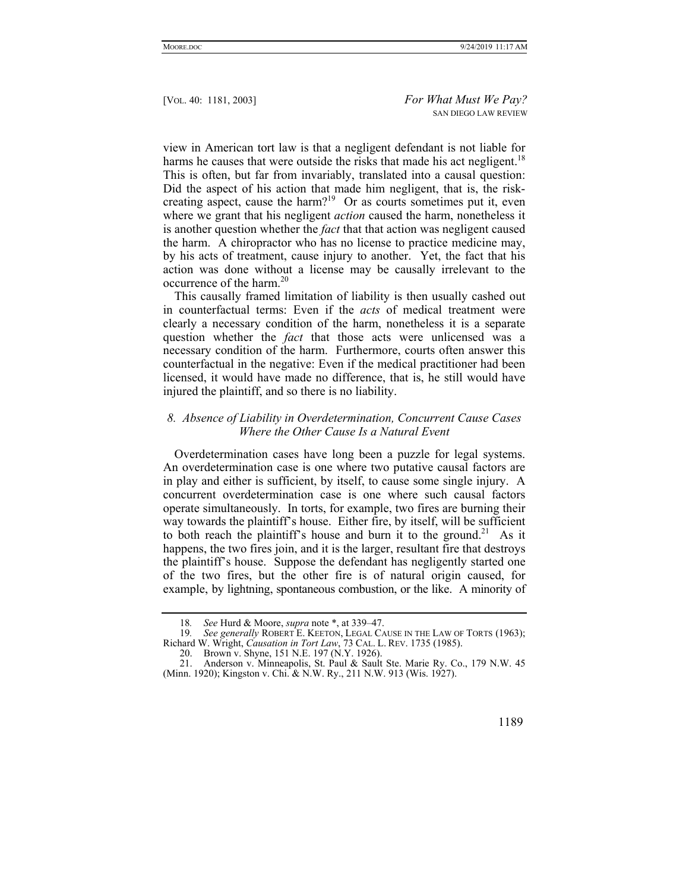view in American tort law is that a negligent defendant is not liable for harms he causes that were outside the risks that made his act negligent.[18] This is often, but far from invariably, translated into a causal question: Did the aspect of his action that made him negligent, that is, the risk-creating aspect, cause the harm?[19] Or as courts sometimes put it, even where we grant that his negligent *action* caused the harm, nonetheless it is another question whether the *fact* that that action was negligent caused the harm. A chiropractor who has no license to practice medicine may, by his acts of treatment, cause injury to another. Yet, the fact that his action was done without a license may be causally irrelevant to the occurrence of the harm.[20]

This causally framed limitation of liability is then usually cashed out in counterfactual terms: Even if the *acts* of medical treatment were clearly a necessary condition of the harm, nonetheless it is a separate question whether the *fact* that those acts were unlicensed was a necessary condition of the harm. Furthermore, courts often answer this counterfactual in the negative: Even if the medical practitioner had been licensed, it would have made no difference, that is, he still would have injured the plaintiff, and so there is no liability.

### *8. Absence of Liability in Overdetermination, Concurrent Cause Cases Where the Other Cause Is a Natural Event*

Overdetermination cases have long been a puzzle for legal systems. An overdetermination case is one where two putative causal factors are in play and either is sufficient, by itself, to cause some single injury. A concurrent overdetermination case is one where such causal factors operate simultaneously. In torts, for example, two fires are burning their way towards the plaintiff's house. Either fire, by itself, will be sufficient to both reach the plaintiff's house and burn it to the ground.[21] As it happens, the two fires join, and it is the larger, resultant fire that destroys the plaintiff's house. Suppose the defendant has negligently started one of the two fires, but the other fire is of natural origin caused, for example, by lightning, spontaneous combustion, or the like. A minority of

---

18. *See* Hurd & Moore, *supra* note *, at 339–47.

19. *See generally* ROBERT E. KEETON, LEGAL CAUSE IN THE LAW OF TORTS (1963); Richard W. Wright, *Causation in Tort Law*, 73 CAL. L. REV. 1735 (1985).

20. Brown v. Shyne, 151 N.E. 197 (N.Y. 1926).

21. Anderson v. Minneapolis, St. Paul & Sault Ste. Marie Ry. Co., 179 N.W. 45 (Minn. 1920); Kingston v. Chi. & N.W. Ry., 211 N.W. 913 (Wis. 1927).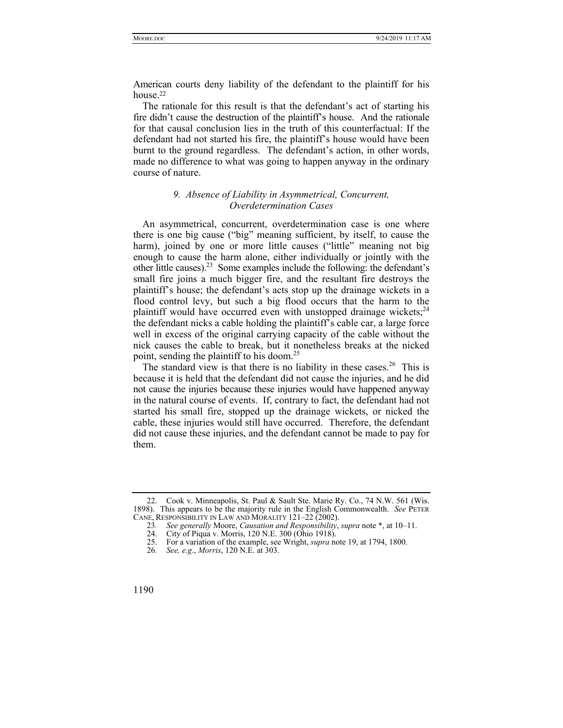American courts deny liability of the defendant to the plaintiff for his house.[22]

The rationale for this result is that the defendant's act of starting his fire didn't cause the destruction of the plaintiff's house. And the rationale for that causal conclusion lies in the truth of this counterfactual: If the defendant had not started his fire, the plaintiff's house would have been burnt to the ground regardless. The defendant's action, in other words, made no difference to what was going to happen anyway in the ordinary course of nature.

### *9. Absence of Liability in Asymmetrical, Concurrent, Overdetermination Cases*

An asymmetrical, concurrent, overdetermination case is one where there is one big cause ("big" meaning sufficient, by itself, to cause the harm), joined by one or more little causes ("little" meaning not big enough to cause the harm alone, either individually or jointly with the other little causes).[23] Some examples include the following: the defendant's small fire joins a much bigger fire, and the resultant fire destroys the plaintiff's house; the defendant's acts stop up the drainage wickets in a flood control levy, but such a big flood occurs that the harm to the plaintiff would have occurred even with unstopped drainage wickets;[24] the defendant nicks a cable holding the plaintiff's cable car, a large force well in excess of the original carrying capacity of the cable without the nick causes the cable to break, but it nonetheless breaks at the nicked point, sending the plaintiff to his doom.[25]

The standard view is that there is no liability in these cases.[26] This is because it is held that the defendant did not cause the injuries, and he did not cause the injuries because these injuries would have happened anyway in the natural course of events. If, contrary to fact, the defendant had not started his small fire, stopped up the drainage wickets, or nicked the cable, these injuries would still have occurred. Therefore, the defendant did not cause these injuries, and the defendant cannot be made to pay for them.

---

22. Cook v. Minneapolis, St. Paul & Sault Ste. Marie Ry. Co., 74 N.W. 561 (Wis. 1898). This appears to be the majority rule in the English Commonwealth. *See* PETER CANE, RESPONSIBILITY IN LAW AND MORALITY 121–22 (2002).

23. *See generally* Moore, *Causation and Responsibility*, *supra* note *, at 10–11.

24. City of Piqua v. Morris, 120 N.E. 300 (Ohio 1918).

25. For a variation of the example, see Wright, *supra* note 19, at 1794, 1800.

26. *See, e.g.*, *Morris*, 120 N.E. at 303.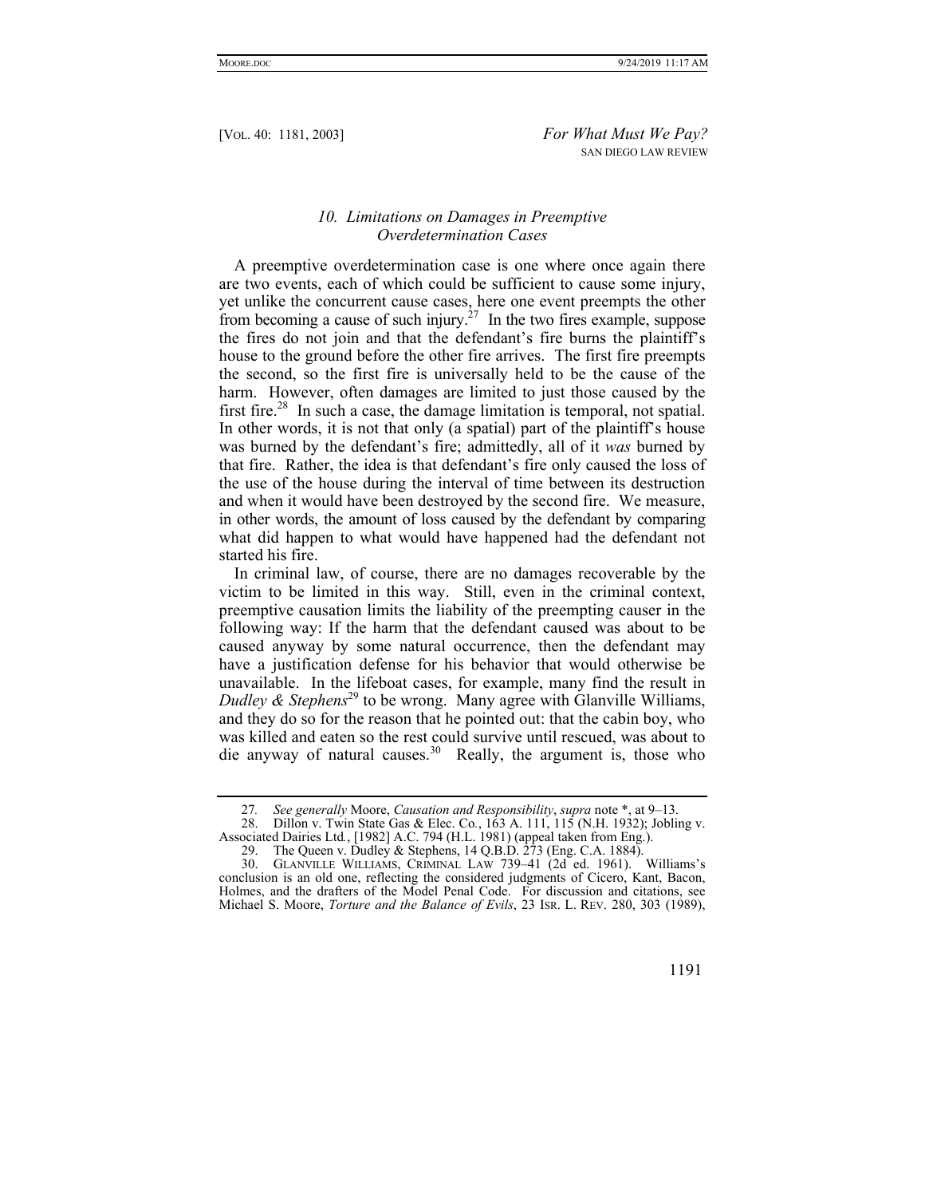### *10. Limitations on Damages in Preemptive Overdetermination Cases*

A preemptive overdetermination case is one where once again there are two events, each of which could be sufficient to cause some injury, yet unlike the concurrent cause cases, here one event preempts the other from becoming a cause of such injury.[27] In the two fires example, suppose the fires do not join and that the defendant's fire burns the plaintiff's house to the ground before the other fire arrives. The first fire preempts the second, so the first fire is universally held to be the cause of the harm. However, often damages are limited to just those caused by the first fire.[28] In such a case, the damage limitation is temporal, not spatial. In other words, it is not that only (a spatial) part of the plaintiff's house was burned by the defendant's fire; admittedly, all of it *was* burned by that fire. Rather, the idea is that defendant's fire only caused the loss of the use of the house during the interval of time between its destruction and when it would have been destroyed by the second fire. We measure, in other words, the amount of loss caused by the defendant by comparing what did happen to what would have happened had the defendant not started his fire.

In criminal law, of course, there are no damages recoverable by the victim to be limited in this way. Still, even in the criminal context, preemptive causation limits the liability of the preempting causer in the following way: If the harm that the defendant caused was about to be caused anyway by some natural occurrence, then the defendant may have a justification defense for his behavior that would otherwise be unavailable. In the lifeboat cases, for example, many find the result in *Dudley & Stephens*[29] to be wrong. Many agree with Glanville Williams, and they do so for the reason that he pointed out: that the cabin boy, who was killed and eaten so the rest could survive until rescued, was about to die anyway of natural causes.[30] Really, the argument is, those who

---

27. *See generally* Moore, *Causation and Responsibility*, *supra* note *, at 9–13.

28. Dillon v. Twin State Gas & Elec. Co., 163 A. 111, 115 (N.H. 1932); Jobling v. Associated Dairies Ltd., [1982] A.C. 794 (H.L. 1981) (appeal taken from Eng.).

29. The Queen v. Dudley & Stephens, 14 Q.B.D. 273 (Eng. C.A. 1884).

30. GLANVILLE WILLIAMS, CRIMINAL LAW 739–41 (2d ed. 1961). Williams's conclusion is an old one, reflecting the considered judgments of Cicero, Kant, Bacon, Holmes, and the drafters of the Model Penal Code. For discussion and citations, see Michael S. Moore, *Torture and the Balance of Evils*, 23 ISR. L. REV. 280, 303 (1989),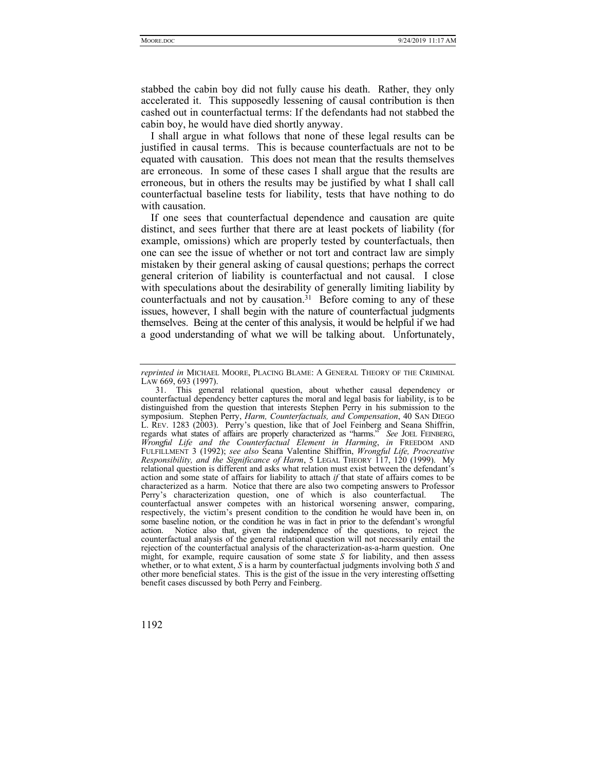stabbed the cabin boy did not fully cause his death. Rather, they only accelerated it. This supposedly lessening of causal contribution is then cashed out in counterfactual terms: If the defendants had not stabbed the cabin boy, he would have died shortly anyway.

I shall argue in what follows that none of these legal results can be justified in causal terms. This is because counterfactuals are not to be equated with causation. This does not mean that the results themselves are erroneous. In some of these cases I shall argue that the results are erroneous, but in others the results may be justified by what I shall call counterfactual baseline tests for liability, tests that have nothing to do with causation.

If one sees that counterfactual dependence and causation are quite distinct, and sees further that there are at least pockets of liability (for example, omissions) which are properly tested by counterfactuals, then one can see the issue of whether or not tort and contract law are simply mistaken by their general asking of causal questions; perhaps the correct general criterion of liability is counterfactual and not causal. I close with speculations about the desirability of generally limiting liability by counterfactuals and not by causation.[31] Before coming to any of these issues, however, I shall begin with the nature of counterfactual judgments themselves. Being at the center of this analysis, it would be helpful if we had a good understanding of what we will be talking about. Unfortunately,

---

*reprinted in* MICHAEL MOORE, PLACING BLAME: A GENERAL THEORY OF THE CRIMINAL LAW 669, 693 (1997).

31. This general relational question, about whether causal dependency or counterfactual dependency better captures the moral and legal basis for liability, is to be distinguished from the question that interests Stephen Perry in his submission to the symposium. Stephen Perry, *Harm, Counterfactuals, and Compensation*, 40 SAN DIEGO L. REV. 1283 (2003). Perry's question, like that of Joel Feinberg and Seana Shiffrin, regards what states of affairs are properly characterized as "harms." *See* JOEL FEINBERG, *Wrongful Life and the Counterfactual Element in Harming*, *in* FREEDOM AND FULFILLMENT 3 (1992); *see also* Seana Valentine Shiffrin, *Wrongful Life, Procreative Responsibility, and the Significance of Harm*, 5 LEGAL THEORY 117, 120 (1999). My relational question is different and asks what relation must exist between the defendant's action and some state of affairs for liability to attach *if* that state of affairs comes to be characterized as a harm. Notice that there are also two competing answers to Professor Perry's characterization question, one of which is also counterfactual. The counterfactual answer competes with an historical worsening answer, comparing, respectively, the victim's present condition to the condition he would have been in, on some baseline notion, or the condition he was in fact in prior to the defendant's wrongful action. Notice also that, given the independence of the questions, to reject the counterfactual analysis of the general relational question will not necessarily entail the rejection of the counterfactual analysis of the characterization-as-a-harm question. One might, for example, require causation of some state *S* for liability, and then assess whether, or to what extent, *S* is a harm by counterfactual judgments involving both *S* and other more beneficial states. This is the gist of the issue in the very interesting offsetting benefit cases discussed by both Perry and Feinberg.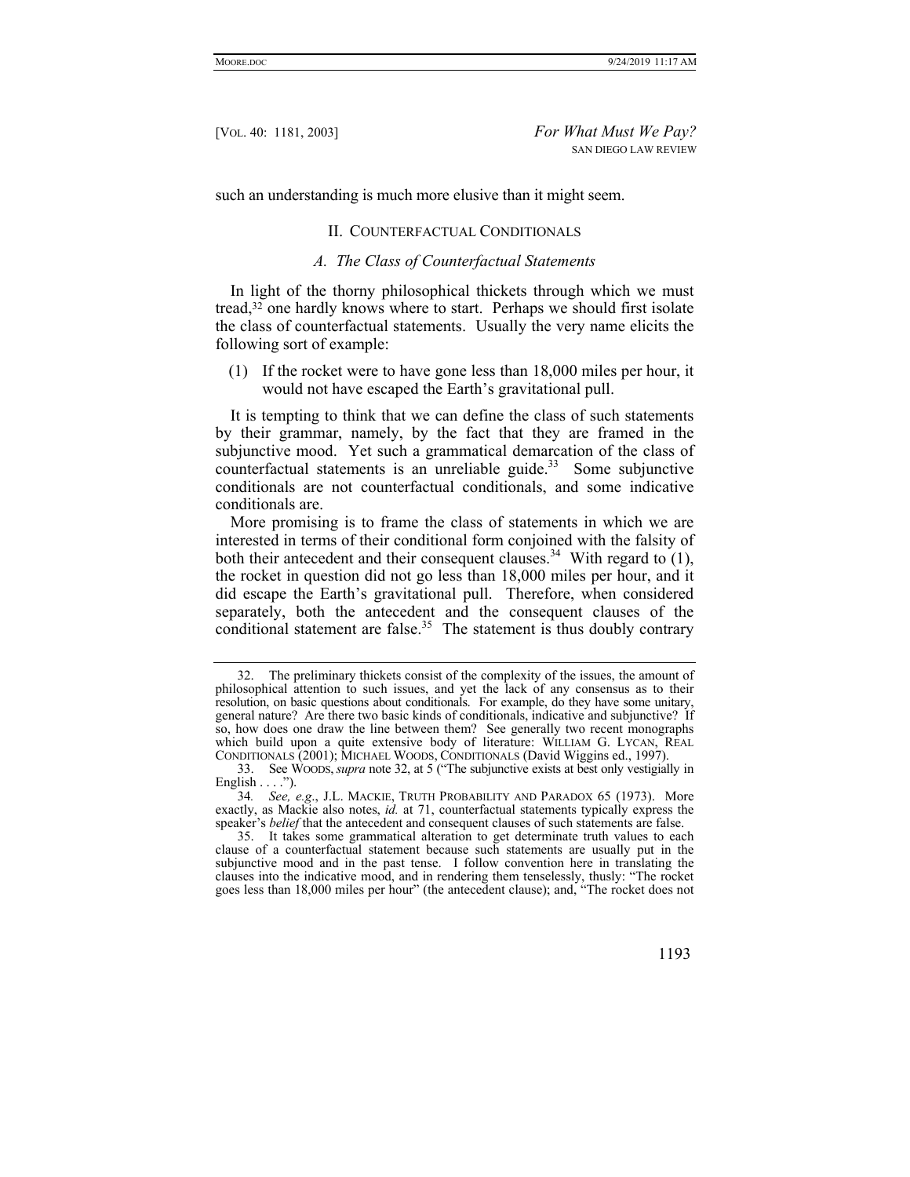such an understanding is much more elusive than it might seem.

## II. Counterfactual Conditionals

### *A. The Class of Counterfactual Statements*

In light of the thorny philosophical thickets through which we must tread,[32] one hardly knows where to start. Perhaps we should first isolate the class of counterfactual statements. Usually the very name elicits the following sort of example:

(1) If the rocket were to have gone less than 18,000 miles per hour, it would not have escaped the Earth's gravitational pull.

It is tempting to think that we can define the class of such statements by their grammar, namely, by the fact that they are framed in the subjunctive mood. Yet such a grammatical demarcation of the class of counterfactual statements is an unreliable guide.[33] Some subjunctive conditionals are not counterfactual conditionals, and some indicative conditionals are.

More promising is to frame the class of statements in which we are interested in terms of their conditional form conjoined with the falsity of both their antecedent and their consequent clauses.[34] With regard to (1), the rocket in question did not go less than 18,000 miles per hour, and it did escape the Earth's gravitational pull. Therefore, when considered separately, both the antecedent and the consequent clauses of the conditional statement are false.[35] The statement is thus doubly contrary

---

32. The preliminary thickets consist of the complexity of the issues, the amount of philosophical attention to such issues, and yet the lack of any consensus as to their resolution, on basic questions about conditionals. For example, do they have some unitary, general nature? Are there two basic kinds of conditionals, indicative and subjunctive? If so, how does one draw the line between them? See generally two recent monographs which build upon a quite extensive body of literature: WILLIAM G. LYCAN, REAL CONDITIONALS (2001); MICHAEL WOODS, CONDITIONALS (David Wiggins ed., 1997).

33. See WOODS, *supra* note 32, at 5 ("The subjunctive exists at best only vestigially in English . . . .").

34. *See, e.g.*, J.L. MACKIE, TRUTH PROBABILITY AND PARADOX 65 (1973). More exactly, as Mackie also notes, *id.* at 71, counterfactual statements typically express the speaker's *belief* that the antecedent and consequent clauses of such statements are false.

35. It takes some grammatical alteration to get determinate truth values to each clause of a counterfactual statement because such statements are usually put in the subjunctive mood and in the past tense. I follow convention here in translating the clauses into the indicative mood, and in rendering them tenselessly, thusly: "The rocket goes less than 18,000 miles per hour" (the antecedent clause); and, "The rocket does not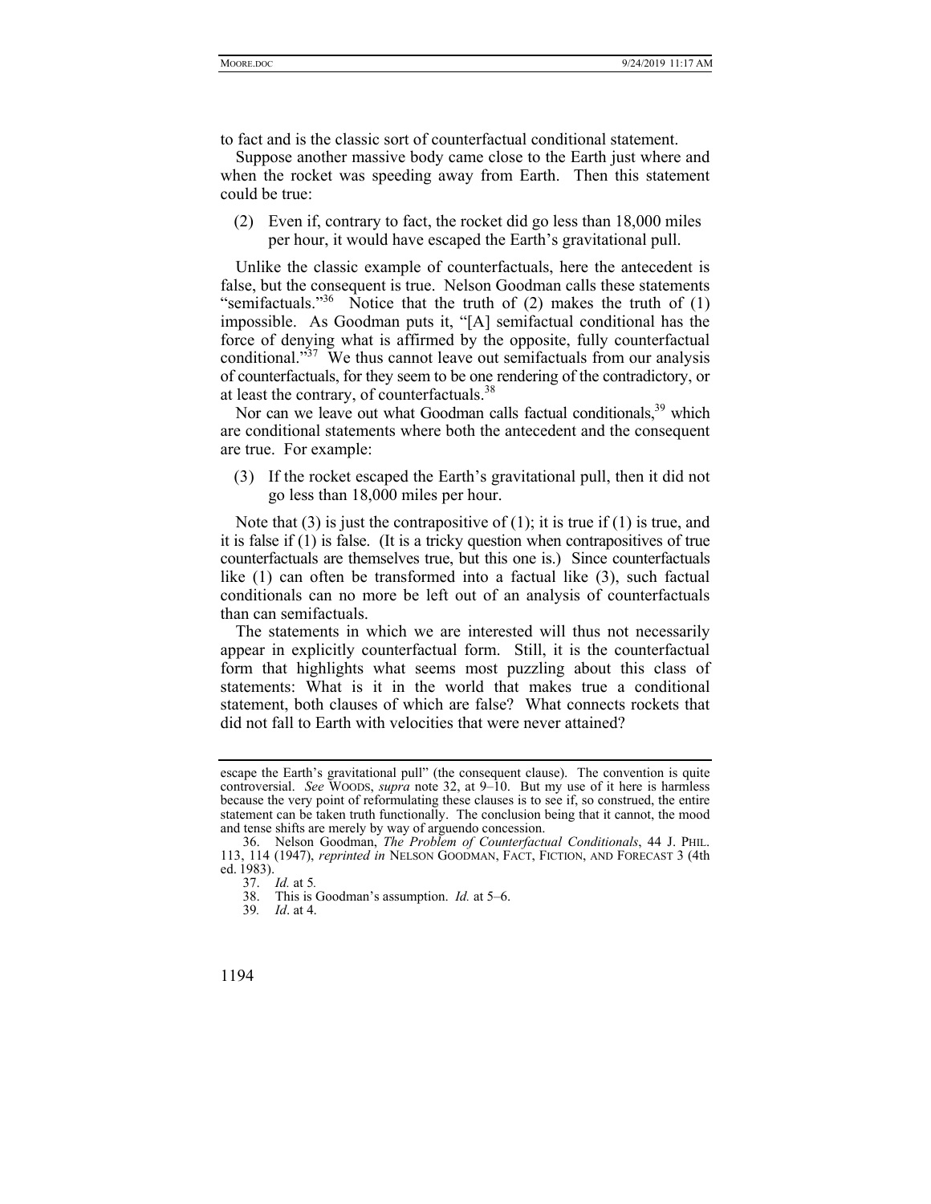to fact and is the classic sort of counterfactual conditional statement.

Suppose another massive body came close to the Earth just where and when the rocket was speeding away from Earth. Then this statement could be true:

> (2) Even if, contrary to fact, the rocket did go less than 18,000 miles per hour, it would have escaped the Earth's gravitational pull.

Unlike the classic example of counterfactuals, here the antecedent is false, but the consequent is true. Nelson Goodman calls these statements "semifactuals."[36] Notice that the truth of (2) makes the truth of (1) impossible. As Goodman puts it, "[A] semifactual conditional has the force of denying what is affirmed by the opposite, fully counterfactual conditional."[37] We thus cannot leave out semifactuals from our analysis of counterfactuals, for they seem to be one rendering of the contradictory, or at least the contrary, of counterfactuals.[38]

Nor can we leave out what Goodman calls factual conditionals,[39] which are conditional statements where both the antecedent and the consequent are true. For example:

> (3) If the rocket escaped the Earth's gravitational pull, then it did not go less than 18,000 miles per hour.

Note that (3) is just the contrapositive of (1); it is true if (1) is true, and it is false if (1) is false. (It is a tricky question when contrapositives of true counterfactuals are themselves true, but this one is.) Since counterfactuals like (1) can often be transformed into a factual like (3), such factual conditionals can no more be left out of an analysis of counterfactuals than can semifactuals.

The statements in which we are interested will thus not necessarily appear in explicitly counterfactual form. Still, it is the counterfactual form that highlights what seems most puzzling about this class of statements: What is it in the world that makes true a conditional statement, both clauses of which are false? What connects rockets that did not fall to Earth with velocities that were never attained?

---

escape the Earth's gravitational pull" (the consequent clause). The convention is quite controversial. *See* WOODS, *supra* note 32, at 9–10. But my use of it here is harmless because the very point of reformulating these clauses is to see if, so construed, the entire statement can be taken truth functionally. The conclusion being that it cannot, the mood and tense shifts are merely by way of arguendo concession.

36. Nelson Goodman, *The Problem of Counterfactual Conditionals*, 44 J. PHIL. 113, 114 (1947), *reprinted in* NELSON GOODMAN, FACT, FICTION, AND FORECAST 3 (4th ed. 1983).

37. *Id.* at 5.

38. This is Goodman's assumption. *Id.* at 5–6.

39. *Id*. at 4.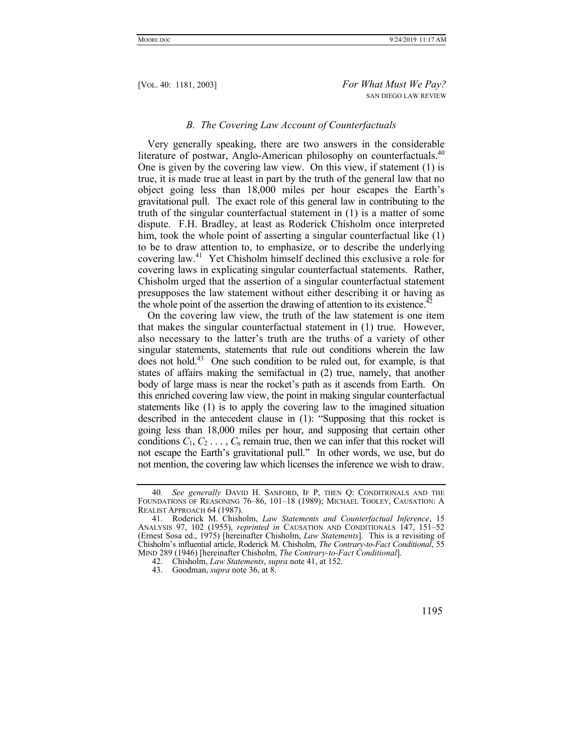### *B. The Covering Law Account of Counterfactuals*

Very generally speaking, there are two answers in the considerable literature of postwar, Anglo-American philosophy on counterfactuals.[40] One is given by the covering law view. On this view, if statement (1) is true, it is made true at least in part by the truth of the general law that no object going less than 18,000 miles per hour escapes the Earth's gravitational pull. The exact role of this general law in contributing to the truth of the singular counterfactual statement in (1) is a matter of some dispute. F.H. Bradley, at least as Roderick Chisholm once interpreted him, took the whole point of asserting a singular counterfactual like (1) to be to draw attention to, to emphasize, or to describe the underlying covering law.[41] Yet Chisholm himself declined this exclusive a role for covering laws in explicating singular counterfactual statements. Rather, Chisholm urged that the assertion of a singular counterfactual statement presupposes the law statement without either describing it or having as the whole point of the assertion the drawing of attention to its existence.[42]

On the covering law view, the truth of the law statement is one item that makes the singular counterfactual statement in (1) true. However, also necessary to the latter's truth are the truths of a variety of other singular statements, statements that rule out conditions wherein the law does not hold.[43] One such condition to be ruled out, for example, is that states of affairs making the semifactual in (2) true, namely, that another body of large mass is near the rocket's path as it ascends from Earth. On this enriched covering law view, the point in making singular counterfactual statements like (1) is to apply the covering law to the imagined situation described in the antecedent clause in (1): "Supposing that this rocket is going less than 18,000 miles per hour, and supposing that certain other conditions $C_1, C_2 \ldots, C_n$ remain true, then we can infer that this rocket will not escape the Earth's gravitational pull." In other words, we use, but do not mention, the covering law which licenses the inference we wish to draw.

---

40. *See generally* DAVID H. SANFORD, IF P, THEN Q: CONDITIONALS AND THE FOUNDATIONS OF REASONING 76–86, 101–18 (1989); MICHAEL TOOLEY, CAUSATION: A REALIST APPROACH 64 (1987).

41. Roderick M. Chisholm, *Law Statements and Counterfactual Inference*, 15 ANALYSIS 97, 102 (1955), *reprinted in* CAUSATION AND CONDITIONALS 147, 151–52 (Ernest Sosa ed., 1975) [hereinafter Chisholm, *Law Statements*]. This is a revisiting of Chisholm's influential article, Roderick M. Chisholm, *The Contrary-to-Fact Conditional*, 55 MIND 289 (1946) [hereinafter Chisholm, *The Contrary-to-Fact Conditional*].

42. Chisholm, *Law Statements*, *supra* note 41, at 152.

43. Goodman, *supra* note 36, at 8.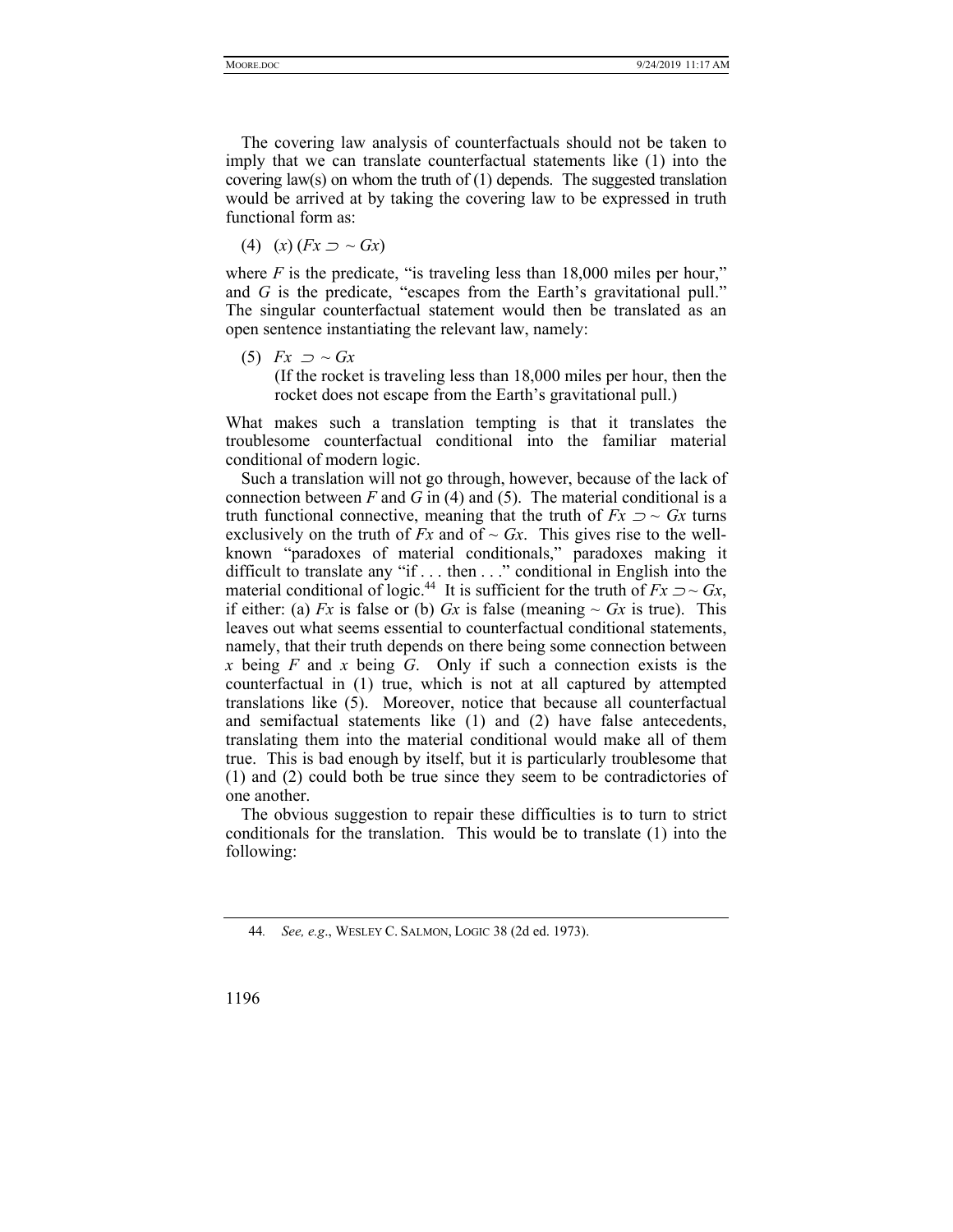The covering law analysis of counterfactuals should not be taken to imply that we can translate counterfactual statements like (1) into the covering law(s) on whom the truth of (1) depends. The suggested translation would be arrived at by taking the covering law to be expressed in truth functional form as:

(4) $(x)\,(Fx \supset \sim Gx)$

where $F$ is the predicate, "is traveling less than 18,000 miles per hour," and $G$ is the predicate, "escapes from the Earth's gravitational pull." The singular counterfactual statement would then be translated as an open sentence instantiating the relevant law, namely:

(5) $Fx \supset \sim Gx$

(If the rocket is traveling less than 18,000 miles per hour, then the rocket does not escape from the Earth's gravitational pull.)

What makes such a translation tempting is that it translates the troublesome counterfactual conditional into the familiar material conditional of modern logic.

Such a translation will not go through, however, because of the lack of connection between $F$ and $G$ in (4) and (5). The material conditional is a truth functional connective, meaning that the truth of $Fx \supset \sim Gx$ turns exclusively on the truth of $Fx$ and of $\sim Gx$. This gives rise to the well-known "paradoxes of material conditionals," paradoxes making it difficult to translate any "if . . . then . . ." conditional in English into the material conditional of logic.[44] It is sufficient for the truth of $Fx \supset \sim Gx$, if either: (a) $Fx$ is false or (b) $Gx$ is false (meaning $\sim Gx$ is true). This leaves out what seems essential to counterfactual conditional statements, namely, that their truth depends on there being some connection between $x$ being $F$ and $x$ being $G$. Only if such a connection exists is the counterfactual in (1) true, which is not at all captured by attempted translations like (5). Moreover, notice that because all counterfactual and semifactual statements like (1) and (2) have false antecedents, translating them into the material conditional would make all of them true. This is bad enough by itself, but it is particularly troublesome that (1) and (2) could both be true since they seem to be contradictories of one another.

The obvious suggestion to repair these difficulties is to turn to strict conditionals for the translation. This would be to translate (1) into the following:

---

44. *See, e.g.*, WESLEY C. SALMON, LOGIC 38 (2d ed. 1973).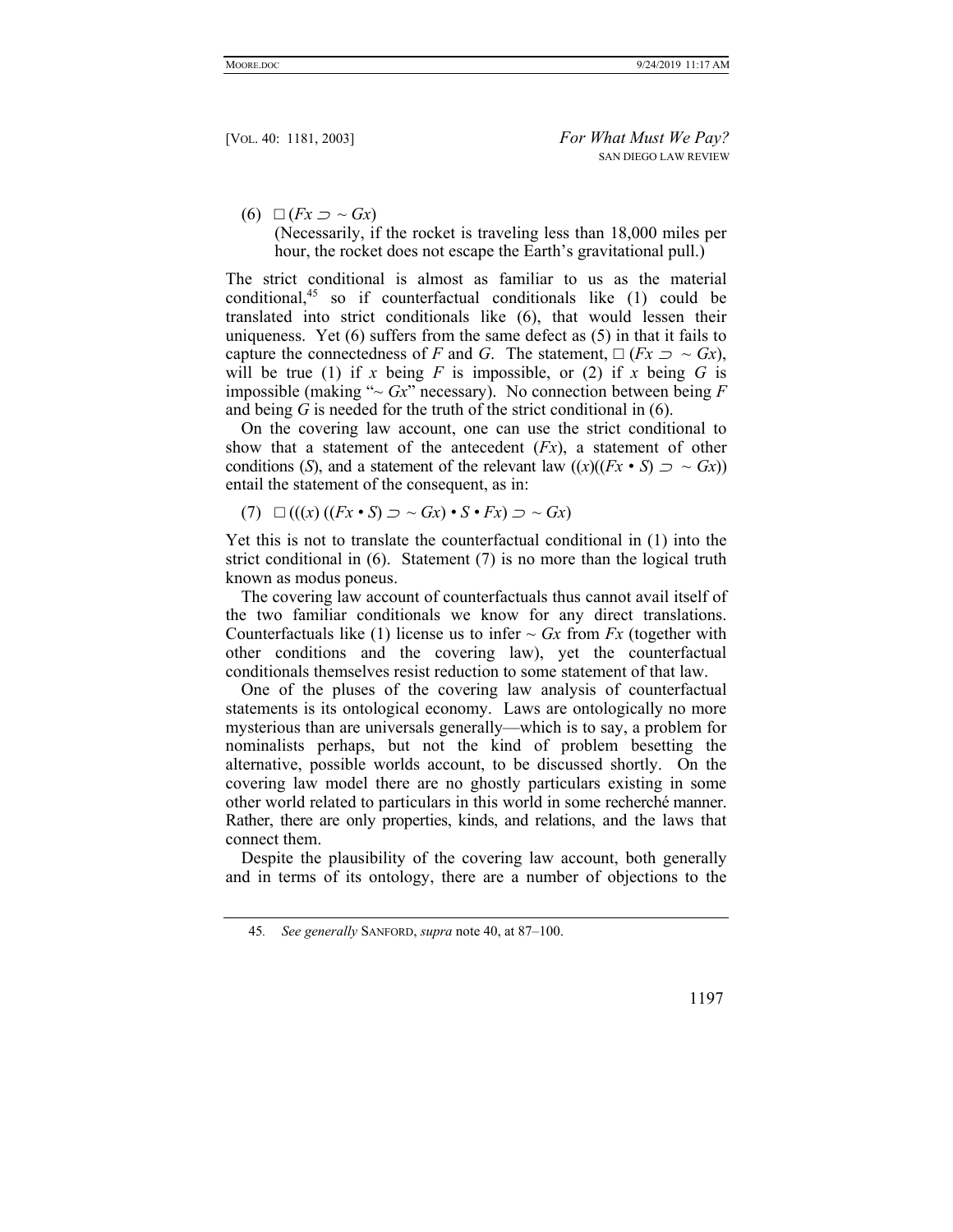(6) $\Box (Fx \supset \sim Gx)$

(Necessarily, if the rocket is traveling less than 18,000 miles per hour, the rocket does not escape the Earth's gravitational pull.)

The strict conditional is almost as familiar to us as the material conditional,[45] so if counterfactual conditionals like (1) could be translated into strict conditionals like (6), that would lessen their uniqueness. Yet (6) suffers from the same defect as (5) in that it fails to capture the connectedness of *F* and *G*. The statement, $\Box (Fx \supset \sim Gx)$, will be true (1) if *x* being *F* is impossible, or (2) if *x* being *G* is impossible (making "$\sim Gx$" necessary). No connection between being *F* and being *G* is needed for the truth of the strict conditional in (6).

On the covering law account, one can use the strict conditional to show that a statement of the antecedent ($Fx$), a statement of other conditions ($S$), and a statement of the relevant law ($(x)((Fx \bullet S) \supset \sim Gx)$) entail the statement of the consequent, as in:

(7) $\Box (((x)((Fx \bullet S) \supset \sim Gx) \bullet S \bullet Fx) \supset \sim Gx)$

Yet this is not to translate the counterfactual conditional in (1) into the strict conditional in (6). Statement (7) is no more than the logical truth known as modus poneus.

The covering law account of counterfactuals thus cannot avail itself of the two familiar conditionals we know for any direct translations. Counterfactuals like (1) license us to infer $\sim Gx$ from $Fx$ (together with other conditions and the covering law), yet the counterfactual conditionals themselves resist reduction to some statement of that law.

One of the pluses of the covering law analysis of counterfactual statements is its ontological economy. Laws are ontologically no more mysterious than are universals generally—which is to say, a problem for nominalists perhaps, but not the kind of problem besetting the alternative, possible worlds account, to be discussed shortly. On the covering law model there are no ghostly particulars existing in some other world related to particulars in this world in some recherché manner. Rather, there are only properties, kinds, and relations, and the laws that connect them.

Despite the plausibility of the covering law account, both generally and in terms of its ontology, there are a number of objections to the

---

45. *See generally* SANFORD, *supra* note 40, at 87–100.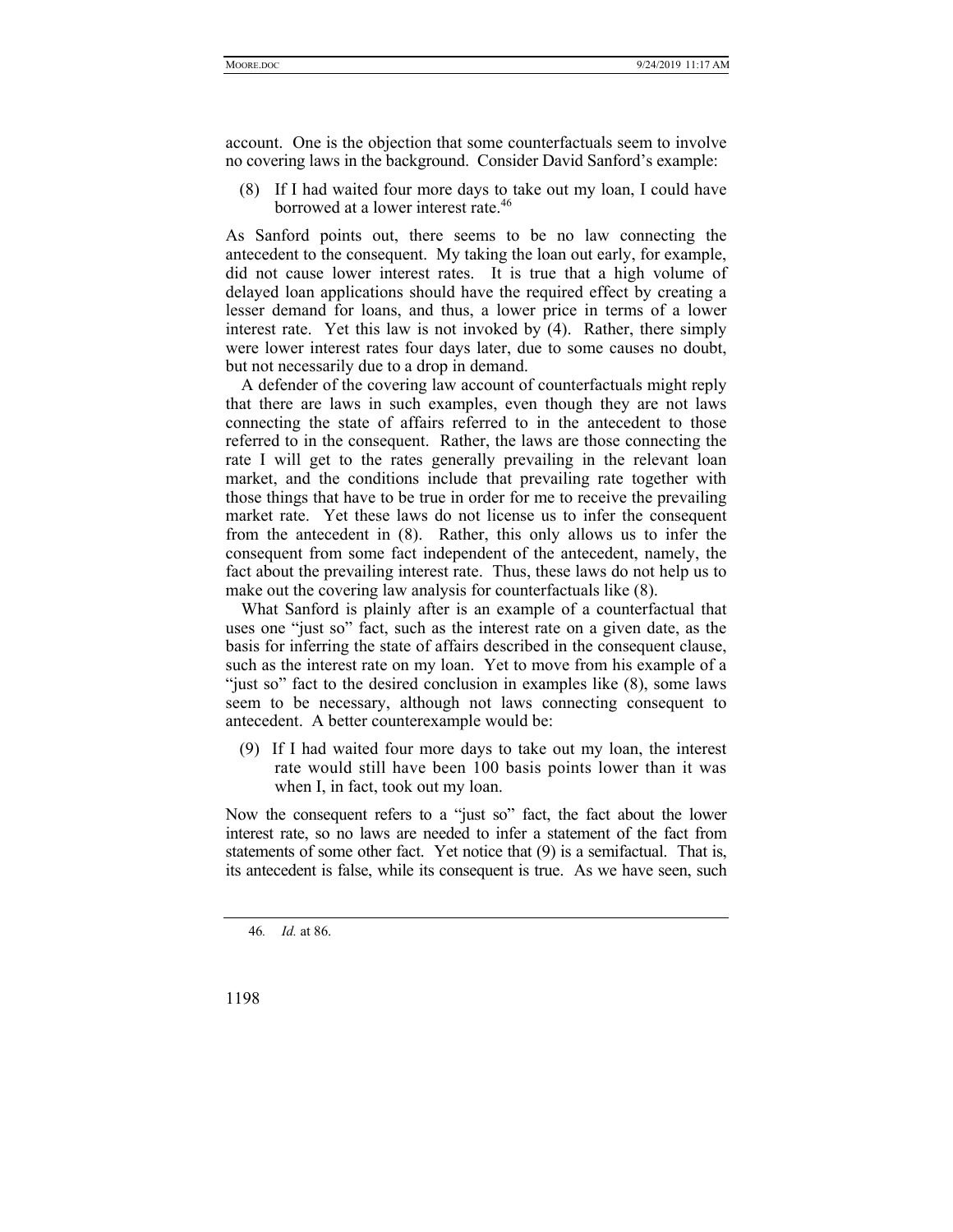account. One is the objection that some counterfactuals seem to involve no covering laws in the background. Consider David Sanford's example:

> (8) If I had waited four more days to take out my loan, I could have borrowed at a lower interest rate.[46]

As Sanford points out, there seems to be no law connecting the antecedent to the consequent. My taking the loan out early, for example, did not cause lower interest rates. It is true that a high volume of delayed loan applications should have the required effect by creating a lesser demand for loans, and thus, a lower price in terms of a lower interest rate. Yet this law is not invoked by (4). Rather, there simply were lower interest rates four days later, due to some causes no doubt, but not necessarily due to a drop in demand.

A defender of the covering law account of counterfactuals might reply that there are laws in such examples, even though they are not laws connecting the state of affairs referred to in the antecedent to those referred to in the consequent. Rather, the laws are those connecting the rate I will get to the rates generally prevailing in the relevant loan market, and the conditions include that prevailing rate together with those things that have to be true in order for me to receive the prevailing market rate. Yet these laws do not license us to infer the consequent from the antecedent in (8). Rather, this only allows us to infer the consequent from some fact independent of the antecedent, namely, the fact about the prevailing interest rate. Thus, these laws do not help us to make out the covering law analysis for counterfactuals like (8).

What Sanford is plainly after is an example of a counterfactual that uses one "just so" fact, such as the interest rate on a given date, as the basis for inferring the state of affairs described in the consequent clause, such as the interest rate on my loan. Yet to move from his example of a "just so" fact to the desired conclusion in examples like (8), some laws seem to be necessary, although not laws connecting consequent to antecedent. A better counterexample would be:

> (9) If I had waited four more days to take out my loan, the interest rate would still have been 100 basis points lower than it was when I, in fact, took out my loan.

Now the consequent refers to a "just so" fact, the fact about the lower interest rate, so no laws are needed to infer a statement of the fact from statements of some other fact. Yet notice that (9) is a semifactual. That is, its antecedent is false, while its consequent is true. As we have seen, such

---

46. *Id.* at 86.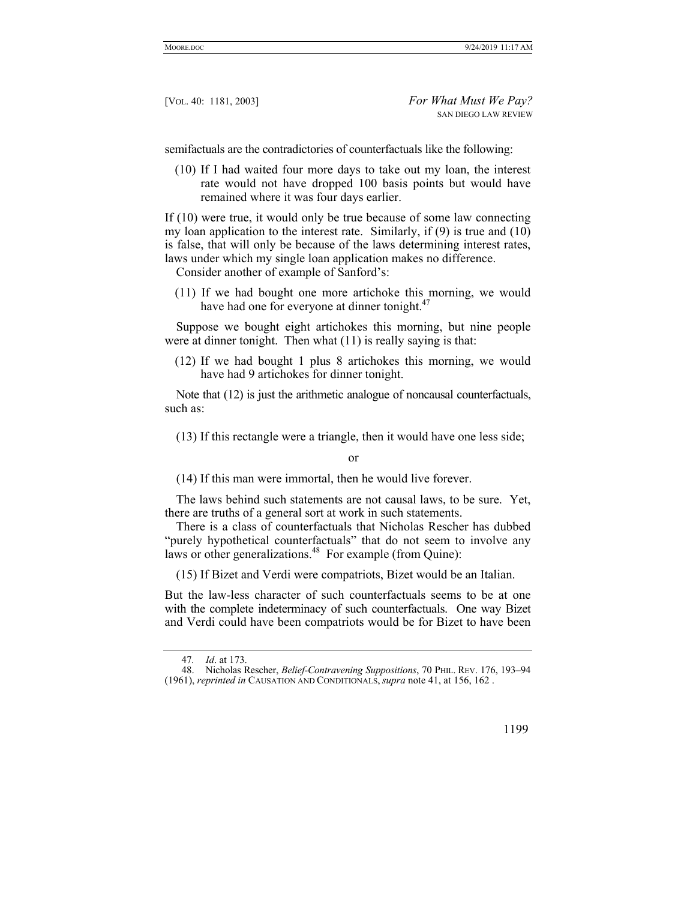semifactuals are the contradictories of counterfactuals like the following:

> (10) If I had waited four more days to take out my loan, the interest rate would not have dropped 100 basis points but would have remained where it was four days earlier.

If (10) were true, it would only be true because of some law connecting my loan application to the interest rate. Similarly, if (9) is true and (10) is false, that will only be because of the laws determining interest rates, laws under which my single loan application makes no difference.

Consider another of example of Sanford's:

> (11) If we had bought one more artichoke this morning, we would have had one for everyone at dinner tonight.[47]

Suppose we bought eight artichokes this morning, but nine people were at dinner tonight. Then what (11) is really saying is that:

> (12) If we had bought 1 plus 8 artichokes this morning, we would have had 9 artichokes for dinner tonight.

Note that (12) is just the arithmetic analogue of noncausal counterfactuals, such as:

> (13) If this rectangle were a triangle, then it would have one less side;

or

> (14) If this man were immortal, then he would live forever.

The laws behind such statements are not causal laws, to be sure. Yet, there are truths of a general sort at work in such statements.

There is a class of counterfactuals that Nicholas Rescher has dubbed "purely hypothetical counterfactuals" that do not seem to involve any laws or other generalizations.[48] For example (from Quine):

> (15) If Bizet and Verdi were compatriots, Bizet would be an Italian.

But the law-less character of such counterfactuals seems to be at one with the complete indeterminacy of such counterfactuals. One way Bizet and Verdi could have been compatriots would be for Bizet to have been

---

47. *Id*. at 173.

48. Nicholas Rescher, *Belief-Contravening Suppositions*, 70 PHIL. REV. 176, 193–94 (1961), *reprinted in* CAUSATION AND CONDITIONALS, *supra* note 41, at 156, 162 .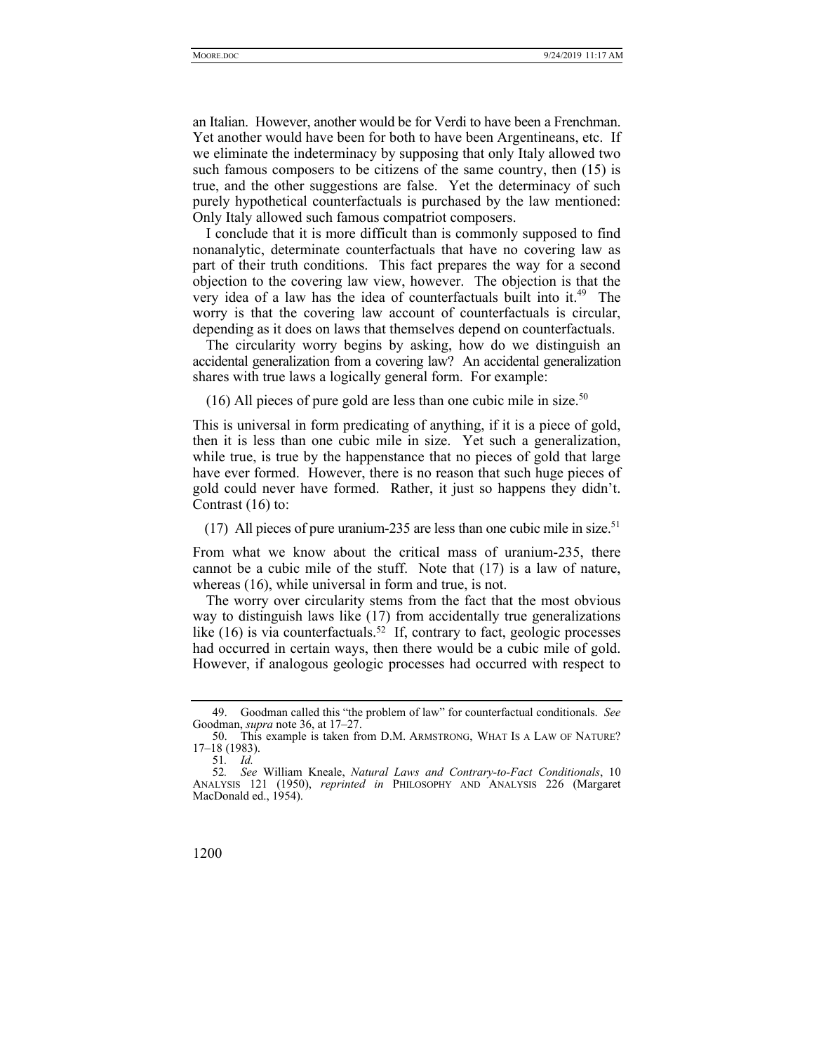an Italian. However, another would be for Verdi to have been a Frenchman. Yet another would have been for both to have been Argentineans, etc. If we eliminate the indeterminacy by supposing that only Italy allowed two such famous composers to be citizens of the same country, then (15) is true, and the other suggestions are false. Yet the determinacy of such purely hypothetical counterfactuals is purchased by the law mentioned: Only Italy allowed such famous compatriot composers.

I conclude that it is more difficult than is commonly supposed to find nonanalytic, determinate counterfactuals that have no covering law as part of their truth conditions. This fact prepares the way for a second objection to the covering law view, however. The objection is that the very idea of a law has the idea of counterfactuals built into it.[49] The worry is that the covering law account of counterfactuals is circular, depending as it does on laws that themselves depend on counterfactuals.

The circularity worry begins by asking, how do we distinguish an accidental generalization from a covering law? An accidental generalization shares with true laws a logically general form. For example:

(16) All pieces of pure gold are less than one cubic mile in size.[50]

This is universal in form predicating of anything, if it is a piece of gold, then it is less than one cubic mile in size. Yet such a generalization, while true, is true by the happenstance that no pieces of gold that large have ever formed. However, there is no reason that such huge pieces of gold could never have formed. Rather, it just so happens they didn't. Contrast (16) to:

(17) All pieces of pure uranium-235 are less than one cubic mile in size.[51]

From what we know about the critical mass of uranium-235, there cannot be a cubic mile of the stuff. Note that (17) is a law of nature, whereas (16), while universal in form and true, is not.

The worry over circularity stems from the fact that the most obvious way to distinguish laws like (17) from accidentally true generalizations like (16) is via counterfactuals.[52] If, contrary to fact, geologic processes had occurred in certain ways, then there would be a cubic mile of gold. However, if analogous geologic processes had occurred with respect to

---

49. Goodman called this "the problem of law" for counterfactual conditionals. *See* Goodman, *supra* note 36, at 17–27.

50. This example is taken from D.M. ARMSTRONG, WHAT IS A LAW OF NATURE? 17–18 (1983).

51. *Id.*

52. *See* William Kneale, *Natural Laws and Contrary-to-Fact Conditionals*, 10 ANALYSIS 121 (1950), *reprinted in* PHILOSOPHY AND ANALYSIS 226 (Margaret MacDonald ed., 1954).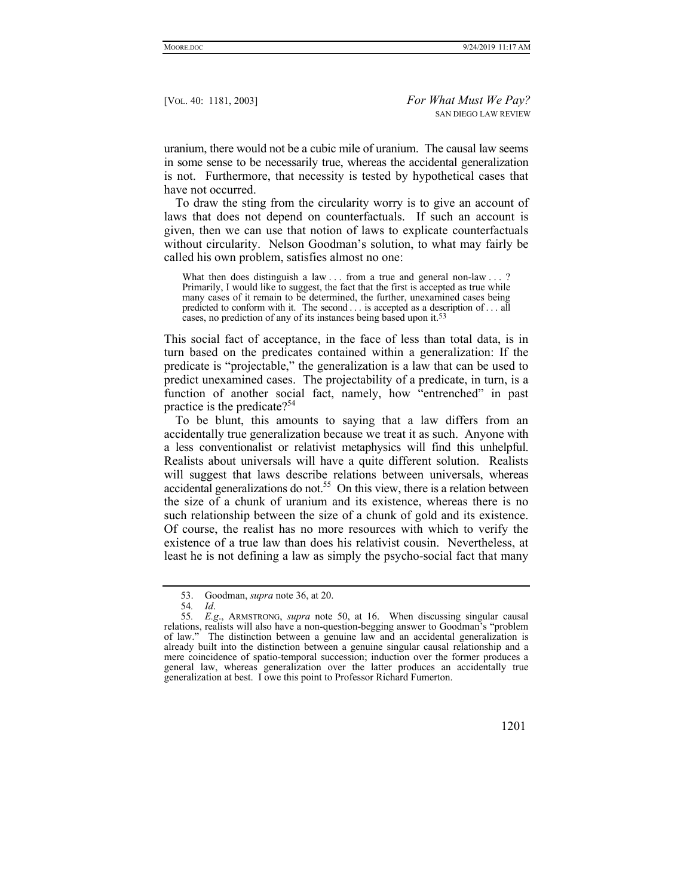uranium, there would not be a cubic mile of uranium. The causal law seems in some sense to be necessarily true, whereas the accidental generalization is not. Furthermore, that necessity is tested by hypothetical cases that have not occurred.

To draw the sting from the circularity worry is to give an account of laws that does not depend on counterfactuals. If such an account is given, then we can use that notion of laws to explicate counterfactuals without circularity. Nelson Goodman's solution, to what may fairly be called his own problem, satisfies almost no one:

> What then does distinguish a law . . . from a true and general non-law . . . ? Primarily, I would like to suggest, the fact that the first is accepted as true while many cases of it remain to be determined, the further, unexamined cases being predicted to conform with it. The second . . . is accepted as a description of . . . all cases, no prediction of any of its instances being based upon it.[53]

This social fact of acceptance, in the face of less than total data, is in turn based on the predicates contained within a generalization: If the predicate is "projectable," the generalization is a law that can be used to predict unexamined cases. The projectability of a predicate, in turn, is a function of another social fact, namely, how "entrenched" in past practice is the predicate?[54]

To be blunt, this amounts to saying that a law differs from an accidentally true generalization because we treat it as such. Anyone with a less conventionalist or relativist metaphysics will find this unhelpful. Realists about universals will have a quite different solution. Realists will suggest that laws describe relations between universals, whereas accidental generalizations do not.[55] On this view, there is a relation between the size of a chunk of uranium and its existence, whereas there is no such relationship between the size of a chunk of gold and its existence. Of course, the realist has no more resources with which to verify the existence of a true law than does his relativist cousin. Nevertheless, at least he is not defining a law as simply the psycho-social fact that many

---

53. Goodman, *supra* note 36, at 20.

54. *Id*.

55. *E.g*., ARMSTRONG, *supra* note 50, at 16. When discussing singular causal relations, realists will also have a non-question-begging answer to Goodman's "problem of law." The distinction between a genuine law and an accidental generalization is already built into the distinction between a genuine singular causal relationship and a mere coincidence of spatio-temporal succession; induction over the former produces a general law, whereas generalization over the latter produces an accidentally true generalization at best. I owe this point to Professor Richard Fumerton.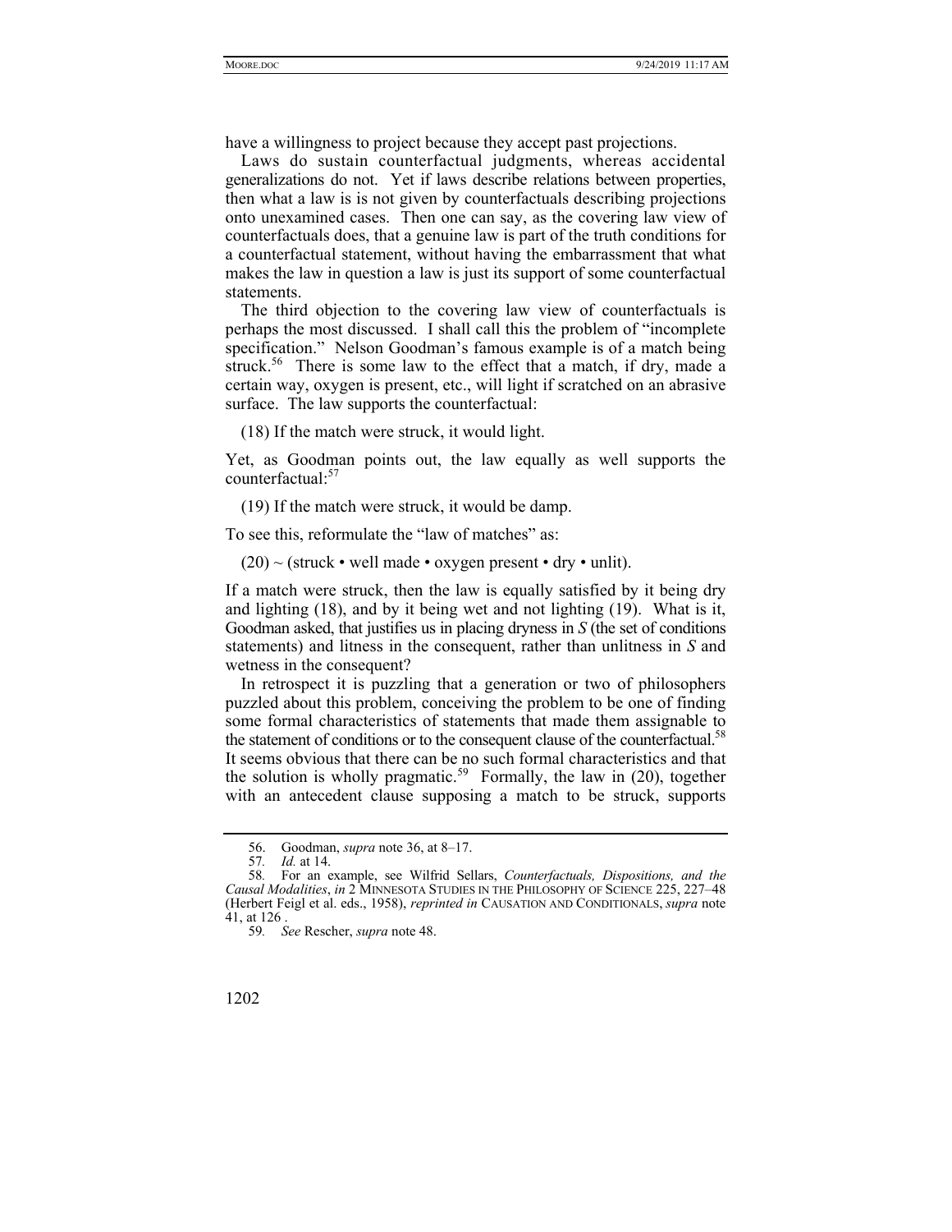have a willingness to project because they accept past projections.

Laws do sustain counterfactual judgments, whereas accidental generalizations do not. Yet if laws describe relations between properties, then what a law is is not given by counterfactuals describing projections onto unexamined cases. Then one can say, as the covering law view of counterfactuals does, that a genuine law is part of the truth conditions for a counterfactual statement, without having the embarrassment that what makes the law in question a law is just its support of some counterfactual statements.

The third objection to the covering law view of counterfactuals is perhaps the most discussed. I shall call this the problem of "incomplete specification." Nelson Goodman's famous example is of a match being struck.[56] There is some law to the effect that a match, if dry, made a certain way, oxygen is present, etc., will light if scratched on an abrasive surface. The law supports the counterfactual:

(18) If the match were struck, it would light.

Yet, as Goodman points out, the law equally as well supports the counterfactual:[57]

(19) If the match were struck, it would be damp.

To see this, reformulate the "law of matches" as:

(20) ~ (struck • well made • oxygen present • dry • unlit).

If a match were struck, then the law is equally satisfied by it being dry and lighting (18), and by it being wet and not lighting (19). What is it, Goodman asked, that justifies us in placing dryness in *S* (the set of conditions statements) and litness in the consequent, rather than unlitness in *S* and wetness in the consequent?

In retrospect it is puzzling that a generation or two of philosophers puzzled about this problem, conceiving the problem to be one of finding some formal characteristics of statements that made them assignable to the statement of conditions or to the consequent clause of the counterfactual.[58] It seems obvious that there can be no such formal characteristics and that the solution is wholly pragmatic.[59] Formally, the law in (20), together with an antecedent clause supposing a match to be struck, supports

---

56. Goodman, *supra* note 36, at 8–17.

57. *Id.* at 14.

58. For an example, see Wilfrid Sellars, *Counterfactuals, Dispositions, and the Causal Modalities*, *in* 2 MINNESOTA STUDIES IN THE PHILOSOPHY OF SCIENCE 225, 227–48 (Herbert Feigl et al. eds., 1958), *reprinted in* CAUSATION AND CONDITIONALS, *supra* note 41, at 126 .

59. *See* Rescher, *supra* note 48.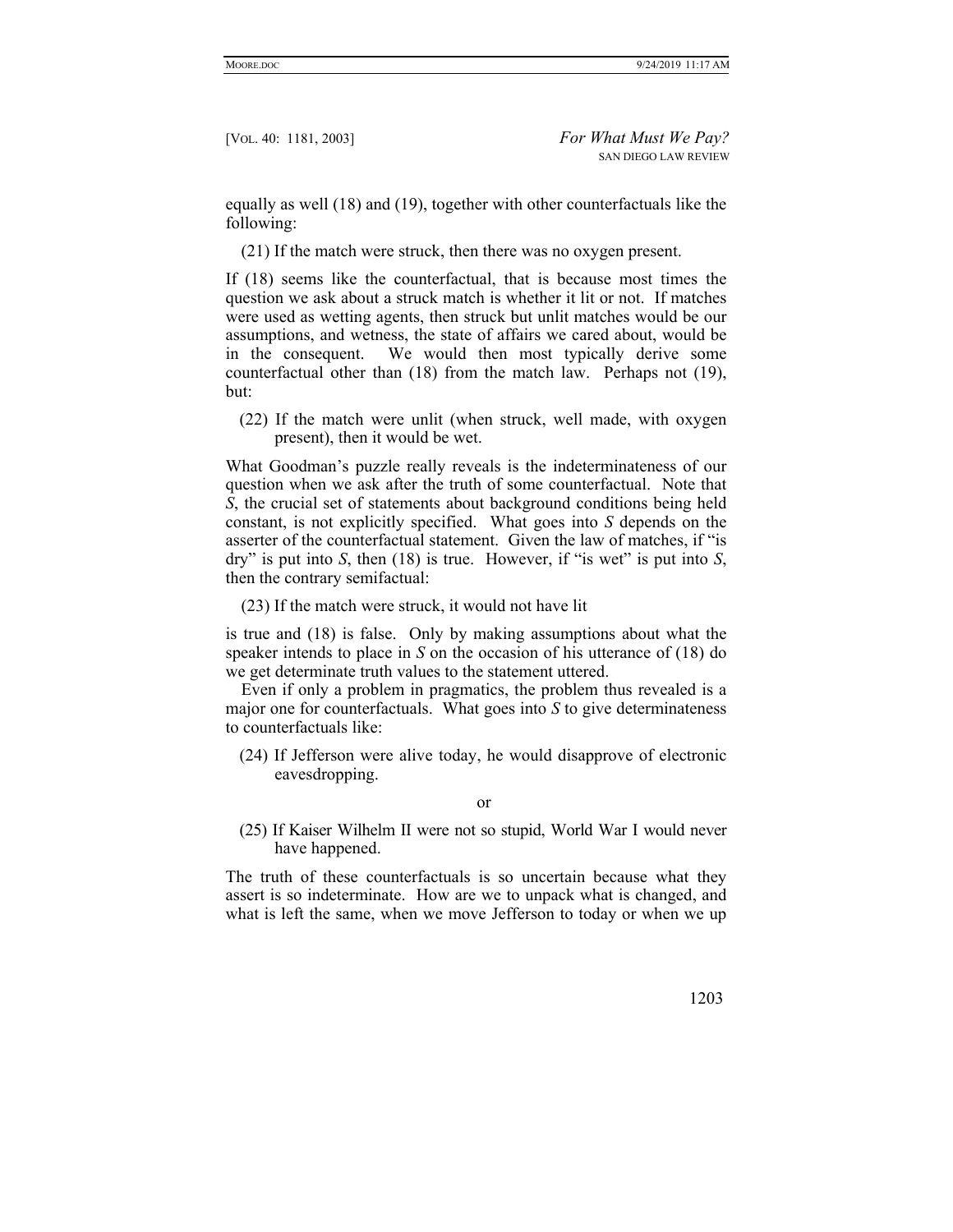equally as well (18) and (19), together with other counterfactuals like the following:

(21) If the match were struck, then there was no oxygen present.

If (18) seems like the counterfactual, that is because most times the question we ask about a struck match is whether it lit or not. If matches were used as wetting agents, then struck but unlit matches would be our assumptions, and wetness, the state of affairs we cared about, would be in the consequent. We would then most typically derive some counterfactual other than (18) from the match law. Perhaps not (19), but:

(22) If the match were unlit (when struck, well made, with oxygen present), then it would be wet.

What Goodman's puzzle really reveals is the indeterminateness of our question when we ask after the truth of some counterfactual. Note that *S*, the crucial set of statements about background conditions being held constant, is not explicitly specified. What goes into *S* depends on the asserter of the counterfactual statement. Given the law of matches, if "is dry" is put into *S*, then (18) is true. However, if "is wet" is put into *S*, then the contrary semifactual:

(23) If the match were struck, it would not have lit

is true and (18) is false. Only by making assumptions about what the speaker intends to place in *S* on the occasion of his utterance of (18) do we get determinate truth values to the statement uttered.

Even if only a problem in pragmatics, the problem thus revealed is a major one for counterfactuals. What goes into *S* to give determinateness to counterfactuals like:

(24) If Jefferson were alive today, he would disapprove of electronic eavesdropping.

or

(25) If Kaiser Wilhelm II were not so stupid, World War I would never have happened.

The truth of these counterfactuals is so uncertain because what they assert is so indeterminate. How are we to unpack what is changed, and what is left the same, when we move Jefferson to today or when we up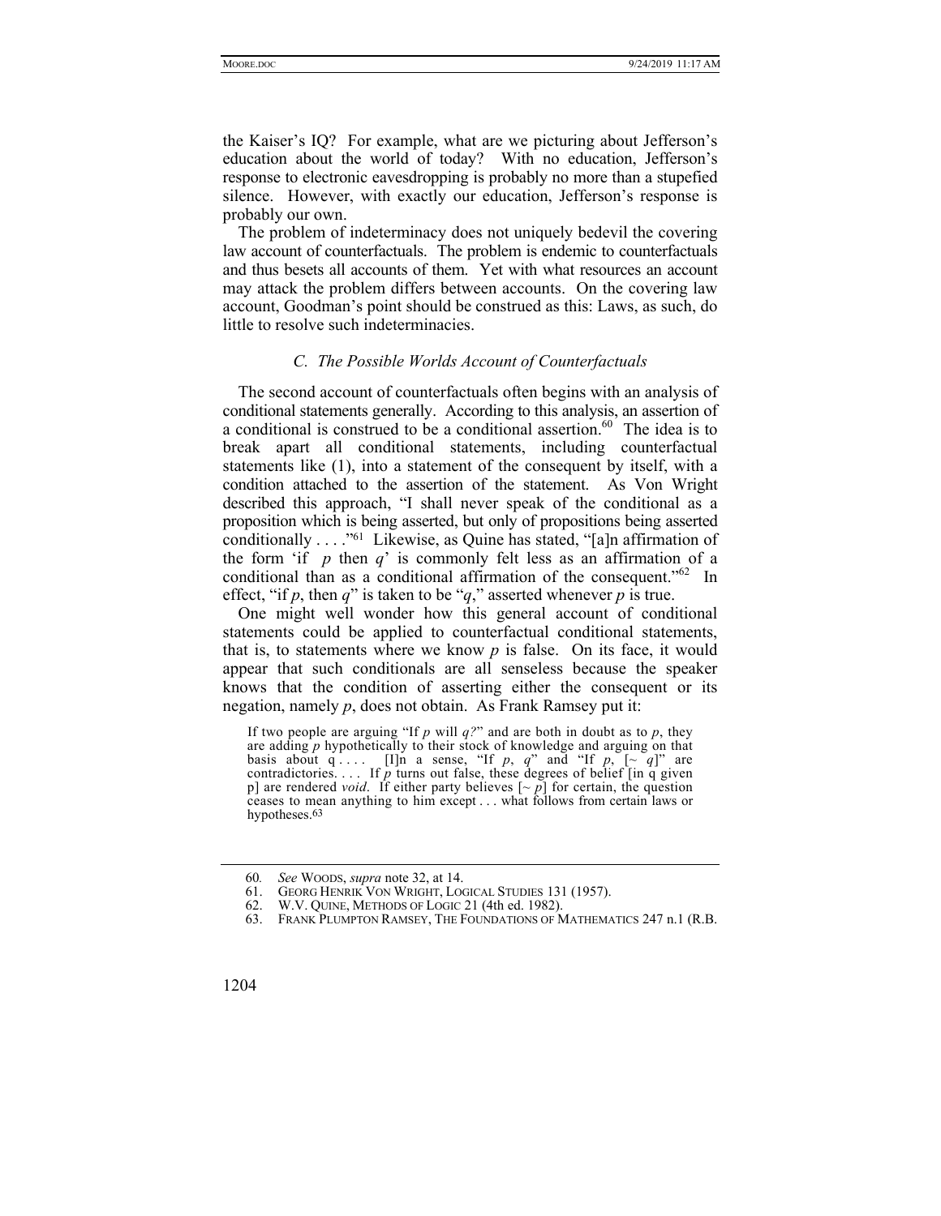the Kaiser's IQ? For example, what are we picturing about Jefferson's education about the world of today? With no education, Jefferson's response to electronic eavesdropping is probably no more than a stupefied silence. However, with exactly our education, Jefferson's response is probably our own.

The problem of indeterminacy does not uniquely bedevil the covering law account of counterfactuals. The problem is endemic to counterfactuals and thus besets all accounts of them. Yet with what resources an account may attack the problem differs between accounts. On the covering law account, Goodman's point should be construed as this: Laws, as such, do little to resolve such indeterminacies.

### *C. The Possible Worlds Account of Counterfactuals*

The second account of counterfactuals often begins with an analysis of conditional statements generally. According to this analysis, an assertion of a conditional is construed to be a conditional assertion.[60] The idea is to break apart all conditional statements, including counterfactual statements like (1), into a statement of the consequent by itself, with a condition attached to the assertion of the statement. As Von Wright described this approach, "I shall never speak of the conditional as a proposition which is being asserted, but only of propositions being asserted conditionally . . . ."[61] Likewise, as Quine has stated, "[a]n affirmation of the form 'if *p* then *q*' is commonly felt less as an affirmation of a conditional than as a conditional affirmation of the consequent."[62] In effect, "if *p*, then *q*" is taken to be "*q*," asserted whenever *p* is true.

One might well wonder how this general account of conditional statements could be applied to counterfactual conditional statements, that is, to statements where we know *p* is false. On its face, it would appear that such conditionals are all senseless because the speaker knows that the condition of asserting either the consequent or its negation, namely *p*, does not obtain. As Frank Ramsey put it:

> If two people are arguing "If *p* will *q?*" and are both in doubt as to *p*, they are adding *p* hypothetically to their stock of knowledge and arguing on that basis about q . . . . [I]n a sense, "If *p*, *q*" and "If *p*, [~ *q*]" are contradictories. . . . If *p* turns out false, these degrees of belief [in q given p] are rendered *void*. If either party believes [~ *p*] for certain, the question ceases to mean anything to him except . . . what follows from certain laws or hypotheses.[63]

---

60. *See* WOODS, *supra* note 32, at 14.
61. GEORG HENRIK VON WRIGHT, LOGICAL STUDIES 131 (1957).
62. W.V. QUINE, METHODS OF LOGIC 21 (4th ed. 1982).
63. FRANK PLUMPTON RAMSEY, THE FOUNDATIONS OF MATHEMATICS 247 n.1 (R.B.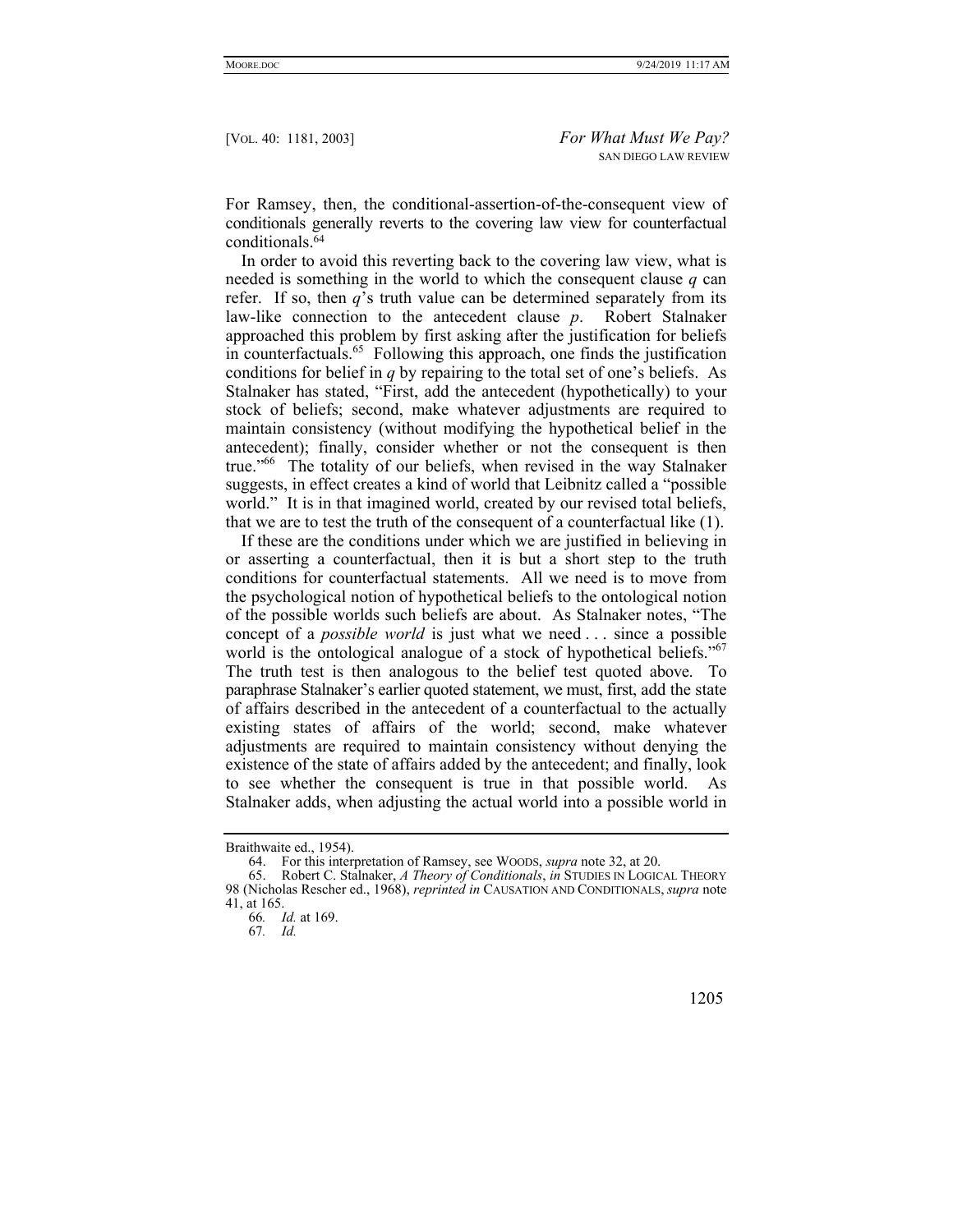For Ramsey, then, the conditional-assertion-of-the-consequent view of conditionals generally reverts to the covering law view for counterfactual conditionals.[64]

In order to avoid this reverting back to the covering law view, what is needed is something in the world to which the consequent clause *q* can refer. If so, then *q*'s truth value can be determined separately from its law-like connection to the antecedent clause *p*. Robert Stalnaker approached this problem by first asking after the justification for beliefs in counterfactuals.[65] Following this approach, one finds the justification conditions for belief in *q* by repairing to the total set of one's beliefs. As Stalnaker has stated, "First, add the antecedent (hypothetically) to your stock of beliefs; second, make whatever adjustments are required to maintain consistency (without modifying the hypothetical belief in the antecedent); finally, consider whether or not the consequent is then true."[66] The totality of our beliefs, when revised in the way Stalnaker suggests, in effect creates a kind of world that Leibnitz called a "possible world." It is in that imagined world, created by our revised total beliefs, that we are to test the truth of the consequent of a counterfactual like (1).

If these are the conditions under which we are justified in believing in or asserting a counterfactual, then it is but a short step to the truth conditions for counterfactual statements. All we need is to move from the psychological notion of hypothetical beliefs to the ontological notion of the possible worlds such beliefs are about. As Stalnaker notes, "The concept of a *possible world* is just what we need . . . since a possible world is the ontological analogue of a stock of hypothetical beliefs."[67] The truth test is then analogous to the belief test quoted above. To paraphrase Stalnaker's earlier quoted statement, we must, first, add the state of affairs described in the antecedent of a counterfactual to the actually existing states of affairs of the world; second, make whatever adjustments are required to maintain consistency without denying the existence of the state of affairs added by the antecedent; and finally, look to see whether the consequent is true in that possible world. As Stalnaker adds, when adjusting the actual world into a possible world in

---

Braithwaite ed., 1954).

64. For this interpretation of Ramsey, see WOODS, *supra* note 32, at 20.

65. Robert C. Stalnaker, *A Theory of Conditionals*, *in* STUDIES IN LOGICAL THEORY 98 (Nicholas Rescher ed., 1968), *reprinted in* CAUSATION AND CONDITIONALS, *supra* note 41, at 165.

66. *Id.* at 169.

67. *Id.*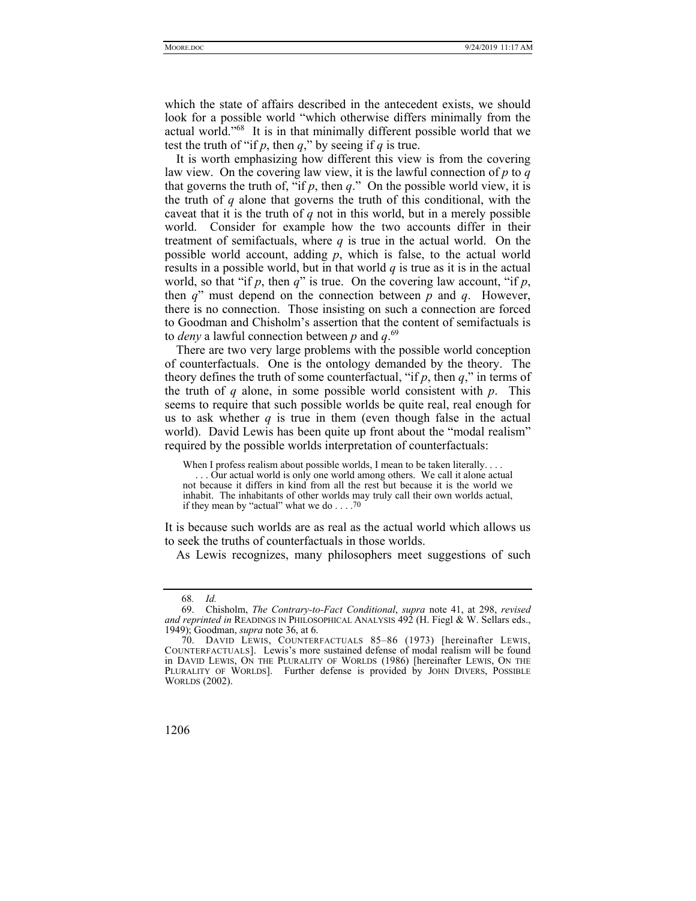which the state of affairs described in the antecedent exists, we should look for a possible world "which otherwise differs minimally from the actual world."[68] It is in that minimally different possible world that we test the truth of "if *p*, then *q*," by seeing if *q* is true.

It is worth emphasizing how different this view is from the covering law view. On the covering law view, it is the lawful connection of *p* to *q* that governs the truth of, "if *p*, then *q*." On the possible world view, it is the truth of *q* alone that governs the truth of this conditional, with the caveat that it is the truth of *q* not in this world, but in a merely possible world. Consider for example how the two accounts differ in their treatment of semifactuals, where *q* is true in the actual world. On the possible world account, adding *p*, which is false, to the actual world results in a possible world, but in that world *q* is true as it is in the actual world, so that "if *p*, then *q*" is true. On the covering law account, "if *p*, then *q*" must depend on the connection between *p* and *q*. However, there is no connection. Those insisting on such a connection are forced to Goodman and Chisholm's assertion that the content of semifactuals is to *deny* a lawful connection between *p* and *q*.[69]

There are two very large problems with the possible world conception of counterfactuals. One is the ontology demanded by the theory. The theory defines the truth of some counterfactual, "if *p*, then *q*," in terms of the truth of *q* alone, in some possible world consistent with *p*. This seems to require that such possible worlds be quite real, real enough for us to ask whether *q* is true in them (even though false in the actual world). David Lewis has been quite up front about the "modal realism" required by the possible worlds interpretation of counterfactuals:

> When I profess realism about possible worlds, I mean to be taken literally. . . .
>
> . . . Our actual world is only one world among others. We call it alone actual not because it differs in kind from all the rest but because it is the world we inhabit. The inhabitants of other worlds may truly call their own worlds actual, if they mean by "actual" what we do . . . .[70]

It is because such worlds are as real as the actual world which allows us to seek the truths of counterfactuals in those worlds.

As Lewis recognizes, many philosophers meet suggestions of such

---

68. *Id.*

69. Chisholm, *The Contrary-to-Fact Conditional*, *supra* note 41, at 298, *revised and reprinted in* READINGS IN PHILOSOPHICAL ANALYSIS 492 (H. Fiegl & W. Sellars eds., 1949); Goodman, *supra* note 36, at 6.

70. DAVID LEWIS, COUNTERFACTUALS 85–86 (1973) [hereinafter LEWIS, COUNTERFACTUALS]. Lewis's more sustained defense of modal realism will be found in DAVID LEWIS, ON THE PLURALITY OF WORLDS (1986) [hereinafter LEWIS, ON THE PLURALITY OF WORLDS]. Further defense is provided by JOHN DIVERS, POSSIBLE WORLDS (2002).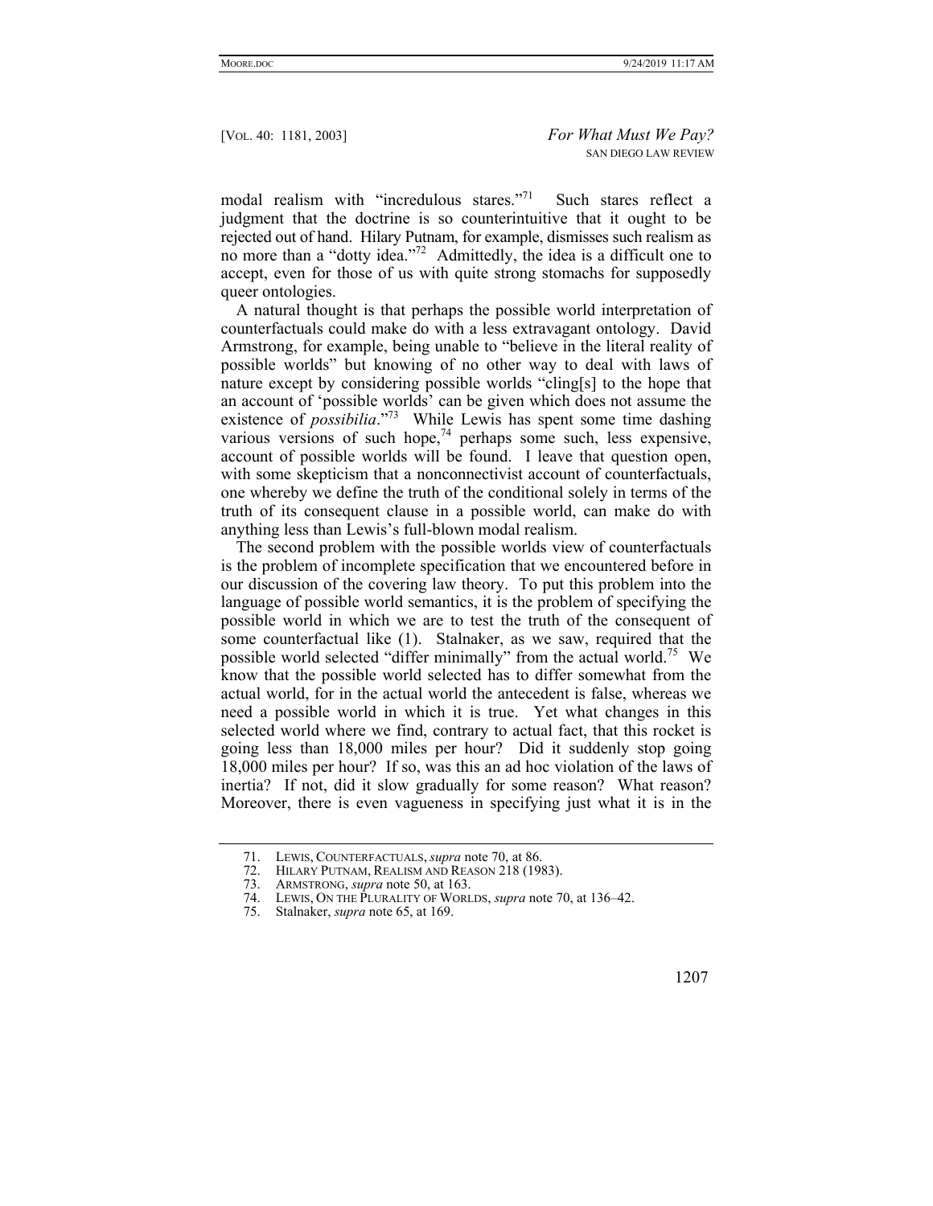modal realism with "incredulous stares."[71] Such stares reflect a judgment that the doctrine is so counterintuitive that it ought to be rejected out of hand. Hilary Putnam, for example, dismisses such realism as no more than a "dotty idea."[72] Admittedly, the idea is a difficult one to accept, even for those of us with quite strong stomachs for supposedly queer ontologies.

A natural thought is that perhaps the possible world interpretation of counterfactuals could make do with a less extravagant ontology. David Armstrong, for example, being unable to "believe in the literal reality of possible worlds" but knowing of no other way to deal with laws of nature except by considering possible worlds "cling[s] to the hope that an account of 'possible worlds' can be given which does not assume the existence of *possibilia*."[73] While Lewis has spent some time dashing various versions of such hope,[74] perhaps some such, less expensive, account of possible worlds will be found. I leave that question open, with some skepticism that a nonconnectivist account of counterfactuals, one whereby we define the truth of the conditional solely in terms of the truth of its consequent clause in a possible world, can make do with anything less than Lewis's full-blown modal realism.

The second problem with the possible worlds view of counterfactuals is the problem of incomplete specification that we encountered before in our discussion of the covering law theory. To put this problem into the language of possible world semantics, it is the problem of specifying the possible world in which we are to test the truth of the consequent of some counterfactual like (1). Stalnaker, as we saw, required that the possible world selected "differ minimally" from the actual world.[75] We know that the possible world selected has to differ somewhat from the actual world, for in the actual world the antecedent is false, whereas we need a possible world in which it is true. Yet what changes in this selected world where we find, contrary to actual fact, that this rocket is going less than 18,000 miles per hour? Did it suddenly stop going 18,000 miles per hour? If so, was this an ad hoc violation of the laws of inertia? If not, did it slow gradually for some reason? What reason? Moreover, there is even vagueness in specifying just what it is in the

---

71. LEWIS, COUNTERFACTUALS, *supra* note 70, at 86.

72. HILARY PUTNAM, REALISM AND REASON 218 (1983).

73. ARMSTRONG, *supra* note 50, at 163.

74. LEWIS, ON THE PLURALITY OF WORLDS, *supra* note 70, at 136–42.

75. Stalnaker, *supra* note 65, at 169.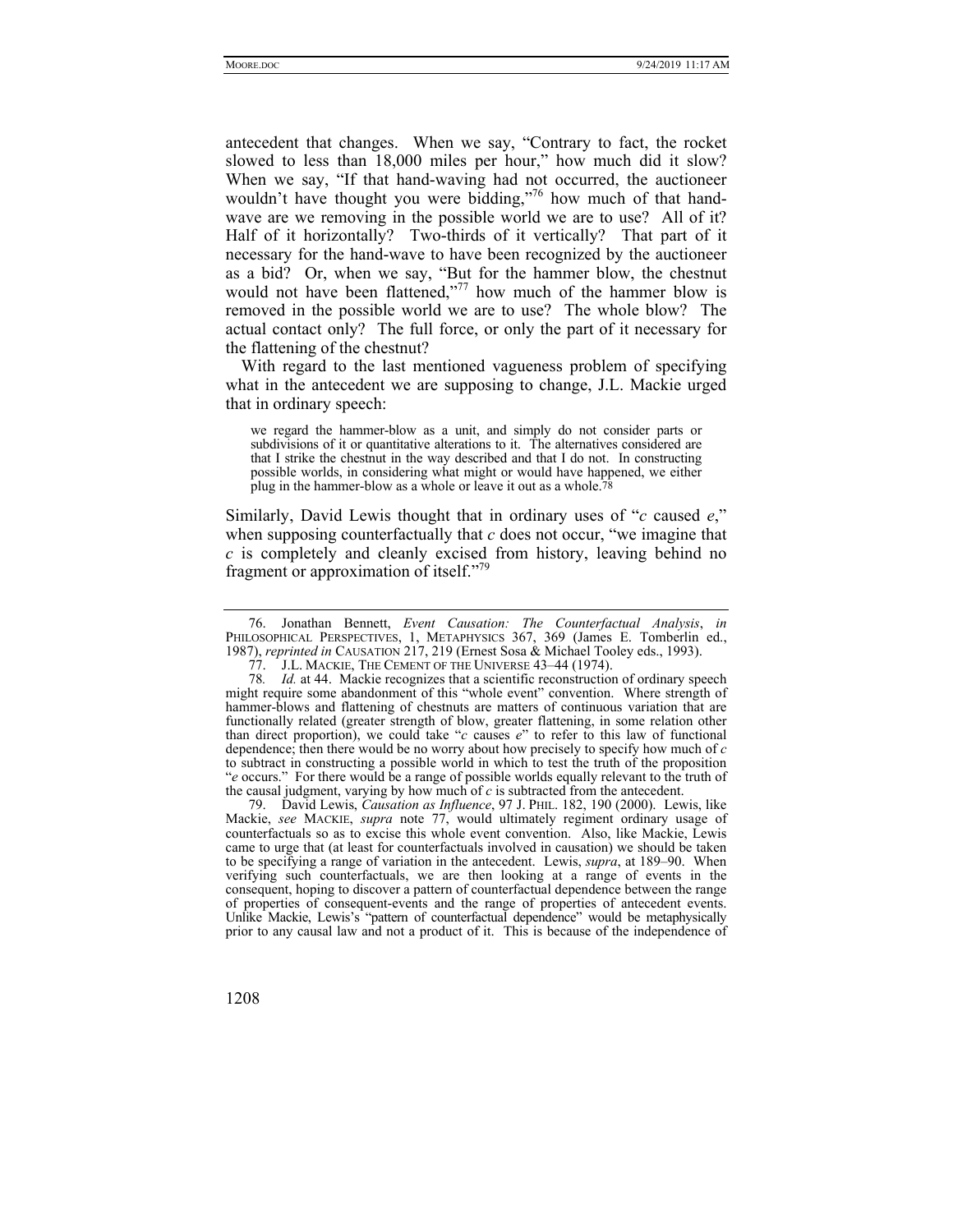antecedent that changes. When we say, "Contrary to fact, the rocket slowed to less than 18,000 miles per hour," how much did it slow? When we say, "If that hand-waving had not occurred, the auctioneer wouldn't have thought you were bidding,"[76] how much of that hand-wave are we removing in the possible world we are to use? All of it? Half of it horizontally? Two-thirds of it vertically? That part of it necessary for the hand-wave to have been recognized by the auctioneer as a bid? Or, when we say, "But for the hammer blow, the chestnut would not have been flattened,"[77] how much of the hammer blow is removed in the possible world we are to use? The whole blow? The actual contact only? The full force, or only the part of it necessary for the flattening of the chestnut?

With regard to the last mentioned vagueness problem of specifying what in the antecedent we are supposing to change, J.L. Mackie urged that in ordinary speech:

> we regard the hammer-blow as a unit, and simply do not consider parts or subdivisions of it or quantitative alterations to it. The alternatives considered are that I strike the chestnut in the way described and that I do not. In constructing possible worlds, in considering what might or would have happened, we either plug in the hammer-blow as a whole or leave it out as a whole.[78]

Similarly, David Lewis thought that in ordinary uses of "*c* caused *e*," when supposing counterfactually that *c* does not occur, "we imagine that *c* is completely and cleanly excised from history, leaving behind no fragment or approximation of itself."[79]

---

76. Jonathan Bennett, *Event Causation: The Counterfactual Analysis*, *in* PHILOSOPHICAL PERSPECTIVES, 1, METAPHYSICS 367, 369 (James E. Tomberlin ed., 1987), *reprinted in* CAUSATION 217, 219 (Ernest Sosa & Michael Tooley eds., 1993).

77. J.L. MACKIE, THE CEMENT OF THE UNIVERSE 43–44 (1974).

78. *Id.* at 44. Mackie recognizes that a scientific reconstruction of ordinary speech might require some abandonment of this "whole event" convention. Where strength of hammer-blows and flattening of chestnuts are matters of continuous variation that are functionally related (greater strength of blow, greater flattening, in some relation other than direct proportion), we could take "*c* causes *e*" to refer to this law of functional dependence; then there would be no worry about how precisely to specify how much of *c* to subtract in constructing a possible world in which to test the truth of the proposition "*e* occurs." For there would be a range of possible worlds equally relevant to the truth of the causal judgment, varying by how much of *c* is subtracted from the antecedent.

79. David Lewis, *Causation as Influence*, 97 J. PHIL. 182, 190 (2000). Lewis, like Mackie, *see* MACKIE, *supra* note 77, would ultimately regiment ordinary usage of counterfactuals so as to excise this whole event convention. Also, like Mackie, Lewis came to urge that (at least for counterfactuals involved in causation) we should be taken to be specifying a range of variation in the antecedent. Lewis, *supra*, at 189–90. When verifying such counterfactuals, we are then looking at a range of events in the consequent, hoping to discover a pattern of counterfactual dependence between the range of properties of consequent-events and the range of properties of antecedent events. Unlike Mackie, Lewis's "pattern of counterfactual dependence" would be metaphysically prior to any causal law and not a product of it. This is because of the independence of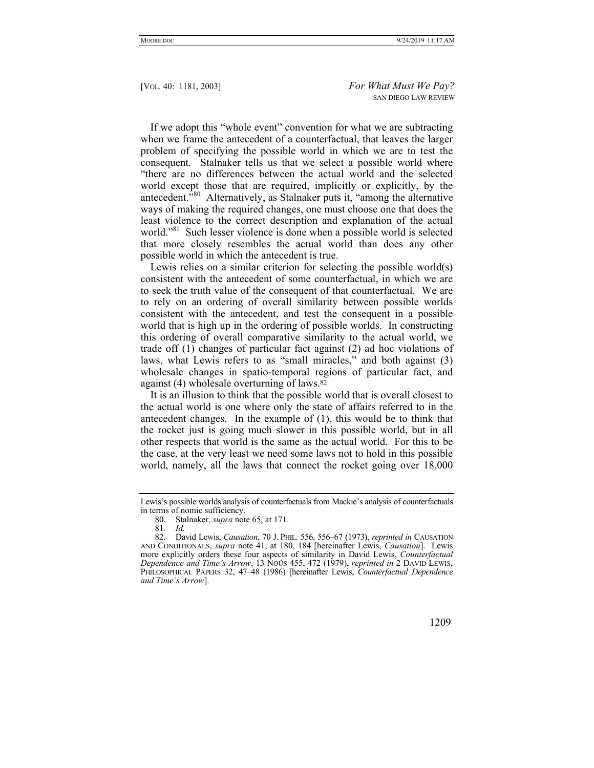If we adopt this "whole event" convention for what we are subtracting when we frame the antecedent of a counterfactual, that leaves the larger problem of specifying the possible world in which we are to test the consequent. Stalnaker tells us that we select a possible world where "there are no differences between the actual world and the selected world except those that are required, implicitly or explicitly, by the antecedent."[80] Alternatively, as Stalnaker puts it, "among the alternative ways of making the required changes, one must choose one that does the least violence to the correct description and explanation of the actual world."[81] Such lesser violence is done when a possible world is selected that more closely resembles the actual world than does any other possible world in which the antecedent is true.

Lewis relies on a similar criterion for selecting the possible world(s) consistent with the antecedent of some counterfactual, in which we are to seek the truth value of the consequent of that counterfactual. We are to rely on an ordering of overall similarity between possible worlds consistent with the antecedent, and test the consequent in a possible world that is high up in the ordering of possible worlds. In constructing this ordering of overall comparative similarity to the actual world, we trade off (1) changes of particular fact against (2) ad hoc violations of laws, what Lewis refers to as "small miracles," and both against (3) wholesale changes in spatio-temporal regions of particular fact, and against (4) wholesale overturning of laws.[82]

It is an illusion to think that the possible world that is overall closest to the actual world is one where only the state of affairs referred to in the antecedent changes. In the example of (1), this would be to think that the rocket just is going much slower in this possible world, but in all other respects that world is the same as the actual world. For this to be the case, at the very least we need some laws not to hold in this possible world, namely, all the laws that connect the rocket going over 18,000

---

Lewis's possible worlds analysis of counterfactuals from Mackie's analysis of counterfactuals in terms of nomic sufficiency.

80. Stalnaker, *supra* note 65, at 171.

81. *Id.*

82. David Lewis, *Causation*, 70 J. PHIL. 556, 556–67 (1973), *reprinted in* CAUSATION AND CONDITIONALS, *supra* note 41, at 180, 184 [hereinafter Lewis, *Causation*]. Lewis more explicitly orders these four aspects of similarity in David Lewis, *Counterfactual Dependence and Time's Arrow*, 13 NOÛS 455, 472 (1979), *reprinted in* 2 DAVID LEWIS, PHILOSOPHICAL PAPERS 32, 47–48 (1986) [hereinafter Lewis, *Counterfactual Dependence and Time's Arrow*].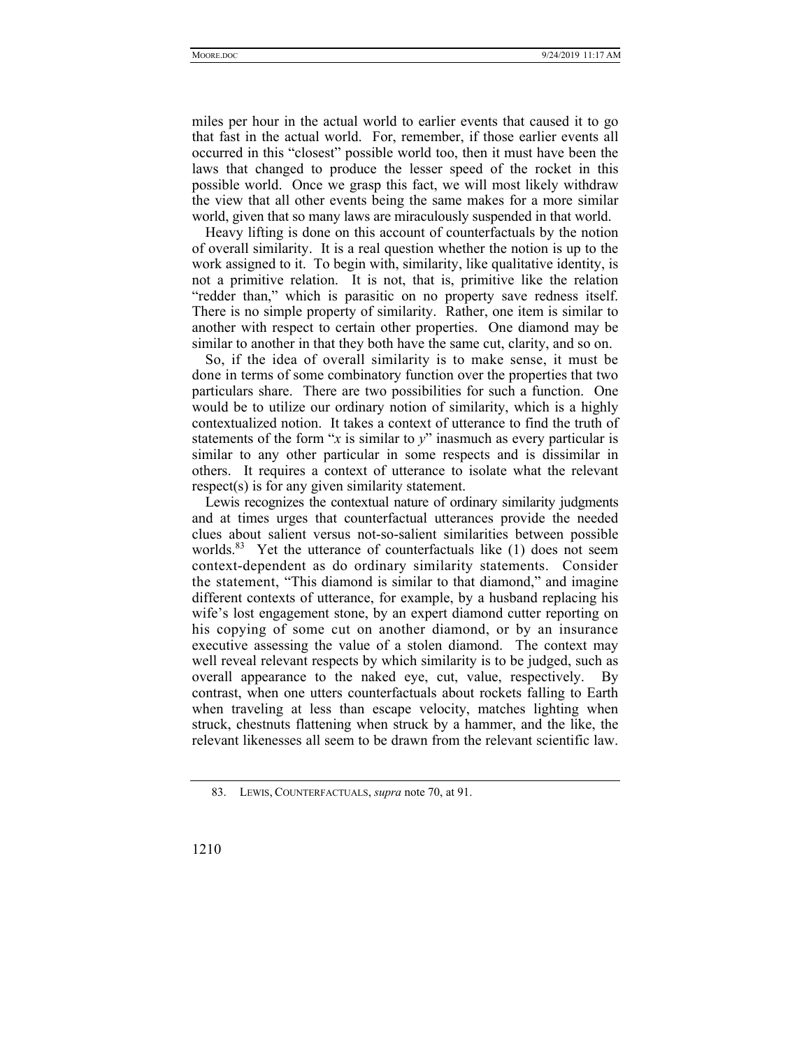miles per hour in the actual world to earlier events that caused it to go that fast in the actual world. For, remember, if those earlier events all occurred in this "closest" possible world too, then it must have been the laws that changed to produce the lesser speed of the rocket in this possible world. Once we grasp this fact, we will most likely withdraw the view that all other events being the same makes for a more similar world, given that so many laws are miraculously suspended in that world.

Heavy lifting is done on this account of counterfactuals by the notion of overall similarity. It is a real question whether the notion is up to the work assigned to it. To begin with, similarity, like qualitative identity, is not a primitive relation. It is not, that is, primitive like the relation "redder than," which is parasitic on no property save redness itself. There is no simple property of similarity. Rather, one item is similar to another with respect to certain other properties. One diamond may be similar to another in that they both have the same cut, clarity, and so on.

So, if the idea of overall similarity is to make sense, it must be done in terms of some combinatory function over the properties that two particulars share. There are two possibilities for such a function. One would be to utilize our ordinary notion of similarity, which is a highly contextualized notion. It takes a context of utterance to find the truth of statements of the form "*x* is similar to *y*" inasmuch as every particular is similar to any other particular in some respects and is dissimilar in others. It requires a context of utterance to isolate what the relevant respect(s) is for any given similarity statement.

Lewis recognizes the contextual nature of ordinary similarity judgments and at times urges that counterfactual utterances provide the needed clues about salient versus not-so-salient similarities between possible worlds.[83] Yet the utterance of counterfactuals like (1) does not seem context-dependent as do ordinary similarity statements. Consider the statement, "This diamond is similar to that diamond," and imagine different contexts of utterance, for example, by a husband replacing his wife's lost engagement stone, by an expert diamond cutter reporting on his copying of some cut on another diamond, or by an insurance executive assessing the value of a stolen diamond. The context may well reveal relevant respects by which similarity is to be judged, such as overall appearance to the naked eye, cut, value, respectively. By contrast, when one utters counterfactuals about rockets falling to Earth when traveling at less than escape velocity, matches lighting when struck, chestnuts flattening when struck by a hammer, and the like, the relevant likenesses all seem to be drawn from the relevant scientific law.

83. LEWIS, COUNTERFACTUALS, *supra* note 70, at 91.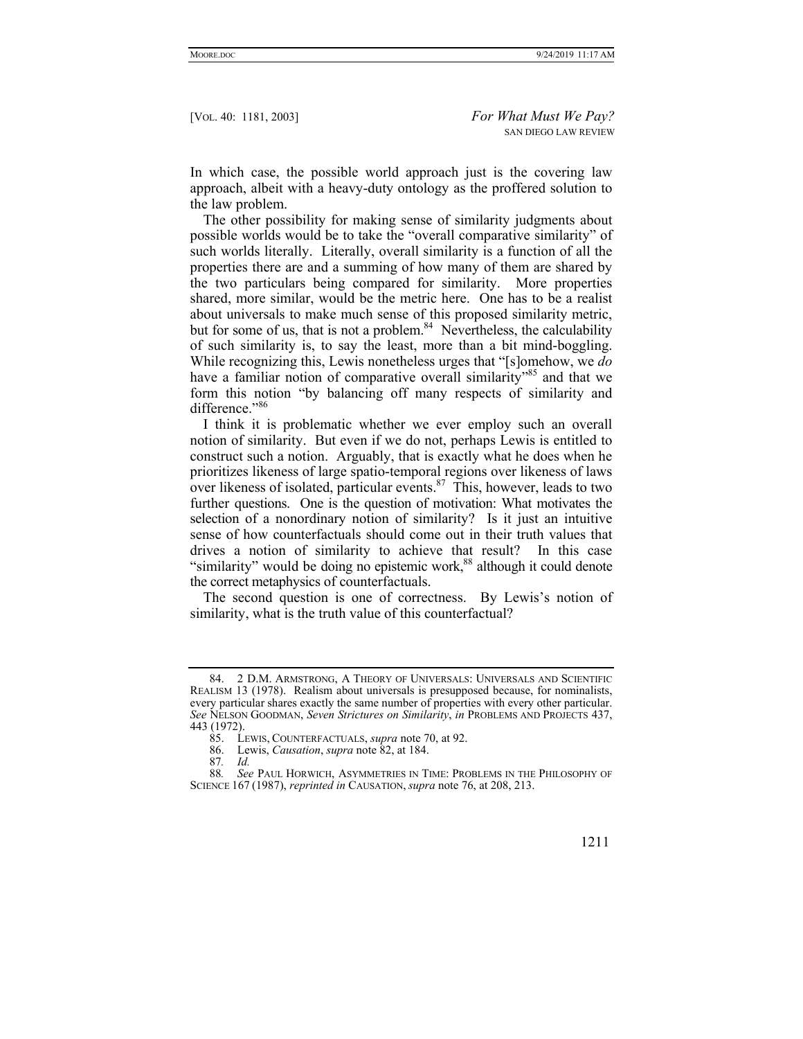In which case, the possible world approach just is the covering law approach, albeit with a heavy-duty ontology as the proffered solution to the law problem.

The other possibility for making sense of similarity judgments about possible worlds would be to take the "overall comparative similarity" of such worlds literally. Literally, overall similarity is a function of all the properties there are and a summing of how many of them are shared by the two particulars being compared for similarity. More properties shared, more similar, would be the metric here. One has to be a realist about universals to make much sense of this proposed similarity metric, but for some of us, that is not a problem.[84] Nevertheless, the calculability of such similarity is, to say the least, more than a bit mind-boggling. While recognizing this, Lewis nonetheless urges that "[s]omehow, we *do* have a familiar notion of comparative overall similarity"[85] and that we form this notion "by balancing off many respects of similarity and difference."[86]

I think it is problematic whether we ever employ such an overall notion of similarity. But even if we do not, perhaps Lewis is entitled to construct such a notion. Arguably, that is exactly what he does when he prioritizes likeness of large spatio-temporal regions over likeness of laws over likeness of isolated, particular events.[87] This, however, leads to two further questions. One is the question of motivation: What motivates the selection of a nonordinary notion of similarity? Is it just an intuitive sense of how counterfactuals should come out in their truth values that drives a notion of similarity to achieve that result? In this case "similarity" would be doing no epistemic work,[88] although it could denote the correct metaphysics of counterfactuals.

The second question is one of correctness. By Lewis's notion of similarity, what is the truth value of this counterfactual?

---

84. 2 D.M. ARMSTRONG, A THEORY OF UNIVERSALS: UNIVERSALS AND SCIENTIFIC REALISM 13 (1978). Realism about universals is presupposed because, for nominalists, every particular shares exactly the same number of properties with every other particular. *See* NELSON GOODMAN, *Seven Strictures on Similarity*, *in* PROBLEMS AND PROJECTS 437, 443 (1972).

85. LEWIS, COUNTERFACTUALS, *supra* note 70, at 92.

86. Lewis, *Causation*, *supra* note 82, at 184.

87. *Id.*

88. *See* PAUL HORWICH, ASYMMETRIES IN TIME: PROBLEMS IN THE PHILOSOPHY OF SCIENCE 167 (1987), *reprinted in* CAUSATION, *supra* note 76, at 208, 213.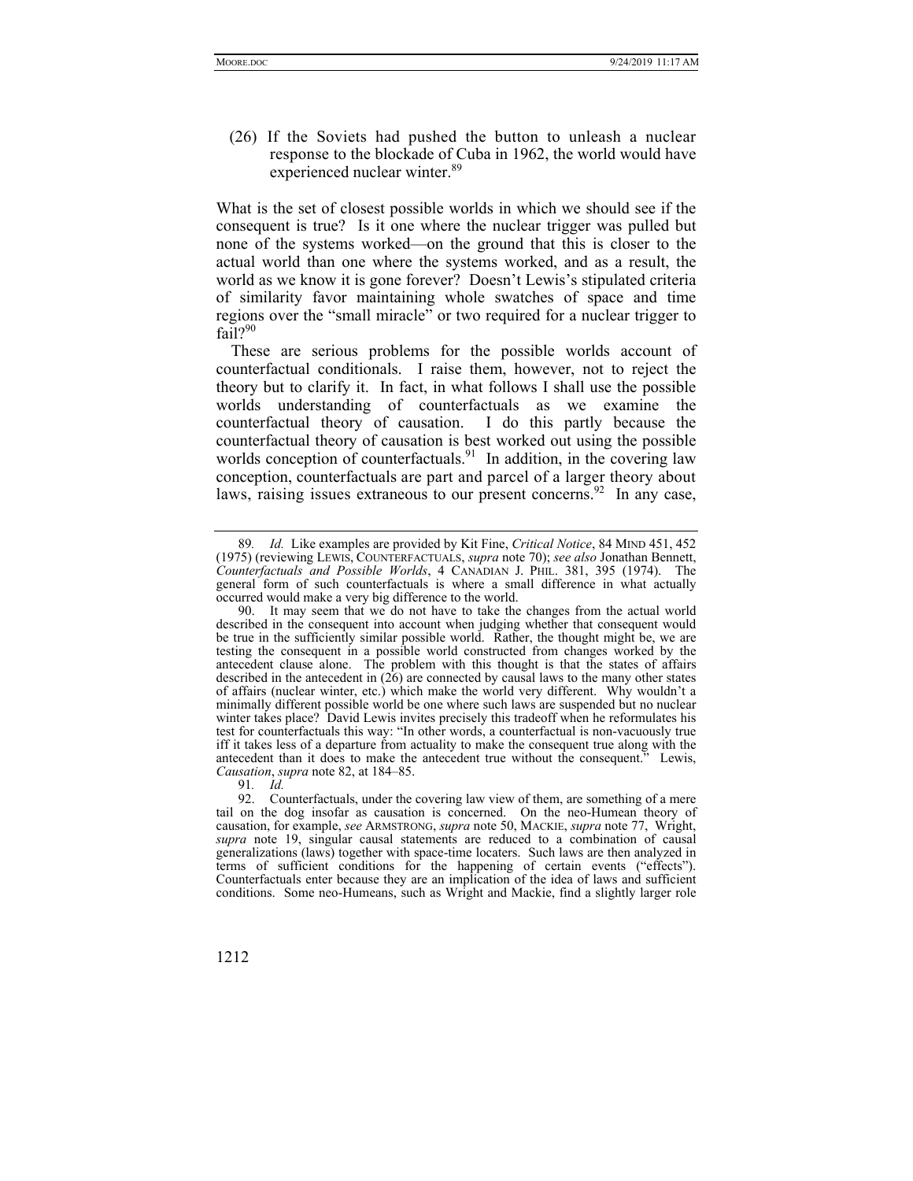(26) If the Soviets had pushed the button to unleash a nuclear response to the blockade of Cuba in 1962, the world would have experienced nuclear winter.[89]

What is the set of closest possible worlds in which we should see if the consequent is true? Is it one where the nuclear trigger was pulled but none of the systems worked—on the ground that this is closer to the actual world than one where the systems worked, and as a result, the world as we know it is gone forever? Doesn't Lewis's stipulated criteria of similarity favor maintaining whole swatches of space and time regions over the "small miracle" or two required for a nuclear trigger to fail?[90]

These are serious problems for the possible worlds account of counterfactual conditionals. I raise them, however, not to reject the theory but to clarify it. In fact, in what follows I shall use the possible worlds understanding of counterfactuals as we examine the counterfactual theory of causation. I do this partly because the counterfactual theory of causation is best worked out using the possible worlds conception of counterfactuals.[91] In addition, in the covering law conception, counterfactuals are part and parcel of a larger theory about laws, raising issues extraneous to our present concerns.[92] In any case,

---

89. *Id.* Like examples are provided by Kit Fine, *Critical Notice*, 84 MIND 451, 452 (1975) (reviewing LEWIS, COUNTERFACTUALS, *supra* note 70); *see also* Jonathan Bennett, *Counterfactuals and Possible Worlds*, 4 CANADIAN J. PHIL. 381, 395 (1974). The general form of such counterfactuals is where a small difference in what actually occurred would make a very big difference to the world.

90. It may seem that we do not have to take the changes from the actual world described in the consequent into account when judging whether that consequent would be true in the sufficiently similar possible world. Rather, the thought might be, we are testing the consequent in a possible world constructed from changes worked by the antecedent clause alone. The problem with this thought is that the states of affairs described in the antecedent in (26) are connected by causal laws to the many other states of affairs (nuclear winter, etc.) which make the world very different. Why wouldn't a minimally different possible world be one where such laws are suspended but no nuclear winter takes place? David Lewis invites precisely this tradeoff when he reformulates his test for counterfactuals this way: "In other words, a counterfactual is non-vacuously true iff it takes less of a departure from actuality to make the consequent true along with the antecedent than it does to make the antecedent true without the consequent." Lewis, *Causation*, *supra* note 82, at 184–85.

91. *Id.*

92. Counterfactuals, under the covering law view of them, are something of a mere tail on the dog insofar as causation is concerned. On the neo-Humean theory of causation, for example, *see* ARMSTRONG, *supra* note 50, MACKIE, *supra* note 77, Wright, *supra* note 19, singular causal statements are reduced to a combination of causal generalizations (laws) together with space-time locaters. Such laws are then analyzed in terms of sufficient conditions for the happening of certain events ("effects"). Counterfactuals enter because they are an implication of the idea of laws and sufficient conditions. Some neo-Humeans, such as Wright and Mackie, find a slightly larger role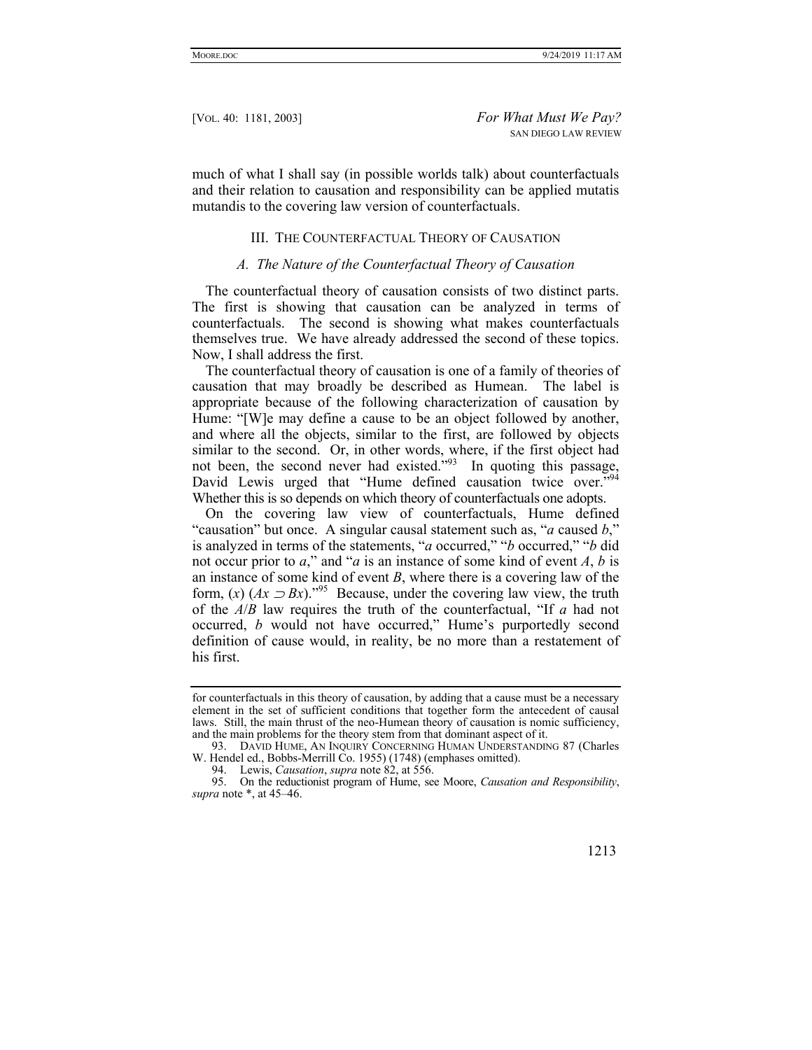much of what I shall say (in possible worlds talk) about counterfactuals and their relation to causation and responsibility can be applied mutatis mutandis to the covering law version of counterfactuals.

## III. The Counterfactual Theory of Causation

### *A. The Nature of the Counterfactual Theory of Causation*

The counterfactual theory of causation consists of two distinct parts. The first is showing that causation can be analyzed in terms of counterfactuals. The second is showing what makes counterfactuals themselves true. We have already addressed the second of these topics. Now, I shall address the first.

The counterfactual theory of causation is one of a family of theories of causation that may broadly be described as Humean. The label is appropriate because of the following characterization of causation by Hume: "[W]e may define a cause to be an object followed by another, and where all the objects, similar to the first, are followed by objects similar to the second. Or, in other words, where, if the first object had not been, the second never had existed."[93] In quoting this passage, David Lewis urged that "Hume defined causation twice over."[94] Whether this is so depends on which theory of counterfactuals one adopts.

On the covering law view of counterfactuals, Hume defined "causation" but once. A singular causal statement such as, "*a* caused *b*," is analyzed in terms of the statements, "*a* occurred," "*b* occurred," "*b* did not occur prior to *a*," and "*a* is an instance of some kind of event *A*, *b* is an instance of some kind of event *B*, where there is a covering law of the form, $(x)\ (Ax \supset Bx)$."[95] Because, under the covering law view, the truth of the *A*/*B* law requires the truth of the counterfactual, "If *a* had not occurred, *b* would not have occurred," Hume's purportedly second definition of cause would, in reality, be no more than a restatement of his first.

---

for counterfactuals in this theory of causation, by adding that a cause must be a necessary element in the set of sufficient conditions that together form the antecedent of causal laws. Still, the main thrust of the neo-Humean theory of causation is nomic sufficiency, and the main problems for the theory stem from that dominant aspect of it.

93. David Hume, An Inquiry Concerning Human Understanding 87 (Charles W. Hendel ed., Bobbs-Merrill Co. 1955) (1748) (emphases omitted).

94. Lewis, *Causation*, *supra* note 82, at 556.

95. On the reductionist program of Hume, see Moore, *Causation and Responsibility*, *supra* note *, at 45–46.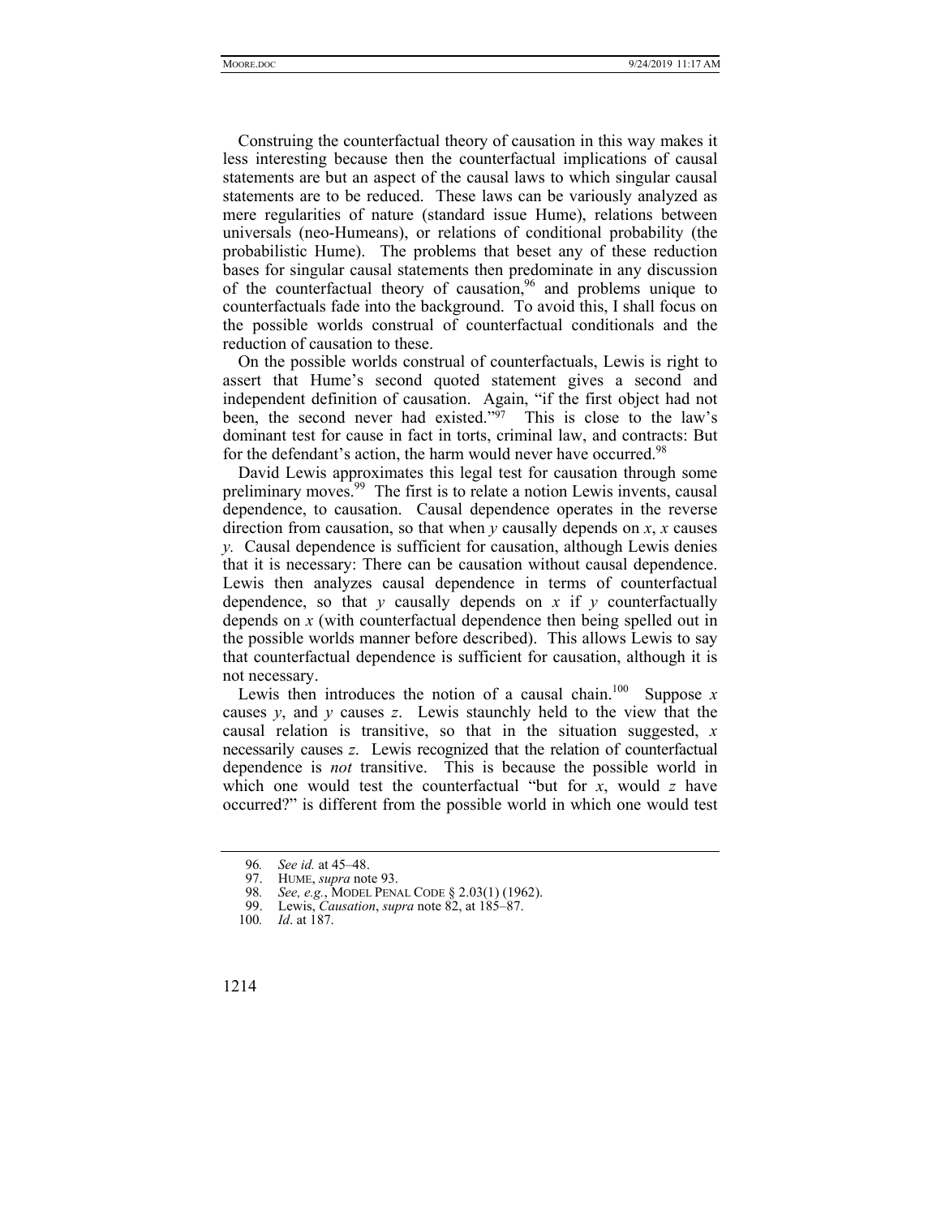Construing the counterfactual theory of causation in this way makes it less interesting because then the counterfactual implications of causal statements are but an aspect of the causal laws to which singular causal statements are to be reduced. These laws can be variously analyzed as mere regularities of nature (standard issue Hume), relations between universals (neo-Humeans), or relations of conditional probability (the probabilistic Hume). The problems that beset any of these reduction bases for singular causal statements then predominate in any discussion of the counterfactual theory of causation,[96] and problems unique to counterfactuals fade into the background. To avoid this, I shall focus on the possible worlds construal of counterfactual conditionals and the reduction of causation to these.

On the possible worlds construal of counterfactuals, Lewis is right to assert that Hume's second quoted statement gives a second and independent definition of causation. Again, "if the first object had not been, the second never had existed."[97] This is close to the law's dominant test for cause in fact in torts, criminal law, and contracts: But for the defendant's action, the harm would never have occurred.[98]

David Lewis approximates this legal test for causation through some preliminary moves.[99] The first is to relate a notion Lewis invents, causal dependence, to causation. Causal dependence operates in the reverse direction from causation, so that when *y* causally depends on *x*, *x* causes *y*. Causal dependence is sufficient for causation, although Lewis denies that it is necessary: There can be causation without causal dependence. Lewis then analyzes causal dependence in terms of counterfactual dependence, so that *y* causally depends on *x* if *y* counterfactually depends on *x* (with counterfactual dependence then being spelled out in the possible worlds manner before described). This allows Lewis to say that counterfactual dependence is sufficient for causation, although it is not necessary.

Lewis then introduces the notion of a causal chain.[100] Suppose *x* causes *y*, and *y* causes *z*. Lewis staunchly held to the view that the causal relation is transitive, so that in the situation suggested, *x* necessarily causes *z*. Lewis recognized that the relation of counterfactual dependence is *not* transitive. This is because the possible world in which one would test the counterfactual "but for *x*, would *z* have occurred?" is different from the possible world in which one would test

96. *See id.* at 45–48.

97. HUME, *supra* note 93.

98. *See, e.g.*, MODEL PENAL CODE § 2.03(1) (1962).

99. Lewis, *Causation*, *supra* note 82, at 185–87.

100. *Id*. at 187.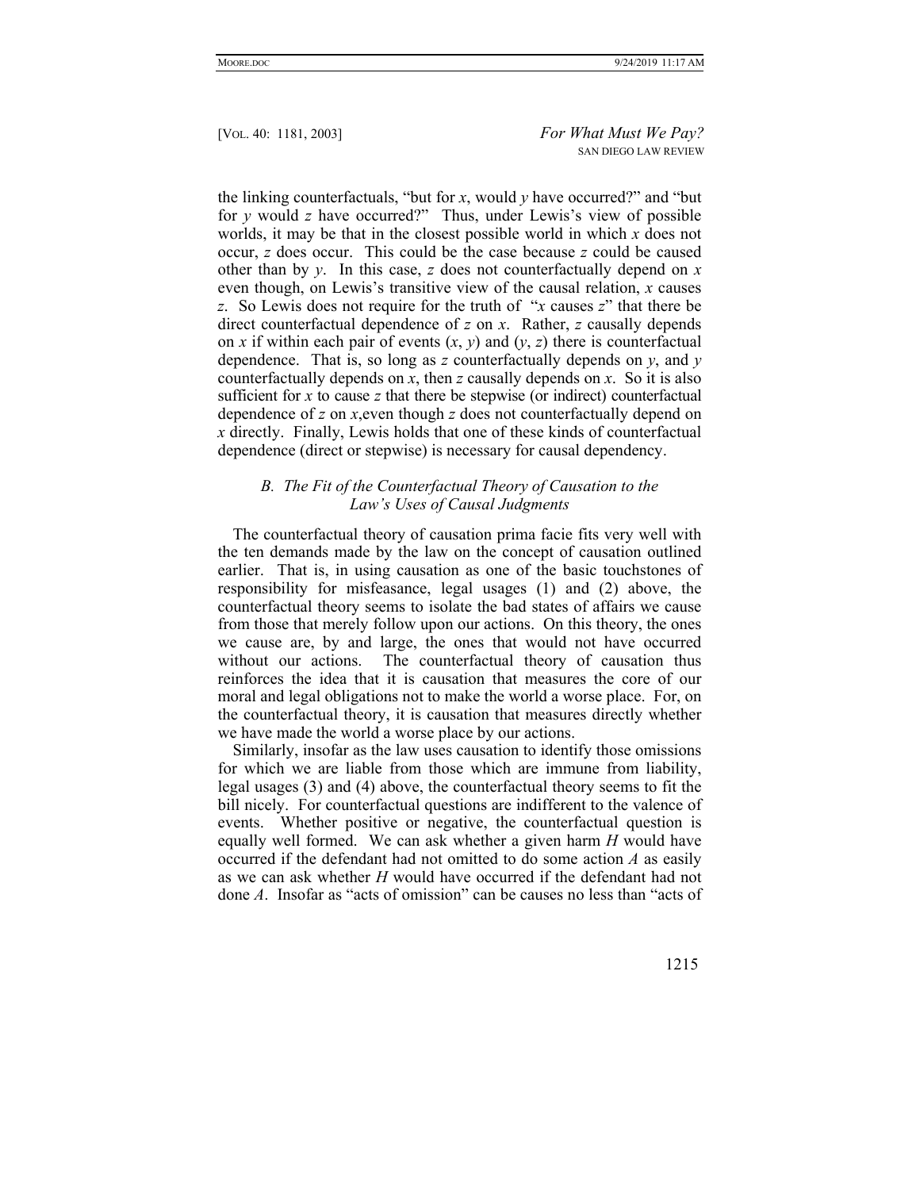the linking counterfactuals, "but for *x*, would *y* have occurred?" and "but for *y* would *z* have occurred?" Thus, under Lewis's view of possible worlds, it may be that in the closest possible world in which *x* does not occur, *z* does occur. This could be the case because *z* could be caused other than by *y*. In this case, *z* does not counterfactually depend on *x* even though, on Lewis's transitive view of the causal relation, *x* causes *z*. So Lewis does not require for the truth of "*x* causes *z*" that there be direct counterfactual dependence of *z* on *x*. Rather, *z* causally depends on *x* if within each pair of events (*x*, *y*) and (*y*, *z*) there is counterfactual dependence. That is, so long as *z* counterfactually depends on *y*, and *y* counterfactually depends on *x*, then *z* causally depends on *x*. So it is also sufficient for *x* to cause *z* that there be stepwise (or indirect) counterfactual dependence of *z* on *x*,even though *z* does not counterfactually depend on *x* directly. Finally, Lewis holds that one of these kinds of counterfactual dependence (direct or stepwise) is necessary for causal dependency.

### *B. The Fit of the Counterfactual Theory of Causation to the Law's Uses of Causal Judgments*

The counterfactual theory of causation prima facie fits very well with the ten demands made by the law on the concept of causation outlined earlier. That is, in using causation as one of the basic touchstones of responsibility for misfeasance, legal usages (1) and (2) above, the counterfactual theory seems to isolate the bad states of affairs we cause from those that merely follow upon our actions. On this theory, the ones we cause are, by and large, the ones that would not have occurred without our actions. The counterfactual theory of causation thus reinforces the idea that it is causation that measures the core of our moral and legal obligations not to make the world a worse place. For, on the counterfactual theory, it is causation that measures directly whether we have made the world a worse place by our actions.

Similarly, insofar as the law uses causation to identify those omissions for which we are liable from those which are immune from liability, legal usages (3) and (4) above, the counterfactual theory seems to fit the bill nicely. For counterfactual questions are indifferent to the valence of events. Whether positive or negative, the counterfactual question is equally well formed. We can ask whether a given harm *H* would have occurred if the defendant had not omitted to do some action *A* as easily as we can ask whether *H* would have occurred if the defendant had not done *A*. Insofar as "acts of omission" can be causes no less than "acts of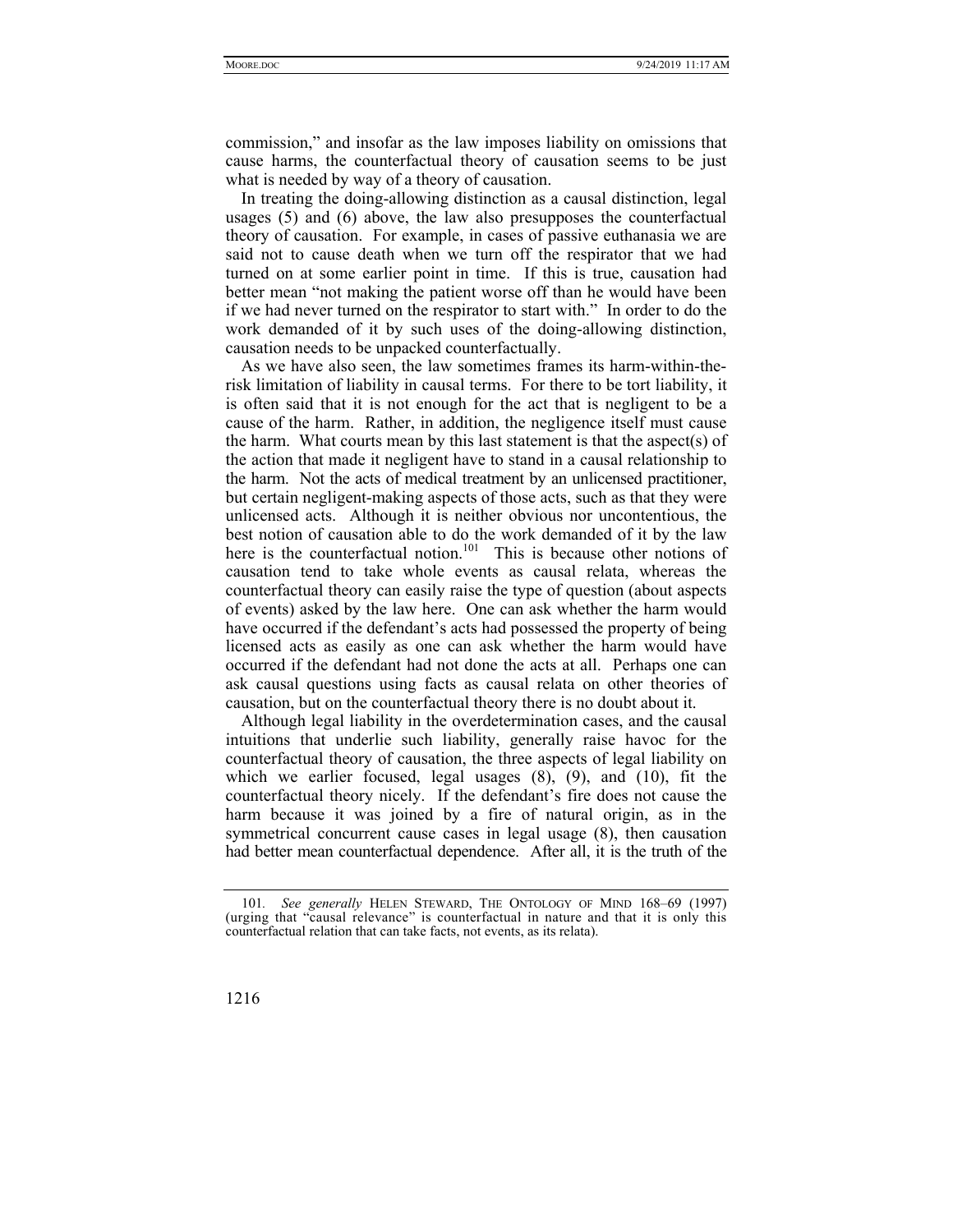commission," and insofar as the law imposes liability on omissions that cause harms, the counterfactual theory of causation seems to be just what is needed by way of a theory of causation.

In treating the doing-allowing distinction as a causal distinction, legal usages (5) and (6) above, the law also presupposes the counterfactual theory of causation. For example, in cases of passive euthanasia we are said not to cause death when we turn off the respirator that we had turned on at some earlier point in time. If this is true, causation had better mean "not making the patient worse off than he would have been if we had never turned on the respirator to start with." In order to do the work demanded of it by such uses of the doing-allowing distinction, causation needs to be unpacked counterfactually.

As we have also seen, the law sometimes frames its harm-within-the-risk limitation of liability in causal terms. For there to be tort liability, it is often said that it is not enough for the act that is negligent to be a cause of the harm. Rather, in addition, the negligence itself must cause the harm. What courts mean by this last statement is that the aspect(s) of the action that made it negligent have to stand in a causal relationship to the harm. Not the acts of medical treatment by an unlicensed practitioner, but certain negligent-making aspects of those acts, such as that they were unlicensed acts. Although it is neither obvious nor uncontentious, the best notion of causation able to do the work demanded of it by the law here is the counterfactual notion.[101] This is because other notions of causation tend to take whole events as causal relata, whereas the counterfactual theory can easily raise the type of question (about aspects of events) asked by the law here. One can ask whether the harm would have occurred if the defendant's acts had possessed the property of being licensed acts as easily as one can ask whether the harm would have occurred if the defendant had not done the acts at all. Perhaps one can ask causal questions using facts as causal relata on other theories of causation, but on the counterfactual theory there is no doubt about it.

Although legal liability in the overdetermination cases, and the causal intuitions that underlie such liability, generally raise havoc for the counterfactual theory of causation, the three aspects of legal liability on which we earlier focused, legal usages (8), (9), and (10), fit the counterfactual theory nicely. If the defendant's fire does not cause the harm because it was joined by a fire of natural origin, as in the symmetrical concurrent cause cases in legal usage (8), then causation had better mean counterfactual dependence. After all, it is the truth of the

---

101. *See generally* HELEN STEWARD, THE ONTOLOGY OF MIND 168–69 (1997) (urging that "causal relevance" is counterfactual in nature and that it is only this counterfactual relation that can take facts, not events, as its relata).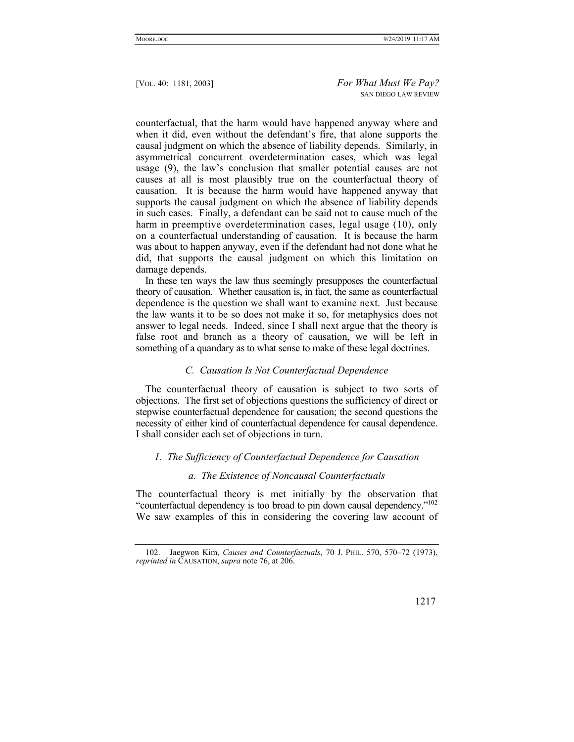counterfactual, that the harm would have happened anyway where and when it did, even without the defendant's fire, that alone supports the causal judgment on which the absence of liability depends. Similarly, in asymmetrical concurrent overdetermination cases, which was legal usage (9), the law's conclusion that smaller potential causes are not causes at all is most plausibly true on the counterfactual theory of causation. It is because the harm would have happened anyway that supports the causal judgment on which the absence of liability depends in such cases. Finally, a defendant can be said not to cause much of the harm in preemptive overdetermination cases, legal usage (10), only on a counterfactual understanding of causation. It is because the harm was about to happen anyway, even if the defendant had not done what he did, that supports the causal judgment on which this limitation on damage depends.

In these ten ways the law thus seemingly presupposes the counterfactual theory of causation. Whether causation is, in fact, the same as counterfactual dependence is the question we shall want to examine next. Just because the law wants it to be so does not make it so, for metaphysics does not answer to legal needs. Indeed, since I shall next argue that the theory is false root and branch as a theory of causation, we will be left in something of a quandary as to what sense to make of these legal doctrines.

### *C. Causation Is Not Counterfactual Dependence*

The counterfactual theory of causation is subject to two sorts of objections. The first set of objections questions the sufficiency of direct or stepwise counterfactual dependence for causation; the second questions the necessity of either kind of counterfactual dependence for causal dependence. I shall consider each set of objections in turn.

#### *1. The Sufficiency of Counterfactual Dependence for Causation*

##### *a. The Existence of Noncausal Counterfactuals*

The counterfactual theory is met initially by the observation that "counterfactual dependency is too broad to pin down causal dependency."[102] We saw examples of this in considering the covering law account of

---

102. Jaegwon Kim, *Causes and Counterfactuals*, 70 J. PHIL. 570, 570–72 (1973), *reprinted in* CAUSATION, *supra* note 76, at 206.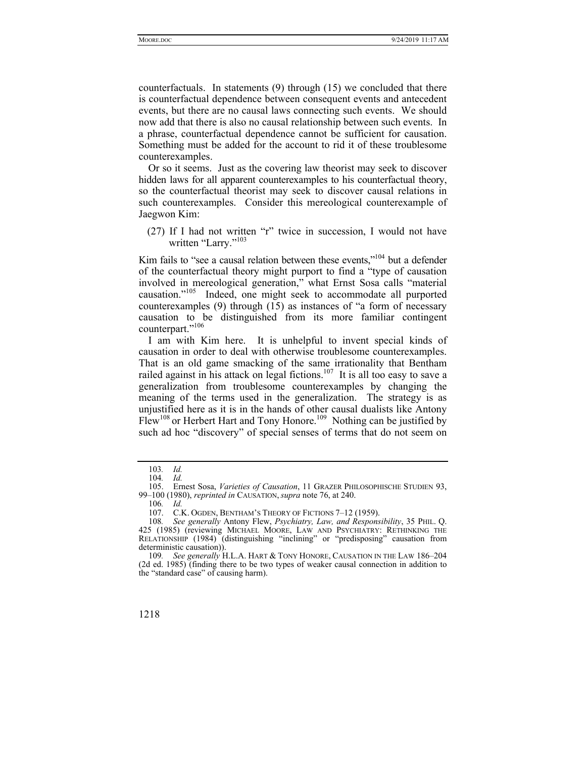counterfactuals. In statements (9) through (15) we concluded that there is counterfactual dependence between consequent events and antecedent events, but there are no causal laws connecting such events. We should now add that there is also no causal relationship between such events. In a phrase, counterfactual dependence cannot be sufficient for causation. Something must be added for the account to rid it of these troublesome counterexamples.

Or so it seems. Just as the covering law theorist may seek to discover hidden laws for all apparent counterexamples to his counterfactual theory, so the counterfactual theorist may seek to discover causal relations in such counterexamples. Consider this mereological counterexample of Jaegwon Kim:

> (27) If I had not written "r" twice in succession, I would not have written "Larry."[103]

Kim fails to "see a causal relation between these events,"[104] but a defender of the counterfactual theory might purport to find a "type of causation involved in mereological generation," what Ernst Sosa calls "material causation."[105] Indeed, one might seek to accommodate all purported counterexamples (9) through (15) as instances of "a form of necessary causation to be distinguished from its more familiar contingent counterpart."[106]

I am with Kim here. It is unhelpful to invent special kinds of causation in order to deal with otherwise troublesome counterexamples. That is an old game smacking of the same irrationality that Bentham railed against in his attack on legal fictions.[107] It is all too easy to save a generalization from troublesome counterexamples by changing the meaning of the terms used in the generalization. The strategy is as unjustified here as it is in the hands of other causal dualists like Antony Flew[108] or Herbert Hart and Tony Honore.[109] Nothing can be justified by such ad hoc "discovery" of special senses of terms that do not seem on

---

103. *Id.*

104. *Id.*

105. Ernst Sosa, *Varieties of Causation*, 11 GRAZER PHILOSOPHISCHE STUDIEN 93, 99–100 (1980), *reprinted in* CAUSATION, *supra* note 76, at 240.

106. *Id.*

107. C.K. OGDEN, BENTHAM'S THEORY OF FICTIONS 7–12 (1959).

108. *See generally* Antony Flew, *Psychiatry, Law, and Responsibility*, 35 PHIL. Q. 425 (1985) (reviewing MICHAEL MOORE, LAW AND PSYCHIATRY: RETHINKING THE RELATIONSHIP (1984) (distinguishing "inclining" or "predisposing" causation from deterministic causation)).

109. *See generally* H.L.A. HART & TONY HONORE, CAUSATION IN THE LAW 186–204 (2d ed. 1985) (finding there to be two types of weaker causal connection in addition to the "standard case" of causing harm).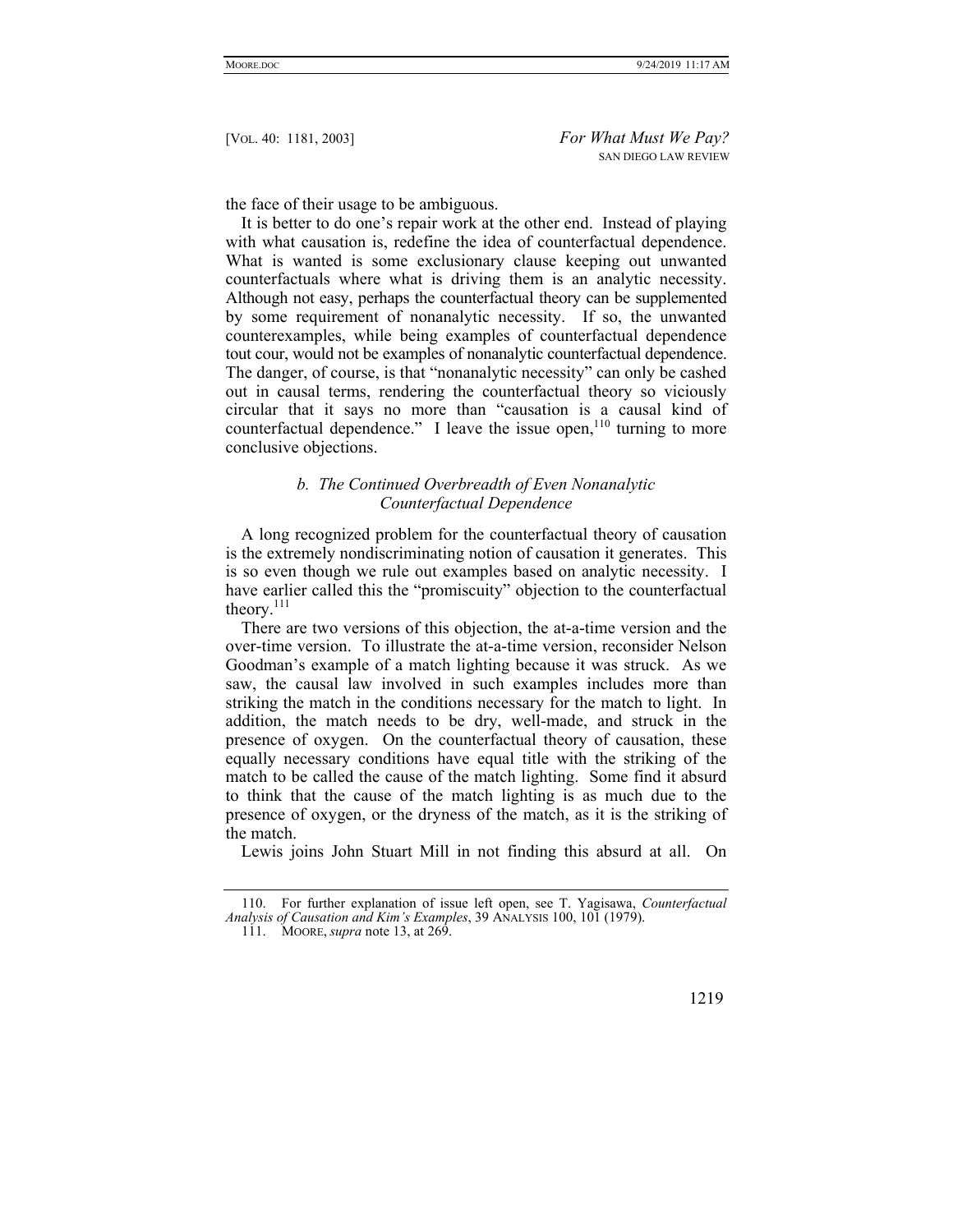the face of their usage to be ambiguous.

It is better to do one's repair work at the other end. Instead of playing with what causation is, redefine the idea of counterfactual dependence. What is wanted is some exclusionary clause keeping out unwanted counterfactuals where what is driving them is an analytic necessity. Although not easy, perhaps the counterfactual theory can be supplemented by some requirement of nonanalytic necessity. If so, the unwanted counterexamples, while being examples of counterfactual dependence tout cour, would not be examples of nonanalytic counterfactual dependence. The danger, of course, is that "nonanalytic necessity" can only be cashed out in causal terms, rendering the counterfactual theory so viciously circular that it says no more than "causation is a causal kind of counterfactual dependence." I leave the issue open,[110] turning to more conclusive objections.

### *b. The Continued Overbreadth of Even Nonanalytic Counterfactual Dependence*

A long recognized problem for the counterfactual theory of causation is the extremely nondiscriminating notion of causation it generates. This is so even though we rule out examples based on analytic necessity. I have earlier called this the "promiscuity" objection to the counterfactual theory.[111]

There are two versions of this objection, the at-a-time version and the over-time version. To illustrate the at-a-time version, reconsider Nelson Goodman's example of a match lighting because it was struck. As we saw, the causal law involved in such examples includes more than striking the match in the conditions necessary for the match to light. In addition, the match needs to be dry, well-made, and struck in the presence of oxygen. On the counterfactual theory of causation, these equally necessary conditions have equal title with the striking of the match to be called the cause of the match lighting. Some find it absurd to think that the cause of the match lighting is as much due to the presence of oxygen, or the dryness of the match, as it is the striking of the match.

Lewis joins John Stuart Mill in not finding this absurd at all. On

---

110. For further explanation of issue left open, see T. Yagisawa, *Counterfactual Analysis of Causation and Kim's Examples*, 39 ANALYSIS 100, 101 (1979).

111. MOORE, *supra* note 13, at 269.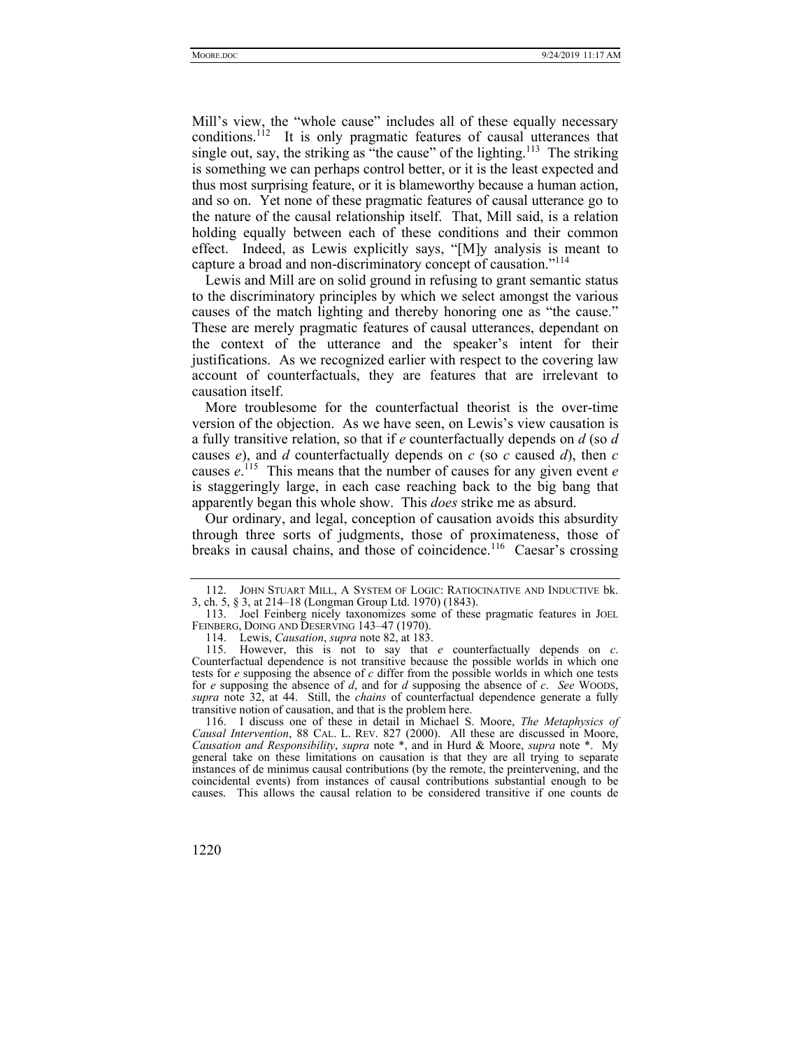Mill's view, the "whole cause" includes all of these equally necessary conditions.[112] It is only pragmatic features of causal utterances that single out, say, the striking as "the cause" of the lighting.[113] The striking is something we can perhaps control better, or it is the least expected and thus most surprising feature, or it is blameworthy because a human action, and so on. Yet none of these pragmatic features of causal utterance go to the nature of the causal relationship itself. That, Mill said, is a relation holding equally between each of these conditions and their common effect. Indeed, as Lewis explicitly says, "[M]y analysis is meant to capture a broad and non-discriminatory concept of causation."[114]

Lewis and Mill are on solid ground in refusing to grant semantic status to the discriminatory principles by which we select amongst the various causes of the match lighting and thereby honoring one as "the cause." These are merely pragmatic features of causal utterances, dependant on the context of the utterance and the speaker's intent for their justifications. As we recognized earlier with respect to the covering law account of counterfactuals, they are features that are irrelevant to causation itself.

More troublesome for the counterfactual theorist is the over-time version of the objection. As we have seen, on Lewis's view causation is a fully transitive relation, so that if *e* counterfactually depends on *d* (so *d* causes *e*), and *d* counterfactually depends on *c* (so *c* caused *d*), then *c* causes *e*.[115] This means that the number of causes for any given event *e* is staggeringly large, in each case reaching back to the big bang that apparently began this whole show. This *does* strike me as absurd.

Our ordinary, and legal, conception of causation avoids this absurdity through three sorts of judgments, those of proximateness, those of breaks in causal chains, and those of coincidence.[116] Caesar's crossing

---

112. JOHN STUART MILL, A SYSTEM OF LOGIC: RATIOCINATIVE AND INDUCTIVE bk. 3, ch. 5, § 3, at 214–18 (Longman Group Ltd. 1970) (1843).

113. Joel Feinberg nicely taxonomizes some of these pragmatic features in JOEL FEINBERG, DOING AND DESERVING 143–47 (1970).

114. Lewis, *Causation*, *supra* note 82, at 183.

115. However, this is not to say that *e* counterfactually depends on *c*. Counterfactual dependence is not transitive because the possible worlds in which one tests for *e* supposing the absence of *c* differ from the possible worlds in which one tests for *e* supposing the absence of *d*, and for *d* supposing the absence of *c*. *See* WOODS, *supra* note 32, at 44. Still, the *chains* of counterfactual dependence generate a fully transitive notion of causation, and that is the problem here.

116. I discuss one of these in detail in Michael S. Moore, *The Metaphysics of Causal Intervention*, 88 CAL. L. REV. 827 (2000). All these are discussed in Moore, *Causation and Responsibility*, *supra* note *, and in Hurd & Moore, *supra* note *. My general take on these limitations on causation is that they are all trying to separate instances of de minimus causal contributions (by the remote, the preintervening, and the coincidental events) from instances of causal contributions substantial enough to be causes. This allows the causal relation to be considered transitive if one counts de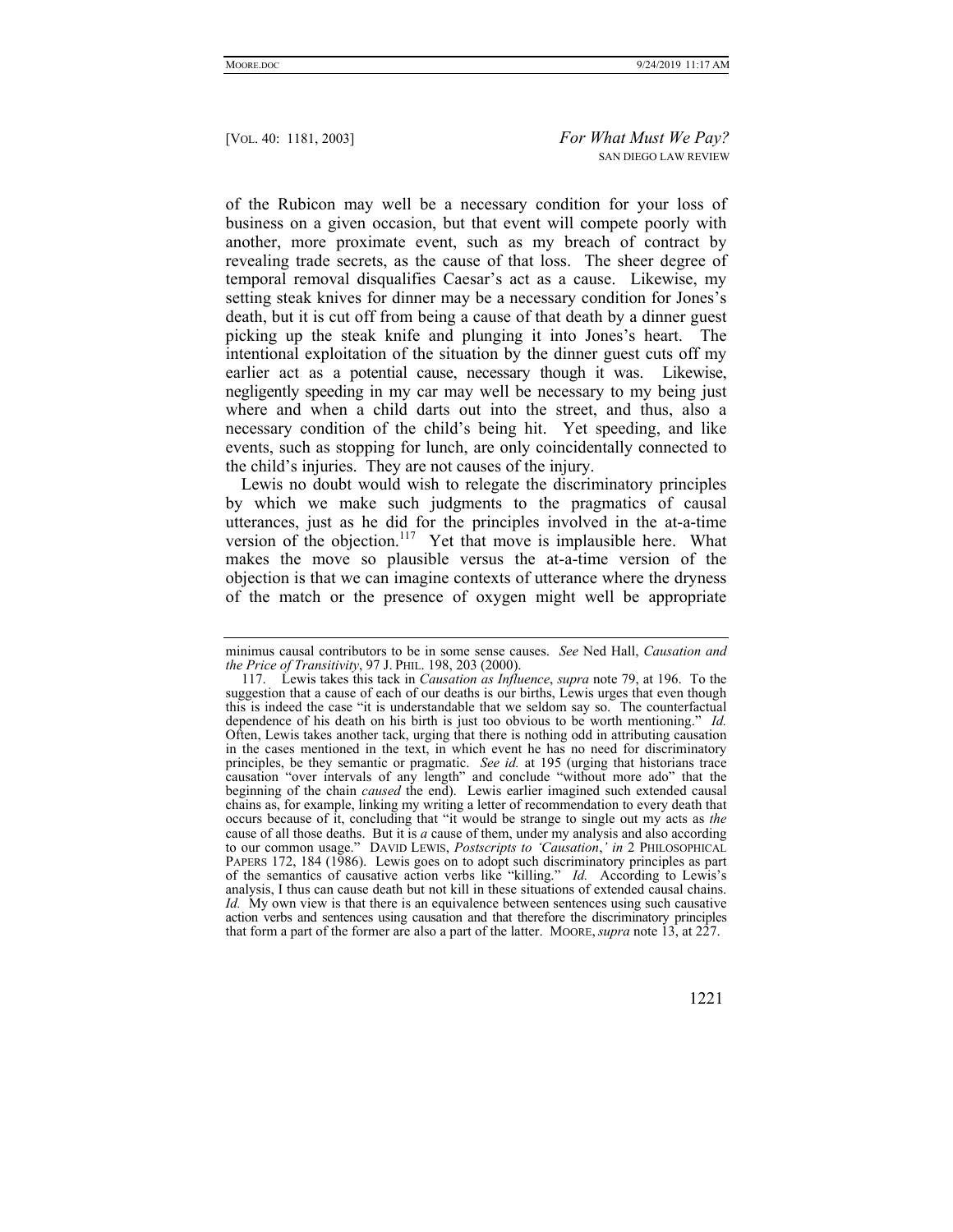of the Rubicon may well be a necessary condition for your loss of business on a given occasion, but that event will compete poorly with another, more proximate event, such as my breach of contract by revealing trade secrets, as the cause of that loss. The sheer degree of temporal removal disqualifies Caesar's act as a cause. Likewise, my setting steak knives for dinner may be a necessary condition for Jones's death, but it is cut off from being a cause of that death by a dinner guest picking up the steak knife and plunging it into Jones's heart. The intentional exploitation of the situation by the dinner guest cuts off my earlier act as a potential cause, necessary though it was. Likewise, negligently speeding in my car may well be necessary to my being just where and when a child darts out into the street, and thus, also a necessary condition of the child's being hit. Yet speeding, and like events, such as stopping for lunch, are only coincidentally connected to the child's injuries. They are not causes of the injury.

Lewis no doubt would wish to relegate the discriminatory principles by which we make such judgments to the pragmatics of causal utterances, just as he did for the principles involved in the at-a-time version of the objection.[117] Yet that move is implausible here. What makes the move so plausible versus the at-a-time version of the objection is that we can imagine contexts of utterance where the dryness of the match or the presence of oxygen might well be appropriate

---

minimus causal contributors to be in some sense causes. *See* Ned Hall, *Causation and the Price of Transitivity*, 97 J. PHIL. 198, 203 (2000).

117. Lewis takes this tack in *Causation as Influence*, *supra* note 79, at 196. To the suggestion that a cause of each of our deaths is our births, Lewis urges that even though this is indeed the case "it is understandable that we seldom say so. The counterfactual dependence of his death on his birth is just too obvious to be worth mentioning." *Id.* Often, Lewis takes another tack, urging that there is nothing odd in attributing causation in the cases mentioned in the text, in which event he has no need for discriminatory principles, be they semantic or pragmatic. *See id.* at 195 (urging that historians trace causation "over intervals of any length" and conclude "without more ado" that the beginning of the chain *caused* the end). Lewis earlier imagined such extended causal chains as, for example, linking my writing a letter of recommendation to every death that occurs because of it, concluding that "it would be strange to single out my acts as *the* cause of all those deaths. But it is *a* cause of them, under my analysis and also according to our common usage." DAVID LEWIS, *Postscripts to 'Causation*,*' in* 2 PHILOSOPHICAL PAPERS 172, 184 (1986). Lewis goes on to adopt such discriminatory principles as part of the semantics of causative action verbs like "killing." *Id.* According to Lewis's analysis, I thus can cause death but not kill in these situations of extended causal chains. *Id.* My own view is that there is an equivalence between sentences using such causative action verbs and sentences using causation and that therefore the discriminatory principles that form a part of the former are also a part of the latter. MOORE, *supra* note 13, at 227.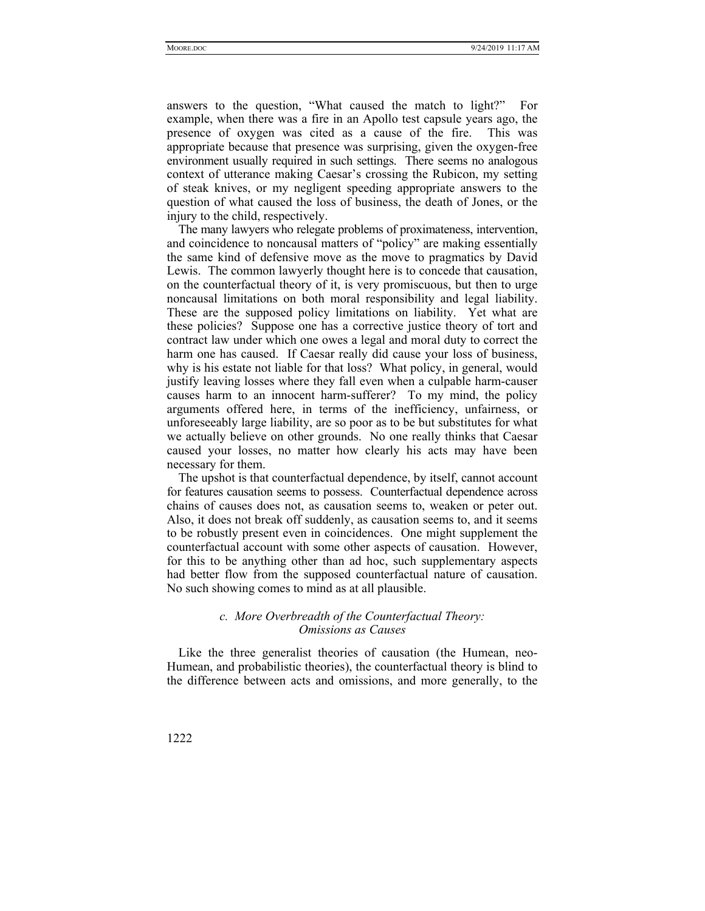answers to the question, "What caused the match to light?" For example, when there was a fire in an Apollo test capsule years ago, the presence of oxygen was cited as a cause of the fire. This was appropriate because that presence was surprising, given the oxygen-free environment usually required in such settings. There seems no analogous context of utterance making Caesar's crossing the Rubicon, my setting of steak knives, or my negligent speeding appropriate answers to the question of what caused the loss of business, the death of Jones, or the injury to the child, respectively.

The many lawyers who relegate problems of proximateness, intervention, and coincidence to noncausal matters of "policy" are making essentially the same kind of defensive move as the move to pragmatics by David Lewis. The common lawyerly thought here is to concede that causation, on the counterfactual theory of it, is very promiscuous, but then to urge noncausal limitations on both moral responsibility and legal liability. These are the supposed policy limitations on liability. Yet what are these policies? Suppose one has a corrective justice theory of tort and contract law under which one owes a legal and moral duty to correct the harm one has caused. If Caesar really did cause your loss of business, why is his estate not liable for that loss? What policy, in general, would justify leaving losses where they fall even when a culpable harm-causer causes harm to an innocent harm-sufferer? To my mind, the policy arguments offered here, in terms of the inefficiency, unfairness, or unforeseeably large liability, are so poor as to be but substitutes for what we actually believe on other grounds. No one really thinks that Caesar caused your losses, no matter how clearly his acts may have been necessary for them.

The upshot is that counterfactual dependence, by itself, cannot account for features causation seems to possess. Counterfactual dependence across chains of causes does not, as causation seems to, weaken or peter out. Also, it does not break off suddenly, as causation seems to, and it seems to be robustly present even in coincidences. One might supplement the counterfactual account with some other aspects of causation. However, for this to be anything other than ad hoc, such supplementary aspects had better flow from the supposed counterfactual nature of causation. No such showing comes to mind as at all plausible.

#### *c. More Overbreadth of the Counterfactual Theory: Omissions as Causes*

Like the three generalist theories of causation (the Humean, neo-Humean, and probabilistic theories), the counterfactual theory is blind to the difference between acts and omissions, and more generally, to the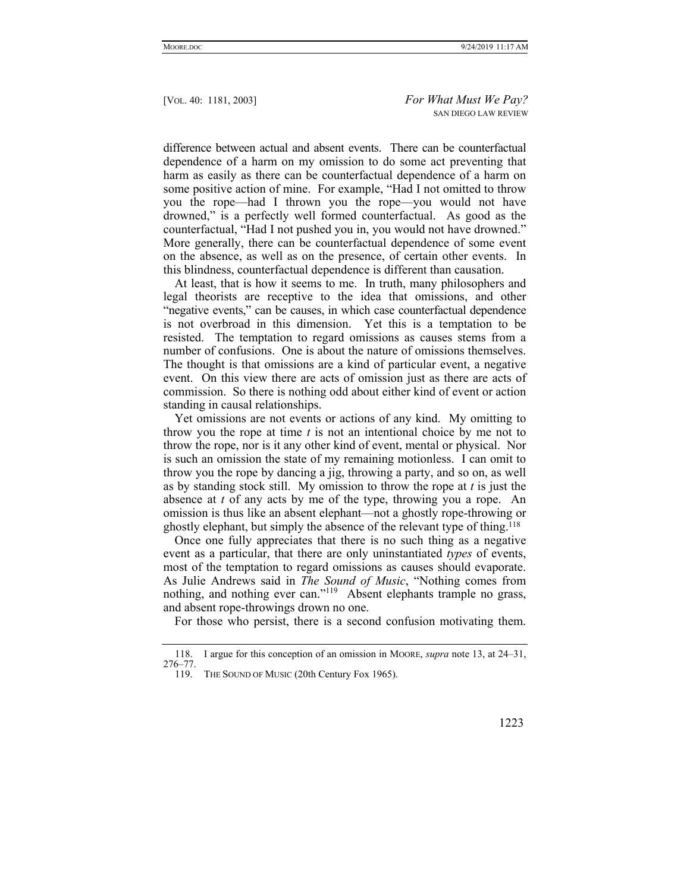difference between actual and absent events. There can be counterfactual dependence of a harm on my omission to do some act preventing that harm as easily as there can be counterfactual dependence of a harm on some positive action of mine. For example, "Had I not omitted to throw you the rope—had I thrown you the rope—you would not have drowned," is a perfectly well formed counterfactual. As good as the counterfactual, "Had I not pushed you in, you would not have drowned." More generally, there can be counterfactual dependence of some event on the absence, as well as on the presence, of certain other events. In this blindness, counterfactual dependence is different than causation.

At least, that is how it seems to me. In truth, many philosophers and legal theorists are receptive to the idea that omissions, and other "negative events," can be causes, in which case counterfactual dependence is not overbroad in this dimension. Yet this is a temptation to be resisted. The temptation to regard omissions as causes stems from a number of confusions. One is about the nature of omissions themselves. The thought is that omissions are a kind of particular event, a negative event. On this view there are acts of omission just as there are acts of commission. So there is nothing odd about either kind of event or action standing in causal relationships.

Yet omissions are not events or actions of any kind. My omitting to throw you the rope at time *t* is not an intentional choice by me not to throw the rope, nor is it any other kind of event, mental or physical. Nor is such an omission the state of my remaining motionless. I can omit to throw you the rope by dancing a jig, throwing a party, and so on, as well as by standing stock still. My omission to throw the rope at *t* is just the absence at *t* of any acts by me of the type, throwing you a rope. An omission is thus like an absent elephant—not a ghostly rope-throwing or ghostly elephant, but simply the absence of the relevant type of thing.[118]

Once one fully appreciates that there is no such thing as a negative event as a particular, that there are only uninstantiated *types* of events, most of the temptation to regard omissions as causes should evaporate. As Julie Andrews said in *The Sound of Music*, "Nothing comes from nothing, and nothing ever can."[119] Absent elephants trample no grass, and absent rope-throwings drown no one.

For those who persist, there is a second confusion motivating them.

---

118. I argue for this conception of an omission in MOORE, *supra* note 13, at 24–31, 276–77.

119. THE SOUND OF MUSIC (20th Century Fox 1965).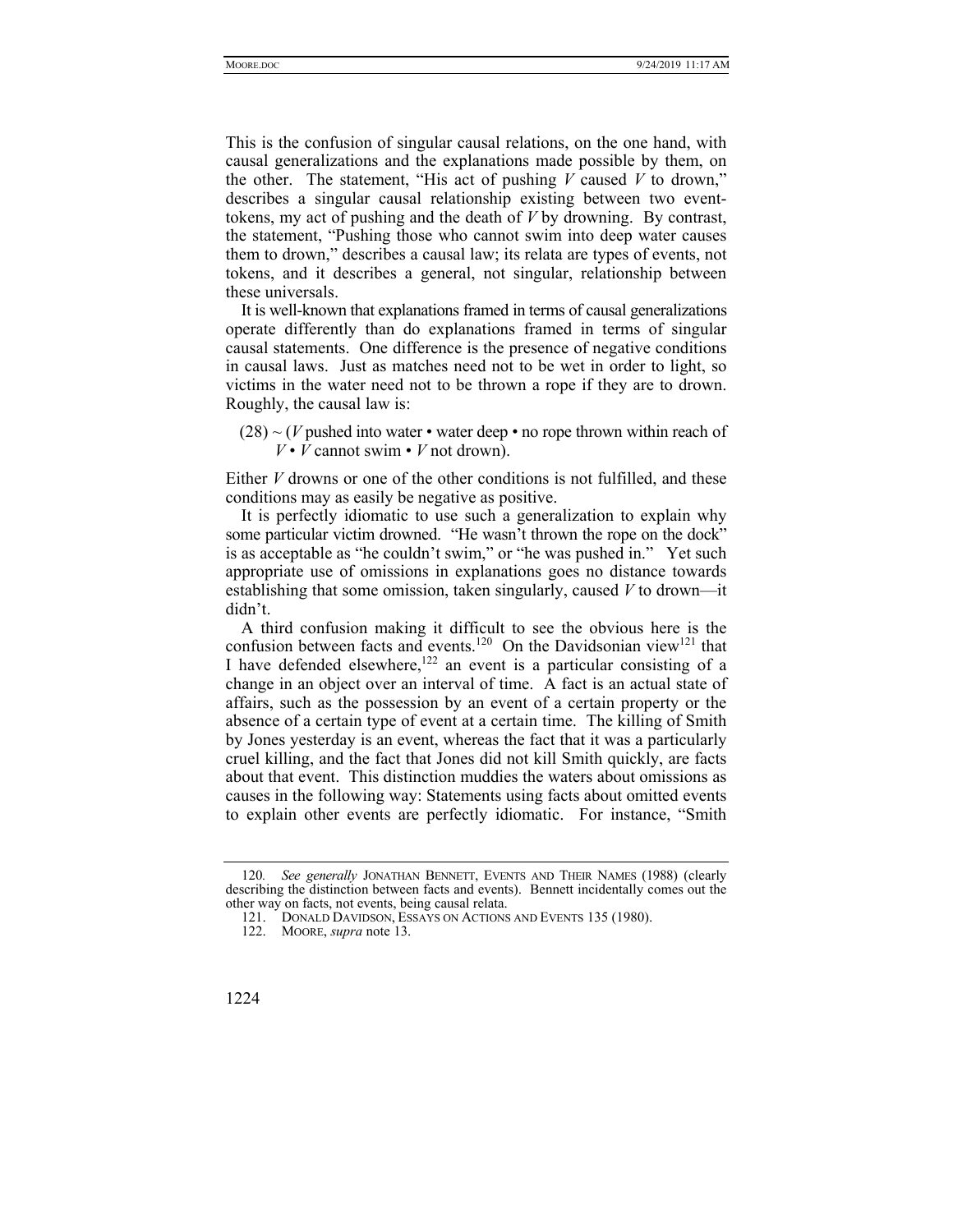This is the confusion of singular causal relations, on the one hand, with causal generalizations and the explanations made possible by them, on the other. The statement, "His act of pushing *V* caused *V* to drown," describes a singular causal relationship existing between two event-tokens, my act of pushing and the death of *V* by drowning. By contrast, the statement, "Pushing those who cannot swim into deep water causes them to drown," describes a causal law; its relata are types of events, not tokens, and it describes a general, not singular, relationship between these universals.

It is well-known that explanations framed in terms of causal generalizations operate differently than do explanations framed in terms of singular causal statements. One difference is the presence of negative conditions in causal laws. Just as matches need not to be wet in order to light, so victims in the water need not to be thrown a rope if they are to drown. Roughly, the causal law is:

(28) ~ (*V* pushed into water • water deep • no rope thrown within reach of *V* • *V* cannot swim • *V* not drown).

Either *V* drowns or one of the other conditions is not fulfilled, and these conditions may as easily be negative as positive.

It is perfectly idiomatic to use such a generalization to explain why some particular victim drowned. "He wasn't thrown the rope on the dock" is as acceptable as "he couldn't swim," or "he was pushed in." Yet such appropriate use of omissions in explanations goes no distance towards establishing that some omission, taken singularly, caused *V* to drown—it didn't.

A third confusion making it difficult to see the obvious here is the confusion between facts and events.[120] On the Davidsonian view[121] that I have defended elsewhere,[122] an event is a particular consisting of a change in an object over an interval of time. A fact is an actual state of affairs, such as the possession by an event of a certain property or the absence of a certain type of event at a certain time. The killing of Smith by Jones yesterday is an event, whereas the fact that it was a particularly cruel killing, and the fact that Jones did not kill Smith quickly, are facts about that event. This distinction muddies the waters about omissions as causes in the following way: Statements using facts about omitted events to explain other events are perfectly idiomatic. For instance, "Smith

---

120. *See generally* JONATHAN BENNETT, EVENTS AND THEIR NAMES (1988) (clearly describing the distinction between facts and events). Bennett incidentally comes out the other way on facts, not events, being causal relata.

121. DONALD DAVIDSON, ESSAYS ON ACTIONS AND EVENTS 135 (1980).

122. MOORE, *supra* note 13.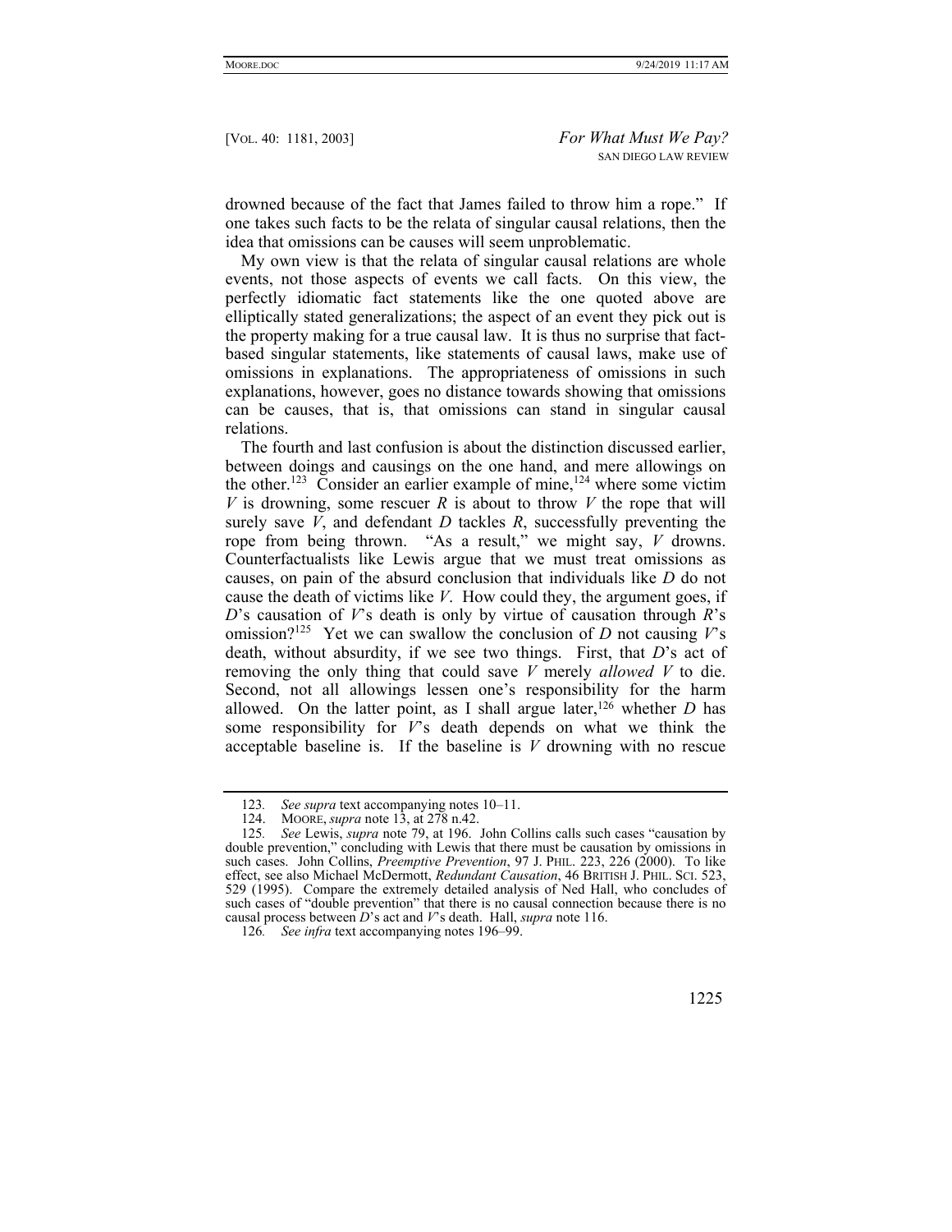drowned because of the fact that James failed to throw him a rope." If one takes such facts to be the relata of singular causal relations, then the idea that omissions can be causes will seem unproblematic.

My own view is that the relata of singular causal relations are whole events, not those aspects of events we call facts. On this view, the perfectly idiomatic fact statements like the one quoted above are elliptically stated generalizations; the aspect of an event they pick out is the property making for a true causal law. It is thus no surprise that fact-based singular statements, like statements of causal laws, make use of omissions in explanations. The appropriateness of omissions in such explanations, however, goes no distance towards showing that omissions can be causes, that is, that omissions can stand in singular causal relations.

The fourth and last confusion is about the distinction discussed earlier, between doings and causings on the one hand, and mere allowings on the other.[123] Consider an earlier example of mine,[124] where some victim *V* is drowning, some rescuer *R* is about to throw *V* the rope that will surely save *V*, and defendant *D* tackles *R*, successfully preventing the rope from being thrown. "As a result," we might say, *V* drowns. Counterfactualists like Lewis argue that we must treat omissions as causes, on pain of the absurd conclusion that individuals like *D* do not cause the death of victims like *V*. How could they, the argument goes, if *D*'s causation of *V*'s death is only by virtue of causation through *R*'s omission?[125] Yet we can swallow the conclusion of *D* not causing *V*'s death, without absurdity, if we see two things. First, that *D*'s act of removing the only thing that could save *V* merely *allowed* *V* to die. Second, not all allowings lessen one's responsibility for the harm allowed. On the latter point, as I shall argue later,[126] whether *D* has some responsibility for *V*'s death depends on what we think the acceptable baseline is. If the baseline is *V* drowning with no rescue

---

123. *See supra* text accompanying notes 10–11.

124. MOORE, *supra* note 13, at 278 n.42.

125. *See* Lewis, *supra* note 79, at 196. John Collins calls such cases "causation by double prevention," concluding with Lewis that there must be causation by omissions in such cases. John Collins, *Preemptive Prevention*, 97 J. PHIL. 223, 226 (2000). To like effect, see also Michael McDermott, *Redundant Causation*, 46 BRITISH J. PHIL. SCI. 523, 529 (1995). Compare the extremely detailed analysis of Ned Hall, who concludes of such cases of "double prevention" that there is no causal connection because there is no causal process between *D*'s act and *V*'s death. Hall, *supra* note 116.

126. *See infra* text accompanying notes 196–99.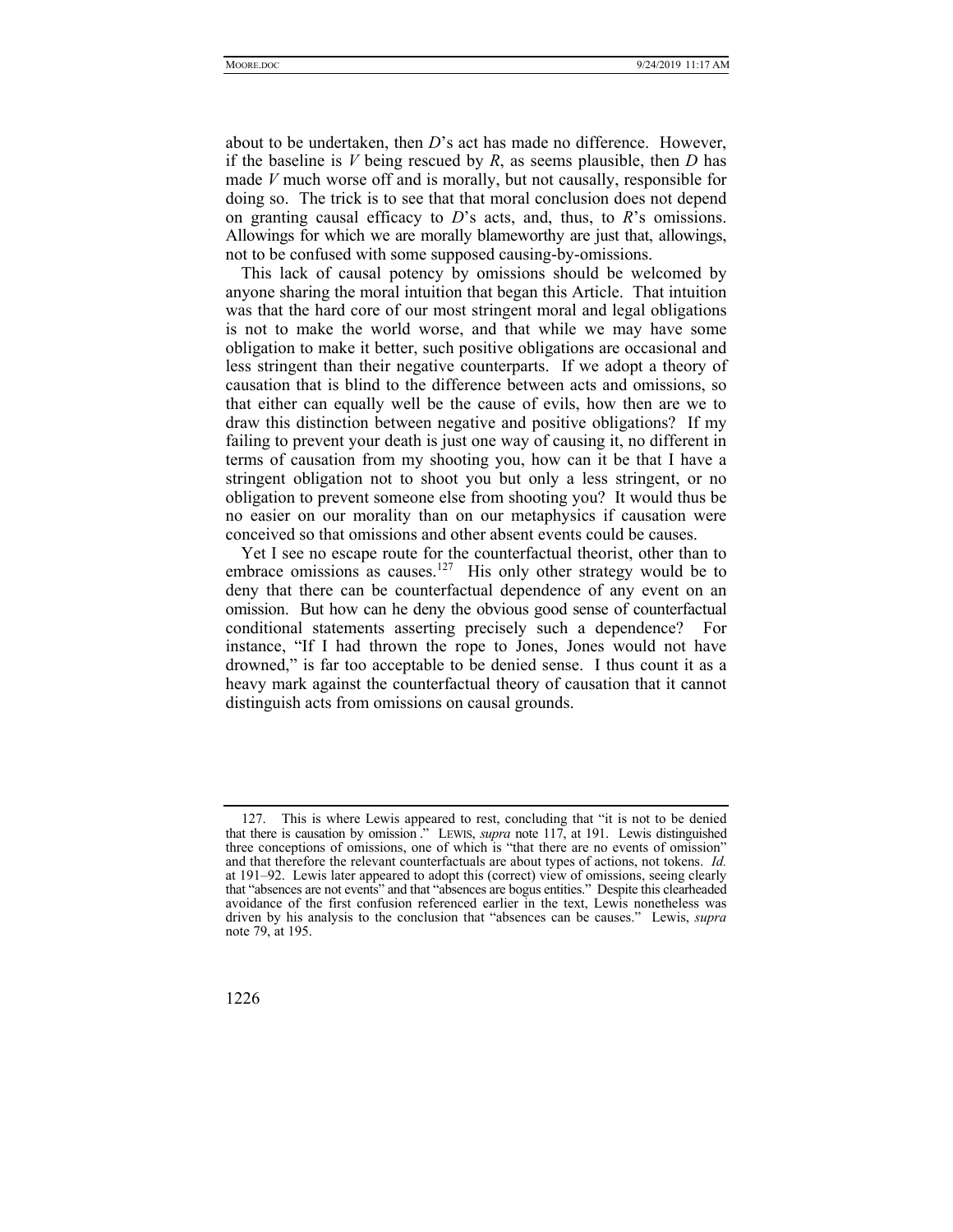about to be undertaken, then *D*'s act has made no difference. However, if the baseline is *V* being rescued by *R*, as seems plausible, then *D* has made *V* much worse off and is morally, but not causally, responsible for doing so. The trick is to see that that moral conclusion does not depend on granting causal efficacy to *D*'s acts, and, thus, to *R*'s omissions. Allowings for which we are morally blameworthy are just that, allowings, not to be confused with some supposed causing-by-omissions.

This lack of causal potency by omissions should be welcomed by anyone sharing the moral intuition that began this Article. That intuition was that the hard core of our most stringent moral and legal obligations is not to make the world worse, and that while we may have some obligation to make it better, such positive obligations are occasional and less stringent than their negative counterparts. If we adopt a theory of causation that is blind to the difference between acts and omissions, so that either can equally well be the cause of evils, how then are we to draw this distinction between negative and positive obligations? If my failing to prevent your death is just one way of causing it, no different in terms of causation from my shooting you, how can it be that I have a stringent obligation not to shoot you but only a less stringent, or no obligation to prevent someone else from shooting you? It would thus be no easier on our morality than on our metaphysics if causation were conceived so that omissions and other absent events could be causes.

Yet I see no escape route for the counterfactual theorist, other than to embrace omissions as causes.[127] His only other strategy would be to deny that there can be counterfactual dependence of any event on an omission. But how can he deny the obvious good sense of counterfactual conditional statements asserting precisely such a dependence? For instance, "If I had thrown the rope to Jones, Jones would not have drowned," is far too acceptable to be denied sense. I thus count it as a heavy mark against the counterfactual theory of causation that it cannot distinguish acts from omissions on causal grounds.

---

127. This is where Lewis appeared to rest, concluding that "it is not to be denied that there is causation by omission ." LEWIS, *supra* note 117, at 191. Lewis distinguished three conceptions of omissions, one of which is "that there are no events of omission" and that therefore the relevant counterfactuals are about types of actions, not tokens. *Id.* at 191–92. Lewis later appeared to adopt this (correct) view of omissions, seeing clearly that "absences are not events" and that "absences are bogus entities." Despite this clearheaded avoidance of the first confusion referenced earlier in the text, Lewis nonetheless was driven by his analysis to the conclusion that "absences can be causes." Lewis, *supra* note 79, at 195.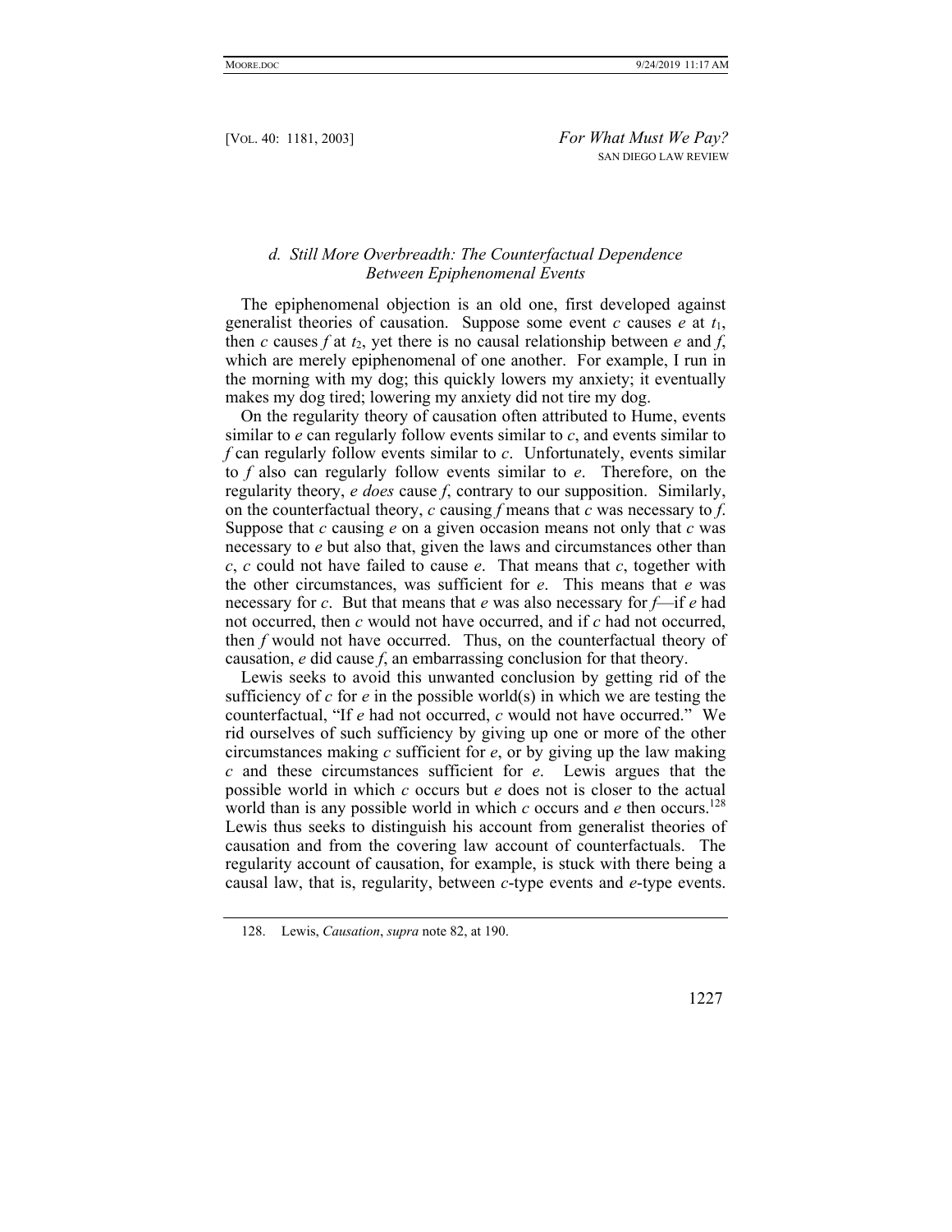### *d. Still More Overbreadth: The Counterfactual Dependence Between Epiphenomenal Events*

The epiphenomenal objection is an old one, first developed against generalist theories of causation. Suppose some event *c* causes *e* at $t_1$, then *c* causes *f* at $t_2$, yet there is no causal relationship between *e* and *f*, which are merely epiphenomenal of one another. For example, I run in the morning with my dog; this quickly lowers my anxiety; it eventually makes my dog tired; lowering my anxiety did not tire my dog.

On the regularity theory of causation often attributed to Hume, events similar to *e* can regularly follow events similar to *c*, and events similar to *f* can regularly follow events similar to *c*. Unfortunately, events similar to *f* also can regularly follow events similar to *e*. Therefore, on the regularity theory, *e does* cause *f*, contrary to our supposition. Similarly, on the counterfactual theory, *c* causing *f* means that *c* was necessary to *f*. Suppose that *c* causing *e* on a given occasion means not only that *c* was necessary to *e* but also that, given the laws and circumstances other than *c*, *c* could not have failed to cause *e*. That means that *c*, together with the other circumstances, was sufficient for *e*. This means that *e* was necessary for *c*. But that means that *e* was also necessary for *f*—if *e* had not occurred, then *c* would not have occurred, and if *c* had not occurred, then *f* would not have occurred. Thus, on the counterfactual theory of causation, *e* did cause *f*, an embarrassing conclusion for that theory.

Lewis seeks to avoid this unwanted conclusion by getting rid of the sufficiency of *c* for *e* in the possible world(s) in which we are testing the counterfactual, "If *e* had not occurred, *c* would not have occurred." We rid ourselves of such sufficiency by giving up one or more of the other circumstances making *c* sufficient for *e*, or by giving up the law making *c* and these circumstances sufficient for *e*. Lewis argues that the possible world in which *c* occurs but *e* does not is closer to the actual world than is any possible world in which *c* occurs and *e* then occurs.[128] Lewis thus seeks to distinguish his account from generalist theories of causation and from the covering law account of counterfactuals. The regularity account of causation, for example, is stuck with there being a causal law, that is, regularity, between *c*-type events and *e*-type events.

128. Lewis, *Causation*, *supra* note 82, at 190.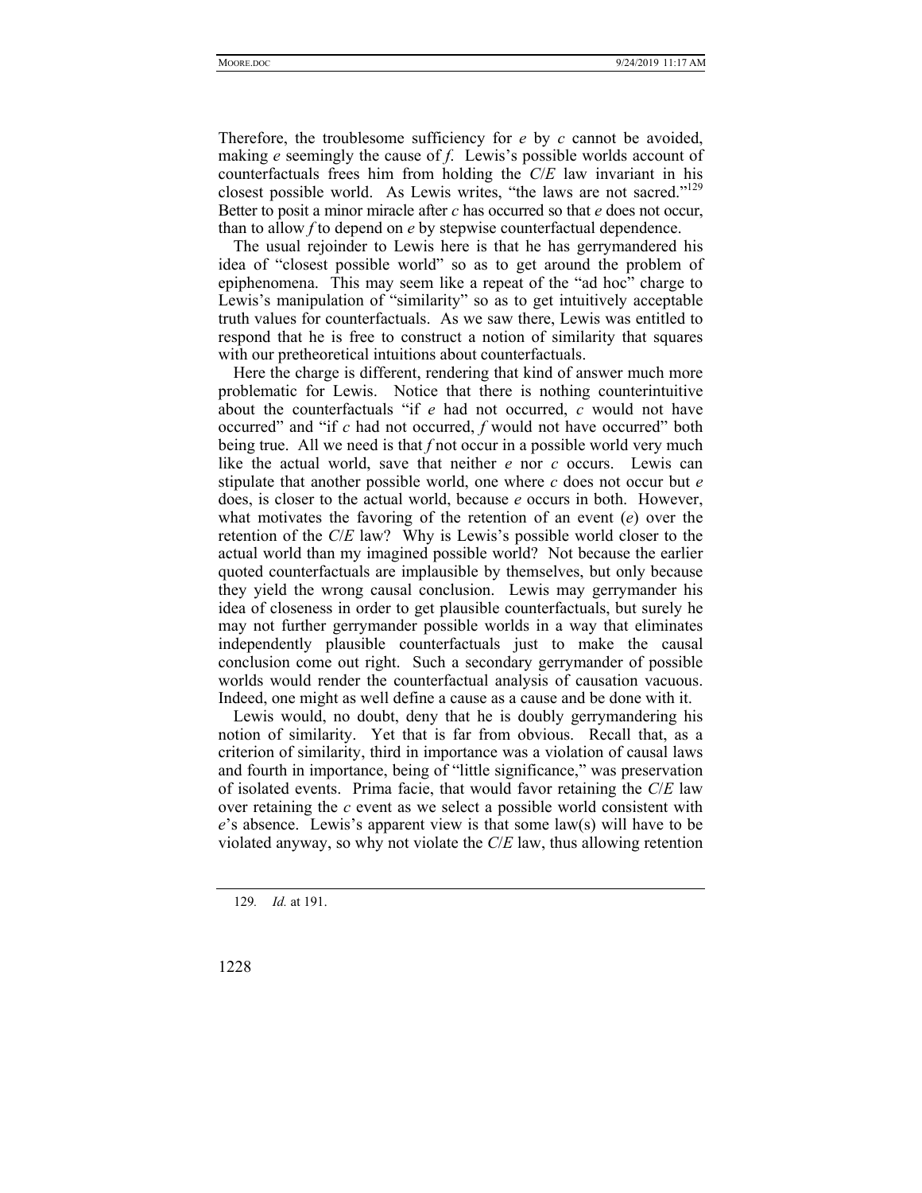Therefore, the troublesome sufficiency for *e* by *c* cannot be avoided, making *e* seemingly the cause of *f*. Lewis's possible worlds account of counterfactuals frees him from holding the *C*/*E* law invariant in his closest possible world. As Lewis writes, "the laws are not sacred."[129] Better to posit a minor miracle after *c* has occurred so that *e* does not occur, than to allow *f* to depend on *e* by stepwise counterfactual dependence.

The usual rejoinder to Lewis here is that he has gerrymandered his idea of "closest possible world" so as to get around the problem of epiphenomena. This may seem like a repeat of the "ad hoc" charge to Lewis's manipulation of "similarity" so as to get intuitively acceptable truth values for counterfactuals. As we saw there, Lewis was entitled to respond that he is free to construct a notion of similarity that squares with our pretheoretical intuitions about counterfactuals.

Here the charge is different, rendering that kind of answer much more problematic for Lewis. Notice that there is nothing counterintuitive about the counterfactuals "if *e* had not occurred, *c* would not have occurred" and "if *c* had not occurred, *f* would not have occurred" both being true. All we need is that *f* not occur in a possible world very much like the actual world, save that neither *e* nor *c* occurs. Lewis can stipulate that another possible world, one where *c* does not occur but *e* does, is closer to the actual world, because *e* occurs in both. However, what motivates the favoring of the retention of an event (*e*) over the retention of the *C*/*E* law? Why is Lewis's possible world closer to the actual world than my imagined possible world? Not because the earlier quoted counterfactuals are implausible by themselves, but only because they yield the wrong causal conclusion. Lewis may gerrymander his idea of closeness in order to get plausible counterfactuals, but surely he may not further gerrymander possible worlds in a way that eliminates independently plausible counterfactuals just to make the causal conclusion come out right. Such a secondary gerrymander of possible worlds would render the counterfactual analysis of causation vacuous. Indeed, one might as well define a cause as a cause and be done with it.

Lewis would, no doubt, deny that he is doubly gerrymandering his notion of similarity. Yet that is far from obvious. Recall that, as a criterion of similarity, third in importance was a violation of causal laws and fourth in importance, being of "little significance," was preservation of isolated events. Prima facie, that would favor retaining the *C*/*E* law over retaining the *c* event as we select a possible world consistent with *e*'s absence. Lewis's apparent view is that some law(s) will have to be violated anyway, so why not violate the *C*/*E* law, thus allowing retention

129. *Id.* at 191.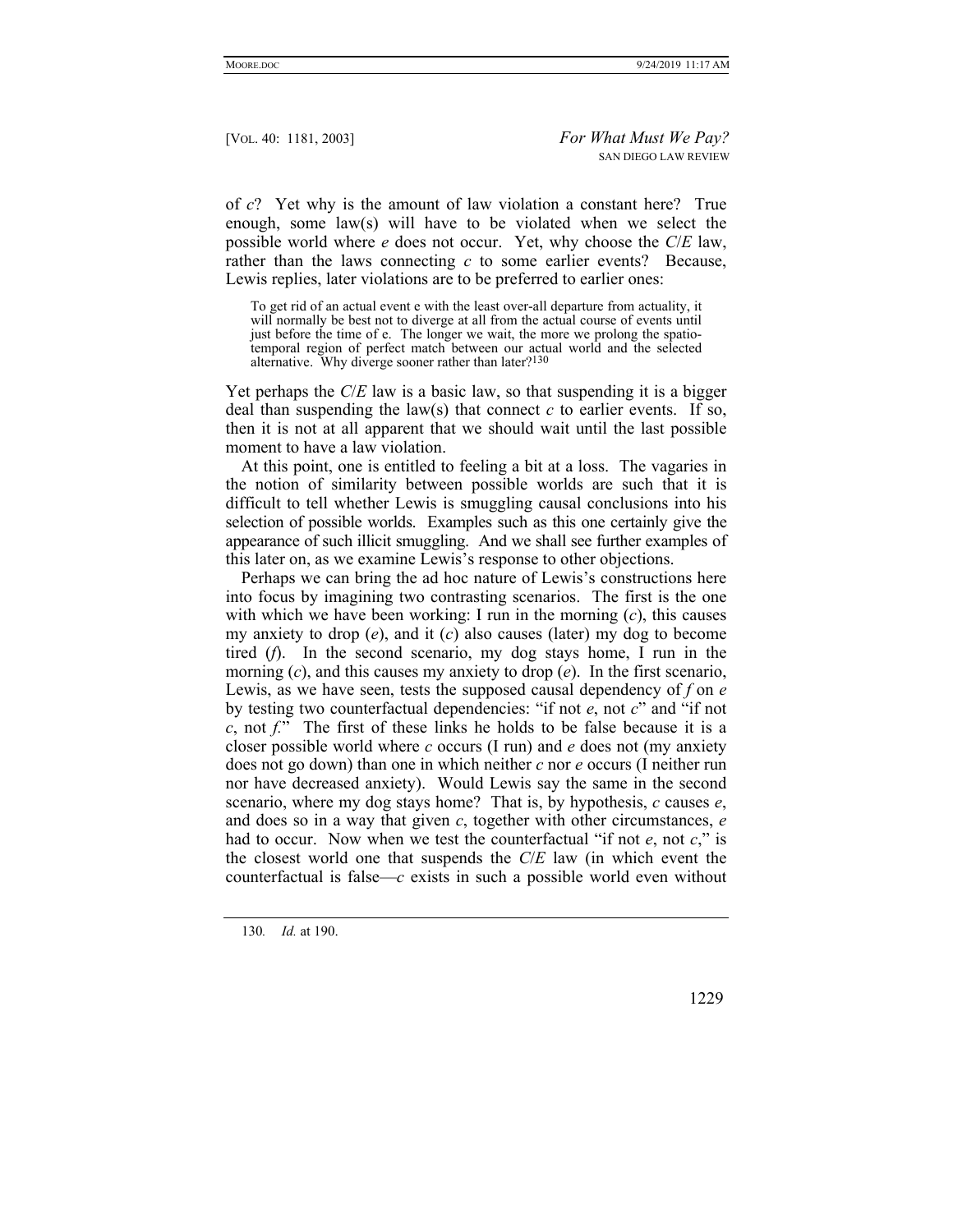of *c*? Yet why is the amount of law violation a constant here? True enough, some law(s) will have to be violated when we select the possible world where *e* does not occur. Yet, why choose the *C*/*E* law, rather than the laws connecting *c* to some earlier events? Because, Lewis replies, later violations are to be preferred to earlier ones:

> To get rid of an actual event e with the least over-all departure from actuality, it will normally be best not to diverge at all from the actual course of events until just before the time of e. The longer we wait, the more we prolong the spatio-temporal region of perfect match between our actual world and the selected alternative. Why diverge sooner rather than later?[130]

Yet perhaps the *C*/*E* law is a basic law, so that suspending it is a bigger deal than suspending the law(s) that connect *c* to earlier events. If so, then it is not at all apparent that we should wait until the last possible moment to have a law violation.

At this point, one is entitled to feeling a bit at a loss. The vagaries in the notion of similarity between possible worlds are such that it is difficult to tell whether Lewis is smuggling causal conclusions into his selection of possible worlds. Examples such as this one certainly give the appearance of such illicit smuggling. And we shall see further examples of this later on, as we examine Lewis's response to other objections.

Perhaps we can bring the ad hoc nature of Lewis's constructions here into focus by imagining two contrasting scenarios. The first is the one with which we have been working: I run in the morning (*c*), this causes my anxiety to drop (*e*), and it (*c*) also causes (later) my dog to become tired (*f*). In the second scenario, my dog stays home, I run in the morning (*c*), and this causes my anxiety to drop (*e*). In the first scenario, Lewis, as we have seen, tests the supposed causal dependency of *f* on *e* by testing two counterfactual dependencies: "if not *e*, not *c*" and "if not *c*, not *f*." The first of these links he holds to be false because it is a closer possible world where *c* occurs (I run) and *e* does not (my anxiety does not go down) than one in which neither *c* nor *e* occurs (I neither run nor have decreased anxiety). Would Lewis say the same in the second scenario, where my dog stays home? That is, by hypothesis, *c* causes *e*, and does so in a way that given *c*, together with other circumstances, *e* had to occur. Now when we test the counterfactual "if not *e*, not *c*," is the closest world one that suspends the *C*/*E* law (in which event the counterfactual is false—*c* exists in such a possible world even without

---

130. *Id.* at 190.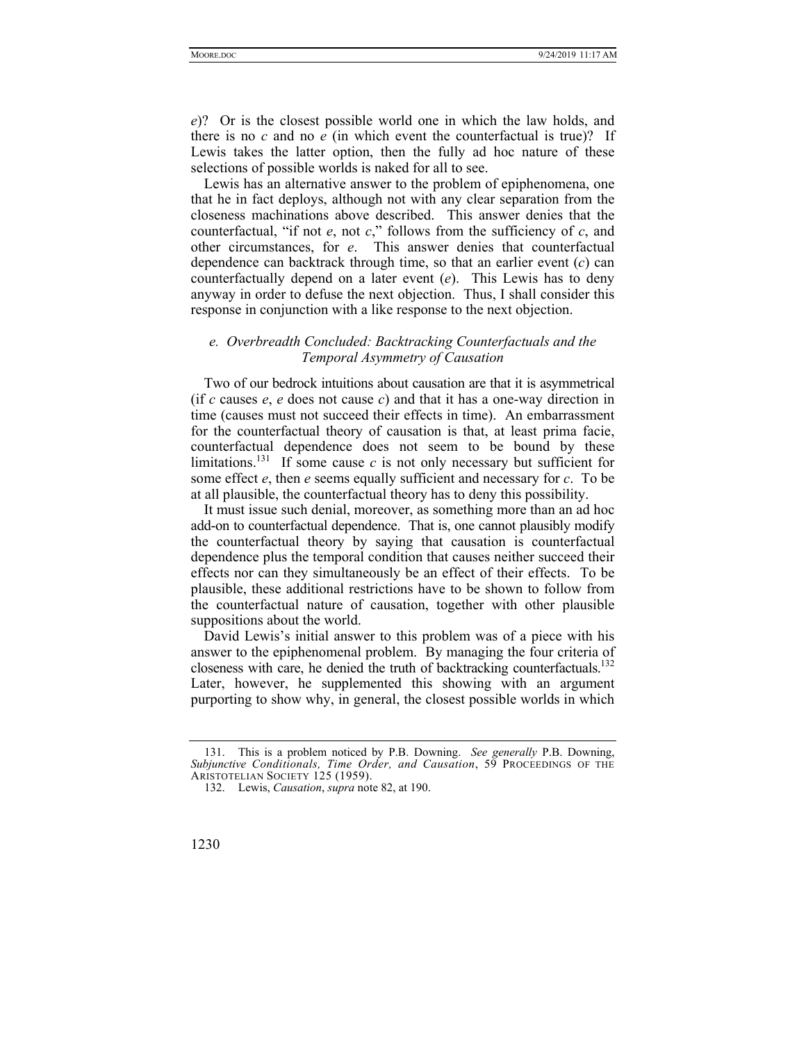*e*)? Or is the closest possible world one in which the law holds, and there is no *c* and no *e* (in which event the counterfactual is true)? If Lewis takes the latter option, then the fully ad hoc nature of these selections of possible worlds is naked for all to see.

Lewis has an alternative answer to the problem of epiphenomena, one that he in fact deploys, although not with any clear separation from the closeness machinations above described. This answer denies that the counterfactual, "if not *e*, not *c*," follows from the sufficiency of *c*, and other circumstances, for *e*. This answer denies that counterfactual dependence can backtrack through time, so that an earlier event (*c*) can counterfactually depend on a later event (*e*). This Lewis has to deny anyway in order to defuse the next objection. Thus, I shall consider this response in conjunction with a like response to the next objection.

### *e. Overbreadth Concluded: Backtracking Counterfactuals and the Temporal Asymmetry of Causation*

Two of our bedrock intuitions about causation are that it is asymmetrical (if *c* causes *e*, *e* does not cause *c*) and that it has a one-way direction in time (causes must not succeed their effects in time). An embarrassment for the counterfactual theory of causation is that, at least prima facie, counterfactual dependence does not seem to be bound by these limitations.[131] If some cause *c* is not only necessary but sufficient for some effect *e*, then *e* seems equally sufficient and necessary for *c*. To be at all plausible, the counterfactual theory has to deny this possibility.

It must issue such denial, moreover, as something more than an ad hoc add-on to counterfactual dependence. That is, one cannot plausibly modify the counterfactual theory by saying that causation is counterfactual dependence plus the temporal condition that causes neither succeed their effects nor can they simultaneously be an effect of their effects. To be plausible, these additional restrictions have to be shown to follow from the counterfactual nature of causation, together with other plausible suppositions about the world.

David Lewis's initial answer to this problem was of a piece with his answer to the epiphenomenal problem. By managing the four criteria of closeness with care, he denied the truth of backtracking counterfactuals.[132] Later, however, he supplemented this showing with an argument purporting to show why, in general, the closest possible worlds in which

---

131. This is a problem noticed by P.B. Downing. *See generally* P.B. Downing, *Subjunctive Conditionals, Time Order, and Causation*, 59 PROCEEDINGS OF THE ARISTOTELIAN SOCIETY 125 (1959).

132. Lewis, *Causation*, *supra* note 82, at 190.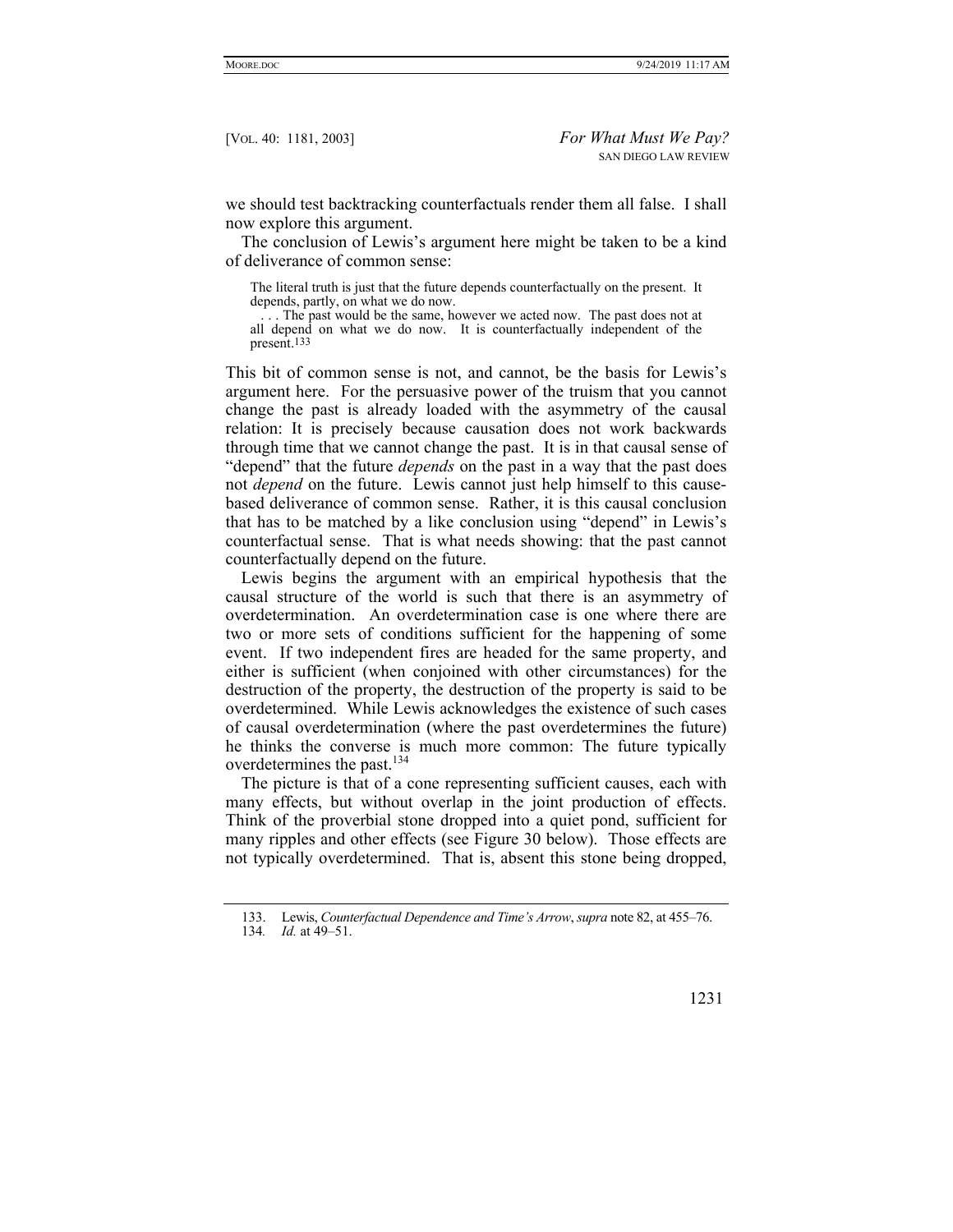we should test backtracking counterfactuals render them all false. I shall now explore this argument.

The conclusion of Lewis's argument here might be taken to be a kind of deliverance of common sense:

> The literal truth is just that the future depends counterfactually on the present. It depends, partly, on what we do now.
>
> . . . The past would be the same, however we acted now. The past does not at all depend on what we do now. It is counterfactually independent of the present.[133]

This bit of common sense is not, and cannot, be the basis for Lewis's argument here. For the persuasive power of the truism that you cannot change the past is already loaded with the asymmetry of the causal relation: It is precisely because causation does not work backwards through time that we cannot change the past. It is in that causal sense of "depend" that the future *depends* on the past in a way that the past does not *depend* on the future. Lewis cannot just help himself to this cause-based deliverance of common sense. Rather, it is this causal conclusion that has to be matched by a like conclusion using "depend" in Lewis's counterfactual sense. That is what needs showing: that the past cannot counterfactually depend on the future.

Lewis begins the argument with an empirical hypothesis that the causal structure of the world is such that there is an asymmetry of overdetermination. An overdetermination case is one where there are two or more sets of conditions sufficient for the happening of some event. If two independent fires are headed for the same property, and either is sufficient (when conjoined with other circumstances) for the destruction of the property, the destruction of the property is said to be overdetermined. While Lewis acknowledges the existence of such cases of causal overdetermination (where the past overdetermines the future) he thinks the converse is much more common: The future typically overdetermines the past.[134]

The picture is that of a cone representing sufficient causes, each with many effects, but without overlap in the joint production of effects. Think of the proverbial stone dropped into a quiet pond, sufficient for many ripples and other effects (see Figure 30 below). Those effects are not typically overdetermined. That is, absent this stone being dropped,

---

133. Lewis, *Counterfactual Dependence and Time's Arrow*, *supra* note 82, at 455–76.

134. *Id.* at 49–51.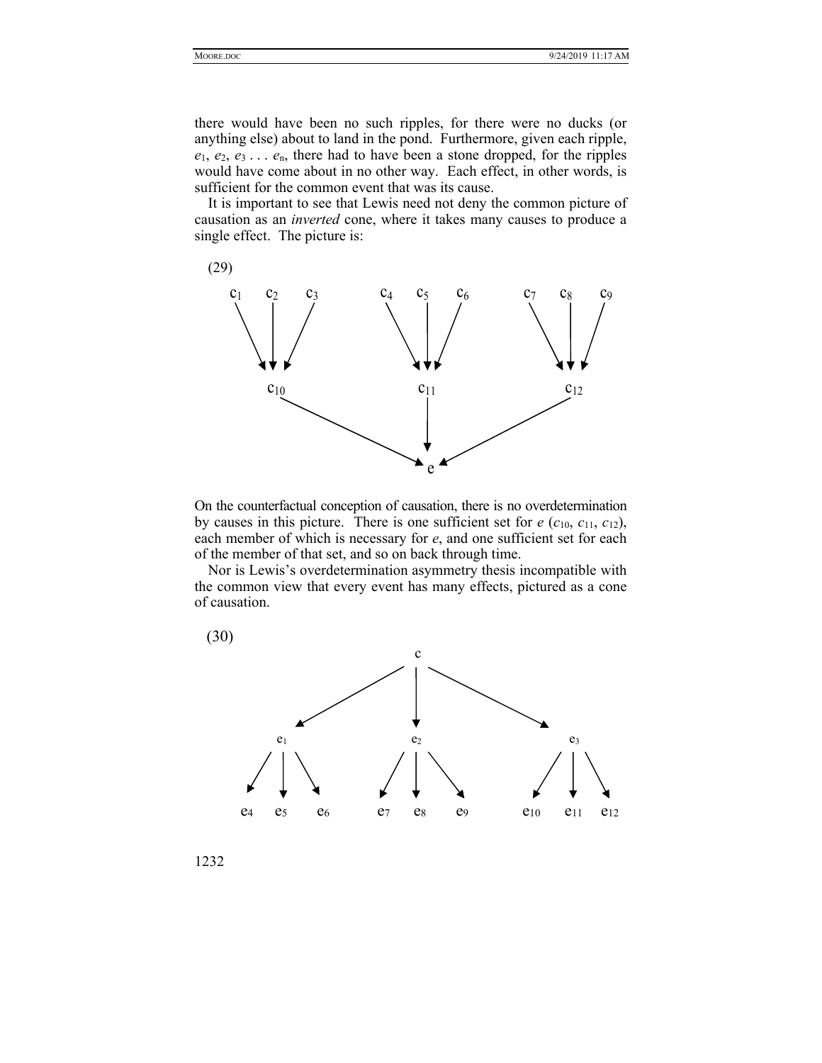there would have been no such ripples, for there were no ducks (or anything else) about to land in the pond. Furthermore, given each ripple, $e_1$, $e_2$, $e_3$ . . . $e_n$, there had to have been a stone dropped, for the ripples would have come about in no other way. Each effect, in other words, is sufficient for the common event that was its cause.

It is important to see that Lewis need not deny the common picture of causation as an *inverted* cone, where it takes many causes to produce a single effect. The picture is:

(29)

On the counterfactual conception of causation, there is no overdetermination by causes in this picture. There is one sufficient set for $e$ ($c_{10}$, $c_{11}$, $c_{12}$), each member of which is necessary for $e$, and one sufficient set for each of the member of that set, and so on back through time.

Nor is Lewis's overdetermination asymmetry thesis incompatible with the common view that every event has many effects, pictured as a cone of causation.

(30)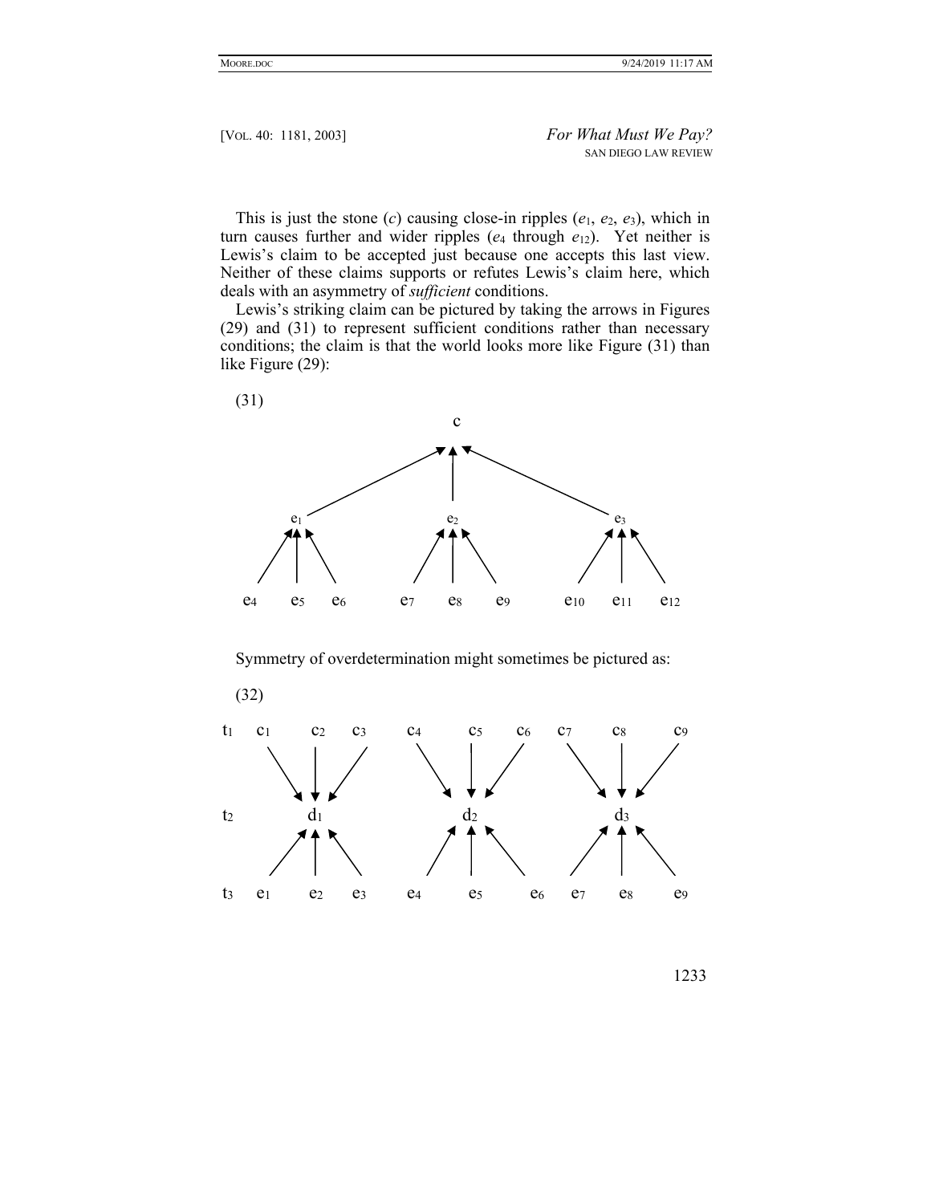This is just the stone (*c*) causing close-in ripples ($e_1$, $e_2$, $e_3$), which in turn causes further and wider ripples ($e_4$ through $e_{12}$). Yet neither is Lewis's claim to be accepted just because one accepts this last view. Neither of these claims supports or refutes Lewis's claim here, which deals with an asymmetry of *sufficient* conditions.

Lewis's striking claim can be pictured by taking the arrows in Figures (29) and (31) to represent sufficient conditions rather than necessary conditions; the claim is that the world looks more like Figure (31) than like Figure (29):

(31)

```
                              c
              ↗               ↑               ↖
        e1                    e2                    e3
      ↗ ↑ ↖                 ↗ ↑ ↖                 ↗ ↑ ↖
    e4  e5  e6            e7  e8  e9            e10 e11 e12
```

Symmetry of overdetermination might sometimes be pictured as:

(32)

```
t1   c1   c2   c3      c4   c5   c6      c7   c8   c9
       ↘  ↓  ↙           ↘  ↓  ↙           ↘  ↓  ↙
t2        d1                d2                d3
       ↗  ↑  ↖           ↗  ↑  ↖           ↗  ↑  ↖
t3   e1   e2   e3      e4   e5   e6      e7   e8   e9
```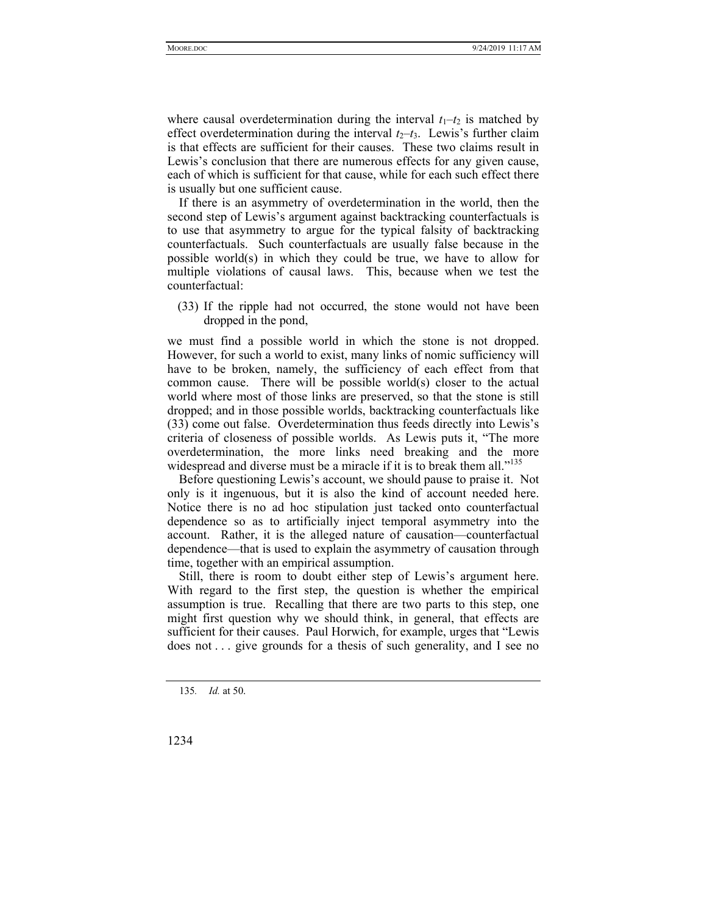where causal overdetermination during the interval $t_1$–$t_2$ is matched by effect overdetermination during the interval $t_2$–$t_3$. Lewis's further claim is that effects are sufficient for their causes. These two claims result in Lewis's conclusion that there are numerous effects for any given cause, each of which is sufficient for that cause, while for each such effect there is usually but one sufficient cause.

If there is an asymmetry of overdetermination in the world, then the second step of Lewis's argument against backtracking counterfactuals is to use that asymmetry to argue for the typical falsity of backtracking counterfactuals. Such counterfactuals are usually false because in the possible world(s) in which they could be true, we have to allow for multiple violations of causal laws. This, because when we test the counterfactual:

> (33) If the ripple had not occurred, the stone would not have been dropped in the pond,

we must find a possible world in which the stone is not dropped. However, for such a world to exist, many links of nomic sufficiency will have to be broken, namely, the sufficiency of each effect from that common cause. There will be possible world(s) closer to the actual world where most of those links are preserved, so that the stone is still dropped; and in those possible worlds, backtracking counterfactuals like (33) come out false. Overdetermination thus feeds directly into Lewis's criteria of closeness of possible worlds. As Lewis puts it, "The more overdetermination, the more links need breaking and the more widespread and diverse must be a miracle if it is to break them all."[135]

Before questioning Lewis's account, we should pause to praise it. Not only is it ingenuous, but it is also the kind of account needed here. Notice there is no ad hoc stipulation just tacked onto counterfactual dependence so as to artificially inject temporal asymmetry into the account. Rather, it is the alleged nature of causation—counterfactual dependence—that is used to explain the asymmetry of causation through time, together with an empirical assumption.

Still, there is room to doubt either step of Lewis's argument here. With regard to the first step, the question is whether the empirical assumption is true. Recalling that there are two parts to this step, one might first question why we should think, in general, that effects are sufficient for their causes. Paul Horwich, for example, urges that "Lewis does not . . . give grounds for a thesis of such generality, and I see no

---

135. *Id.* at 50.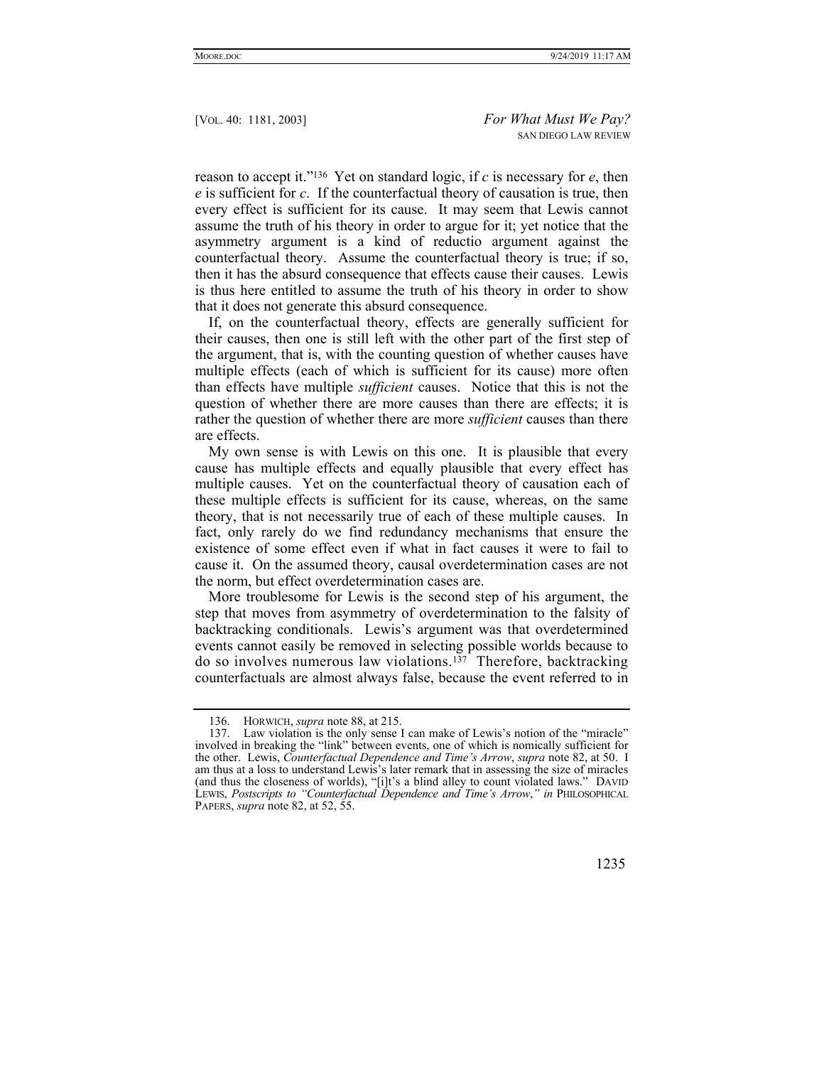reason to accept it."[136] Yet on standard logic, if *c* is necessary for *e*, then *e* is sufficient for *c*. If the counterfactual theory of causation is true, then every effect is sufficient for its cause. It may seem that Lewis cannot assume the truth of his theory in order to argue for it; yet notice that the asymmetry argument is a kind of reductio argument against the counterfactual theory. Assume the counterfactual theory is true; if so, then it has the absurd consequence that effects cause their causes. Lewis is thus here entitled to assume the truth of his theory in order to show that it does not generate this absurd consequence.

If, on the counterfactual theory, effects are generally sufficient for their causes, then one is still left with the other part of the first step of the argument, that is, with the counting question of whether causes have multiple effects (each of which is sufficient for its cause) more often than effects have multiple *sufficient* causes. Notice that this is not the question of whether there are more causes than there are effects; it is rather the question of whether there are more *sufficient* causes than there are effects.

My own sense is with Lewis on this one. It is plausible that every cause has multiple effects and equally plausible that every effect has multiple causes. Yet on the counterfactual theory of causation each of these multiple effects is sufficient for its cause, whereas, on the same theory, that is not necessarily true of each of these multiple causes. In fact, only rarely do we find redundancy mechanisms that ensure the existence of some effect even if what in fact causes it were to fail to cause it. On the assumed theory, causal overdetermination cases are not the norm, but effect overdetermination cases are.

More troublesome for Lewis is the second step of his argument, the step that moves from asymmetry of overdetermination to the falsity of backtracking conditionals. Lewis's argument was that overdetermined events cannot easily be removed in selecting possible worlds because to do so involves numerous law violations.[137] Therefore, backtracking counterfactuals are almost always false, because the event referred to in

---

136. HORWICH, *supra* note 88, at 215.

137. Law violation is the only sense I can make of Lewis's notion of the "miracle" involved in breaking the "link" between events, one of which is nomically sufficient for the other. Lewis, *Counterfactual Dependence and Time's Arrow*, *supra* note 82, at 50. I am thus at a loss to understand Lewis's later remark that in assessing the size of miracles (and thus the closeness of worlds), "[i]t's a blind alley to count violated laws." DAVID LEWIS, *Postscripts to "Counterfactual Dependence and Time's Arrow*,*" in* PHILOSOPHICAL PAPERS, *supra* note 82, at 52, 55.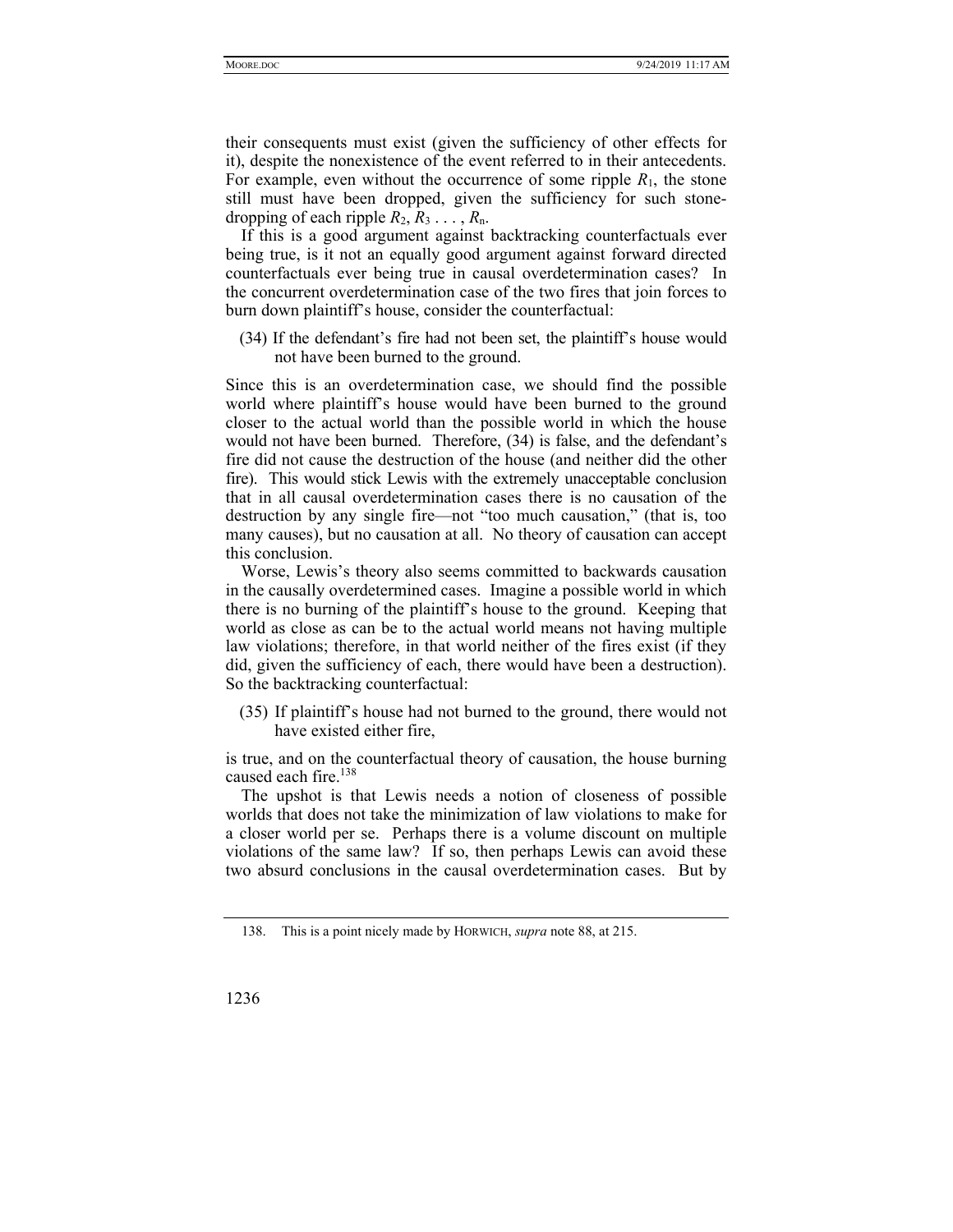their consequents must exist (given the sufficiency of other effects for it), despite the nonexistence of the event referred to in their antecedents. For example, even without the occurrence of some ripple $R_1$, the stone still must have been dropped, given the sufficiency for such stone-dropping of each ripple $R_2, R_3 \ldots, R_n$.

If this is a good argument against backtracking counterfactuals ever being true, is it not an equally good argument against forward directed counterfactuals ever being true in causal overdetermination cases? In the concurrent overdetermination case of the two fires that join forces to burn down plaintiff's house, consider the counterfactual:

> (34) If the defendant's fire had not been set, the plaintiff's house would not have been burned to the ground.

Since this is an overdetermination case, we should find the possible world where plaintiff's house would have been burned to the ground closer to the actual world than the possible world in which the house would not have been burned. Therefore, (34) is false, and the defendant's fire did not cause the destruction of the house (and neither did the other fire). This would stick Lewis with the extremely unacceptable conclusion that in all causal overdetermination cases there is no causation of the destruction by any single fire—not "too much causation," (that is, too many causes), but no causation at all. No theory of causation can accept this conclusion.

Worse, Lewis's theory also seems committed to backwards causation in the causally overdetermined cases. Imagine a possible world in which there is no burning of the plaintiff's house to the ground. Keeping that world as close as can be to the actual world means not having multiple law violations; therefore, in that world neither of the fires exist (if they did, given the sufficiency of each, there would have been a destruction). So the backtracking counterfactual:

> (35) If plaintiff's house had not burned to the ground, there would not have existed either fire,

is true, and on the counterfactual theory of causation, the house burning caused each fire.[138]

The upshot is that Lewis needs a notion of closeness of possible worlds that does not take the minimization of law violations to make for a closer world per se. Perhaps there is a volume discount on multiple violations of the same law? If so, then perhaps Lewis can avoid these two absurd conclusions in the causal overdetermination cases. But by

---

138. This is a point nicely made by HORWICH, *supra* note 88, at 215.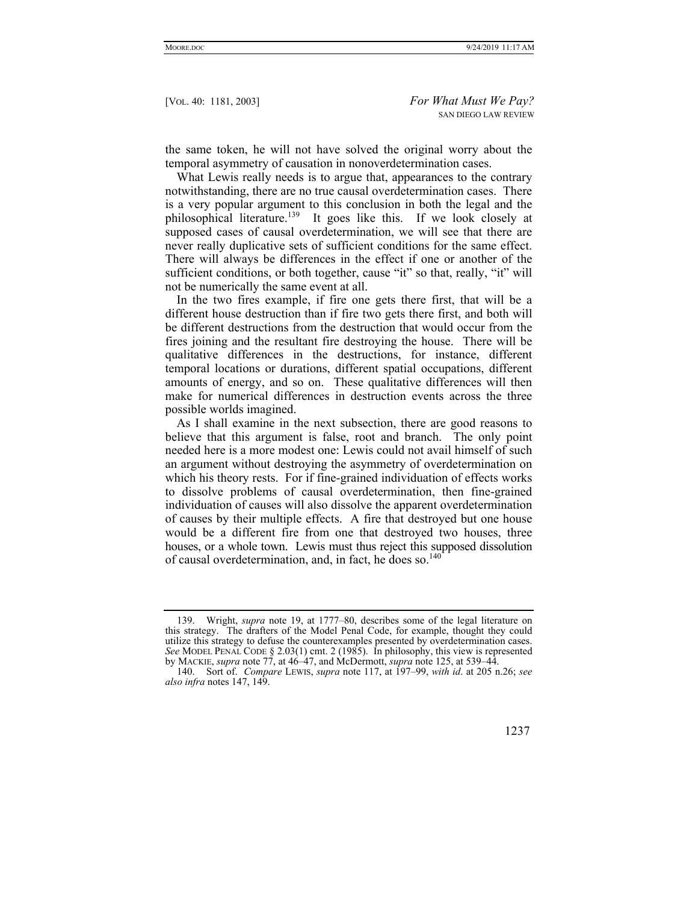the same token, he will not have solved the original worry about the temporal asymmetry of causation in nonoverdetermination cases.

What Lewis really needs is to argue that, appearances to the contrary notwithstanding, there are no true causal overdetermination cases. There is a very popular argument to this conclusion in both the legal and the philosophical literature.[139] It goes like this. If we look closely at supposed cases of causal overdetermination, we will see that there are never really duplicative sets of sufficient conditions for the same effect. There will always be differences in the effect if one or another of the sufficient conditions, or both together, cause "it" so that, really, "it" will not be numerically the same event at all.

In the two fires example, if fire one gets there first, that will be a different house destruction than if fire two gets there first, and both will be different destructions from the destruction that would occur from the fires joining and the resultant fire destroying the house. There will be qualitative differences in the destructions, for instance, different temporal locations or durations, different spatial occupations, different amounts of energy, and so on. These qualitative differences will then make for numerical differences in destruction events across the three possible worlds imagined.

As I shall examine in the next subsection, there are good reasons to believe that this argument is false, root and branch. The only point needed here is a more modest one: Lewis could not avail himself of such an argument without destroying the asymmetry of overdetermination on which his theory rests. For if fine-grained individuation of effects works to dissolve problems of causal overdetermination, then fine-grained individuation of causes will also dissolve the apparent overdetermination of causes by their multiple effects. A fire that destroyed but one house would be a different fire from one that destroyed two houses, three houses, or a whole town. Lewis must thus reject this supposed dissolution of causal overdetermination, and, in fact, he does so.[140]

---

139. Wright, *supra* note 19, at 1777–80, describes some of the legal literature on this strategy. The drafters of the Model Penal Code, for example, thought they could utilize this strategy to defuse the counterexamples presented by overdetermination cases. *See* MODEL PENAL CODE § 2.03(1) cmt. 2 (1985). In philosophy, this view is represented by MACKIE, *supra* note 77, at 46–47, and McDermott, *supra* note 125, at 539–44.

140. Sort of. *Compare* LEWIS, *supra* note 117, at 197–99, *with id*. at 205 n.26; *see also infra* notes 147, 149.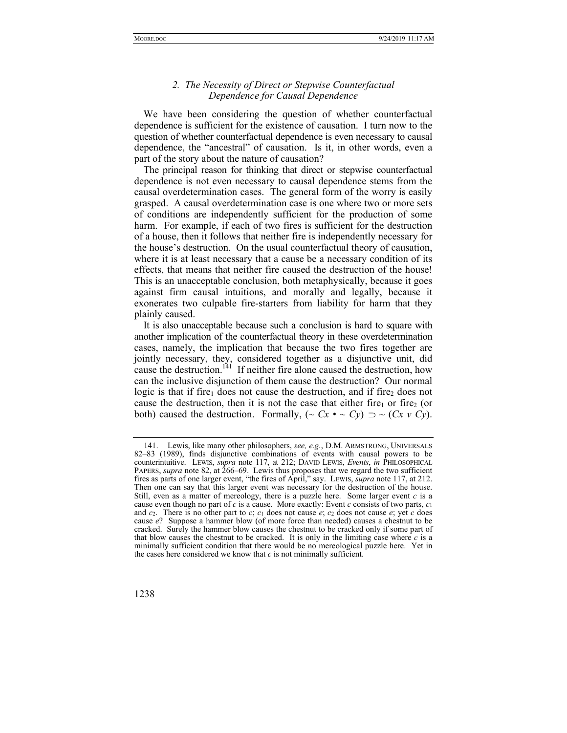### *2. The Necessity of Direct or Stepwise Counterfactual Dependence for Causal Dependence*

We have been considering the question of whether counterfactual dependence is sufficient for the existence of causation. I turn now to the question of whether counterfactual dependence is even necessary to causal dependence, the "ancestral" of causation. Is it, in other words, even a part of the story about the nature of causation?

The principal reason for thinking that direct or stepwise counterfactual dependence is not even necessary to causal dependence stems from the causal overdetermination cases. The general form of the worry is easily grasped. A causal overdetermination case is one where two or more sets of conditions are independently sufficient for the production of some harm. For example, if each of two fires is sufficient for the destruction of a house, then it follows that neither fire is independently necessary for the house's destruction. On the usual counterfactual theory of causation, where it is at least necessary that a cause be a necessary condition of its effects, that means that neither fire caused the destruction of the house! This is an unacceptable conclusion, both metaphysically, because it goes against firm causal intuitions, and morally and legally, because it exonerates two culpable fire-starters from liability for harm that they plainly caused.

It is also unacceptable because such a conclusion is hard to square with another implication of the counterfactual theory in these overdetermination cases, namely, the implication that because the two fires together are jointly necessary, they, considered together as a disjunctive unit, did cause the destruction.[141] If neither fire alone caused the destruction, how can the inclusive disjunction of them cause the destruction? Our normal logic is that if $\text{fire}_1$ does not cause the destruction, and if $\text{fire}_2$ does not cause the destruction, then it is not the case that either $\text{fire}_1$ or $\text{fire}_2$ (or both) caused the destruction. Formally, $(\sim Cx \bullet \sim Cy) \supset \sim (Cx \vee Cy)$.

---

141. Lewis, like many other philosophers, *see, e.g.*, D.M. ARMSTRONG, UNIVERSALS 82–83 (1989), finds disjunctive combinations of events with causal powers to be counterintuitive. LEWIS, *supra* note 117, at 212; DAVID LEWIS, *Events*, *in* PHILOSOPHICAL PAPERS, *supra* note 82, at 266–69. Lewis thus proposes that we regard the two sufficient fires as parts of one larger event, "the fires of April," say. LEWIS, *supra* note 117, at 212. Then one can say that this larger event was necessary for the destruction of the house. Still, even as a matter of mereology, there is a puzzle here. Some larger event *c* is a cause even though no part of *c* is a cause. More exactly: Event *c* consists of two parts, $c_1$ and $c_2$. There is no other part to *c*; $c_1$ does not cause *e*; $c_2$ does not cause *e*; yet *c* does cause *e*? Suppose a hammer blow (of more force than needed) causes a chestnut to be cracked. Surely the hammer blow causes the chestnut to be cracked only if some part of that blow causes the chestnut to be cracked. It is only in the limiting case where *c* is a minimally sufficient condition that there would be no mereological puzzle here. Yet in the cases here considered we know that *c* is not minimally sufficient.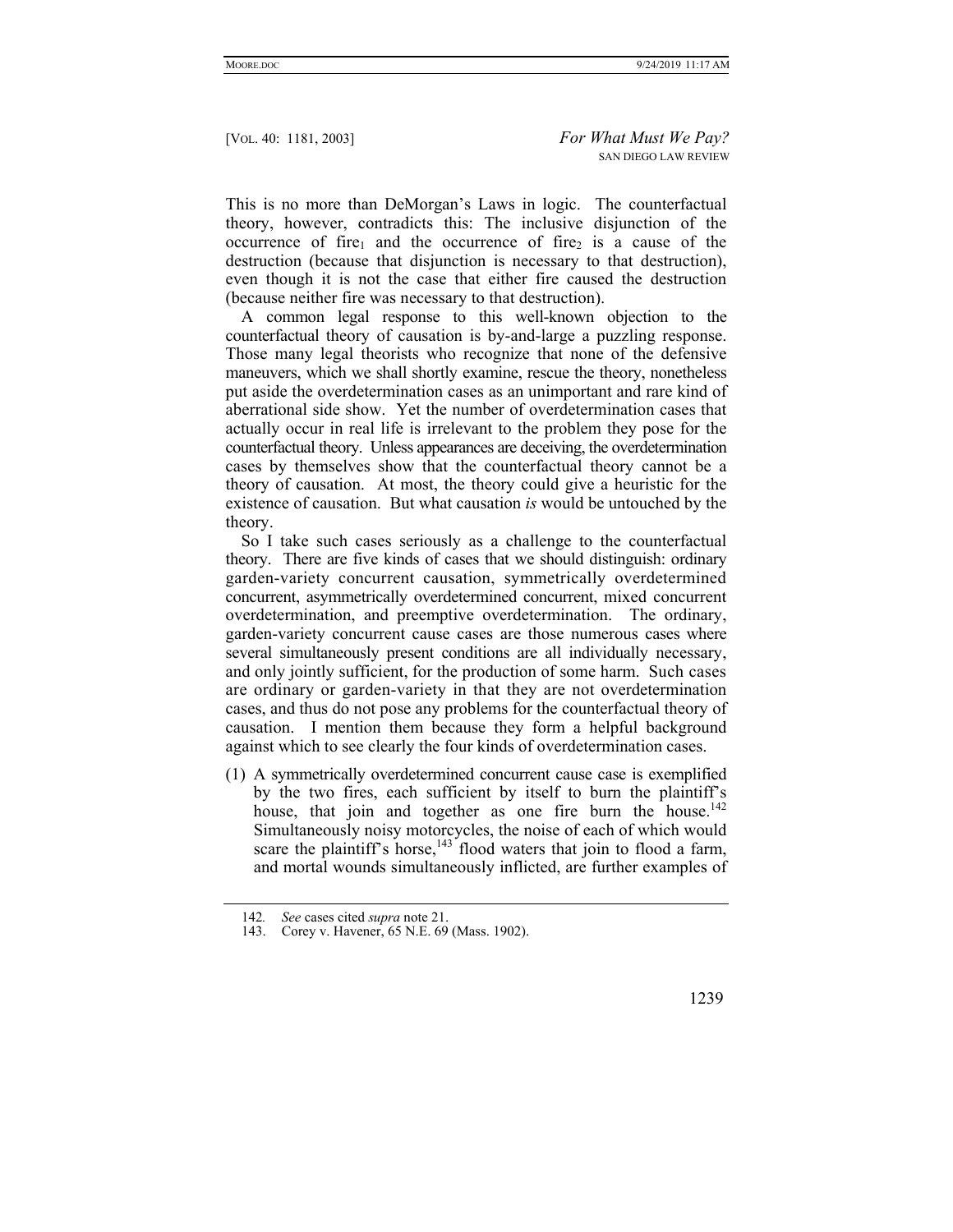This is no more than DeMorgan's Laws in logic. The counterfactual theory, however, contradicts this: The inclusive disjunction of the occurrence of $fire_1$ and the occurrence of $fire_2$ is a cause of the destruction (because that disjunction is necessary to that destruction), even though it is not the case that either fire caused the destruction (because neither fire was necessary to that destruction).

A common legal response to this well-known objection to the counterfactual theory of causation is by-and-large a puzzling response. Those many legal theorists who recognize that none of the defensive maneuvers, which we shall shortly examine, rescue the theory, nonetheless put aside the overdetermination cases as an unimportant and rare kind of aberrational side show. Yet the number of overdetermination cases that actually occur in real life is irrelevant to the problem they pose for the counterfactual theory. Unless appearances are deceiving, the overdetermination cases by themselves show that the counterfactual theory cannot be a theory of causation. At most, the theory could give a heuristic for the existence of causation. But what causation *is* would be untouched by the theory.

So I take such cases seriously as a challenge to the counterfactual theory. There are five kinds of cases that we should distinguish: ordinary garden-variety concurrent causation, symmetrically overdetermined concurrent, asymmetrically overdetermined concurrent, mixed concurrent overdetermination, and preemptive overdetermination. The ordinary, garden-variety concurrent cause cases are those numerous cases where several simultaneously present conditions are all individually necessary, and only jointly sufficient, for the production of some harm. Such cases are ordinary or garden-variety in that they are not overdetermination cases, and thus do not pose any problems for the counterfactual theory of causation. I mention them because they form a helpful background against which to see clearly the four kinds of overdetermination cases.

(1) A symmetrically overdetermined concurrent cause case is exemplified by the two fires, each sufficient by itself to burn the plaintiff's house, that join and together as one fire burn the house.[142] Simultaneously noisy motorcycles, the noise of each of which would scare the plaintiff's horse,[143] flood waters that join to flood a farm, and mortal wounds simultaneously inflicted, are further examples of

---

142. *See* cases cited *supra* note 21.

143. Corey v. Havener, 65 N.E. 69 (Mass. 1902).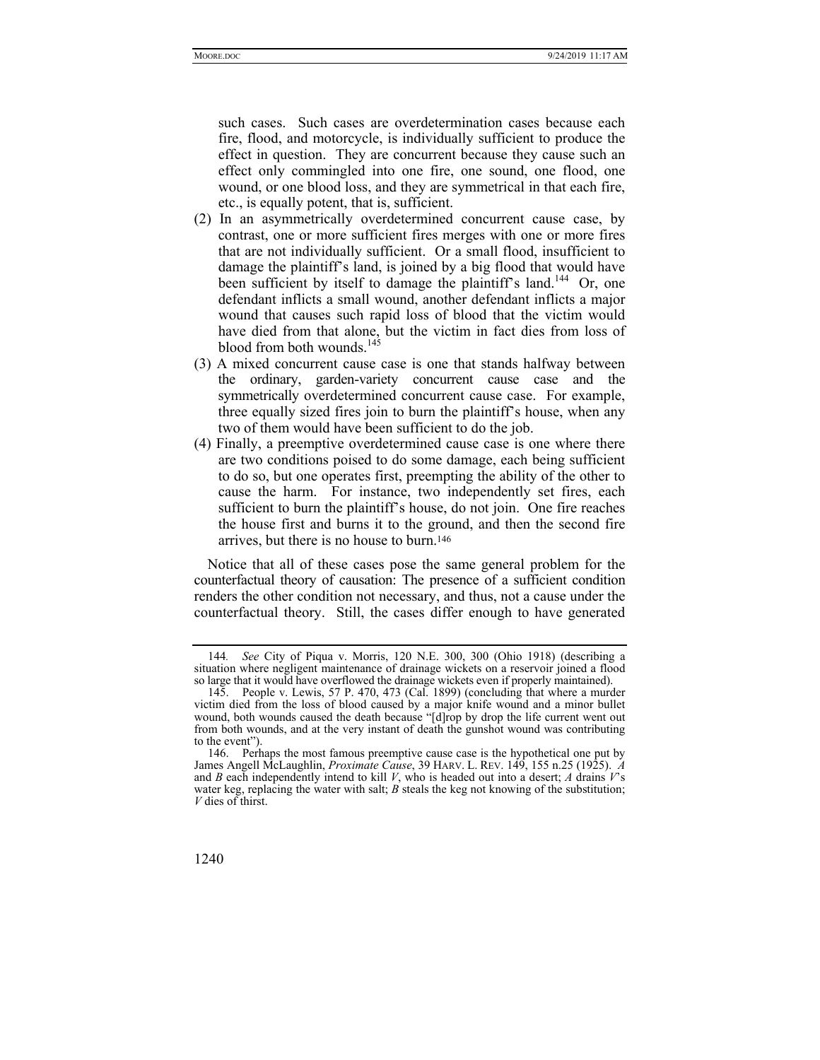such cases. Such cases are overdetermination cases because each fire, flood, and motorcycle, is individually sufficient to produce the effect in question. They are concurrent because they cause such an effect only commingled into one fire, one sound, one flood, one wound, or one blood loss, and they are symmetrical in that each fire, etc., is equally potent, that is, sufficient.

(2) In an asymmetrically overdetermined concurrent cause case, by contrast, one or more sufficient fires merges with one or more fires that are not individually sufficient. Or a small flood, insufficient to damage the plaintiff's land, is joined by a big flood that would have been sufficient by itself to damage the plaintiff's land.[144] Or, one defendant inflicts a small wound, another defendant inflicts a major wound that causes such rapid loss of blood that the victim would have died from that alone, but the victim in fact dies from loss of blood from both wounds.[145]

(3) A mixed concurrent cause case is one that stands halfway between the ordinary, garden-variety concurrent cause case and the symmetrically overdetermined concurrent cause case. For example, three equally sized fires join to burn the plaintiff's house, when any two of them would have been sufficient to do the job.

(4) Finally, a preemptive overdetermined cause case is one where there are two conditions poised to do some damage, each being sufficient to do so, but one operates first, preempting the ability of the other to cause the harm. For instance, two independently set fires, each sufficient to burn the plaintiff's house, do not join. One fire reaches the house first and burns it to the ground, and then the second fire arrives, but there is no house to burn.[146]

Notice that all of these cases pose the same general problem for the counterfactual theory of causation: The presence of a sufficient condition renders the other condition not necessary, and thus, not a cause under the counterfactual theory. Still, the cases differ enough to have generated

---

144. *See* City of Piqua v. Morris, 120 N.E. 300, 300 (Ohio 1918) (describing a situation where negligent maintenance of drainage wickets on a reservoir joined a flood so large that it would have overflowed the drainage wickets even if properly maintained).

145. People v. Lewis, 57 P. 470, 473 (Cal. 1899) (concluding that where a murder victim died from the loss of blood caused by a major knife wound and a minor bullet wound, both wounds caused the death because "[d]rop by drop the life current went out from both wounds, and at the very instant of death the gunshot wound was contributing to the event").

146. Perhaps the most famous preemptive cause case is the hypothetical one put by James Angell McLaughlin, *Proximate Cause*, 39 HARV. L. REV. 149, 155 n.25 (1925). *A* and *B* each independently intend to kill *V*, who is headed out into a desert; *A* drains *V*'s water keg, replacing the water with salt; *B* steals the keg not knowing of the substitution; *V* dies of thirst.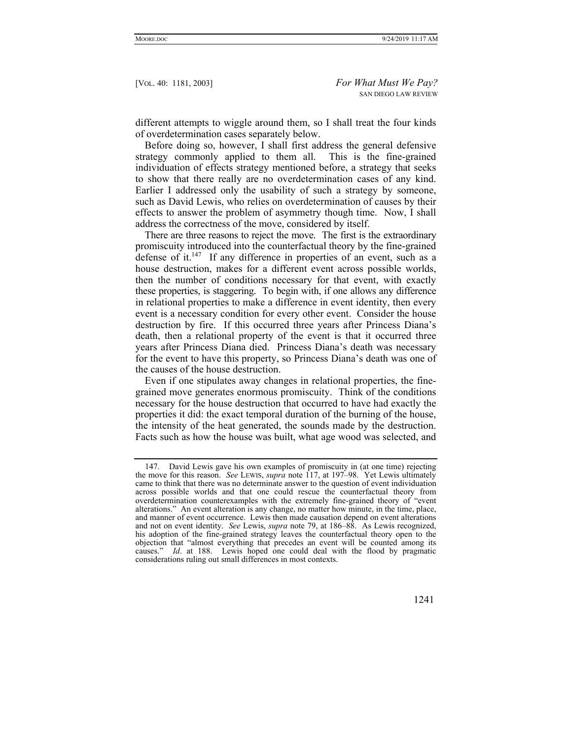different attempts to wiggle around them, so I shall treat the four kinds of overdetermination cases separately below.

Before doing so, however, I shall first address the general defensive strategy commonly applied to them all. This is the fine-grained individuation of effects strategy mentioned before, a strategy that seeks to show that there really are no overdetermination cases of any kind. Earlier I addressed only the usability of such a strategy by someone, such as David Lewis, who relies on overdetermination of causes by their effects to answer the problem of asymmetry though time. Now, I shall address the correctness of the move, considered by itself.

There are three reasons to reject the move. The first is the extraordinary promiscuity introduced into the counterfactual theory by the fine-grained defense of it.[147] If any difference in properties of an event, such as a house destruction, makes for a different event across possible worlds, then the number of conditions necessary for that event, with exactly these properties, is staggering. To begin with, if one allows any difference in relational properties to make a difference in event identity, then every event is a necessary condition for every other event. Consider the house destruction by fire. If this occurred three years after Princess Diana's death, then a relational property of the event is that it occurred three years after Princess Diana died. Princess Diana's death was necessary for the event to have this property, so Princess Diana's death was one of the causes of the house destruction.

Even if one stipulates away changes in relational properties, the fine-grained move generates enormous promiscuity. Think of the conditions necessary for the house destruction that occurred to have had exactly the properties it did: the exact temporal duration of the burning of the house, the intensity of the heat generated, the sounds made by the destruction. Facts such as how the house was built, what age wood was selected, and

---

147. David Lewis gave his own examples of promiscuity in (at one time) rejecting the move for this reason. *See* LEWIS, *supra* note 117, at 197–98. Yet Lewis ultimately came to think that there was no determinate answer to the question of event individuation across possible worlds and that one could rescue the counterfactual theory from overdetermination counterexamples with the extremely fine-grained theory of "event alterations." An event alteration is any change, no matter how minute, in the time, place, and manner of event occurrence. Lewis then made causation depend on event alterations and not on event identity. *See* Lewis, *supra* note 79, at 186–88. As Lewis recognized, his adoption of the fine-grained strategy leaves the counterfactual theory open to the objection that "almost everything that precedes an event will be counted among its causes." *Id*. at 188. Lewis hoped one could deal with the flood by pragmatic considerations ruling out small differences in most contexts.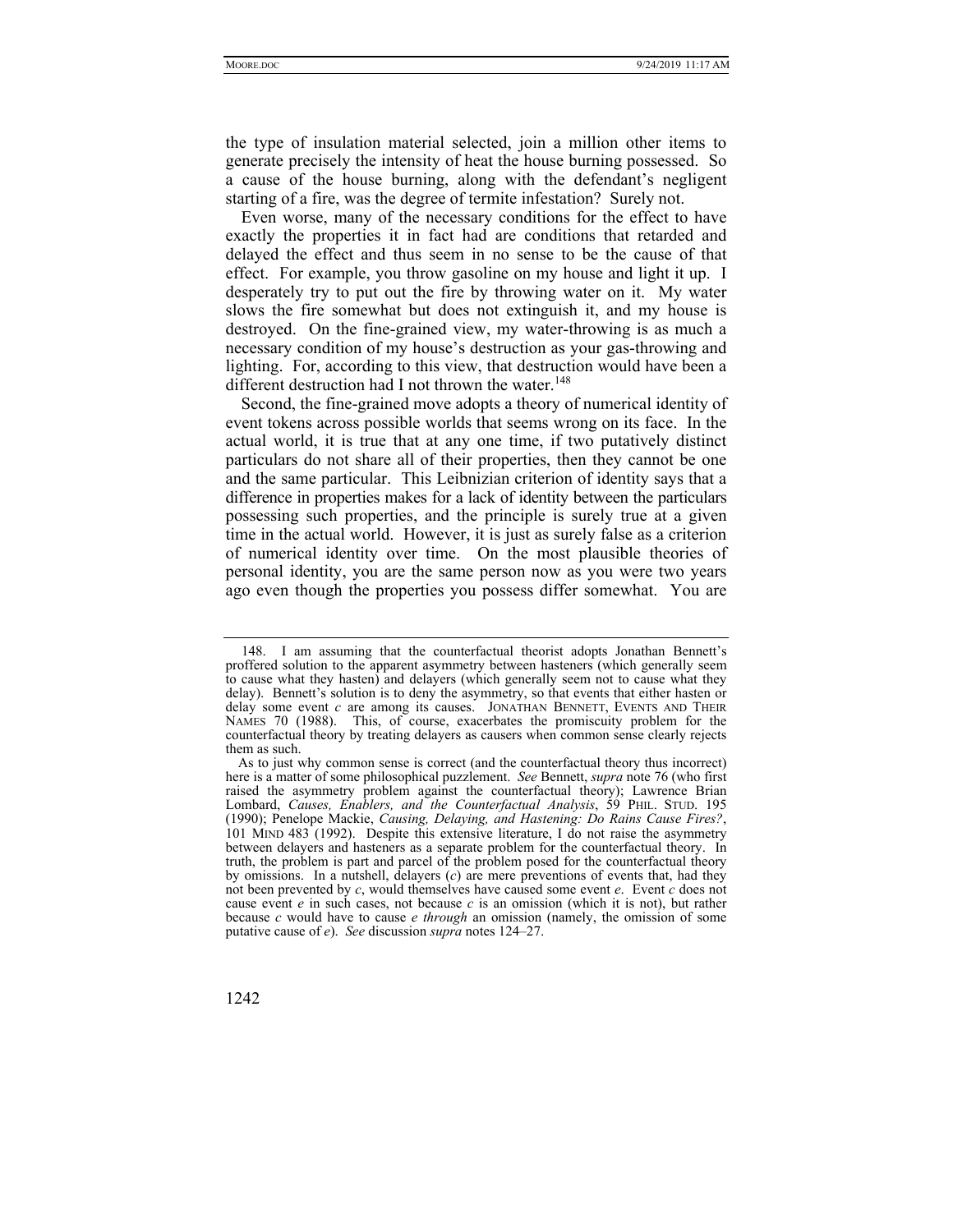the type of insulation material selected, join a million other items to generate precisely the intensity of heat the house burning possessed. So a cause of the house burning, along with the defendant's negligent starting of a fire, was the degree of termite infestation? Surely not.

Even worse, many of the necessary conditions for the effect to have exactly the properties it in fact had are conditions that retarded and delayed the effect and thus seem in no sense to be the cause of that effect. For example, you throw gasoline on my house and light it up. I desperately try to put out the fire by throwing water on it. My water slows the fire somewhat but does not extinguish it, and my house is destroyed. On the fine-grained view, my water-throwing is as much a necessary condition of my house's destruction as your gas-throwing and lighting. For, according to this view, that destruction would have been a different destruction had I not thrown the water.[148]

Second, the fine-grained move adopts a theory of numerical identity of event tokens across possible worlds that seems wrong on its face. In the actual world, it is true that at any one time, if two putatively distinct particulars do not share all of their properties, then they cannot be one and the same particular. This Leibnizian criterion of identity says that a difference in properties makes for a lack of identity between the particulars possessing such properties, and the principle is surely true at a given time in the actual world. However, it is just as surely false as a criterion of numerical identity over time. On the most plausible theories of personal identity, you are the same person now as you were two years ago even though the properties you possess differ somewhat. You are

---

148. I am assuming that the counterfactual theorist adopts Jonathan Bennett's proffered solution to the apparent asymmetry between hasteners (which generally seem to cause what they hasten) and delayers (which generally seem not to cause what they delay). Bennett's solution is to deny the asymmetry, so that events that either hasten or delay some event *c* are among its causes. JONATHAN BENNETT, EVENTS AND THEIR NAMES 70 (1988). This, of course, exacerbates the promiscuity problem for the counterfactual theory by treating delayers as causers when common sense clearly rejects them as such.

As to just why common sense is correct (and the counterfactual theory thus incorrect) here is a matter of some philosophical puzzlement. *See* Bennett, *supra* note 76 (who first raised the asymmetry problem against the counterfactual theory); Lawrence Brian Lombard, *Causes, Enablers, and the Counterfactual Analysis*, 59 PHIL. STUD. 195 (1990); Penelope Mackie, *Causing, Delaying, and Hastening: Do Rains Cause Fires?*, 101 MIND 483 (1992). Despite this extensive literature, I do not raise the asymmetry between delayers and hasteners as a separate problem for the counterfactual theory. In truth, the problem is part and parcel of the problem posed for the counterfactual theory by omissions. In a nutshell, delayers (*c*) are mere preventions of events that, had they not been prevented by *c*, would themselves have caused some event *e*. Event *c* does not cause event *e* in such cases, not because *c* is an omission (which it is not), but rather because *c* would have to cause *e through* an omission (namely, the omission of some putative cause of *e*). *See* discussion *supra* notes 124–27.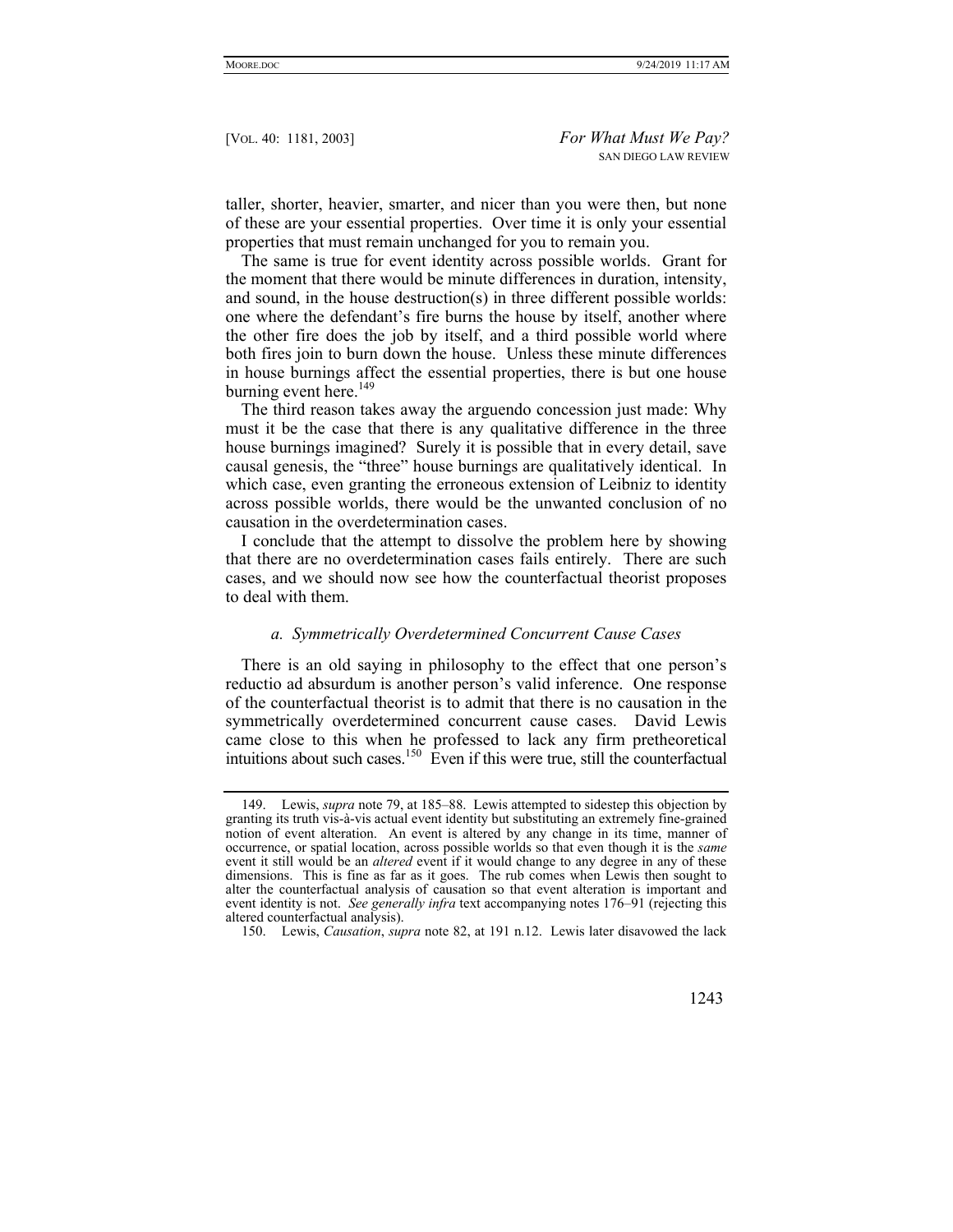taller, shorter, heavier, smarter, and nicer than you were then, but none of these are your essential properties. Over time it is only your essential properties that must remain unchanged for you to remain you.

The same is true for event identity across possible worlds. Grant for the moment that there would be minute differences in duration, intensity, and sound, in the house destruction(s) in three different possible worlds: one where the defendant's fire burns the house by itself, another where the other fire does the job by itself, and a third possible world where both fires join to burn down the house. Unless these minute differences in house burnings affect the essential properties, there is but one house burning event here.[149]

The third reason takes away the arguendo concession just made: Why must it be the case that there is any qualitative difference in the three house burnings imagined? Surely it is possible that in every detail, save causal genesis, the "three" house burnings are qualitatively identical. In which case, even granting the erroneous extension of Leibniz to identity across possible worlds, there would be the unwanted conclusion of no causation in the overdetermination cases.

I conclude that the attempt to dissolve the problem here by showing that there are no overdetermination cases fails entirely. There are such cases, and we should now see how the counterfactual theorist proposes to deal with them.

### *a. Symmetrically Overdetermined Concurrent Cause Cases*

There is an old saying in philosophy to the effect that one person's reductio ad absurdum is another person's valid inference. One response of the counterfactual theorist is to admit that there is no causation in the symmetrically overdetermined concurrent cause cases. David Lewis came close to this when he professed to lack any firm pretheoretical intuitions about such cases.[150] Even if this were true, still the counterfactual

---

149. Lewis, *supra* note 79, at 185–88. Lewis attempted to sidestep this objection by granting its truth vis-à-vis actual event identity but substituting an extremely fine-grained notion of event alteration. An event is altered by any change in its time, manner of occurrence, or spatial location, across possible worlds so that even though it is the *same* event it still would be an *altered* event if it would change to any degree in any of these dimensions. This is fine as far as it goes. The rub comes when Lewis then sought to alter the counterfactual analysis of causation so that event alteration is important and event identity is not. *See generally infra* text accompanying notes 176–91 (rejecting this altered counterfactual analysis).

150. Lewis, *Causation*, *supra* note 82, at 191 n.12. Lewis later disavowed the lack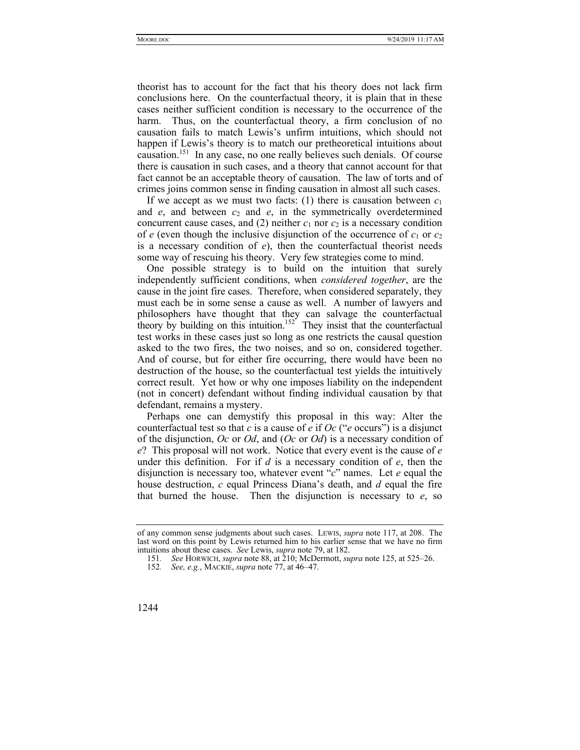theorist has to account for the fact that his theory does not lack firm conclusions here. On the counterfactual theory, it is plain that in these cases neither sufficient condition is necessary to the occurrence of the harm. Thus, on the counterfactual theory, a firm conclusion of no causation fails to match Lewis's unfirm intuitions, which should not happen if Lewis's theory is to match our pretheoretical intuitions about causation.[151] In any case, no one really believes such denials. Of course there is causation in such cases, and a theory that cannot account for that fact cannot be an acceptable theory of causation. The law of torts and of crimes joins common sense in finding causation in almost all such cases.

If we accept as we must two facts: (1) there is causation between $c_1$ and $e$, and between $c_2$ and $e$, in the symmetrically overdetermined concurrent cause cases, and (2) neither $c_1$ nor $c_2$ is a necessary condition of $e$ (even though the inclusive disjunction of the occurrence of $c_1$ or $c_2$ is a necessary condition of $e$), then the counterfactual theorist needs some way of rescuing his theory. Very few strategies come to mind.

One possible strategy is to build on the intuition that surely independently sufficient conditions, when *considered together*, are the cause in the joint fire cases. Therefore, when considered separately, they must each be in some sense a cause as well. A number of lawyers and philosophers have thought that they can salvage the counterfactual theory by building on this intuition.[152] They insist that the counterfactual test works in these cases just so long as one restricts the causal question asked to the two fires, the two noises, and so on, considered together. And of course, but for either fire occurring, there would have been no destruction of the house, so the counterfactual test yields the intuitively correct result. Yet how or why one imposes liability on the independent (not in concert) defendant without finding individual causation by that defendant, remains a mystery.

Perhaps one can demystify this proposal in this way: Alter the counterfactual test so that $c$ is a cause of $e$ if $Oc$ ("$e$ occurs") is a disjunct of the disjunction, $Oc$ or $Od$, and ($Oc$ or $Od$) is a necessary condition of $e$? This proposal will not work. Notice that every event is the cause of $e$ under this definition. For if $d$ is a necessary condition of $e$, then the disjunction is necessary too, whatever event "$c$" names. Let $e$ equal the house destruction, $c$ equal Princess Diana's death, and $d$ equal the fire that burned the house. Then the disjunction is necessary to $e$, so

---

of any common sense judgments about such cases. LEWIS, *supra* note 117, at 208. The last word on this point by Lewis returned him to his earlier sense that we have no firm intuitions about these cases. *See* Lewis, *supra* note 79, at 182.

151. *See* HORWICH, *supra* note 88, at 210; McDermott, *supra* note 125, at 525–26.

152. *See, e.g.*, MACKIE, *supra* note 77, at 46–47.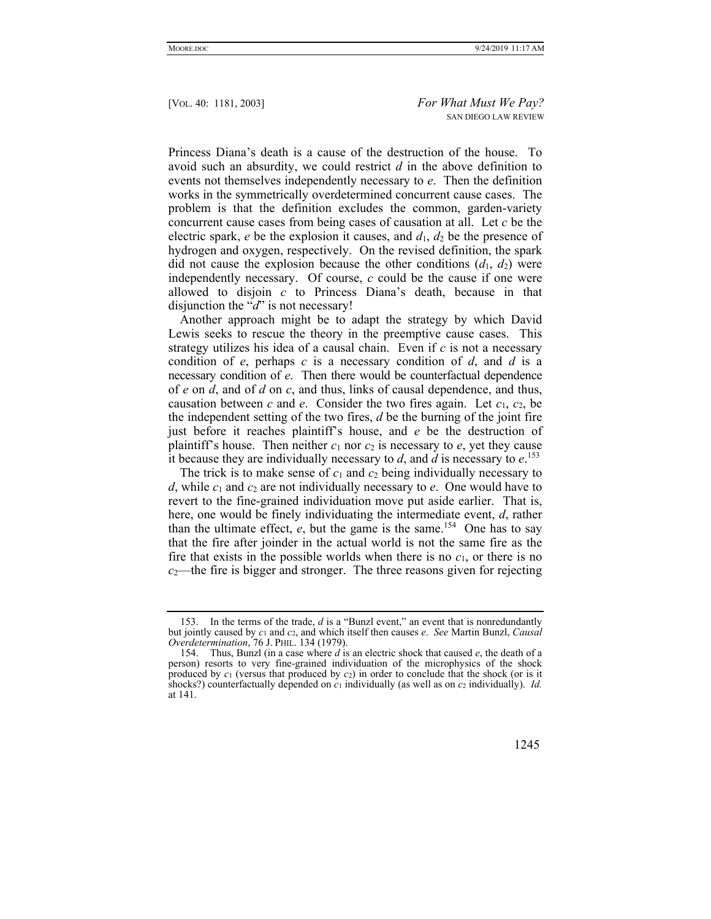Princess Diana's death is a cause of the destruction of the house. To avoid such an absurdity, we could restrict $d$ in the above definition to events not themselves independently necessary to $e$. Then the definition works in the symmetrically overdetermined concurrent cause cases. The problem is that the definition excludes the common, garden-variety concurrent cause cases from being cases of causation at all. Let $c$ be the electric spark, $e$ be the explosion it causes, and $d_1$, $d_2$ be the presence of hydrogen and oxygen, respectively. On the revised definition, the spark did not cause the explosion because the other conditions ($d_1$, $d_2$) were independently necessary. Of course, $c$ could be the cause if one were allowed to disjoin $c$ to Princess Diana's death, because in that disjunction the "$d$" is not necessary!

Another approach might be to adapt the strategy by which David Lewis seeks to rescue the theory in the preemptive cause cases. This strategy utilizes his idea of a causal chain. Even if $c$ is not a necessary condition of $e$, perhaps $c$ is a necessary condition of $d$, and $d$ is a necessary condition of $e$. Then there would be counterfactual dependence of $e$ on $d$, and of $d$ on $c$, and thus, links of causal dependence, and thus, causation between $c$ and $e$. Consider the two fires again. Let $c_1$, $c_2$, be the independent setting of the two fires, $d$ be the burning of the joint fire just before it reaches plaintiff's house, and $e$ be the destruction of plaintiff's house. Then neither $c_1$ nor $c_2$ is necessary to $e$, yet they cause it because they are individually necessary to $d$, and $d$ is necessary to $e$.[153]

The trick is to make sense of $c_1$ and $c_2$ being individually necessary to $d$, while $c_1$ and $c_2$ are not individually necessary to $e$. One would have to revert to the fine-grained individuation move put aside earlier. That is, here, one would be finely individuating the intermediate event, $d$, rather than the ultimate effect, $e$, but the game is the same.[154] One has to say that the fire after joinder in the actual world is not the same fire as the fire that exists in the possible worlds when there is no $c_1$, or there is no $c_2$—the fire is bigger and stronger. The three reasons given for rejecting

---

153. In the terms of the trade, $d$ is a "Bunzl event," an event that is nonredundantly but jointly caused by $c_1$ and $c_2$, and which itself then causes $e$. *See* Martin Bunzl, *Causal Overdetermination*, 76 J. PHIL. 134 (1979).

154. Thus, Bunzl (in a case where $d$ is an electric shock that caused $e$, the death of a person) resorts to very fine-grained individuation of the microphysics of the shock produced by $c_1$ (versus that produced by $c_2$) in order to conclude that the shock (or is it shocks?) counterfactually depended on $c_1$ individually (as well as on $c_2$ individually). *Id.* at 141.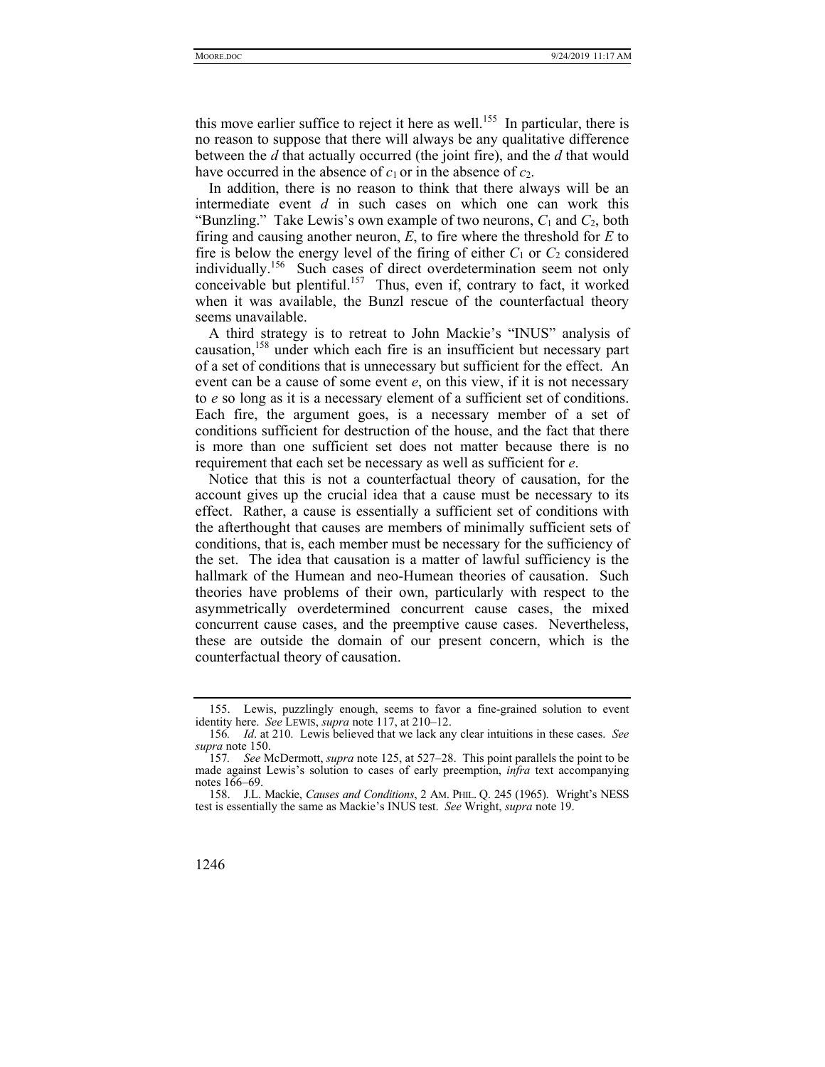this move earlier suffice to reject it here as well.[155] In particular, there is no reason to suppose that there will always be any qualitative difference between the *d* that actually occurred (the joint fire), and the *d* that would have occurred in the absence of $c_1$ or in the absence of $c_2$.

In addition, there is no reason to think that there always will be an intermediate event *d* in such cases on which one can work this "Bunzling." Take Lewis's own example of two neurons, $C_1$ and $C_2$, both firing and causing another neuron, *E*, to fire where the threshold for *E* to fire is below the energy level of the firing of either $C_1$ or $C_2$ considered individually.[156] Such cases of direct overdetermination seem not only conceivable but plentiful.[157] Thus, even if, contrary to fact, it worked when it was available, the Bunzl rescue of the counterfactual theory seems unavailable.

A third strategy is to retreat to John Mackie's "INUS" analysis of causation,[158] under which each fire is an insufficient but necessary part of a set of conditions that is unnecessary but sufficient for the effect. An event can be a cause of some event *e*, on this view, if it is not necessary to *e* so long as it is a necessary element of a sufficient set of conditions. Each fire, the argument goes, is a necessary member of a set of conditions sufficient for destruction of the house, and the fact that there is more than one sufficient set does not matter because there is no requirement that each set be necessary as well as sufficient for *e*.

Notice that this is not a counterfactual theory of causation, for the account gives up the crucial idea that a cause must be necessary to its effect. Rather, a cause is essentially a sufficient set of conditions with the afterthought that causes are members of minimally sufficient sets of conditions, that is, each member must be necessary for the sufficiency of the set. The idea that causation is a matter of lawful sufficiency is the hallmark of the Humean and neo-Humean theories of causation. Such theories have problems of their own, particularly with respect to the asymmetrically overdetermined concurrent cause cases, the mixed concurrent cause cases, and the preemptive cause cases. Nevertheless, these are outside the domain of our present concern, which is the counterfactual theory of causation.

---

155. Lewis, puzzlingly enough, seems to favor a fine-grained solution to event identity here. *See* LEWIS, *supra* note 117, at 210–12.

156. *Id*. at 210. Lewis believed that we lack any clear intuitions in these cases. *See supra* note 150.

157. *See* McDermott, *supra* note 125, at 527–28. This point parallels the point to be made against Lewis's solution to cases of early preemption, *infra* text accompanying notes 166–69.

158. J.L. Mackie, *Causes and Conditions*, 2 AM. PHIL. Q. 245 (1965). Wright's NESS test is essentially the same as Mackie's INUS test. *See* Wright, *supra* note 19.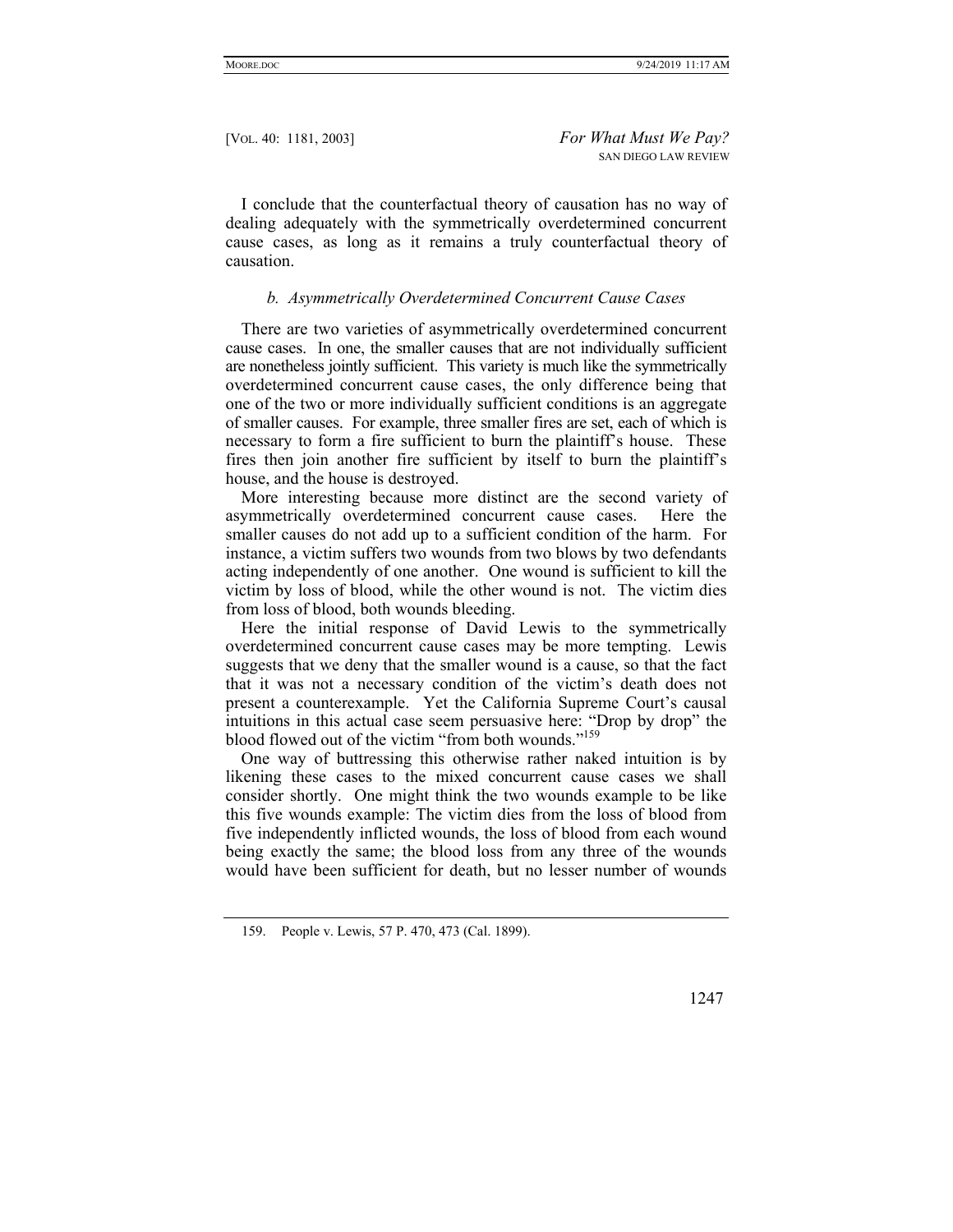I conclude that the counterfactual theory of causation has no way of dealing adequately with the symmetrically overdetermined concurrent cause cases, as long as it remains a truly counterfactual theory of causation.

#### *b. Asymmetrically Overdetermined Concurrent Cause Cases*

There are two varieties of asymmetrically overdetermined concurrent cause cases. In one, the smaller causes that are not individually sufficient are nonetheless jointly sufficient. This variety is much like the symmetrically overdetermined concurrent cause cases, the only difference being that one of the two or more individually sufficient conditions is an aggregate of smaller causes. For example, three smaller fires are set, each of which is necessary to form a fire sufficient to burn the plaintiff's house. These fires then join another fire sufficient by itself to burn the plaintiff's house, and the house is destroyed.

More interesting because more distinct are the second variety of asymmetrically overdetermined concurrent cause cases. Here the smaller causes do not add up to a sufficient condition of the harm. For instance, a victim suffers two wounds from two blows by two defendants acting independently of one another. One wound is sufficient to kill the victim by loss of blood, while the other wound is not. The victim dies from loss of blood, both wounds bleeding.

Here the initial response of David Lewis to the symmetrically overdetermined concurrent cause cases may be more tempting. Lewis suggests that we deny that the smaller wound is a cause, so that the fact that it was not a necessary condition of the victim's death does not present a counterexample. Yet the California Supreme Court's causal intuitions in this actual case seem persuasive here: "Drop by drop" the blood flowed out of the victim "from both wounds."[159]

One way of buttressing this otherwise rather naked intuition is by likening these cases to the mixed concurrent cause cases we shall consider shortly. One might think the two wounds example to be like this five wounds example: The victim dies from the loss of blood from five independently inflicted wounds, the loss of blood from each wound being exactly the same; the blood loss from any three of the wounds would have been sufficient for death, but no lesser number of wounds

---

159. People v. Lewis, 57 P. 470, 473 (Cal. 1899).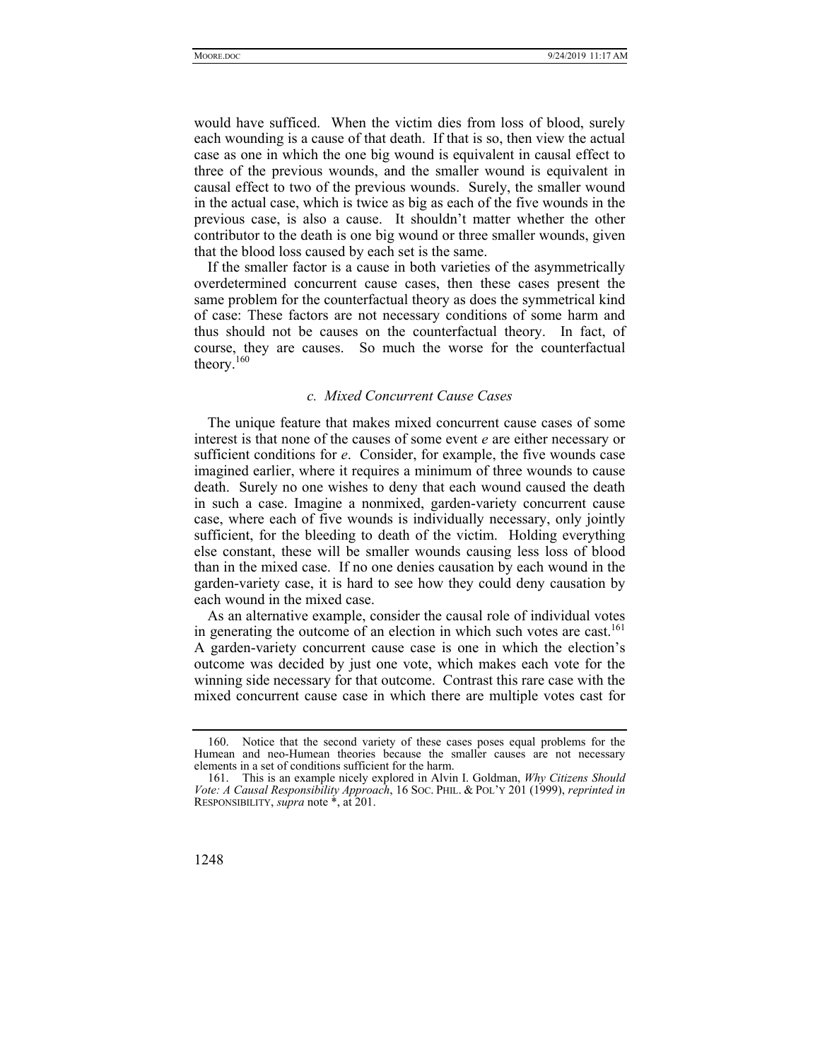would have sufficed. When the victim dies from loss of blood, surely each wounding is a cause of that death. If that is so, then view the actual case as one in which the one big wound is equivalent in causal effect to three of the previous wounds, and the smaller wound is equivalent in causal effect to two of the previous wounds. Surely, the smaller wound in the actual case, which is twice as big as each of the five wounds in the previous case, is also a cause. It shouldn't matter whether the other contributor to the death is one big wound or three smaller wounds, given that the blood loss caused by each set is the same.

If the smaller factor is a cause in both varieties of the asymmetrically overdetermined concurrent cause cases, then these cases present the same problem for the counterfactual theory as does the symmetrical kind of case: These factors are not necessary conditions of some harm and thus should not be causes on the counterfactual theory. In fact, of course, they are causes. So much the worse for the counterfactual theory.[160]

### *c. Mixed Concurrent Cause Cases*

The unique feature that makes mixed concurrent cause cases of some interest is that none of the causes of some event *e* are either necessary or sufficient conditions for *e*. Consider, for example, the five wounds case imagined earlier, where it requires a minimum of three wounds to cause death. Surely no one wishes to deny that each wound caused the death in such a case. Imagine a nonmixed, garden-variety concurrent cause case, where each of five wounds is individually necessary, only jointly sufficient, for the bleeding to death of the victim. Holding everything else constant, these will be smaller wounds causing less loss of blood than in the mixed case. If no one denies causation by each wound in the garden-variety case, it is hard to see how they could deny causation by each wound in the mixed case.

As an alternative example, consider the causal role of individual votes in generating the outcome of an election in which such votes are cast.[161] A garden-variety concurrent cause case is one in which the election's outcome was decided by just one vote, which makes each vote for the winning side necessary for that outcome. Contrast this rare case with the mixed concurrent cause case in which there are multiple votes cast for

---

160. Notice that the second variety of these cases poses equal problems for the Humean and neo-Humean theories because the smaller causes are not necessary elements in a set of conditions sufficient for the harm.

161. This is an example nicely explored in Alvin I. Goldman, *Why Citizens Should Vote: A Causal Responsibility Approach*, 16 SOC. PHIL. & POL'Y 201 (1999), *reprinted in* RESPONSIBILITY, *supra* note *, at 201.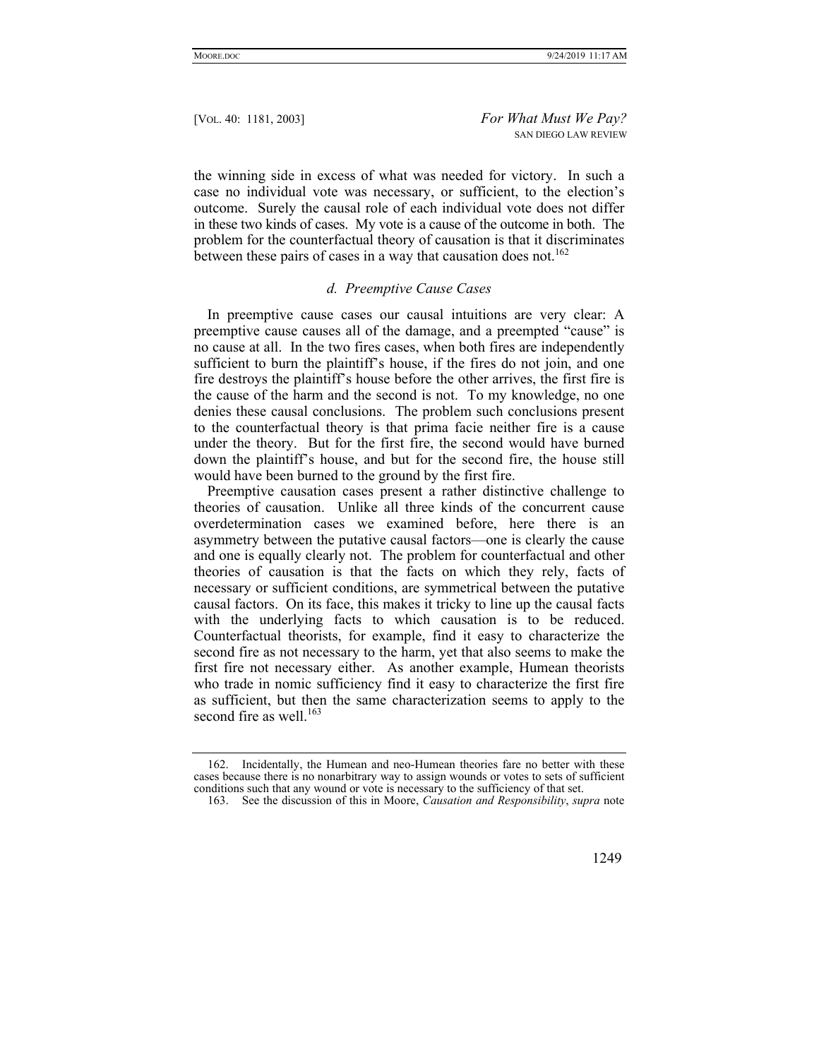the winning side in excess of what was needed for victory. In such a case no individual vote was necessary, or sufficient, to the election's outcome. Surely the causal role of each individual vote does not differ in these two kinds of cases. My vote is a cause of the outcome in both. The problem for the counterfactual theory of causation is that it discriminates between these pairs of cases in a way that causation does not.[162]

### *d. Preemptive Cause Cases*

In preemptive cause cases our causal intuitions are very clear: A preemptive cause causes all of the damage, and a preempted "cause" is no cause at all. In the two fires cases, when both fires are independently sufficient to burn the plaintiff's house, if the fires do not join, and one fire destroys the plaintiff's house before the other arrives, the first fire is the cause of the harm and the second is not. To my knowledge, no one denies these causal conclusions. The problem such conclusions present to the counterfactual theory is that prima facie neither fire is a cause under the theory. But for the first fire, the second would have burned down the plaintiff's house, and but for the second fire, the house still would have been burned to the ground by the first fire.

Preemptive causation cases present a rather distinctive challenge to theories of causation. Unlike all three kinds of the concurrent cause overdetermination cases we examined before, here there is an asymmetry between the putative causal factors—one is clearly the cause and one is equally clearly not. The problem for counterfactual and other theories of causation is that the facts on which they rely, facts of necessary or sufficient conditions, are symmetrical between the putative causal factors. On its face, this makes it tricky to line up the causal facts with the underlying facts to which causation is to be reduced. Counterfactual theorists, for example, find it easy to characterize the second fire as not necessary to the harm, yet that also seems to make the first fire not necessary either. As another example, Humean theorists who trade in nomic sufficiency find it easy to characterize the first fire as sufficient, but then the same characterization seems to apply to the second fire as well.[163]

---

162. Incidentally, the Humean and neo-Humean theories fare no better with these cases because there is no nonarbitrary way to assign wounds or votes to sets of sufficient conditions such that any wound or vote is necessary to the sufficiency of that set.

163. See the discussion of this in Moore, *Causation and Responsibility*, *supra* note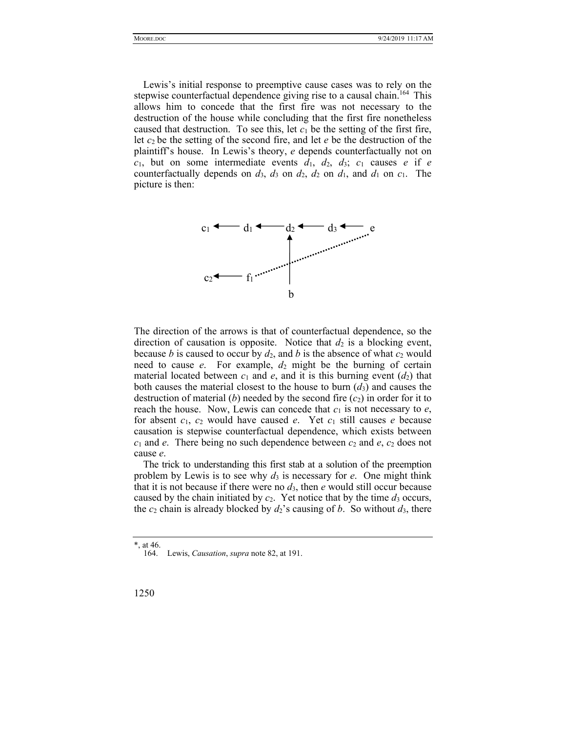Lewis's initial response to preemptive cause cases was to rely on the stepwise counterfactual dependence giving rise to a causal chain.[164] This allows him to concede that the first fire was not necessary to the destruction of the house while concluding that the first fire nonetheless caused that destruction. To see this, let $c_1$ be the setting of the first fire, let $c_2$ be the setting of the second fire, and let $e$ be the destruction of the plaintiff's house. In Lewis's theory, $e$ depends counterfactually not on $c_1$, but on some intermediate events $d_1$, $d_2$, $d_3$; $c_1$ causes $e$ if $e$ counterfactually depends on $d_3$, $d_3$ on $d_2$, $d_2$ on $d_1$, and $d_1$ on $c_1$. The picture is then:

```
c1 <---- d1 <---- d2 <---- d3 <---- e
                  ^          .......
                  |   .......
c2 <---- f1 ......|..
                  |
                  b
```

The direction of the arrows is that of counterfactual dependence, so the direction of causation is opposite. Notice that $d_2$ is a blocking event, because $b$ is caused to occur by $d_2$, and $b$ is the absence of what $c_2$ would need to cause $e$. For example, $d_2$ might be the burning of certain material located between $c_1$ and $e$, and it is this burning event ($d_2$) that both causes the material closest to the house to burn ($d_3$) and causes the destruction of material ($b$) needed by the second fire ($c_2$) in order for it to reach the house. Now, Lewis can concede that $c_1$ is not necessary to $e$, for absent $c_1$, $c_2$ would have caused $e$. Yet $c_1$ still causes $e$ because causation is stepwise counterfactual dependence, which exists between $c_1$ and $e$. There being no such dependence between $c_2$ and $e$, $c_2$ does not cause $e$.

The trick to understanding this first stab at a solution of the preemption problem by Lewis is to see why $d_3$ is necessary for $e$. One might think that it is not because if there were no $d_3$, then $e$ would still occur because caused by the chain initiated by $c_2$. Yet notice that by the time $d_3$ occurs, the $c_2$ chain is already blocked by $d_2$'s causing of $b$. So without $d_3$, there

---

*, at 46.

164. Lewis, *Causation*, *supra* note 82, at 191.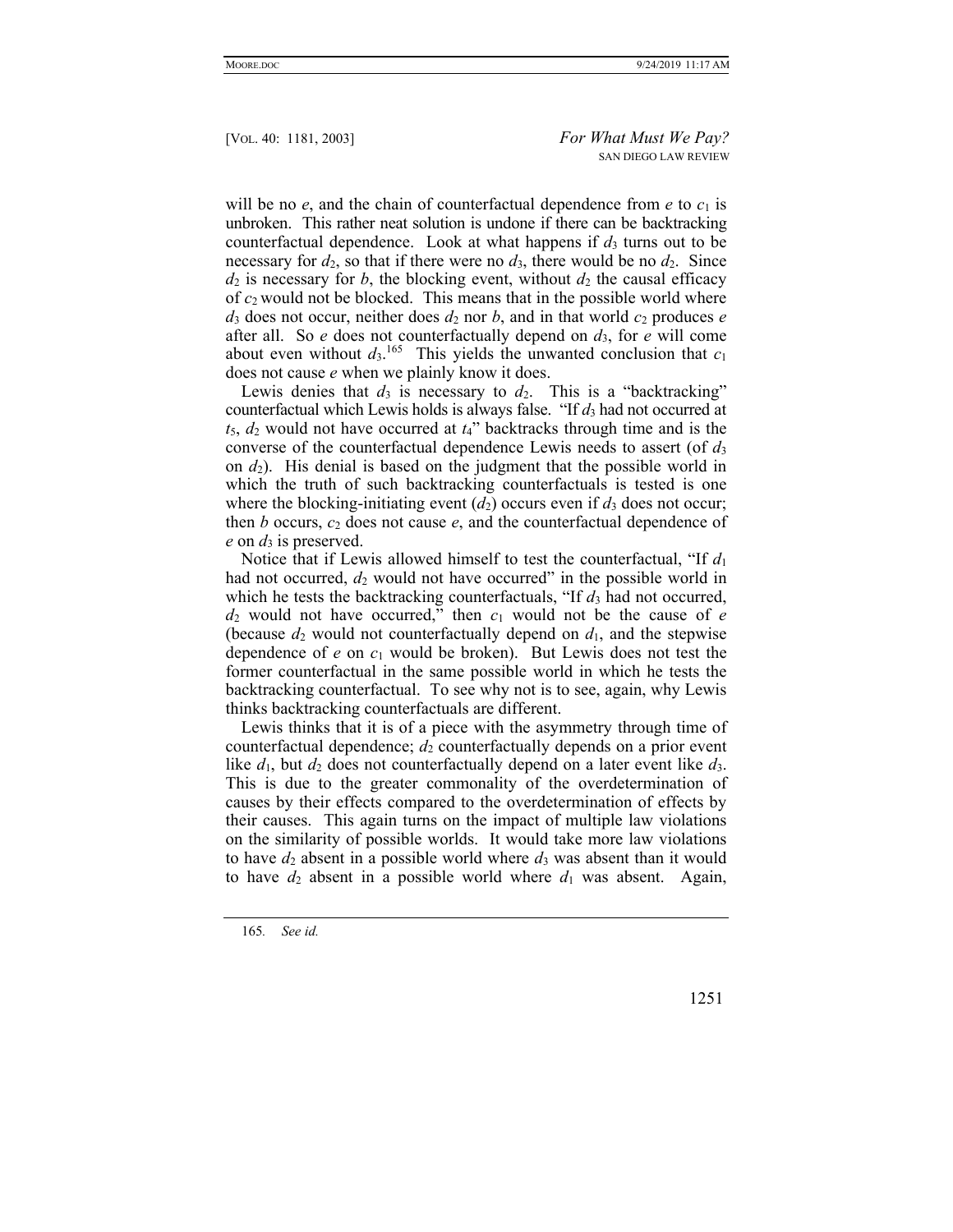will be no *e*, and the chain of counterfactual dependence from *e* to $c_1$ is unbroken. This rather neat solution is undone if there can be backtracking counterfactual dependence. Look at what happens if $d_3$ turns out to be necessary for $d_2$, so that if there were no $d_3$, there would be no $d_2$. Since $d_2$ is necessary for *b*, the blocking event, without $d_2$ the causal efficacy of $c_2$ would not be blocked. This means that in the possible world where $d_3$ does not occur, neither does $d_2$ nor *b*, and in that world $c_2$ produces *e* after all. So *e* does not counterfactually depend on $d_3$, for *e* will come about even without $d_3$.[165] This yields the unwanted conclusion that $c_1$ does not cause *e* when we plainly know it does.

Lewis denies that $d_3$ is necessary to $d_2$. This is a "backtracking" counterfactual which Lewis holds is always false. "If $d_3$ had not occurred at $t_5$, $d_2$ would not have occurred at $t_4$" backtracks through time and is the converse of the counterfactual dependence Lewis needs to assert (of $d_3$ on $d_2$). His denial is based on the judgment that the possible world in which the truth of such backtracking counterfactuals is tested is one where the blocking-initiating event ($d_2$) occurs even if $d_3$ does not occur; then *b* occurs, $c_2$ does not cause *e*, and the counterfactual dependence of *e* on $d_3$ is preserved.

Notice that if Lewis allowed himself to test the counterfactual, "If $d_1$ had not occurred, $d_2$ would not have occurred" in the possible world in which he tests the backtracking counterfactuals, "If $d_3$ had not occurred, $d_2$ would not have occurred," then $c_1$ would not be the cause of *e* (because $d_2$ would not counterfactually depend on $d_1$, and the stepwise dependence of *e* on $c_1$ would be broken). But Lewis does not test the former counterfactual in the same possible world in which he tests the backtracking counterfactual. To see why not is to see, again, why Lewis thinks backtracking counterfactuals are different.

Lewis thinks that it is of a piece with the asymmetry through time of counterfactual dependence; $d_2$ counterfactually depends on a prior event like $d_1$, but $d_2$ does not counterfactually depend on a later event like $d_3$. This is due to the greater commonality of the overdetermination of causes by their effects compared to the overdetermination of effects by their causes. This again turns on the impact of multiple law violations on the similarity of possible worlds. It would take more law violations to have $d_2$ absent in a possible world where $d_3$ was absent than it would to have $d_2$ absent in a possible world where $d_1$ was absent. Again,

165. *See id.*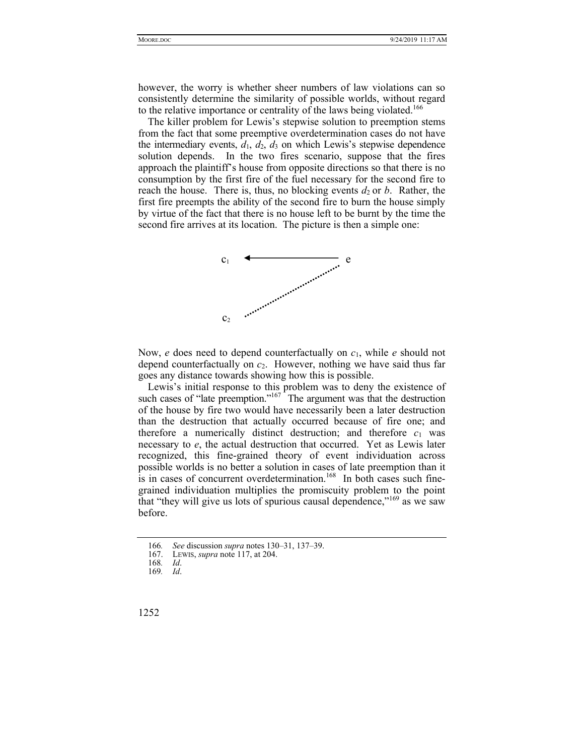however, the worry is whether sheer numbers of law violations can so consistently determine the similarity of possible worlds, without regard to the relative importance or centrality of the laws being violated.[166]

The killer problem for Lewis's stepwise solution to preemption stems from the fact that some preemptive overdetermination cases do not have the intermediary events, $d_1$, $d_2$, $d_3$ on which Lewis's stepwise dependence solution depends. In the two fires scenario, suppose that the fires approach the plaintiff's house from opposite directions so that there is no consumption by the first fire of the fuel necessary for the second fire to reach the house. There is, thus, no blocking events $d_2$ or $b$. Rather, the first fire preempts the ability of the second fire to burn the house simply by virtue of the fact that there is no house left to be burnt by the time the second fire arrives at its location. The picture is then a simple one:

$c_1$ ←———— $e$

$c_2$ ·········· $e$

Now, $e$ does need to depend counterfactually on $c_1$, while $e$ should not depend counterfactually on $c_2$. However, nothing we have said thus far goes any distance towards showing how this is possible.

Lewis's initial response to this problem was to deny the existence of such cases of "late preemption."[167] The argument was that the destruction of the house by fire two would have necessarily been a later destruction than the destruction that actually occurred because of fire one; and therefore a numerically distinct destruction; and therefore $c_1$ was necessary to $e$, the actual destruction that occurred. Yet as Lewis later recognized, this fine-grained theory of event individuation across possible worlds is no better a solution in cases of late preemption than it is in cases of concurrent overdetermination.[168] In both cases such fine-grained individuation multiplies the promiscuity problem to the point that "they will give us lots of spurious causal dependence,"[169] as we saw before.

---

166. *See* discussion *supra* notes 130–31, 137–39.

167. LEWIS, *supra* note 117, at 204.

168. *Id*.

169. *Id*.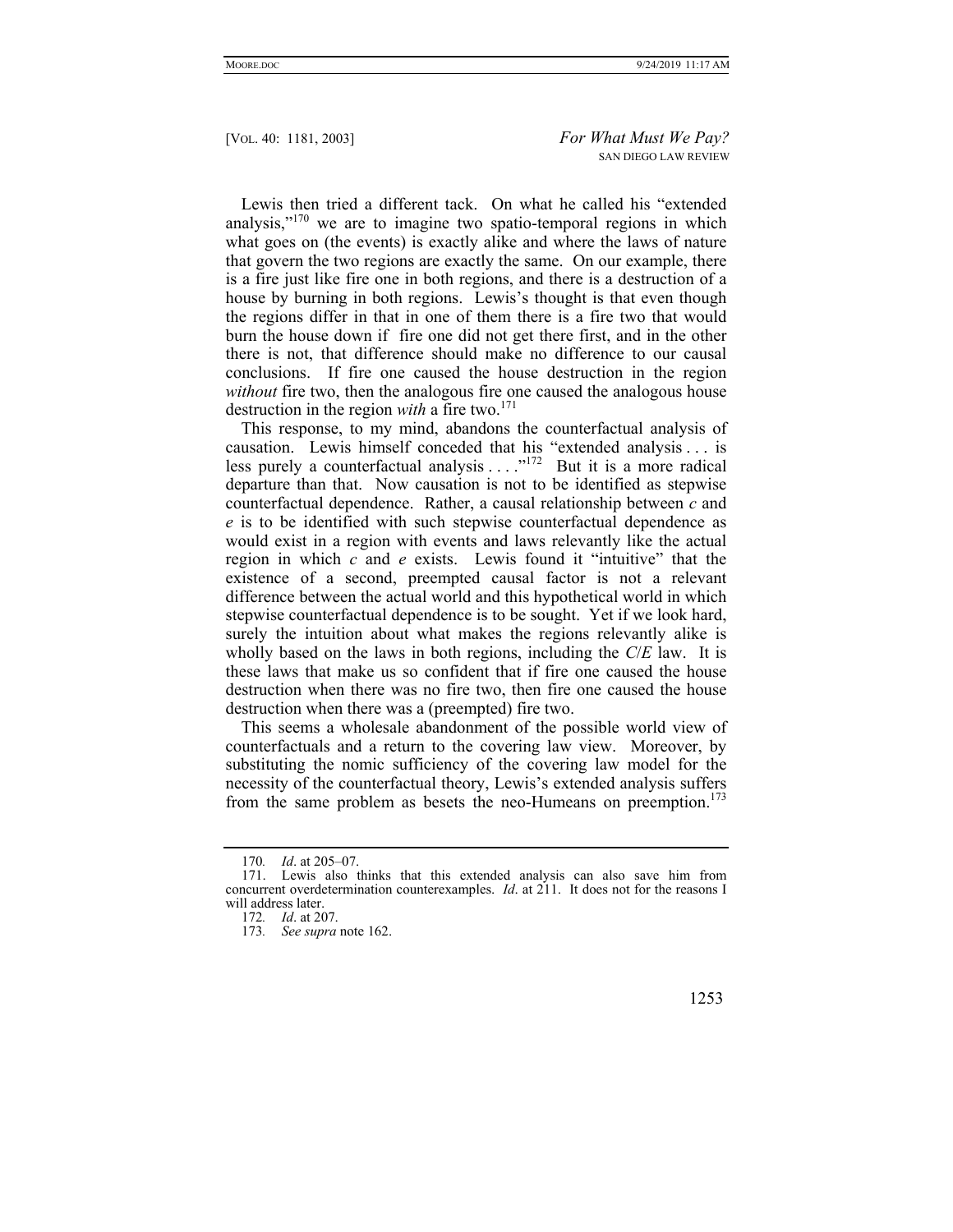Lewis then tried a different tack. On what he called his "extended analysis,"[170] we are to imagine two spatio-temporal regions in which what goes on (the events) is exactly alike and where the laws of nature that govern the two regions are exactly the same. On our example, there is a fire just like fire one in both regions, and there is a destruction of a house by burning in both regions. Lewis's thought is that even though the regions differ in that in one of them there is a fire two that would burn the house down if fire one did not get there first, and in the other there is not, that difference should make no difference to our causal conclusions. If fire one caused the house destruction in the region *without* fire two, then the analogous fire one caused the analogous house destruction in the region *with* a fire two.[171]

This response, to my mind, abandons the counterfactual analysis of causation. Lewis himself conceded that his "extended analysis . . . is less purely a counterfactual analysis . . . ."[172] But it is a more radical departure than that. Now causation is not to be identified as stepwise counterfactual dependence. Rather, a causal relationship between *c* and *e* is to be identified with such stepwise counterfactual dependence as would exist in a region with events and laws relevantly like the actual region in which *c* and *e* exists. Lewis found it "intuitive" that the existence of a second, preempted causal factor is not a relevant difference between the actual world and this hypothetical world in which stepwise counterfactual dependence is to be sought. Yet if we look hard, surely the intuition about what makes the regions relevantly alike is wholly based on the laws in both regions, including the *C*/*E* law. It is these laws that make us so confident that if fire one caused the house destruction when there was no fire two, then fire one caused the house destruction when there was a (preempted) fire two.

This seems a wholesale abandonment of the possible world view of counterfactuals and a return to the covering law view. Moreover, by substituting the nomic sufficiency of the covering law model for the necessity of the counterfactual theory, Lewis's extended analysis suffers from the same problem as besets the neo-Humeans on preemption.[173]

---

170. *Id*. at 205–07.

171. Lewis also thinks that this extended analysis can also save him from concurrent overdetermination counterexamples. *Id*. at 211. It does not for the reasons I will address later.

172. *Id*. at 207.

173. *See supra* note 162.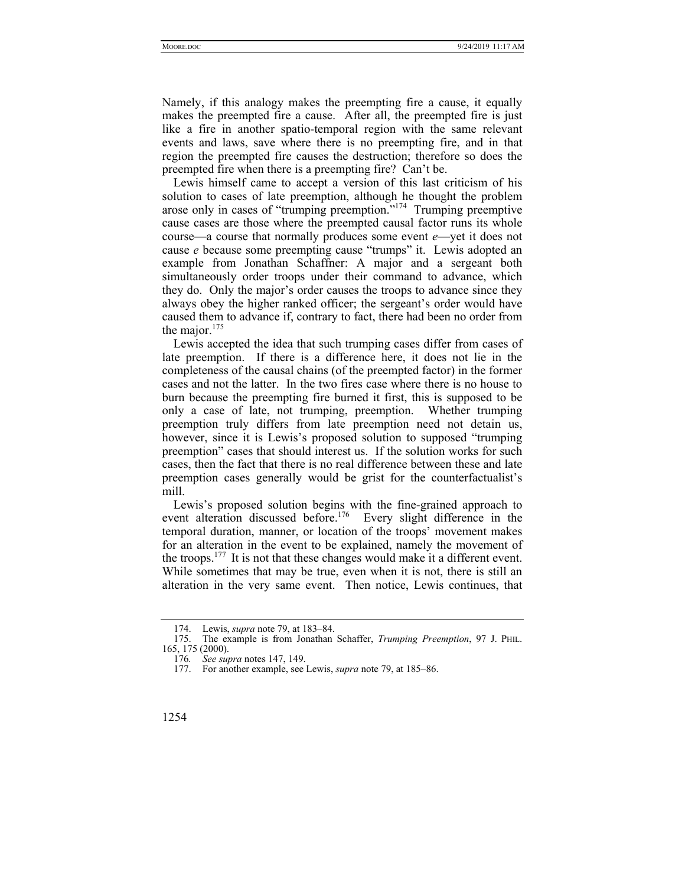Namely, if this analogy makes the preempting fire a cause, it equally makes the preempted fire a cause. After all, the preempted fire is just like a fire in another spatio-temporal region with the same relevant events and laws, save where there is no preempting fire, and in that region the preempted fire causes the destruction; therefore so does the preempted fire when there is a preempting fire? Can't be.

Lewis himself came to accept a version of this last criticism of his solution to cases of late preemption, although he thought the problem arose only in cases of "trumping preemption."[174] Trumping preemptive cause cases are those where the preempted causal factor runs its whole course—a course that normally produces some event *e*—yet it does not cause *e* because some preempting cause "trumps" it. Lewis adopted an example from Jonathan Schaffner: A major and a sergeant both simultaneously order troops under their command to advance, which they do. Only the major's order causes the troops to advance since they always obey the higher ranked officer; the sergeant's order would have caused them to advance if, contrary to fact, there had been no order from the major.[175]

Lewis accepted the idea that such trumping cases differ from cases of late preemption. If there is a difference here, it does not lie in the completeness of the causal chains (of the preempted factor) in the former cases and not the latter. In the two fires case where there is no house to burn because the preempting fire burned it first, this is supposed to be only a case of late, not trumping, preemption. Whether trumping preemption truly differs from late preemption need not detain us, however, since it is Lewis's proposed solution to supposed "trumping preemption" cases that should interest us. If the solution works for such cases, then the fact that there is no real difference between these and late preemption cases generally would be grist for the counterfactualist's mill.

Lewis's proposed solution begins with the fine-grained approach to event alteration discussed before.[176] Every slight difference in the temporal duration, manner, or location of the troops' movement makes for an alteration in the event to be explained, namely the movement of the troops.[177] It is not that these changes would make it a different event. While sometimes that may be true, even when it is not, there is still an alteration in the very same event. Then notice, Lewis continues, that

---

174. Lewis, *supra* note 79, at 183–84.

175. The example is from Jonathan Schaffer, *Trumping Preemption*, 97 J. PHIL. 165, 175 (2000).

176. *See supra* notes 147, 149.

177. For another example, see Lewis, *supra* note 79, at 185–86.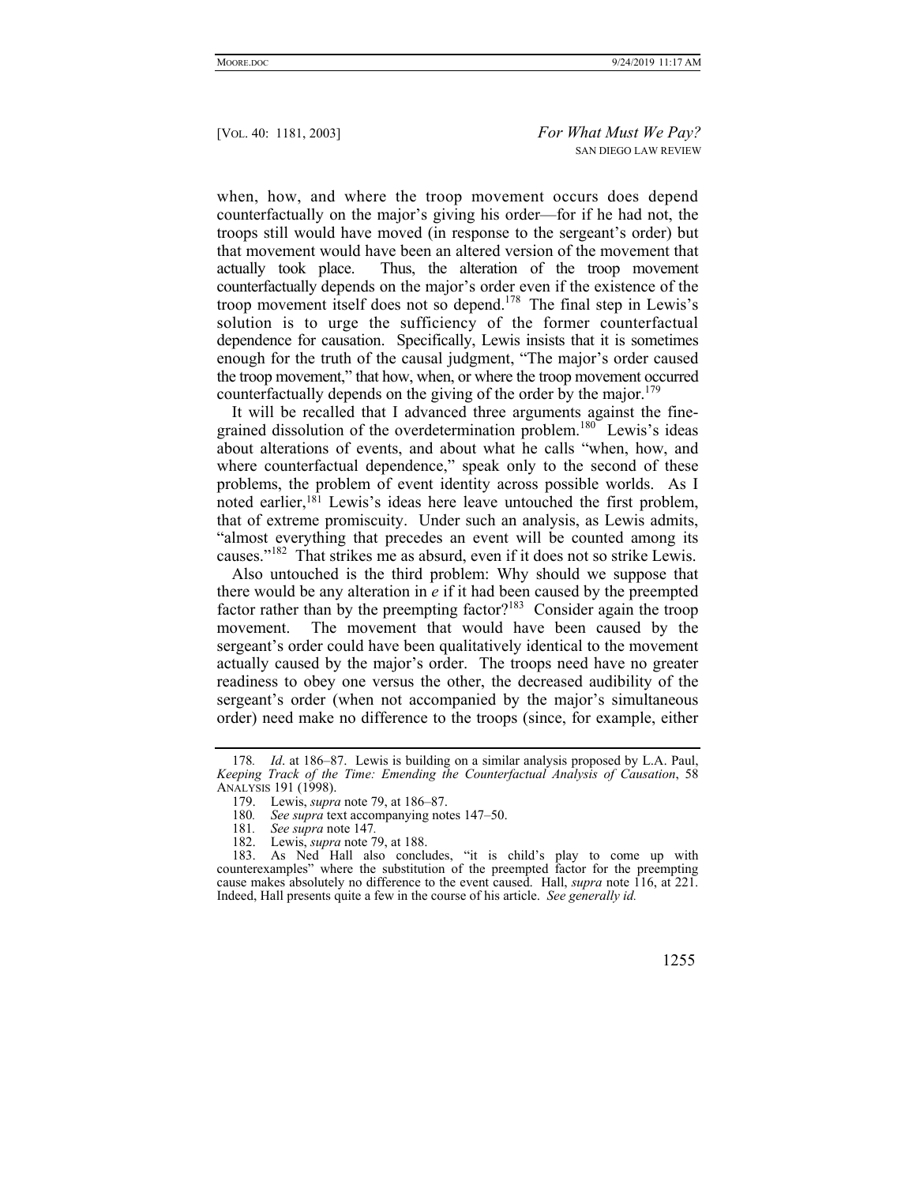when, how, and where the troop movement occurs does depend counterfactually on the major's giving his order—for if he had not, the troops still would have moved (in response to the sergeant's order) but that movement would have been an altered version of the movement that actually took place. Thus, the alteration of the troop movement counterfactually depends on the major's order even if the existence of the troop movement itself does not so depend.[178] The final step in Lewis's solution is to urge the sufficiency of the former counterfactual dependence for causation. Specifically, Lewis insists that it is sometimes enough for the truth of the causal judgment, "The major's order caused the troop movement," that how, when, or where the troop movement occurred counterfactually depends on the giving of the order by the major.[179]

It will be recalled that I advanced three arguments against the fine-grained dissolution of the overdetermination problem.[180] Lewis's ideas about alterations of events, and about what he calls "when, how, and where counterfactual dependence," speak only to the second of these problems, the problem of event identity across possible worlds. As I noted earlier,[181] Lewis's ideas here leave untouched the first problem, that of extreme promiscuity. Under such an analysis, as Lewis admits, "almost everything that precedes an event will be counted among its causes."[182] That strikes me as absurd, even if it does not so strike Lewis.

Also untouched is the third problem: Why should we suppose that there would be any alteration in *e* if it had been caused by the preempted factor rather than by the preempting factor?[183] Consider again the troop movement. The movement that would have been caused by the sergeant's order could have been qualitatively identical to the movement actually caused by the major's order. The troops need have no greater readiness to obey one versus the other, the decreased audibility of the sergeant's order (when not accompanied by the major's simultaneous order) need make no difference to the troops (since, for example, either

---

178. *Id*. at 186–87. Lewis is building on a similar analysis proposed by L.A. Paul, *Keeping Track of the Time: Emending the Counterfactual Analysis of Causation*, 58 ANALYSIS 191 (1998).

179. Lewis, *supra* note 79, at 186–87.

180. *See supra* text accompanying notes 147–50.

181. *See supra* note 147.

182. Lewis, *supra* note 79, at 188.

183. As Ned Hall also concludes, "it is child's play to come up with counterexamples" where the substitution of the preempted factor for the preempting cause makes absolutely no difference to the event caused. Hall, *supra* note 116, at 221. Indeed, Hall presents quite a few in the course of his article. *See generally id.*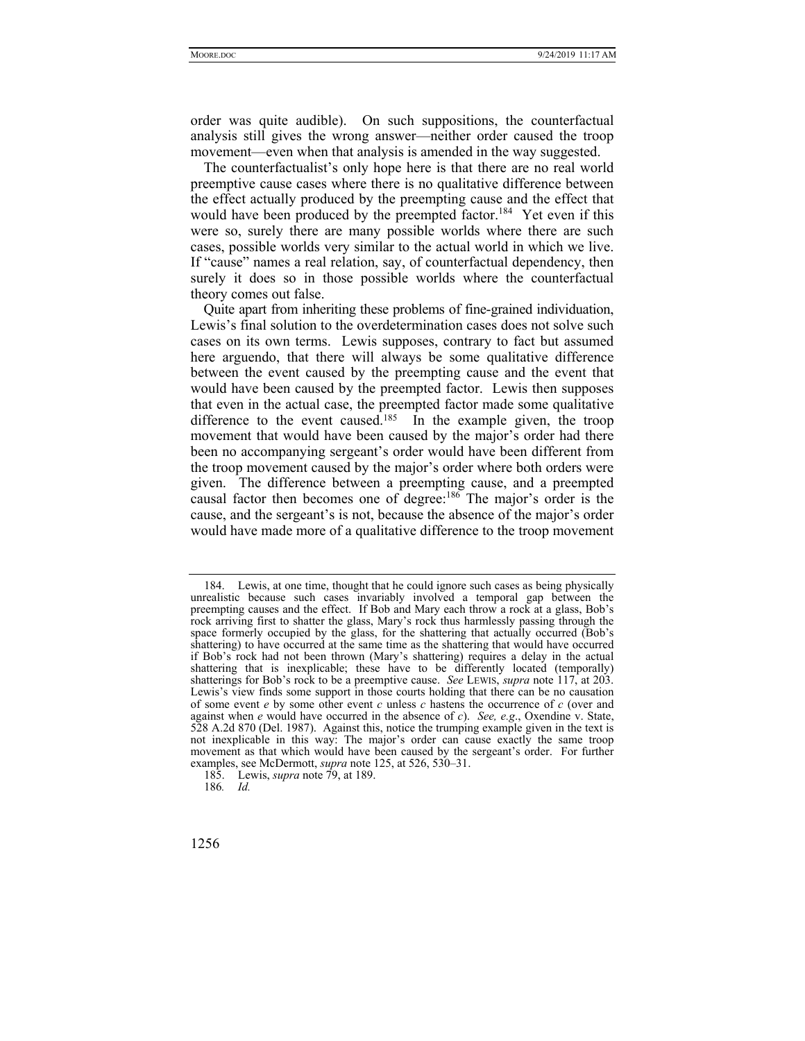order was quite audible). On such suppositions, the counterfactual analysis still gives the wrong answer—neither order caused the troop movement—even when that analysis is amended in the way suggested.

The counterfactualist's only hope here is that there are no real world preemptive cause cases where there is no qualitative difference between the effect actually produced by the preempting cause and the effect that would have been produced by the preempted factor.[184] Yet even if this were so, surely there are many possible worlds where there are such cases, possible worlds very similar to the actual world in which we live. If "cause" names a real relation, say, of counterfactual dependency, then surely it does so in those possible worlds where the counterfactual theory comes out false.

Quite apart from inheriting these problems of fine-grained individuation, Lewis's final solution to the overdetermination cases does not solve such cases on its own terms. Lewis supposes, contrary to fact but assumed here arguendo, that there will always be some qualitative difference between the event caused by the preempting cause and the event that would have been caused by the preempted factor. Lewis then supposes that even in the actual case, the preempted factor made some qualitative difference to the event caused.[185] In the example given, the troop movement that would have been caused by the major's order had there been no accompanying sergeant's order would have been different from the troop movement caused by the major's order where both orders were given. The difference between a preempting cause, and a preempted causal factor then becomes one of degree:[186] The major's order is the cause, and the sergeant's is not, because the absence of the major's order would have made more of a qualitative difference to the troop movement

---

184. Lewis, at one time, thought that he could ignore such cases as being physically unrealistic because such cases invariably involved a temporal gap between the preempting causes and the effect. If Bob and Mary each throw a rock at a glass, Bob's rock arriving first to shatter the glass, Mary's rock thus harmlessly passing through the space formerly occupied by the glass, for the shattering that actually occurred (Bob's shattering) to have occurred at the same time as the shattering that would have occurred if Bob's rock had not been thrown (Mary's shattering) requires a delay in the actual shattering that is inexplicable; these have to be differently located (temporally) shatterings for Bob's rock to be a preemptive cause. *See* LEWIS, *supra* note 117, at 203. Lewis's view finds some support in those courts holding that there can be no causation of some event *e* by some other event *c* unless *c* hastens the occurrence of *c* (over and against when *e* would have occurred in the absence of *c*). *See, e.g*., Oxendine v. State, 528 A.2d 870 (Del. 1987). Against this, notice the trumping example given in the text is not inexplicable in this way: The major's order can cause exactly the same troop movement as that which would have been caused by the sergeant's order. For further examples, see McDermott, *supra* note 125, at 526, 530–31.

185. Lewis, *supra* note 79, at 189.

186. *Id.*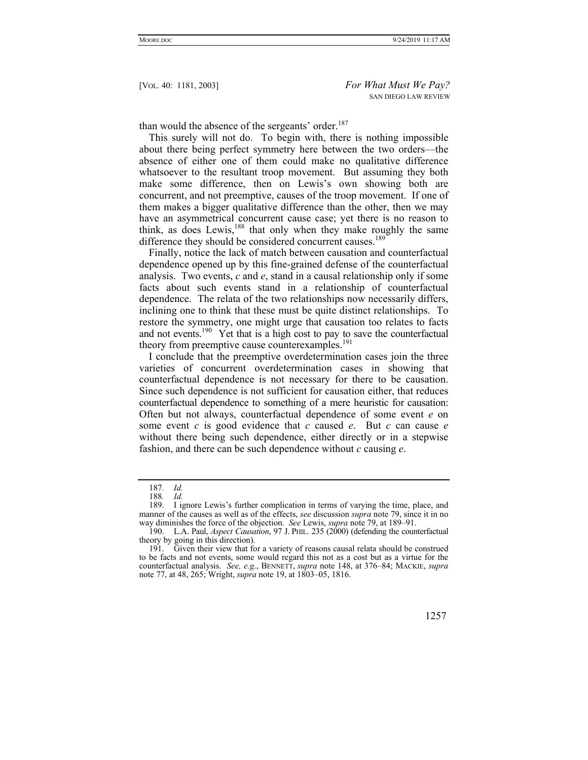than would the absence of the sergeants' order.[187]

This surely will not do. To begin with, there is nothing impossible about there being perfect symmetry here between the two orders—the absence of either one of them could make no qualitative difference whatsoever to the resultant troop movement. But assuming they both make some difference, then on Lewis's own showing both are concurrent, and not preemptive, causes of the troop movement. If one of them makes a bigger qualitative difference than the other, then we may have an asymmetrical concurrent cause case; yet there is no reason to think, as does Lewis,[188] that only when they make roughly the same difference they should be considered concurrent causes.[189]

Finally, notice the lack of match between causation and counterfactual dependence opened up by this fine-grained defense of the counterfactual analysis. Two events, *c* and *e*, stand in a causal relationship only if some facts about such events stand in a relationship of counterfactual dependence. The relata of the two relationships now necessarily differs, inclining one to think that these must be quite distinct relationships. To restore the symmetry, one might urge that causation too relates to facts and not events.[190] Yet that is a high cost to pay to save the counterfactual theory from preemptive cause counterexamples.[191]

I conclude that the preemptive overdetermination cases join the three varieties of concurrent overdetermination cases in showing that counterfactual dependence is not necessary for there to be causation. Since such dependence is not sufficient for causation either, that reduces counterfactual dependence to something of a mere heuristic for causation: Often but not always, counterfactual dependence of some event *e* on some event *c* is good evidence that *c* caused *e*. But *c* can cause *e* without there being such dependence, either directly or in a stepwise fashion, and there can be such dependence without *c* causing *e*.

---

187. *Id.*

188. *Id.*

189. I ignore Lewis's further complication in terms of varying the time, place, and manner of the causes as well as of the effects, *see* discussion *supra* note 79, since it in no way diminishes the force of the objection. *See* Lewis, *supra* note 79, at 189–91.

190. L.A. Paul, *Aspect Causation*, 97 J. PHIL. 235 (2000) (defending the counterfactual theory by going in this direction).

191. Given their view that for a variety of reasons causal relata should be construed to be facts and not events, some would regard this not as a cost but as a virtue for the counterfactual analysis. *See, e.g.*, BENNETT, *supra* note 148, at 376–84; MACKIE, *supra* note 77, at 48, 265; Wright, *supra* note 19, at 1803–05, 1816.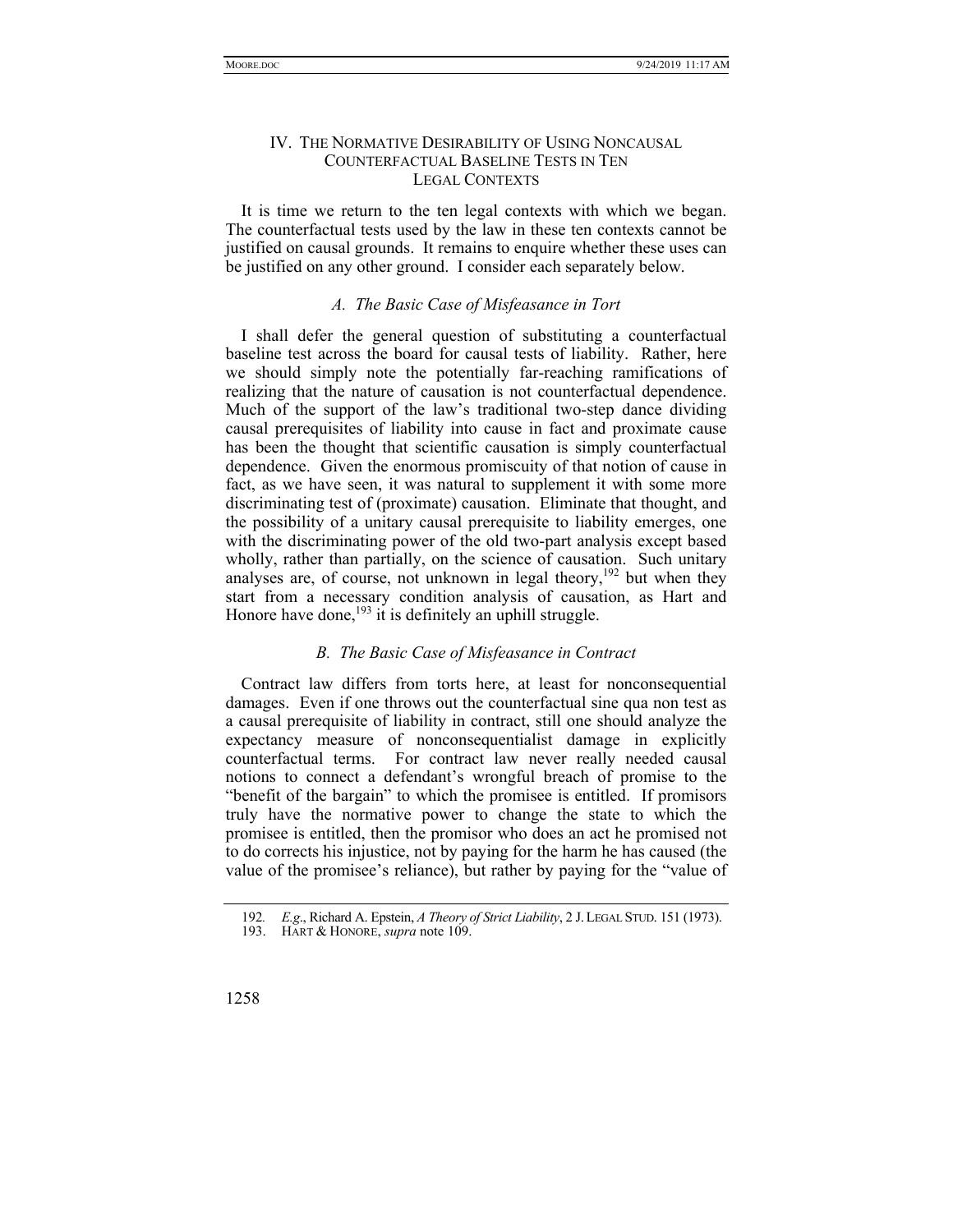## IV. The Normative Desirability of Using Noncausal Counterfactual Baseline Tests in Ten Legal Contexts

It is time we return to the ten legal contexts with which we began. The counterfactual tests used by the law in these ten contexts cannot be justified on causal grounds. It remains to enquire whether these uses can be justified on any other ground. I consider each separately below.

### *A. The Basic Case of Misfeasance in Tort*

I shall defer the general question of substituting a counterfactual baseline test across the board for causal tests of liability. Rather, here we should simply note the potentially far-reaching ramifications of realizing that the nature of causation is not counterfactual dependence. Much of the support of the law's traditional two-step dance dividing causal prerequisites of liability into cause in fact and proximate cause has been the thought that scientific causation is simply counterfactual dependence. Given the enormous promiscuity of that notion of cause in fact, as we have seen, it was natural to supplement it with some more discriminating test of (proximate) causation. Eliminate that thought, and the possibility of a unitary causal prerequisite to liability emerges, one with the discriminating power of the old two-part analysis except based wholly, rather than partially, on the science of causation. Such unitary analyses are, of course, not unknown in legal theory,[192] but when they start from a necessary condition analysis of causation, as Hart and Honore have done,[193] it is definitely an uphill struggle.

### *B. The Basic Case of Misfeasance in Contract*

Contract law differs from torts here, at least for nonconsequential damages. Even if one throws out the counterfactual sine qua non test as a causal prerequisite of liability in contract, still one should analyze the expectancy measure of nonconsequentialist damage in explicitly counterfactual terms. For contract law never really needed causal notions to connect a defendant's wrongful breach of promise to the "benefit of the bargain" to which the promisee is entitled. If promisors truly have the normative power to change the state to which the promisee is entitled, then the promisor who does an act he promised not to do corrects his injustice, not by paying for the harm he has caused (the value of the promisee's reliance), but rather by paying for the "value of

---

192. *E.g.*, Richard A. Epstein, *A Theory of Strict Liability*, 2 J. LEGAL STUD. 151 (1973).

193. HART & HONORE, *supra* note 109.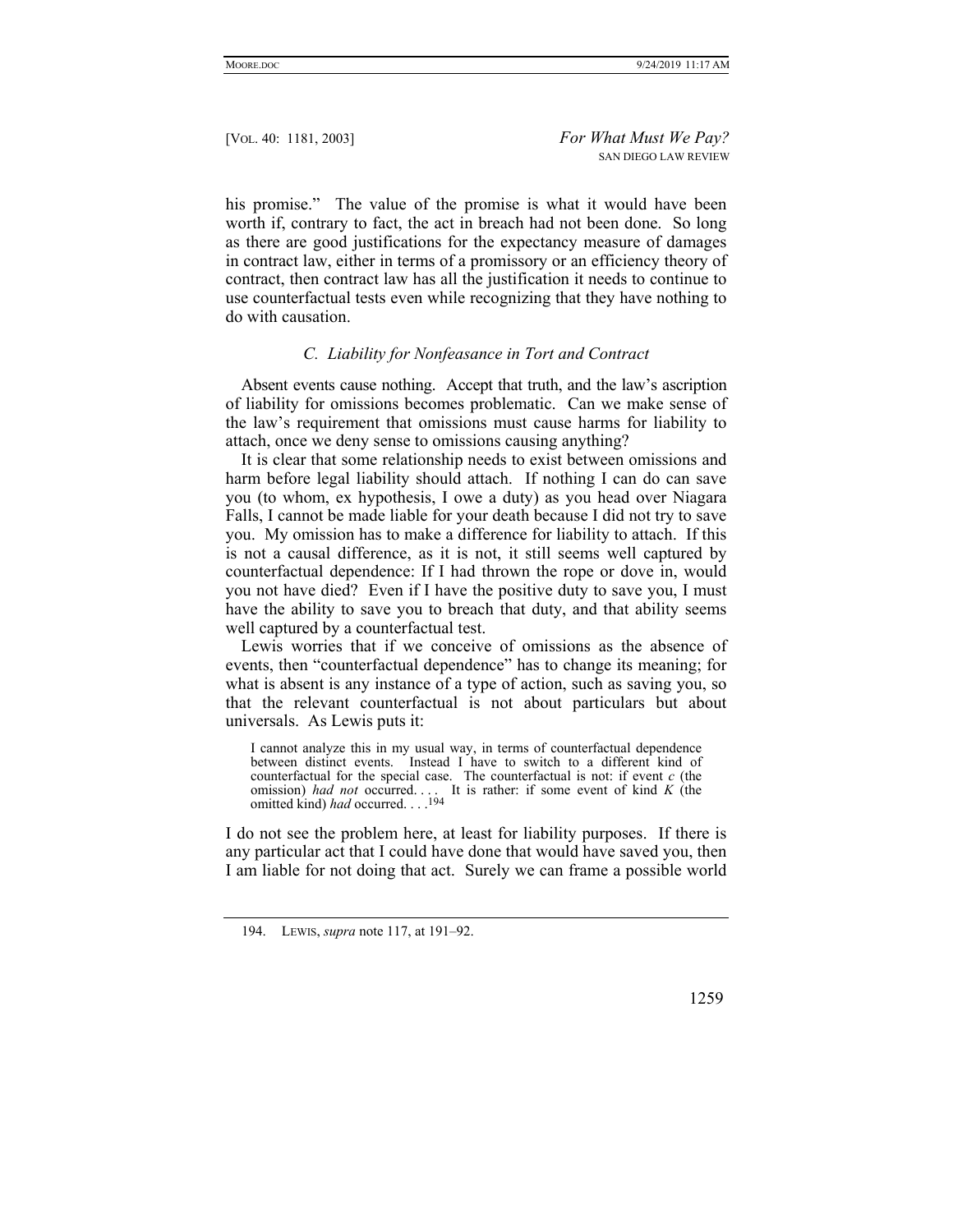his promise." The value of the promise is what it would have been worth if, contrary to fact, the act in breach had not been done. So long as there are good justifications for the expectancy measure of damages in contract law, either in terms of a promissory or an efficiency theory of contract, then contract law has all the justification it needs to continue to use counterfactual tests even while recognizing that they have nothing to do with causation.

### *C. Liability for Nonfeasance in Tort and Contract*

Absent events cause nothing. Accept that truth, and the law's ascription of liability for omissions becomes problematic. Can we make sense of the law's requirement that omissions must cause harms for liability to attach, once we deny sense to omissions causing anything?

It is clear that some relationship needs to exist between omissions and harm before legal liability should attach. If nothing I can do can save you (to whom, ex hypothesis, I owe a duty) as you head over Niagara Falls, I cannot be made liable for your death because I did not try to save you. My omission has to make a difference for liability to attach. If this is not a causal difference, as it is not, it still seems well captured by counterfactual dependence: If I had thrown the rope or dove in, would you not have died? Even if I have the positive duty to save you, I must have the ability to save you to breach that duty, and that ability seems well captured by a counterfactual test.

Lewis worries that if we conceive of omissions as the absence of events, then "counterfactual dependence" has to change its meaning; for what is absent is any instance of a type of action, such as saving you, so that the relevant counterfactual is not about particulars but about universals. As Lewis puts it:

> I cannot analyze this in my usual way, in terms of counterfactual dependence between distinct events. Instead I have to switch to a different kind of counterfactual for the special case. The counterfactual is not: if event *c* (the omission) *had not* occurred. . . . It is rather: if some event of kind *K* (the omitted kind) *had* occurred. . . .[194]

I do not see the problem here, at least for liability purposes. If there is any particular act that I could have done that would have saved you, then I am liable for not doing that act. Surely we can frame a possible world

194. LEWIS, *supra* note 117, at 191–92.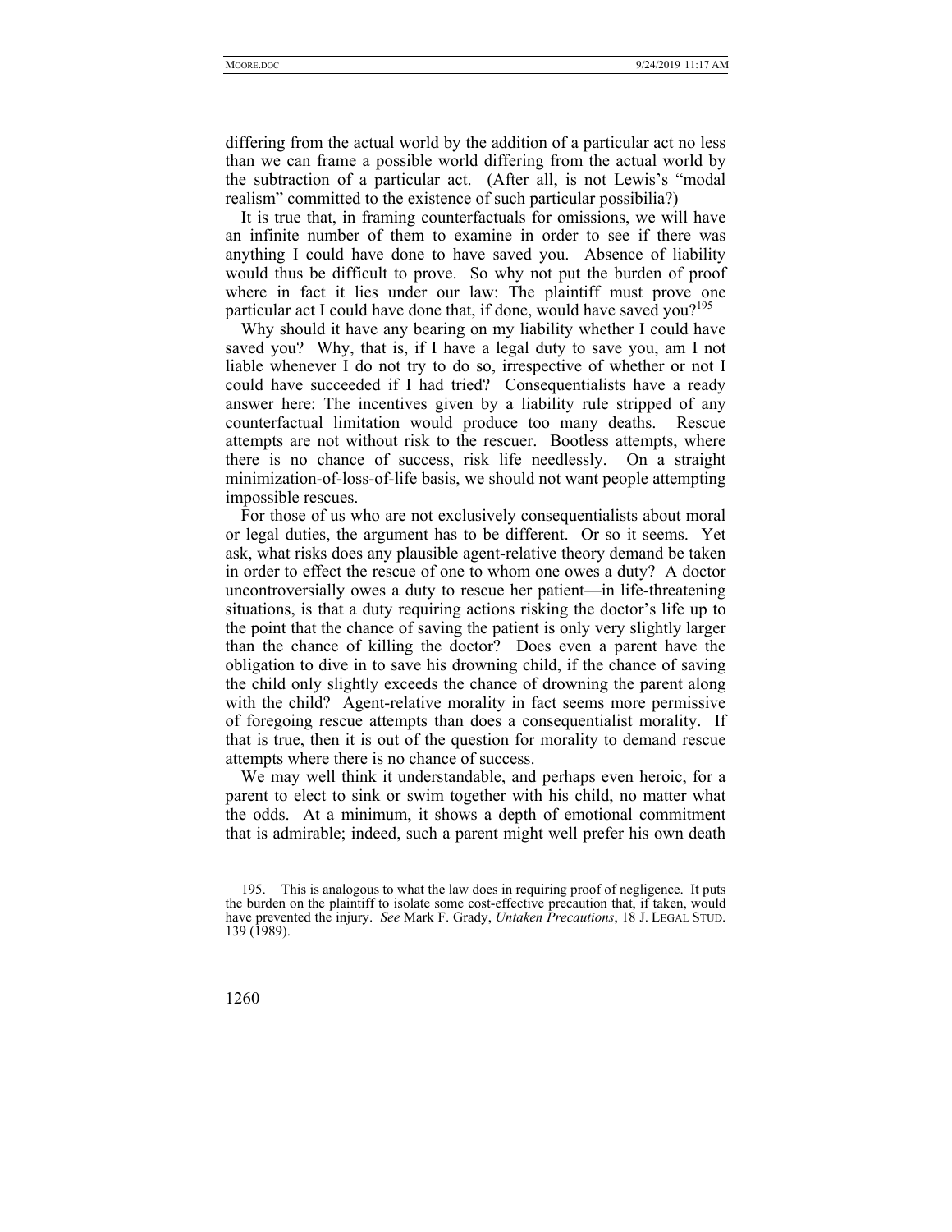differing from the actual world by the addition of a particular act no less than we can frame a possible world differing from the actual world by the subtraction of a particular act. (After all, is not Lewis's "modal realism" committed to the existence of such particular possibilia?)

It is true that, in framing counterfactuals for omissions, we will have an infinite number of them to examine in order to see if there was anything I could have done to have saved you. Absence of liability would thus be difficult to prove. So why not put the burden of proof where in fact it lies under our law: The plaintiff must prove one particular act I could have done that, if done, would have saved you?[195]

Why should it have any bearing on my liability whether I could have saved you? Why, that is, if I have a legal duty to save you, am I not liable whenever I do not try to do so, irrespective of whether or not I could have succeeded if I had tried? Consequentialists have a ready answer here: The incentives given by a liability rule stripped of any counterfactual limitation would produce too many deaths. Rescue attempts are not without risk to the rescuer. Bootless attempts, where there is no chance of success, risk life needlessly. On a straight minimization-of-loss-of-life basis, we should not want people attempting impossible rescues.

For those of us who are not exclusively consequentialists about moral or legal duties, the argument has to be different. Or so it seems. Yet ask, what risks does any plausible agent-relative theory demand be taken in order to effect the rescue of one to whom one owes a duty? A doctor uncontroversially owes a duty to rescue her patient—in life-threatening situations, is that a duty requiring actions risking the doctor's life up to the point that the chance of saving the patient is only very slightly larger than the chance of killing the doctor? Does even a parent have the obligation to dive in to save his drowning child, if the chance of saving the child only slightly exceeds the chance of drowning the parent along with the child? Agent-relative morality in fact seems more permissive of foregoing rescue attempts than does a consequentialist morality. If that is true, then it is out of the question for morality to demand rescue attempts where there is no chance of success.

We may well think it understandable, and perhaps even heroic, for a parent to elect to sink or swim together with his child, no matter what the odds. At a minimum, it shows a depth of emotional commitment that is admirable; indeed, such a parent might well prefer his own death

---

195. This is analogous to what the law does in requiring proof of negligence. It puts the burden on the plaintiff to isolate some cost-effective precaution that, if taken, would have prevented the injury. *See* Mark F. Grady, *Untaken Precautions*, 18 J. LEGAL STUD. 139 (1989).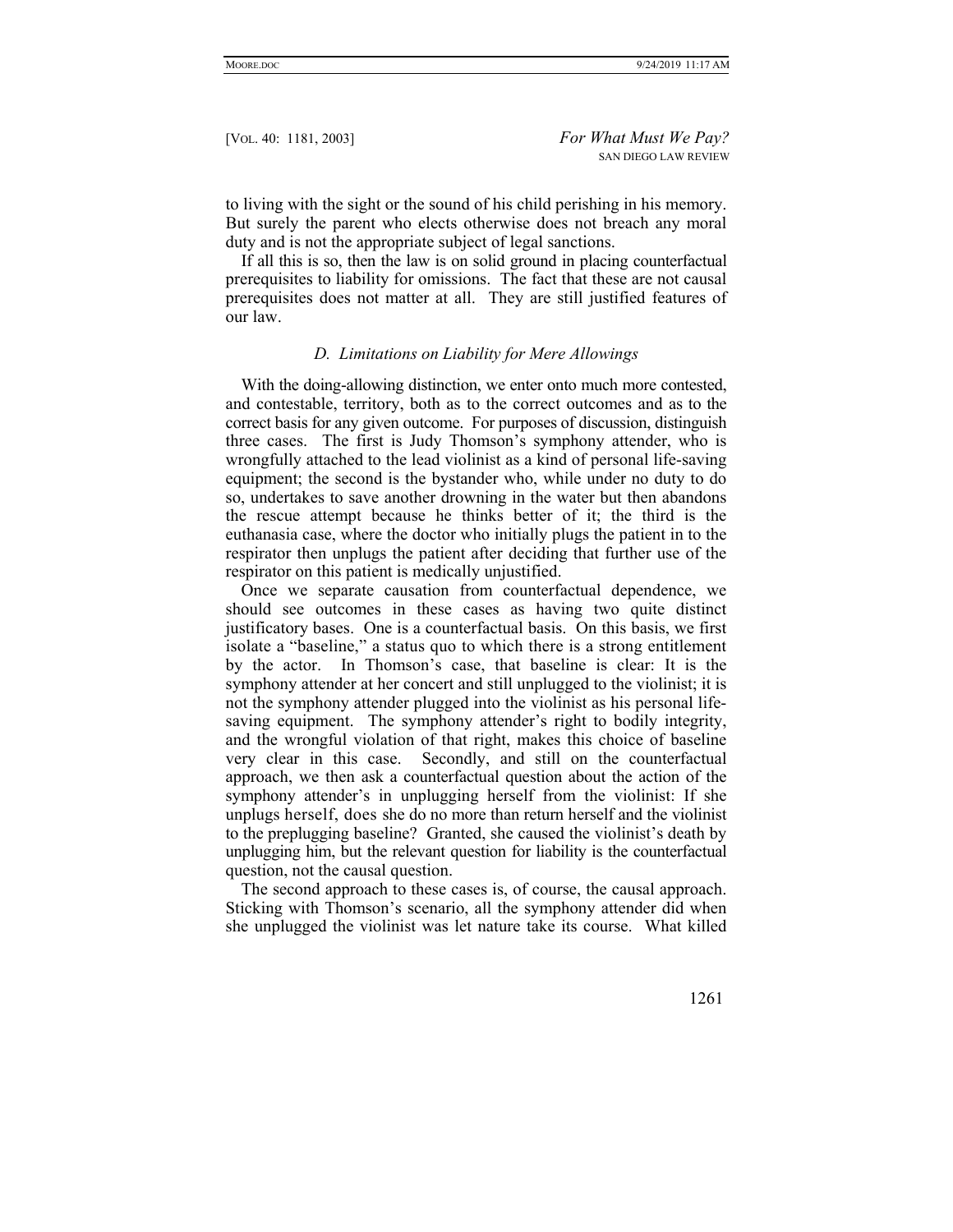to living with the sight or the sound of his child perishing in his memory. But surely the parent who elects otherwise does not breach any moral duty and is not the appropriate subject of legal sanctions.

If all this is so, then the law is on solid ground in placing counterfactual prerequisites to liability for omissions. The fact that these are not causal prerequisites does not matter at all. They are still justified features of our law.

### *D. Limitations on Liability for Mere Allowings*

With the doing-allowing distinction, we enter onto much more contested, and contestable, territory, both as to the correct outcomes and as to the correct basis for any given outcome. For purposes of discussion, distinguish three cases. The first is Judy Thomson's symphony attender, who is wrongfully attached to the lead violinist as a kind of personal life-saving equipment; the second is the bystander who, while under no duty to do so, undertakes to save another drowning in the water but then abandons the rescue attempt because he thinks better of it; the third is the euthanasia case, where the doctor who initially plugs the patient in to the respirator then unplugs the patient after deciding that further use of the respirator on this patient is medically unjustified.

Once we separate causation from counterfactual dependence, we should see outcomes in these cases as having two quite distinct justificatory bases. One is a counterfactual basis. On this basis, we first isolate a "baseline," a status quo to which there is a strong entitlement by the actor. In Thomson's case, that baseline is clear: It is the symphony attender at her concert and still unplugged to the violinist; it is not the symphony attender plugged into the violinist as his personal life-saving equipment. The symphony attender's right to bodily integrity, and the wrongful violation of that right, makes this choice of baseline very clear in this case. Secondly, and still on the counterfactual approach, we then ask a counterfactual question about the action of the symphony attender's in unplugging herself from the violinist: If she unplugs herself, does she do no more than return herself and the violinist to the preplugging baseline? Granted, she caused the violinist's death by unplugging him, but the relevant question for liability is the counterfactual question, not the causal question.

The second approach to these cases is, of course, the causal approach. Sticking with Thomson's scenario, all the symphony attender did when she unplugged the violinist was let nature take its course. What killed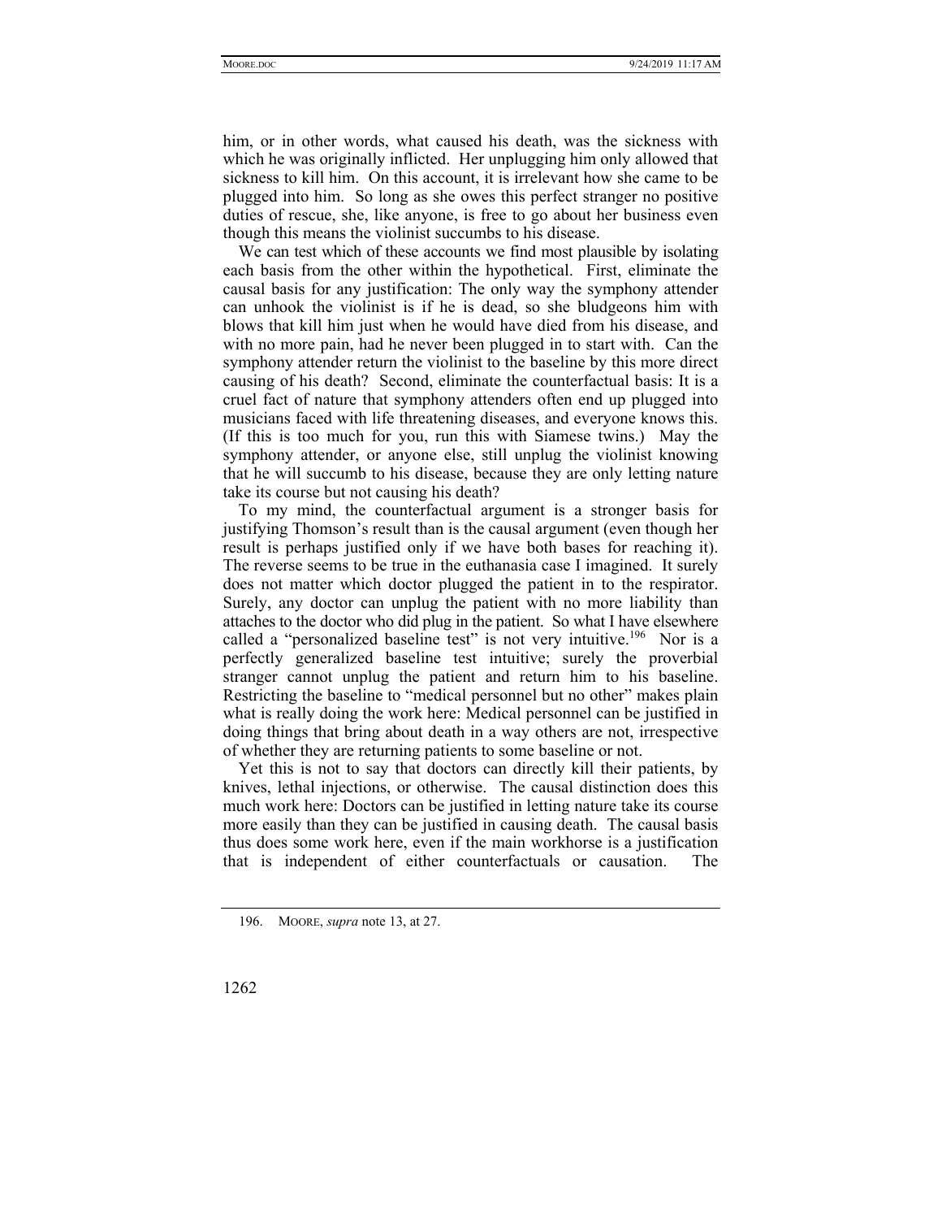him, or in other words, what caused his death, was the sickness with which he was originally inflicted. Her unplugging him only allowed that sickness to kill him. On this account, it is irrelevant how she came to be plugged into him. So long as she owes this perfect stranger no positive duties of rescue, she, like anyone, is free to go about her business even though this means the violinist succumbs to his disease.

We can test which of these accounts we find most plausible by isolating each basis from the other within the hypothetical. First, eliminate the causal basis for any justification: The only way the symphony attender can unhook the violinist is if he is dead, so she bludgeons him with blows that kill him just when he would have died from his disease, and with no more pain, had he never been plugged in to start with. Can the symphony attender return the violinist to the baseline by this more direct causing of his death? Second, eliminate the counterfactual basis: It is a cruel fact of nature that symphony attenders often end up plugged into musicians faced with life threatening diseases, and everyone knows this. (If this is too much for you, run this with Siamese twins.) May the symphony attender, or anyone else, still unplug the violinist knowing that he will succumb to his disease, because they are only letting nature take its course but not causing his death?

To my mind, the counterfactual argument is a stronger basis for justifying Thomson's result than is the causal argument (even though her result is perhaps justified only if we have both bases for reaching it). The reverse seems to be true in the euthanasia case I imagined. It surely does not matter which doctor plugged the patient in to the respirator. Surely, any doctor can unplug the patient with no more liability than attaches to the doctor who did plug in the patient. So what I have elsewhere called a "personalized baseline test" is not very intuitive.[196] Nor is a perfectly generalized baseline test intuitive; surely the proverbial stranger cannot unplug the patient and return him to his baseline. Restricting the baseline to "medical personnel but no other" makes plain what is really doing the work here: Medical personnel can be justified in doing things that bring about death in a way others are not, irrespective of whether they are returning patients to some baseline or not.

Yet this is not to say that doctors can directly kill their patients, by knives, lethal injections, or otherwise. The causal distinction does this much work here: Doctors can be justified in letting nature take its course more easily than they can be justified in causing death. The causal basis thus does some work here, even if the main workhorse is a justification that is independent of either counterfactuals or causation. The

196. MOORE, *supra* note 13, at 27.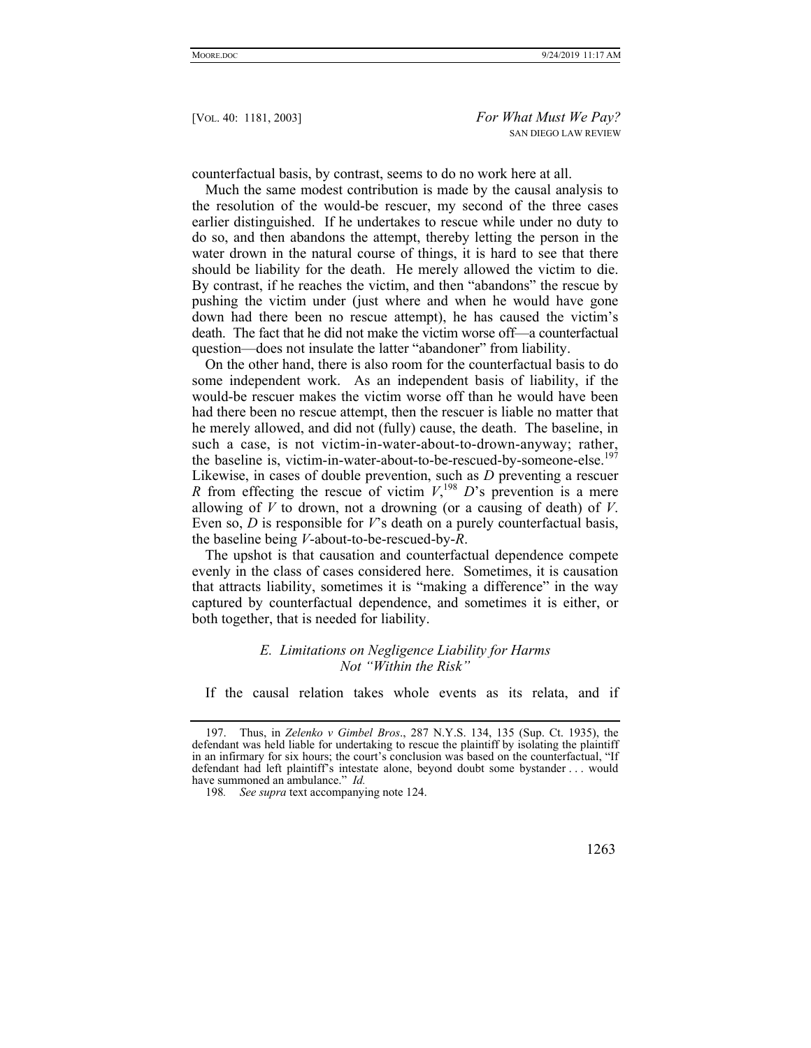counterfactual basis, by contrast, seems to do no work here at all.

Much the same modest contribution is made by the causal analysis to the resolution of the would-be rescuer, my second of the three cases earlier distinguished. If he undertakes to rescue while under no duty to do so, and then abandons the attempt, thereby letting the person in the water drown in the natural course of things, it is hard to see that there should be liability for the death. He merely allowed the victim to die. By contrast, if he reaches the victim, and then "abandons" the rescue by pushing the victim under (just where and when he would have gone down had there been no rescue attempt), he has caused the victim's death. The fact that he did not make the victim worse off—a counterfactual question—does not insulate the latter "abandoner" from liability.

On the other hand, there is also room for the counterfactual basis to do some independent work. As an independent basis of liability, if the would-be rescuer makes the victim worse off than he would have been had there been no rescue attempt, then the rescuer is liable no matter that he merely allowed, and did not (fully) cause, the death. The baseline, in such a case, is not victim-in-water-about-to-drown-anyway; rather, the baseline is, victim-in-water-about-to-be-rescued-by-someone-else.[197] Likewise, in cases of double prevention, such as *D* preventing a rescuer *R* from effecting the rescue of victim *V*,[198] *D*'s prevention is a mere allowing of *V* to drown, not a drowning (or a causing of death) of *V*. Even so, *D* is responsible for *V*'s death on a purely counterfactual basis, the baseline being *V*-about-to-be-rescued-by-*R*.

The upshot is that causation and counterfactual dependence compete evenly in the class of cases considered here. Sometimes, it is causation that attracts liability, sometimes it is "making a difference" in the way captured by counterfactual dependence, and sometimes it is either, or both together, that is needed for liability.

### *E. Limitations on Negligence Liability for Harms Not "Within the Risk"*

If the causal relation takes whole events as its relata, and if

197. Thus, in *Zelenko v Gimbel Bros*., 287 N.Y.S. 134, 135 (Sup. Ct. 1935), the defendant was held liable for undertaking to rescue the plaintiff by isolating the plaintiff in an infirmary for six hours; the court's conclusion was based on the counterfactual, "If defendant had left plaintiff's intestate alone, beyond doubt some bystander . . . would have summoned an ambulance." *Id.*

198. *See supra* text accompanying note 124.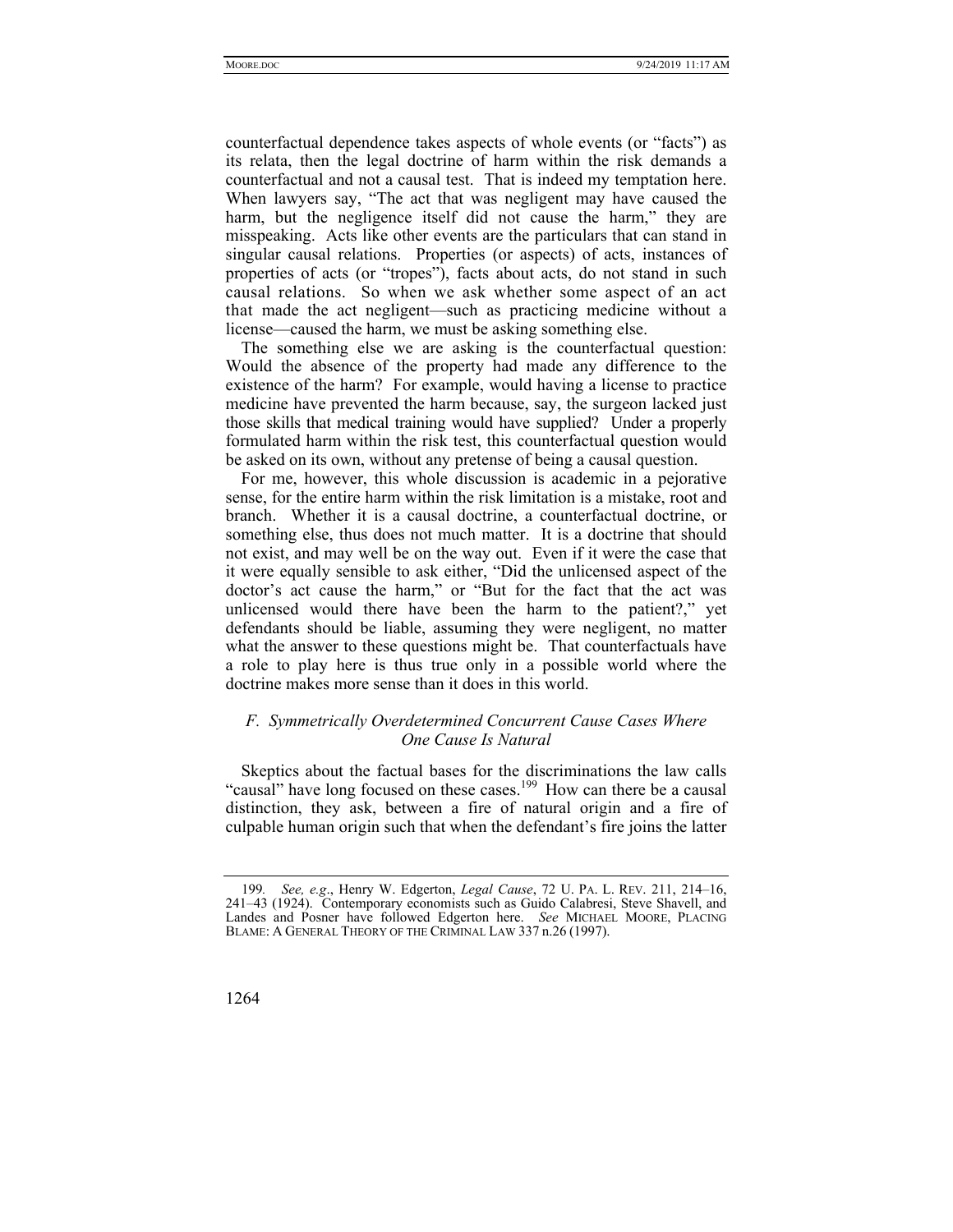counterfactual dependence takes aspects of whole events (or "facts") as its relata, then the legal doctrine of harm within the risk demands a counterfactual and not a causal test. That is indeed my temptation here. When lawyers say, "The act that was negligent may have caused the harm, but the negligence itself did not cause the harm," they are misspeaking. Acts like other events are the particulars that can stand in singular causal relations. Properties (or aspects) of acts, instances of properties of acts (or "tropes"), facts about acts, do not stand in such causal relations. So when we ask whether some aspect of an act that made the act negligent—such as practicing medicine without a license—caused the harm, we must be asking something else.

The something else we are asking is the counterfactual question: Would the absence of the property had made any difference to the existence of the harm? For example, would having a license to practice medicine have prevented the harm because, say, the surgeon lacked just those skills that medical training would have supplied? Under a properly formulated harm within the risk test, this counterfactual question would be asked on its own, without any pretense of being a causal question.

For me, however, this whole discussion is academic in a pejorative sense, for the entire harm within the risk limitation is a mistake, root and branch. Whether it is a causal doctrine, a counterfactual doctrine, or something else, thus does not much matter. It is a doctrine that should not exist, and may well be on the way out. Even if it were the case that it were equally sensible to ask either, "Did the unlicensed aspect of the doctor's act cause the harm," or "But for the fact that the act was unlicensed would there have been the harm to the patient?," yet defendants should be liable, assuming they were negligent, no matter what the answer to these questions might be. That counterfactuals have a role to play here is thus true only in a possible world where the doctrine makes more sense than it does in this world.

### *F. Symmetrically Overdetermined Concurrent Cause Cases Where One Cause Is Natural*

Skeptics about the factual bases for the discriminations the law calls "causal" have long focused on these cases.[199] How can there be a causal distinction, they ask, between a fire of natural origin and a fire of culpable human origin such that when the defendant's fire joins the latter

---

199. *See, e.g.*, Henry W. Edgerton, *Legal Cause*, 72 U. PA. L. REV. 211, 214–16, 241–43 (1924). Contemporary economists such as Guido Calabresi, Steve Shavell, and Landes and Posner have followed Edgerton here. *See* MICHAEL MOORE, PLACING BLAME: A GENERAL THEORY OF THE CRIMINAL LAW 337 n.26 (1997).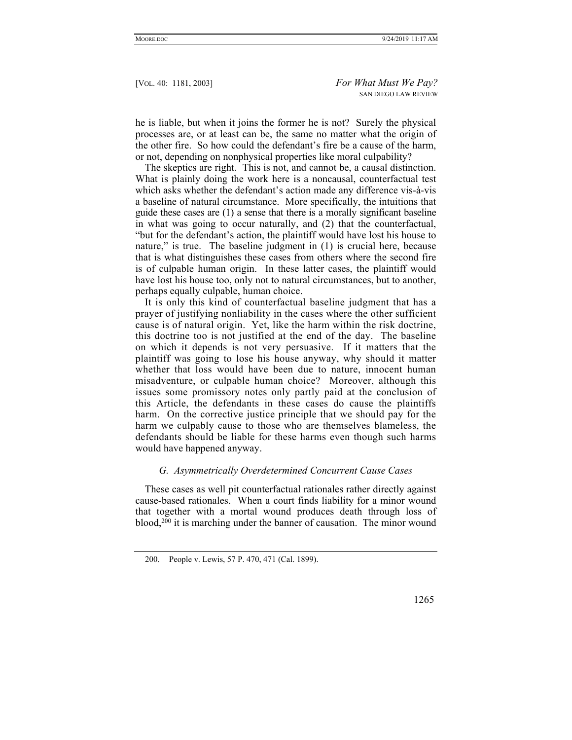he is liable, but when it joins the former he is not? Surely the physical processes are, or at least can be, the same no matter what the origin of the other fire. So how could the defendant's fire be a cause of the harm, or not, depending on nonphysical properties like moral culpability?

The skeptics are right. This is not, and cannot be, a causal distinction. What is plainly doing the work here is a noncausal, counterfactual test which asks whether the defendant's action made any difference vis-à-vis a baseline of natural circumstance. More specifically, the intuitions that guide these cases are (1) a sense that there is a morally significant baseline in what was going to occur naturally, and (2) that the counterfactual, "but for the defendant's action, the plaintiff would have lost his house to nature," is true. The baseline judgment in (1) is crucial here, because that is what distinguishes these cases from others where the second fire is of culpable human origin. In these latter cases, the plaintiff would have lost his house too, only not to natural circumstances, but to another, perhaps equally culpable, human choice.

It is only this kind of counterfactual baseline judgment that has a prayer of justifying nonliability in the cases where the other sufficient cause is of natural origin. Yet, like the harm within the risk doctrine, this doctrine too is not justified at the end of the day. The baseline on which it depends is not very persuasive. If it matters that the plaintiff was going to lose his house anyway, why should it matter whether that loss would have been due to nature, innocent human misadventure, or culpable human choice? Moreover, although this issues some promissory notes only partly paid at the conclusion of this Article, the defendants in these cases do cause the plaintiffs harm. On the corrective justice principle that we should pay for the harm we culpably cause to those who are themselves blameless, the defendants should be liable for these harms even though such harms would have happened anyway.

### *G. Asymmetrically Overdetermined Concurrent Cause Cases*

These cases as well pit counterfactual rationales rather directly against cause-based rationales. When a court finds liability for a minor wound that together with a mortal wound produces death through loss of blood,[200] it is marching under the banner of causation. The minor wound

200. People v. Lewis, 57 P. 470, 471 (Cal. 1899).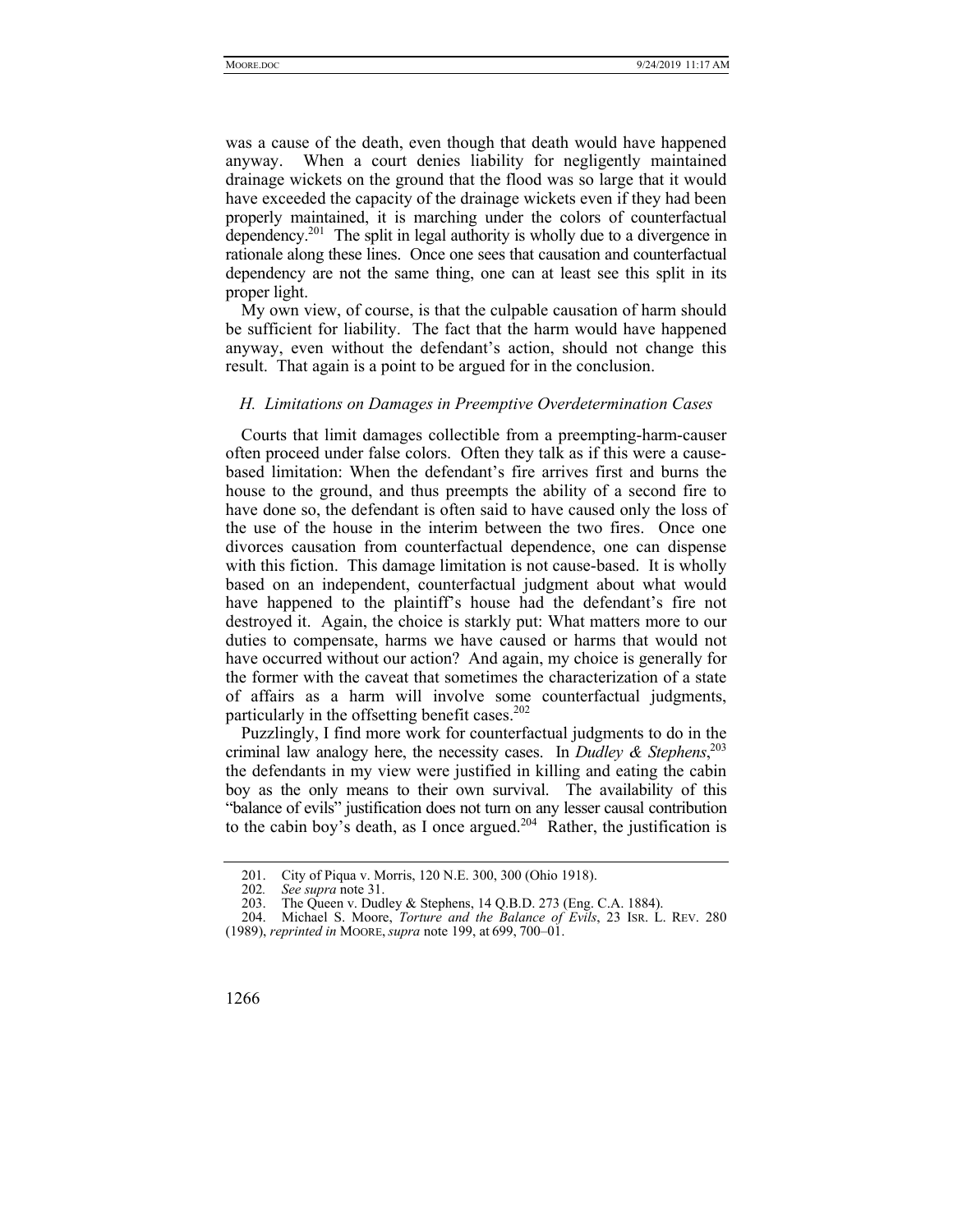was a cause of the death, even though that death would have happened anyway. When a court denies liability for negligently maintained drainage wickets on the ground that the flood was so large that it would have exceeded the capacity of the drainage wickets even if they had been properly maintained, it is marching under the colors of counterfactual dependency.[201] The split in legal authority is wholly due to a divergence in rationale along these lines. Once one sees that causation and counterfactual dependency are not the same thing, one can at least see this split in its proper light.

My own view, of course, is that the culpable causation of harm should be sufficient for liability. The fact that the harm would have happened anyway, even without the defendant's action, should not change this result. That again is a point to be argued for in the conclusion.

### *H. Limitations on Damages in Preemptive Overdetermination Cases*

Courts that limit damages collectible from a preempting-harm-causer often proceed under false colors. Often they talk as if this were a cause-based limitation: When the defendant's fire arrives first and burns the house to the ground, and thus preempts the ability of a second fire to have done so, the defendant is often said to have caused only the loss of the use of the house in the interim between the two fires. Once one divorces causation from counterfactual dependence, one can dispense with this fiction. This damage limitation is not cause-based. It is wholly based on an independent, counterfactual judgment about what would have happened to the plaintiff's house had the defendant's fire not destroyed it. Again, the choice is starkly put: What matters more to our duties to compensate, harms we have caused or harms that would not have occurred without our action? And again, my choice is generally for the former with the caveat that sometimes the characterization of a state of affairs as a harm will involve some counterfactual judgments, particularly in the offsetting benefit cases.[202]

Puzzlingly, I find more work for counterfactual judgments to do in the criminal law analogy here, the necessity cases. In *Dudley & Stephens*,[203] the defendants in my view were justified in killing and eating the cabin boy as the only means to their own survival. The availability of this "balance of evils" justification does not turn on any lesser causal contribution to the cabin boy's death, as I once argued.[204] Rather, the justification is

---

201. City of Piqua v. Morris, 120 N.E. 300, 300 (Ohio 1918).

202. *See supra* note 31.

203. The Queen v. Dudley & Stephens, 14 Q.B.D. 273 (Eng. C.A. 1884).

204. Michael S. Moore, *Torture and the Balance of Evils*, 23 ISR. L. REV. 280 (1989), *reprinted in* MOORE, *supra* note 199, at 699, 700–01.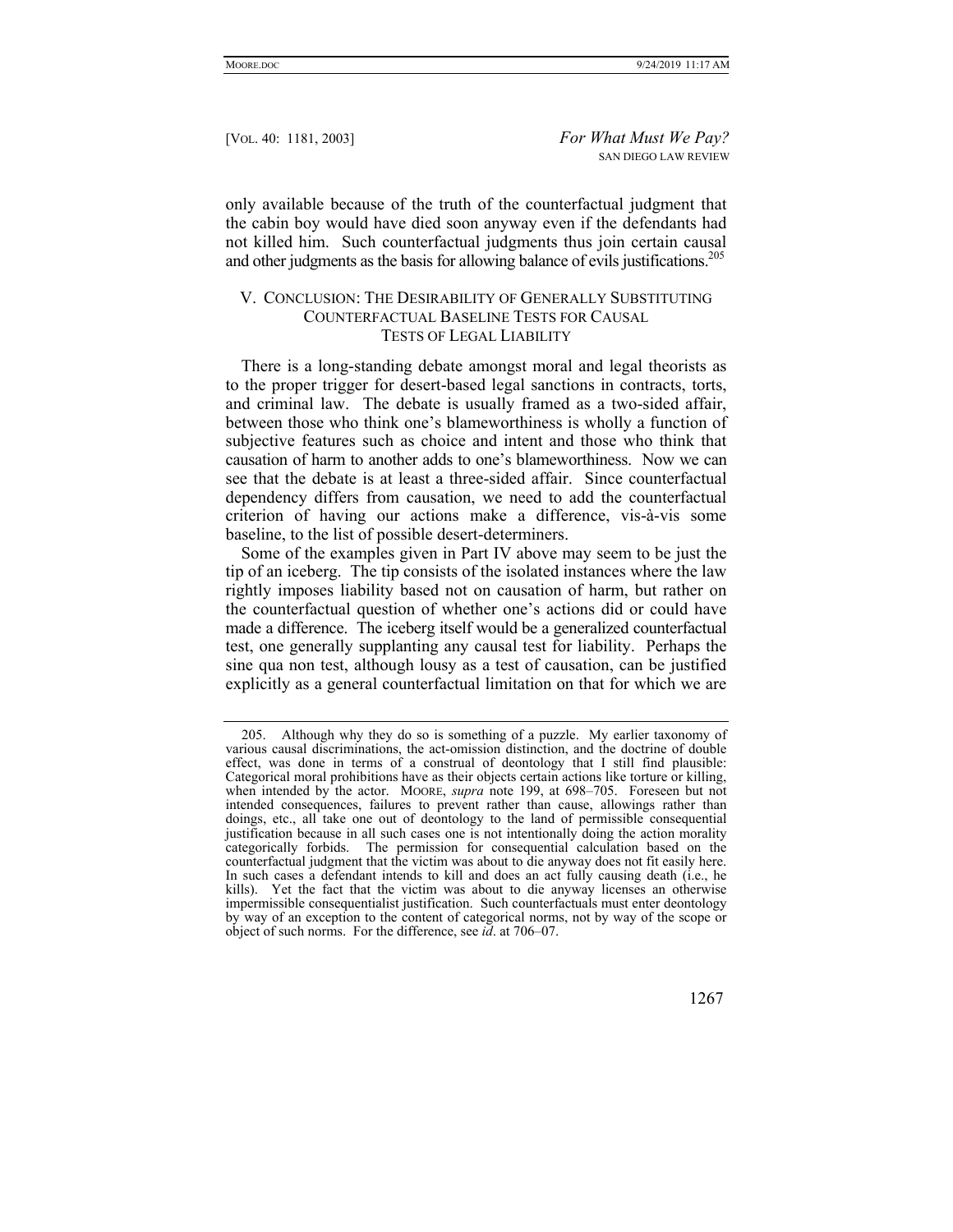only available because of the truth of the counterfactual judgment that the cabin boy would have died soon anyway even if the defendants had not killed him. Such counterfactual judgments thus join certain causal and other judgments as the basis for allowing balance of evils justifications.[205]

## V. CONCLUSION: THE DESIRABILITY OF GENERALLY SUBSTITUTING COUNTERFACTUAL BASELINE TESTS FOR CAUSAL TESTS OF LEGAL LIABILITY

There is a long-standing debate amongst moral and legal theorists as to the proper trigger for desert-based legal sanctions in contracts, torts, and criminal law. The debate is usually framed as a two-sided affair, between those who think one's blameworthiness is wholly a function of subjective features such as choice and intent and those who think that causation of harm to another adds to one's blameworthiness. Now we can see that the debate is at least a three-sided affair. Since counterfactual dependency differs from causation, we need to add the counterfactual criterion of having our actions make a difference, vis-à-vis some baseline, to the list of possible desert-determiners.

Some of the examples given in Part IV above may seem to be just the tip of an iceberg. The tip consists of the isolated instances where the law rightly imposes liability based not on causation of harm, but rather on the counterfactual question of whether one's actions did or could have made a difference. The iceberg itself would be a generalized counterfactual test, one generally supplanting any causal test for liability. Perhaps the sine qua non test, although lousy as a test of causation, can be justified explicitly as a general counterfactual limitation on that for which we are

---

205. Although why they do so is something of a puzzle. My earlier taxonomy of various causal discriminations, the act-omission distinction, and the doctrine of double effect, was done in terms of a construal of deontology that I still find plausible: Categorical moral prohibitions have as their objects certain actions like torture or killing, when intended by the actor. MOORE, *supra* note 199, at 698–705. Foreseen but not intended consequences, failures to prevent rather than cause, allowings rather than doings, etc., all take one out of deontology to the land of permissible consequential justification because in all such cases one is not intentionally doing the action morality categorically forbids. The permission for consequential calculation based on the counterfactual judgment that the victim was about to die anyway does not fit easily here. In such cases a defendant intends to kill and does an act fully causing death (i.e., he kills). Yet the fact that the victim was about to die anyway licenses an otherwise impermissible consequentialist justification. Such counterfactuals must enter deontology by way of an exception to the content of categorical norms, not by way of the scope or object of such norms. For the difference, see *id*. at 706–07.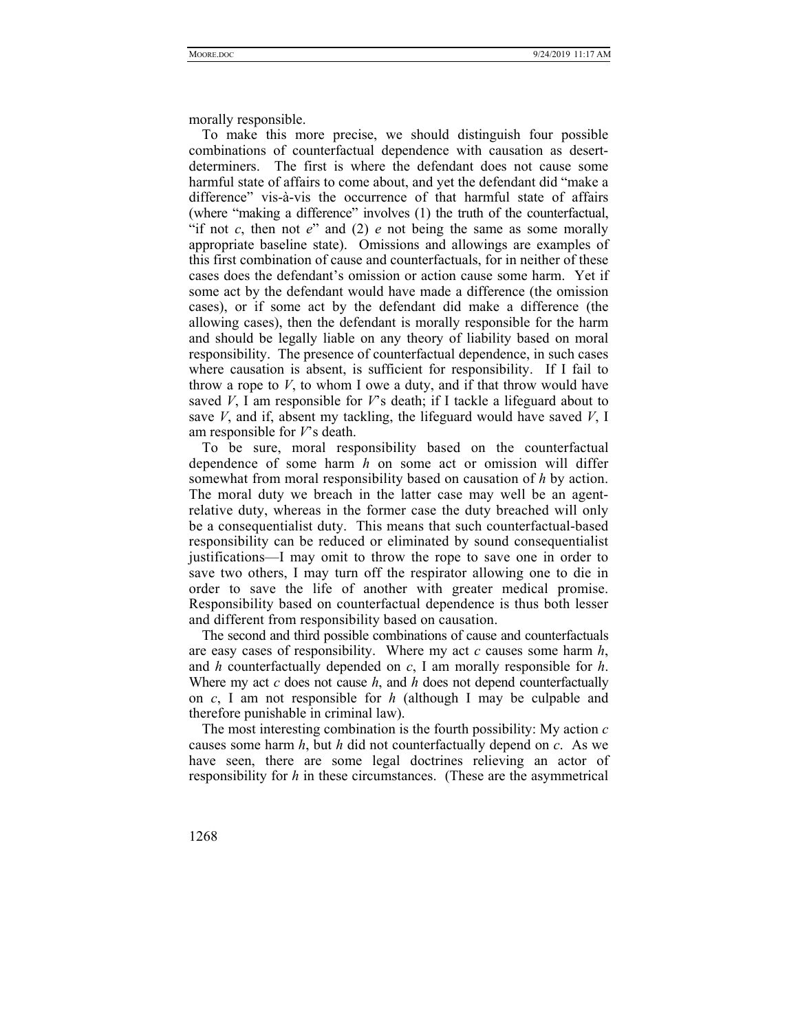morally responsible.

To make this more precise, we should distinguish four possible combinations of counterfactual dependence with causation as desert-determiners. The first is where the defendant does not cause some harmful state of affairs to come about, and yet the defendant did "make a difference" vis-à-vis the occurrence of that harmful state of affairs (where "making a difference" involves (1) the truth of the counterfactual, "if not *c*, then not *e*" and (2) *e* not being the same as some morally appropriate baseline state). Omissions and allowings are examples of this first combination of cause and counterfactuals, for in neither of these cases does the defendant's omission or action cause some harm. Yet if some act by the defendant would have made a difference (the omission cases), or if some act by the defendant did make a difference (the allowing cases), then the defendant is morally responsible for the harm and should be legally liable on any theory of liability based on moral responsibility. The presence of counterfactual dependence, in such cases where causation is absent, is sufficient for responsibility. If I fail to throw a rope to *V*, to whom I owe a duty, and if that throw would have saved *V*, I am responsible for *V*'s death; if I tackle a lifeguard about to save *V*, and if, absent my tackling, the lifeguard would have saved *V*, I am responsible for *V*'s death.

To be sure, moral responsibility based on the counterfactual dependence of some harm *h* on some act or omission will differ somewhat from moral responsibility based on causation of *h* by action. The moral duty we breach in the latter case may well be an agent-relative duty, whereas in the former case the duty breached will only be a consequentialist duty. This means that such counterfactual-based responsibility can be reduced or eliminated by sound consequentialist justifications—I may omit to throw the rope to save one in order to save two others, I may turn off the respirator allowing one to die in order to save the life of another with greater medical promise. Responsibility based on counterfactual dependence is thus both lesser and different from responsibility based on causation.

The second and third possible combinations of cause and counterfactuals are easy cases of responsibility. Where my act *c* causes some harm *h*, and *h* counterfactually depended on *c*, I am morally responsible for *h*. Where my act *c* does not cause *h*, and *h* does not depend counterfactually on *c*, I am not responsible for *h* (although I may be culpable and therefore punishable in criminal law).

The most interesting combination is the fourth possibility: My action *c* causes some harm *h*, but *h* did not counterfactually depend on *c*. As we have seen, there are some legal doctrines relieving an actor of responsibility for *h* in these circumstances. (These are the asymmetrical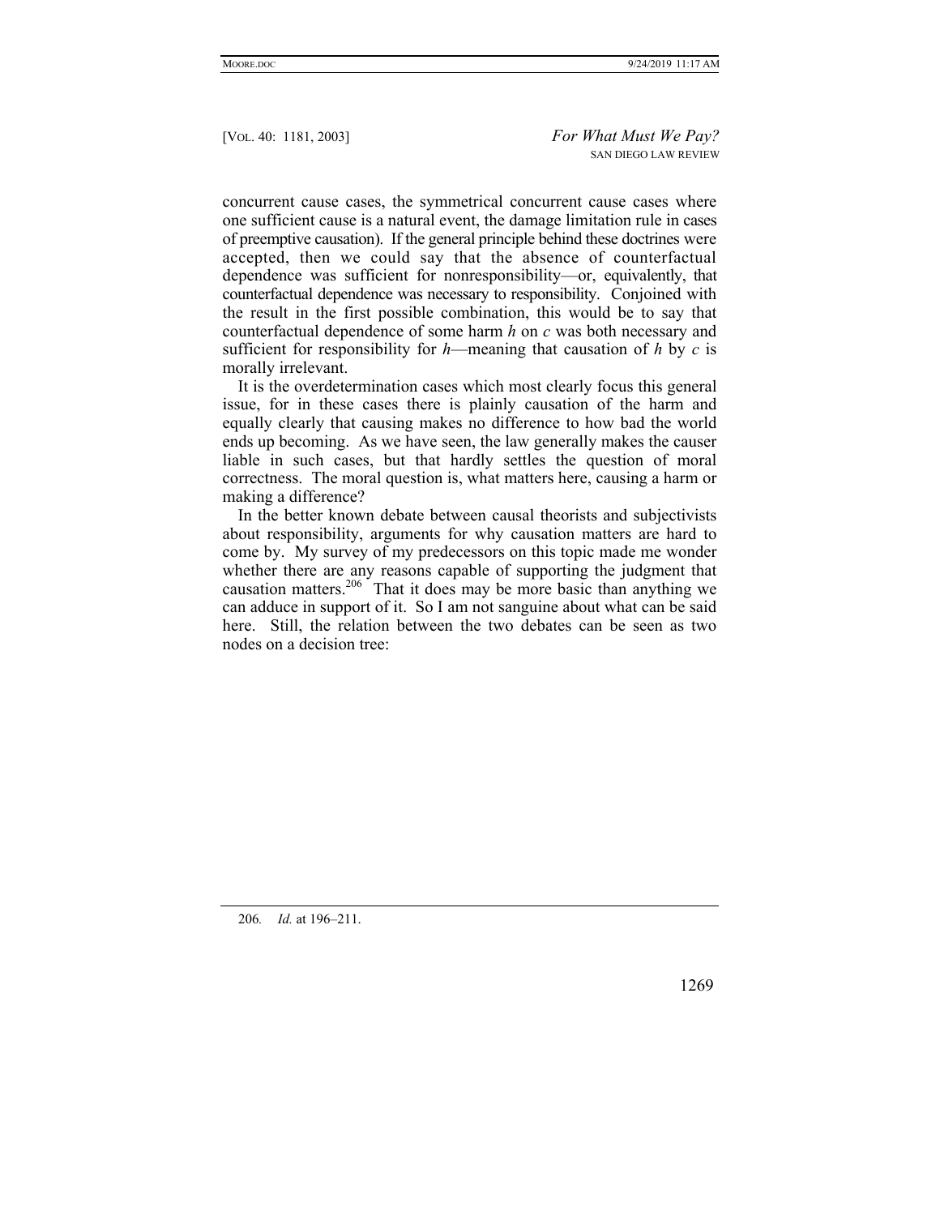concurrent cause cases, the symmetrical concurrent cause cases where one sufficient cause is a natural event, the damage limitation rule in cases of preemptive causation). If the general principle behind these doctrines were accepted, then we could say that the absence of counterfactual dependence was sufficient for nonresponsibility—or, equivalently, that counterfactual dependence was necessary to responsibility. Conjoined with the result in the first possible combination, this would be to say that counterfactual dependence of some harm *h* on *c* was both necessary and sufficient for responsibility for *h*—meaning that causation of *h* by *c* is morally irrelevant.

It is the overdetermination cases which most clearly focus this general issue, for in these cases there is plainly causation of the harm and equally clearly that causing makes no difference to how bad the world ends up becoming. As we have seen, the law generally makes the causer liable in such cases, but that hardly settles the question of moral correctness. The moral question is, what matters here, causing a harm or making a difference?

In the better known debate between causal theorists and subjectivists about responsibility, arguments for why causation matters are hard to come by. My survey of my predecessors on this topic made me wonder whether there are any reasons capable of supporting the judgment that causation matters.[206] That it does may be more basic than anything we can adduce in support of it. So I am not sanguine about what can be said here. Still, the relation between the two debates can be seen as two nodes on a decision tree:

---

206. *Id.* at 196–211.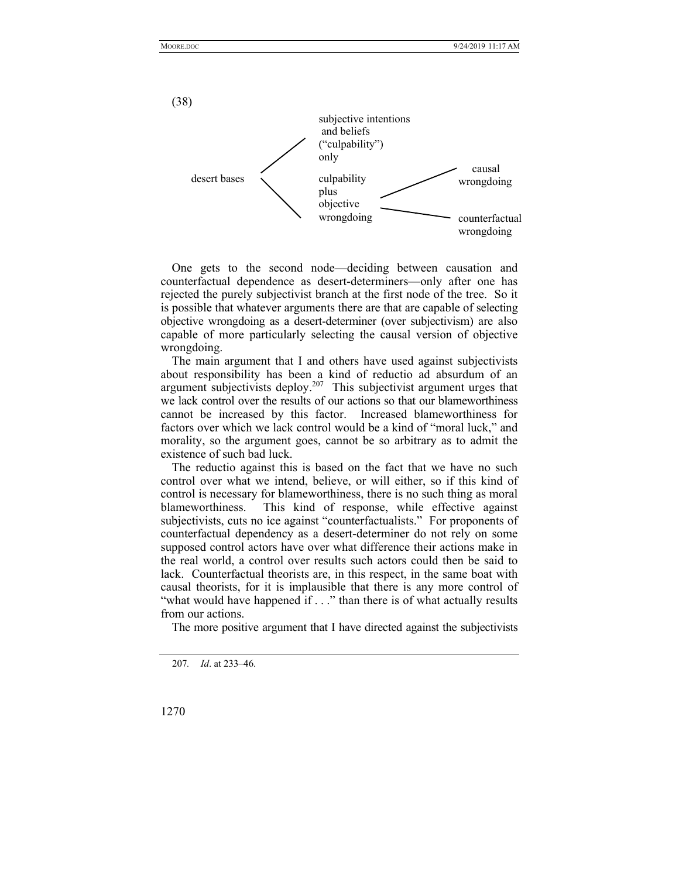(38)

```
                        subjective intentions
                         and beliefs
                        ("culpability")
                        only
desert bases                                        causal
                        culpability                 wrongdoing
                        plus
                        objective
                        wrongdoing                  counterfactual
                                                    wrongdoing
```

One gets to the second node—deciding between causation and counterfactual dependence as desert-determiners—only after one has rejected the purely subjectivist branch at the first node of the tree. So it is possible that whatever arguments there are that are capable of selecting objective wrongdoing as a desert-determiner (over subjectivism) are also capable of more particularly selecting the causal version of objective wrongdoing.

The main argument that I and others have used against subjectivists about responsibility has been a kind of reductio ad absurdum of an argument subjectivists deploy.[207] This subjectivist argument urges that we lack control over the results of our actions so that our blameworthiness cannot be increased by this factor. Increased blameworthiness for factors over which we lack control would be a kind of "moral luck," and morality, so the argument goes, cannot be so arbitrary as to admit the existence of such bad luck.

The reductio against this is based on the fact that we have no such control over what we intend, believe, or will either, so if this kind of control is necessary for blameworthiness, there is no such thing as moral blameworthiness. This kind of response, while effective against subjectivists, cuts no ice against "counterfactualists." For proponents of counterfactual dependency as a desert-determiner do not rely on some supposed control actors have over what difference their actions make in the real world, a control over results such actors could then be said to lack. Counterfactual theorists are, in this respect, in the same boat with causal theorists, for it is implausible that there is any more control of "what would have happened if . . ." than there is of what actually results from our actions.

The more positive argument that I have directed against the subjectivists

---

207. *Id*. at 233–46.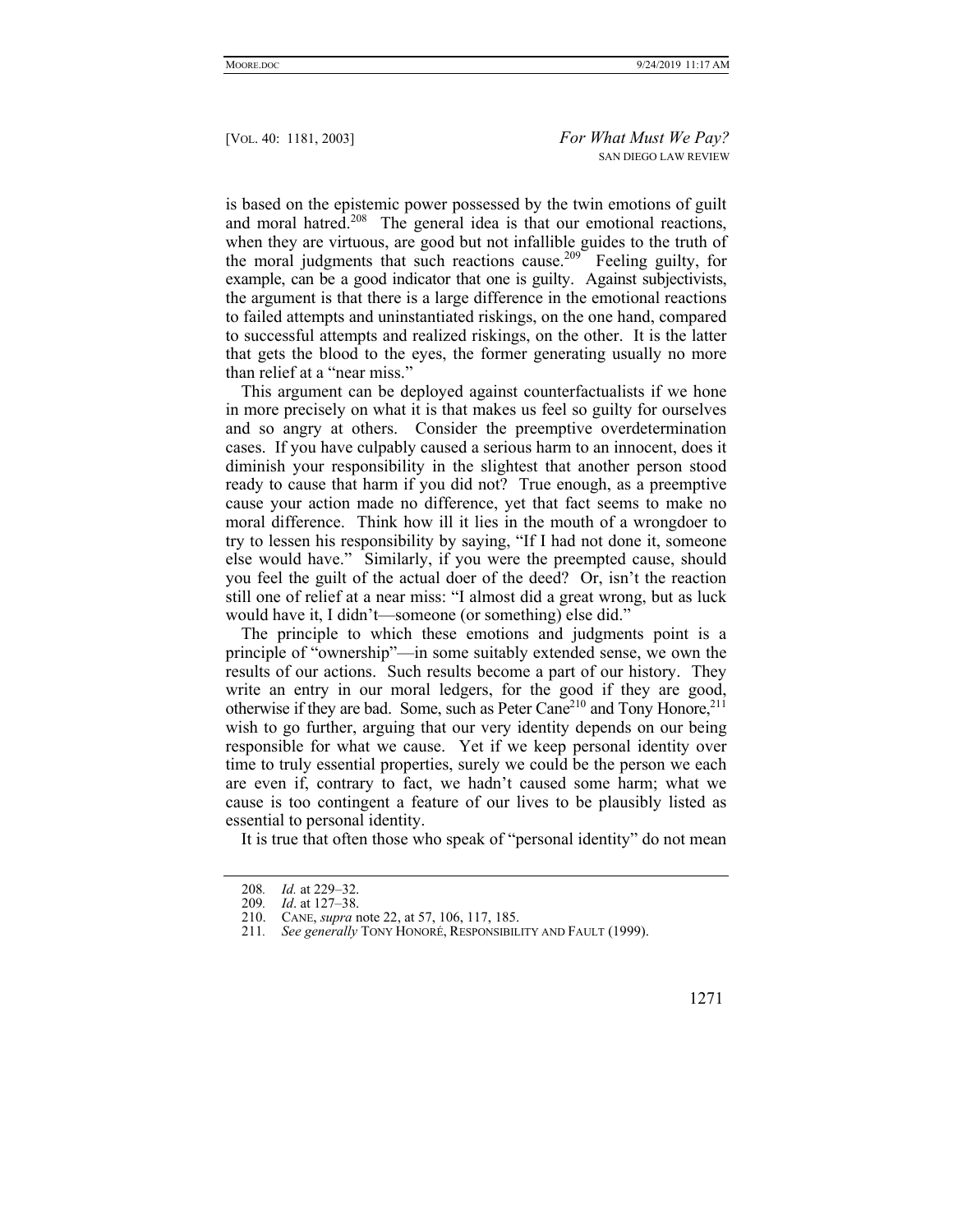is based on the epistemic power possessed by the twin emotions of guilt and moral hatred.[208] The general idea is that our emotional reactions, when they are virtuous, are good but not infallible guides to the truth of the moral judgments that such reactions cause.[209] Feeling guilty, for example, can be a good indicator that one is guilty. Against subjectivists, the argument is that there is a large difference in the emotional reactions to failed attempts and uninstantiated riskings, on the one hand, compared to successful attempts and realized riskings, on the other. It is the latter that gets the blood to the eyes, the former generating usually no more than relief at a "near miss."

This argument can be deployed against counterfactualists if we hone in more precisely on what it is that makes us feel so guilty for ourselves and so angry at others. Consider the preemptive overdetermination cases. If you have culpably caused a serious harm to an innocent, does it diminish your responsibility in the slightest that another person stood ready to cause that harm if you did not? True enough, as a preemptive cause your action made no difference, yet that fact seems to make no moral difference. Think how ill it lies in the mouth of a wrongdoer to try to lessen his responsibility by saying, "If I had not done it, someone else would have." Similarly, if you were the preempted cause, should you feel the guilt of the actual doer of the deed? Or, isn't the reaction still one of relief at a near miss: "I almost did a great wrong, but as luck would have it, I didn't—someone (or something) else did."

The principle to which these emotions and judgments point is a principle of "ownership"—in some suitably extended sense, we own the results of our actions. Such results become a part of our history. They write an entry in our moral ledgers, for the good if they are good, otherwise if they are bad. Some, such as Peter Cane[210] and Tony Honore,[211] wish to go further, arguing that our very identity depends on our being responsible for what we cause. Yet if we keep personal identity over time to truly essential properties, surely we could be the person we each are even if, contrary to fact, we hadn't caused some harm; what we cause is too contingent a feature of our lives to be plausibly listed as essential to personal identity.

It is true that often those who speak of "personal identity" do not mean

---

208. *Id.* at 229–32.

209. *Id*. at 127–38.

210. CANE, *supra* note 22, at 57, 106, 117, 185.

211. *See generally* TONY HONORÉ, RESPONSIBILITY AND FAULT (1999).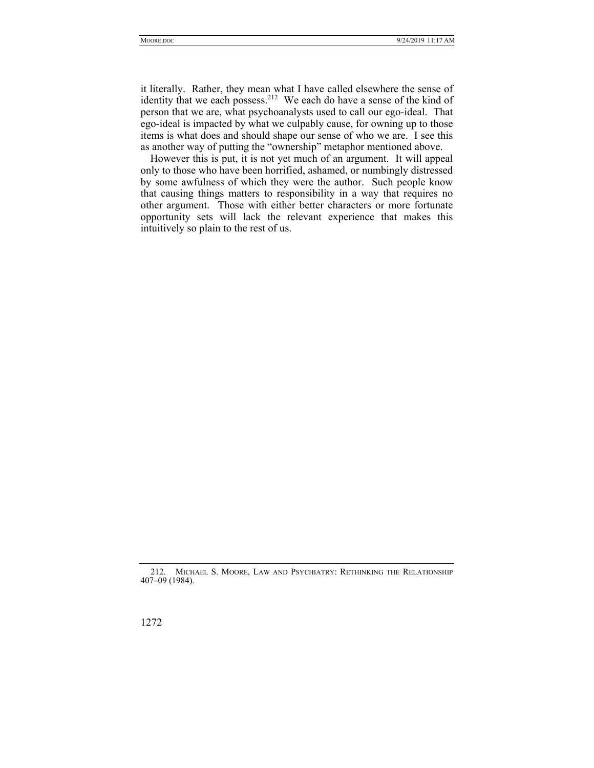it literally. Rather, they mean what I have called elsewhere the sense of identity that we each possess.[212] We each do have a sense of the kind of person that we are, what psychoanalysts used to call our ego-ideal. That ego-ideal is impacted by what we culpably cause, for owning up to those items is what does and should shape our sense of who we are. I see this as another way of putting the "ownership" metaphor mentioned above.

However this is put, it is not yet much of an argument. It will appeal only to those who have been horrified, ashamed, or numbingly distressed by some awfulness of which they were the author. Such people know that causing things matters to responsibility in a way that requires no other argument. Those with either better characters or more fortunate opportunity sets will lack the relevant experience that makes this intuitively so plain to the rest of us.

---

212. MICHAEL S. MOORE, LAW AND PSYCHIATRY: RETHINKING THE RELATIONSHIP 407–09 (1984).